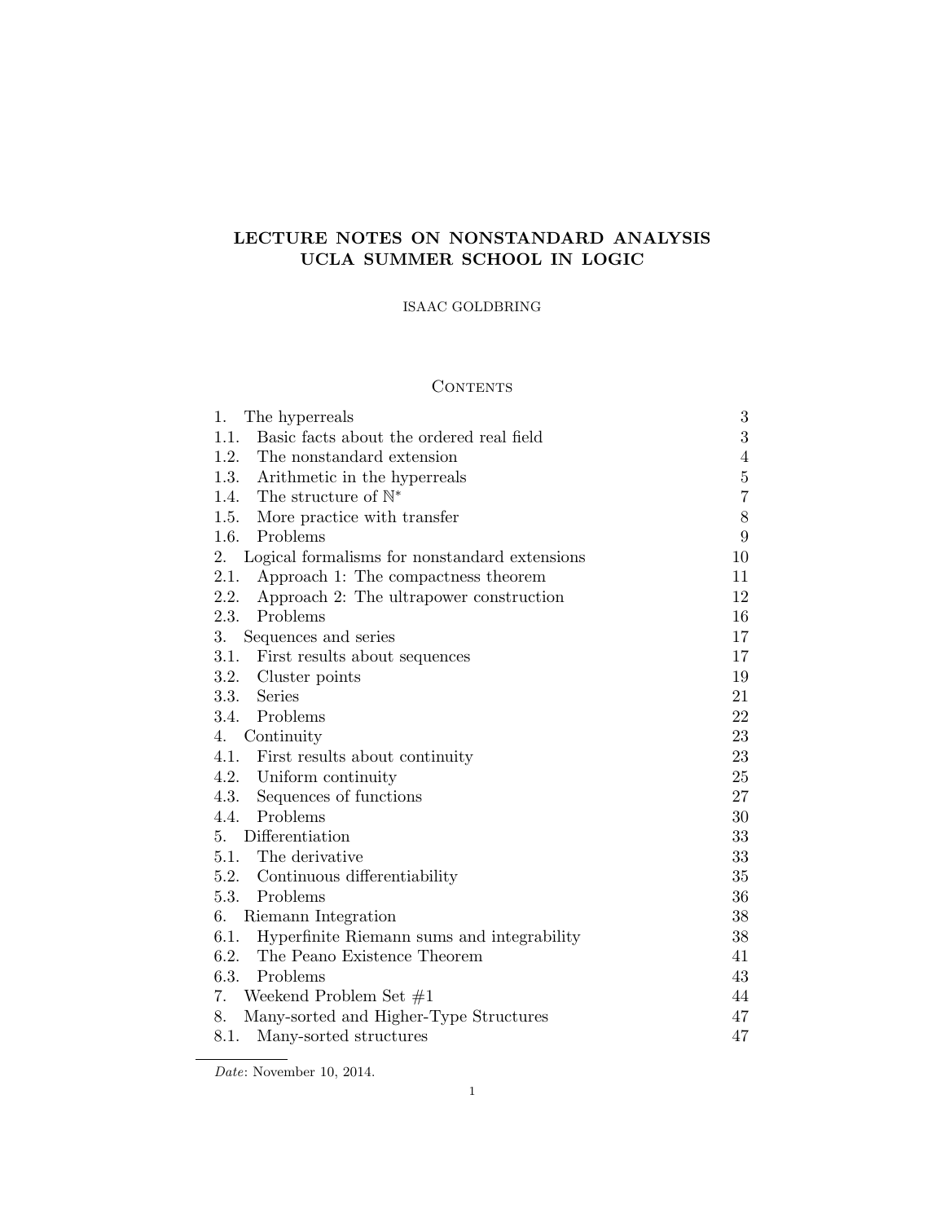# LECTURE NOTES ON NONSTANDARD ANALYSIS
# UCLA SUMMER SCHOOL IN LOGIC

ISAAC GOLDBRING

## Contents

| | |
|---|---|
| 1. The hyperreals | 3 |
| 1.1. Basic facts about the ordered real field | 3 |
| 1.2. The nonstandard extension | 4 |
| 1.3. Arithmetic in the hyperreals | 5 |
| 1.4. The structure of $\mathbb{N}^*$ | 7 |
| 1.5. More practice with transfer | 8 |
| 1.6. Problems | 9 |
| 2. Logical formalisms for nonstandard extensions | 10 |
| 2.1. Approach 1: The compactness theorem | 11 |
| 2.2. Approach 2: The ultrapower construction | 12 |
| 2.3. Problems | 16 |
| 3. Sequences and series | 17 |
| 3.1. First results about sequences | 17 |
| 3.2. Cluster points | 19 |
| 3.3. Series | 21 |
| 3.4. Problems | 22 |
| 4. Continuity | 23 |
| 4.1. First results about continuity | 23 |
| 4.2. Uniform continuity | 25 |
| 4.3. Sequences of functions | 27 |
| 4.4. Problems | 30 |
| 5. Differentiation | 33 |
| 5.1. The derivative | 33 |
| 5.2. Continuous differentiability | 35 |
| 5.3. Problems | 36 |
| 6. Riemann Integration | 38 |
| 6.1. Hyperfinite Riemann sums and integrability | 38 |
| 6.2. The Peano Existence Theorem | 41 |
| 6.3. Problems | 43 |
| 7. Weekend Problem Set #1 | 44 |
| 8. Many-sorted and Higher-Type Structures | 47 |
| 8.1. Many-sorted structures | 47 |

*Date*: November 10, 2014.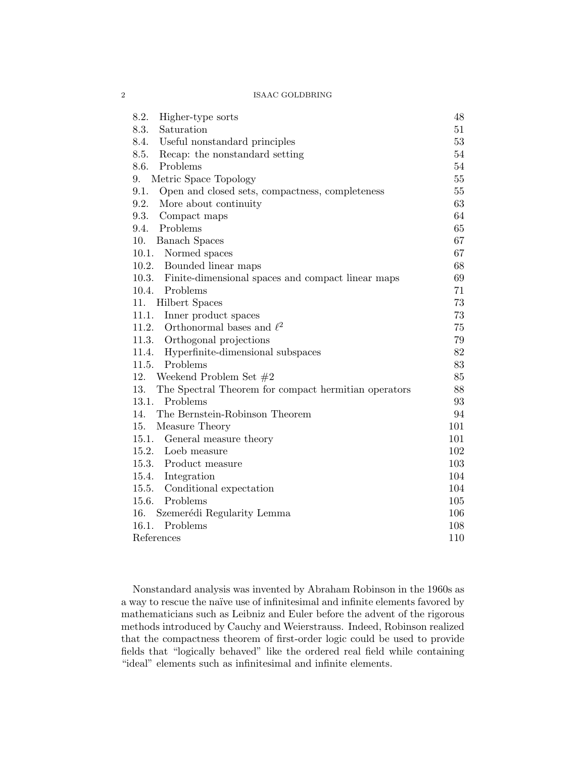| | |
|---|---|
| 8.2. Higher-type sorts | 48 |
| 8.3. Saturation | 51 |
| 8.4. Useful nonstandard principles | 53 |
| 8.5. Recap: the nonstandard setting | 54 |
| 8.6. Problems | 54 |
| 9. Metric Space Topology | 55 |
| 9.1. Open and closed sets, compactness, completeness | 55 |
| 9.2. More about continuity | 63 |
| 9.3. Compact maps | 64 |
| 9.4. Problems | 65 |
| 10. Banach Spaces | 67 |
| 10.1. Normed spaces | 67 |
| 10.2. Bounded linear maps | 68 |
| 10.3. Finite-dimensional spaces and compact linear maps | 69 |
| 10.4. Problems | 71 |
| 11. Hilbert Spaces | 73 |
| 11.1. Inner product spaces | 73 |
| 11.2. Orthonormal bases and $\ell^2$ | 75 |
| 11.3. Orthogonal projections | 79 |
| 11.4. Hyperfinite-dimensional subspaces | 82 |
| 11.5. Problems | 83 |
| 12. Weekend Problem Set #2 | 85 |
| 13. The Spectral Theorem for compact hermitian operators | 88 |
| 13.1. Problems | 93 |
| 14. The Bernstein-Robinson Theorem | 94 |
| 15. Measure Theory | 101 |
| 15.1. General measure theory | 101 |
| 15.2. Loeb measure | 102 |
| 15.3. Product measure | 103 |
| 15.4. Integration | 104 |
| 15.5. Conditional expectation | 104 |
| 15.6. Problems | 105 |
| 16. Szemerédi Regularity Lemma | 106 |
| 16.1. Problems | 108 |
| References | 110 |

Nonstandard analysis was invented by Abraham Robinson in the 1960s as a way to rescue the naïve use of infinitesimal and infinite elements favored by mathematicians such as Leibniz and Euler before the advent of the rigorous methods introduced by Cauchy and Weierstrauss. Indeed, Robinson realized that the compactness theorem of first-order logic could be used to provide fields that "logically behaved" like the ordered real field while containing "ideal" elements such as infinitesimal and infinite elements.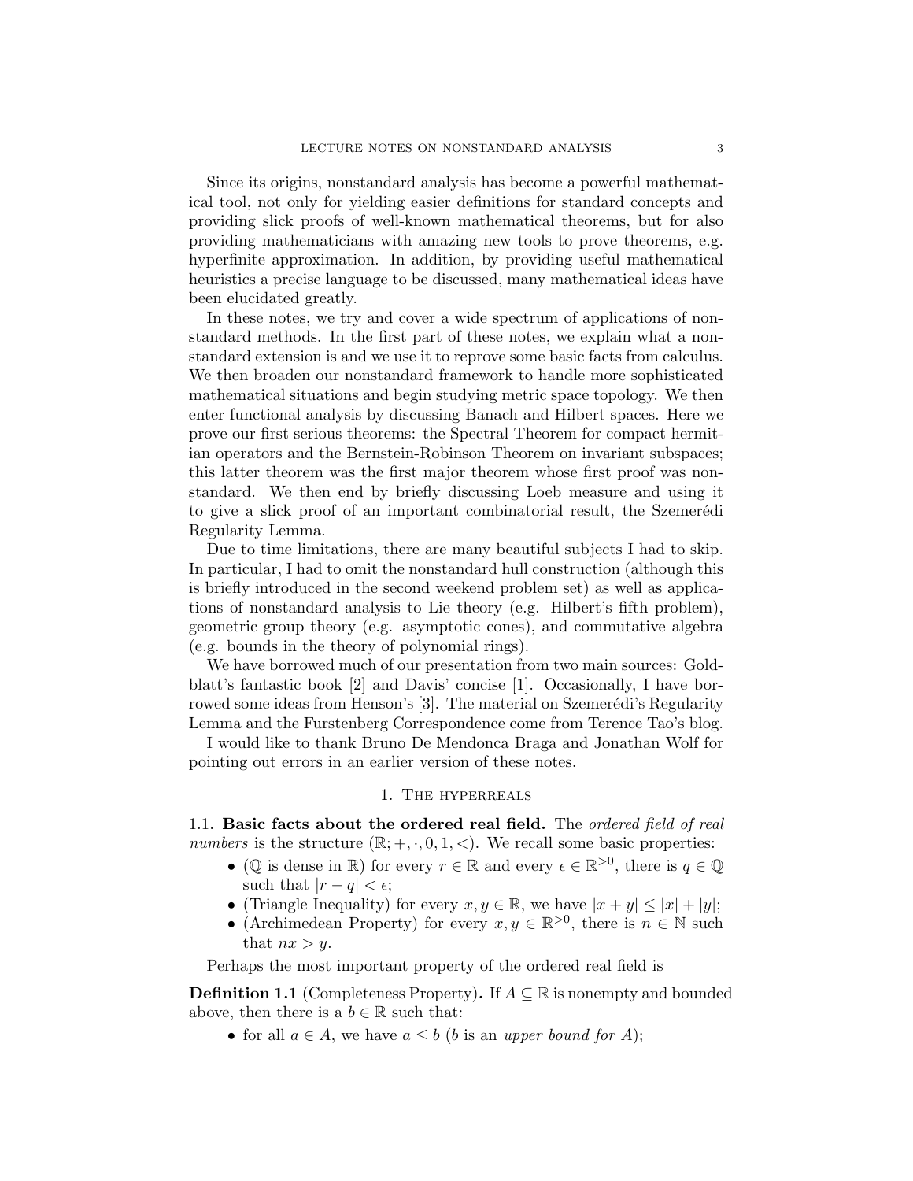Since its origins, nonstandard analysis has become a powerful mathematical tool, not only for yielding easier definitions for standard concepts and providing slick proofs of well-known mathematical theorems, but for also providing mathematicians with amazing new tools to prove theorems, e.g. hyperfinite approximation. In addition, by providing useful mathematical heuristics a precise language to be discussed, many mathematical ideas have been elucidated greatly.

In these notes, we try and cover a wide spectrum of applications of nonstandard methods. In the first part of these notes, we explain what a nonstandard extension is and we use it to reprove some basic facts from calculus. We then broaden our nonstandard framework to handle more sophisticated mathematical situations and begin studying metric space topology. We then enter functional analysis by discussing Banach and Hilbert spaces. Here we prove our first serious theorems: the Spectral Theorem for compact hermitian operators and the Bernstein-Robinson Theorem on invariant subspaces; this latter theorem was the first major theorem whose first proof was nonstandard. We then end by briefly discussing Loeb measure and using it to give a slick proof of an important combinatorial result, the Szemerédi Regularity Lemma.

Due to time limitations, there are many beautiful subjects I had to skip. In particular, I had to omit the nonstandard hull construction (although this is briefly introduced in the second weekend problem set) as well as applications of nonstandard analysis to Lie theory (e.g. Hilbert's fifth problem), geometric group theory (e.g. asymptotic cones), and commutative algebra (e.g. bounds in the theory of polynomial rings).

We have borrowed much of our presentation from two main sources: Goldblatt's fantastic book [2] and Davis' concise [1]. Occasionally, I have borrowed some ideas from Henson's [3]. The material on Szemerédi's Regularity Lemma and the Furstenberg Correspondence come from Terence Tao's blog.

I would like to thank Bruno De Mendonca Braga and Jonathan Wolf for pointing out errors in an earlier version of these notes.

# 1. The hyperreals

## 1.1. Basic facts about the ordered real field.

The *ordered field of real numbers* is the structure $(\mathbb{R}; +, \cdot, 0, 1, <)$. We recall some basic properties:

- ($\mathbb{Q}$ is dense in $\mathbb{R}$) for every $r \in \mathbb{R}$ and every $\epsilon \in \mathbb{R}^{>0}$, there is $q \in \mathbb{Q}$ such that $|r - q| < \epsilon$;
- (Triangle Inequality) for every $x, y \in \mathbb{R}$, we have $|x + y| \leq |x| + |y|$;
- (Archimedean Property) for every $x, y \in \mathbb{R}^{>0}$, there is $n \in \mathbb{N}$ such that $nx > y$.

Perhaps the most important property of the ordered real field is

**Definition 1.1** (Completeness Property)**.** If $A \subseteq \mathbb{R}$ is nonempty and bounded above, then there is a $b \in \mathbb{R}$ such that:

- for all $a \in A$, we have $a \leq b$ ($b$ is an *upper bound for $A$*);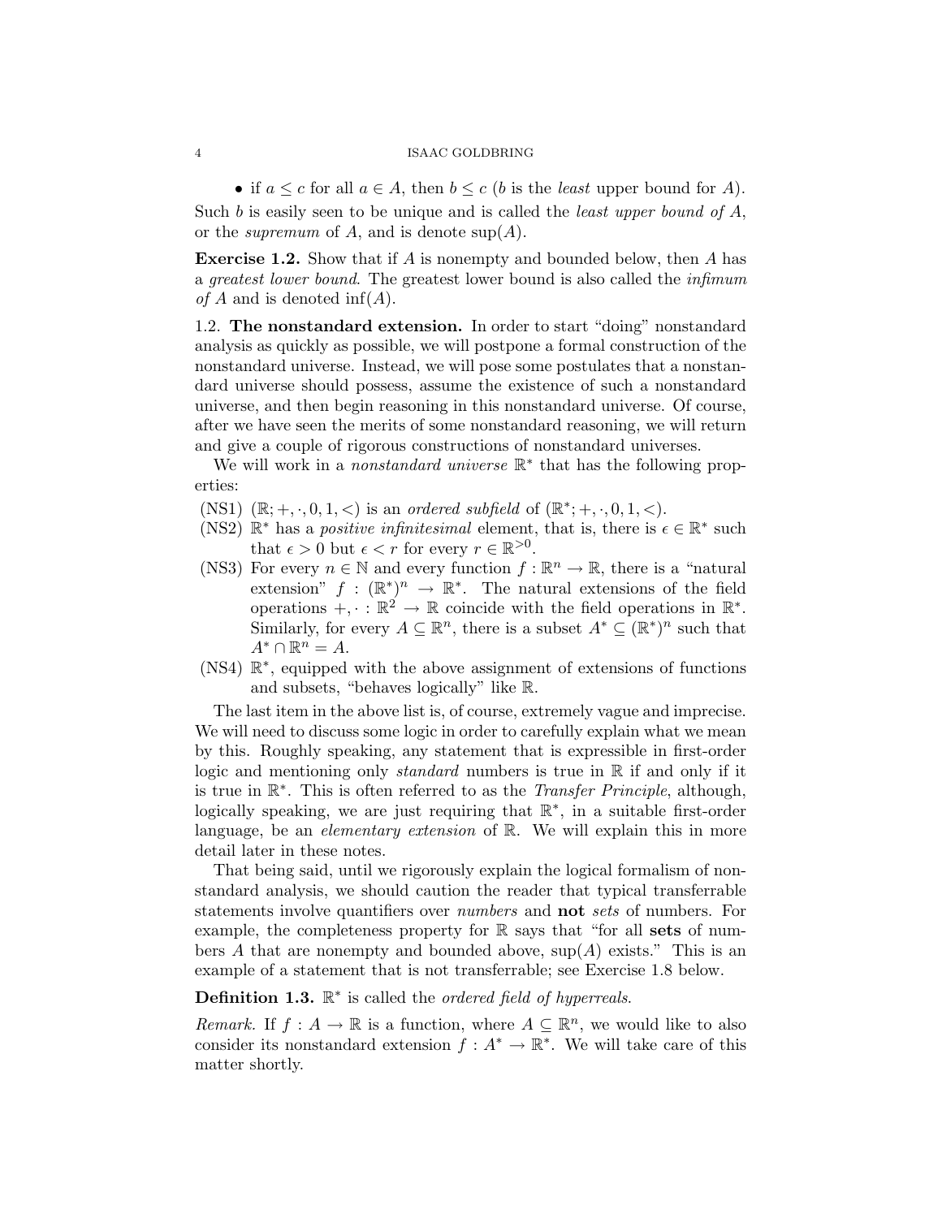- if $a \leq c$ for all $a \in A$, then $b \leq c$ ($b$ is the *least* upper bound for $A$).

Such $b$ is easily seen to be unique and is called the *least upper bound of $A$*, or the *supremum* of $A$, and is denote $\sup(A)$.

**Exercise 1.2.** Show that if $A$ is nonempty and bounded below, then $A$ has a *greatest lower bound*. The greatest lower bound is also called the *infimum of $A$* and is denoted $\inf(A)$.

1.2. **The nonstandard extension.** In order to start "doing" nonstandard analysis as quickly as possible, we will postpone a formal construction of the nonstandard universe. Instead, we will pose some postulates that a nonstandard universe should possess, assume the existence of such a nonstandard universe, and then begin reasoning in this nonstandard universe. Of course, after we have seen the merits of some nonstandard reasoning, we will return and give a couple of rigorous constructions of nonstandard universes.

We will work in a *nonstandard universe* $\mathbb{R}^*$ that has the following properties:

(NS1) $(\mathbb{R}; +, \cdot, 0, 1, <)$ is an *ordered subfield* of $(\mathbb{R}^*; +, \cdot, 0, 1, <)$.

(NS2) $\mathbb{R}^*$ has a *positive infinitesimal* element, that is, there is $\epsilon \in \mathbb{R}^*$ such that $\epsilon > 0$ but $\epsilon < r$ for every $r \in \mathbb{R}^{>0}$.

(NS3) For every $n \in \mathbb{N}$ and every function $f : \mathbb{R}^n \to \mathbb{R}$, there is a "natural extension" $f : (\mathbb{R}^*)^n \to \mathbb{R}^*$. The natural extensions of the field operations $+, \cdot : \mathbb{R}^2 \to \mathbb{R}$ coincide with the field operations in $\mathbb{R}^*$. Similarly, for every $A \subseteq \mathbb{R}^n$, there is a subset $A^* \subseteq (\mathbb{R}^*)^n$ such that $A^* \cap \mathbb{R}^n = A$.

(NS4) $\mathbb{R}^*$, equipped with the above assignment of extensions of functions and subsets, "behaves logically" like $\mathbb{R}$.

The last item in the above list is, of course, extremely vague and imprecise. We will need to discuss some logic in order to carefully explain what we mean by this. Roughly speaking, any statement that is expressible in first-order logic and mentioning only *standard* numbers is true in $\mathbb{R}$ if and only if it is true in $\mathbb{R}^*$. This is often referred to as the *Transfer Principle*, although, logically speaking, we are just requiring that $\mathbb{R}^*$, in a suitable first-order language, be an *elementary extension* of $\mathbb{R}$. We will explain this in more detail later in these notes.

That being said, until we rigorously explain the logical formalism of nonstandard analysis, we should caution the reader that typical transferrable statements involve quantifiers over *numbers* and **not** *sets* of numbers. For example, the completeness property for $\mathbb{R}$ says that "for all **sets** of numbers $A$ that are nonempty and bounded above, $\sup(A)$ exists." This is an example of a statement that is not transferrable; see Exercise 1.8 below.

**Definition 1.3.** $\mathbb{R}^*$ is called the *ordered field of hyperreals*.

*Remark.* If $f : A \to \mathbb{R}$ is a function, where $A \subseteq \mathbb{R}^n$, we would like to also consider its nonstandard extension $f : A^* \to \mathbb{R}^*$. We will take care of this matter shortly.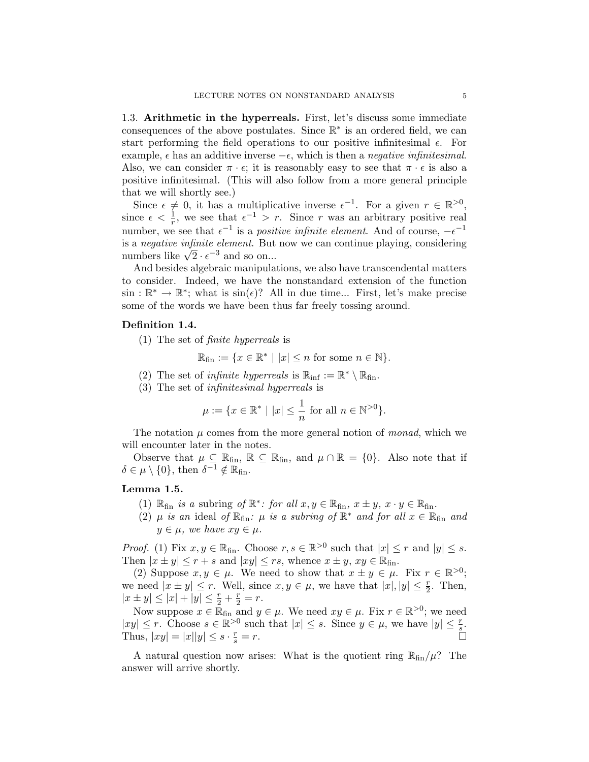### 1.3. Arithmetic in the hyperreals.

First, let's discuss some immediate consequences of the above postulates. Since $\mathbb{R}^*$ is an ordered field, we can start performing the field operations to our positive infinitesimal $\epsilon$. For example, $\epsilon$ has an additive inverse $-\epsilon$, which is then a *negative infinitesimal*. Also, we can consider $\pi \cdot \epsilon$; it is reasonably easy to see that $\pi \cdot \epsilon$ is also a positive infinitesimal. (This will also follow from a more general principle that we will shortly see.)

Since $\epsilon \neq 0$, it has a multiplicative inverse $\epsilon^{-1}$. For a given $r \in \mathbb{R}^{>0}$, since $\epsilon < \frac{1}{r}$, we see that $\epsilon^{-1} > r$. Since $r$ was an arbitrary positive real number, we see that $\epsilon^{-1}$ is a *positive infinite element*. And of course, $-\epsilon^{-1}$ is a *negative infinite element*. But now we can continue playing, considering numbers like $\sqrt{2} \cdot \epsilon^{-3}$ and so on...

And besides algebraic manipulations, we also have transcendental matters to consider. Indeed, we have the nonstandard extension of the function $\sin : \mathbb{R}^* \to \mathbb{R}^*$; what is $\sin(\epsilon)$? All in due time... First, let's make precise some of the words we have been thus far freely tossing around.

**Definition 1.4.**

1. The set of *finite hyperreals* is
$$\mathbb{R}_{\text{fin}} := \{x \in \mathbb{R}^* \mid |x| \leq n \text{ for some } n \in \mathbb{N}\}.$$
2. The set of *infinite hyperreals* is $\mathbb{R}_{\text{inf}} := \mathbb{R}^* \setminus \mathbb{R}_{\text{fin}}$.
3. The set of *infinitesimal hyperreals* is
$$\mu := \{x \in \mathbb{R}^* \mid |x| \leq \frac{1}{n} \text{ for all } n \in \mathbb{N}^{>0}\}.$$

The notation $\mu$ comes from the more general notion of *monad*, which we will encounter later in the notes.

Observe that $\mu \subseteq \mathbb{R}_{\text{fin}}$, $\mathbb{R} \subseteq \mathbb{R}_{\text{fin}}$, and $\mu \cap \mathbb{R} = \{0\}$. Also note that if $\delta \in \mu \setminus \{0\}$, then $\delta^{-1} \notin \mathbb{R}_{\text{fin}}$.

**Lemma 1.5.**

1. *$\mathbb{R}_{\text{fin}}$ is a* subring *of $\mathbb{R}^*$: for all $x, y \in \mathbb{R}_{\text{fin}}$, $x \pm y$, $x \cdot y \in \mathbb{R}_{\text{fin}}$.*
2. *$\mu$ is an* ideal *of $\mathbb{R}_{\text{fin}}$: $\mu$ is a subring of $\mathbb{R}^*$ and for all $x \in \mathbb{R}_{\text{fin}}$ and $y \in \mu$, we have $xy \in \mu$.*

*Proof.* (1) Fix $x, y \in \mathbb{R}_{\text{fin}}$. Choose $r, s \in \mathbb{R}^{>0}$ such that $|x| \leq r$ and $|y| \leq s$. Then $|x \pm y| \leq r + s$ and $|xy| \leq rs$, whence $x \pm y$, $xy \in \mathbb{R}_{\text{fin}}$.

(2) Suppose $x, y \in \mu$. We need to show that $x \pm y \in \mu$. Fix $r \in \mathbb{R}^{>0}$; we need $|x \pm y| \leq r$. Well, since $x, y \in \mu$, we have that $|x|, |y| \leq \frac{r}{2}$. Then, $|x \pm y| \leq |x| + |y| \leq \frac{r}{2} + \frac{r}{2} = r$.

Now suppose $x \in \mathbb{R}_{\text{fin}}$ and $y \in \mu$. We need $xy \in \mu$. Fix $r \in \mathbb{R}^{>0}$; we need $|xy| \leq r$. Choose $s \in \mathbb{R}^{>0}$ such that $|x| \leq s$. Since $y \in \mu$, we have $|y| \leq \frac{r}{s}$. Thus, $|xy| = |x||y| \leq s \cdot \frac{r}{s} = r$. □

A natural question now arises: What is the quotient ring $\mathbb{R}_{\text{fin}}/\mu$? The answer will arrive shortly.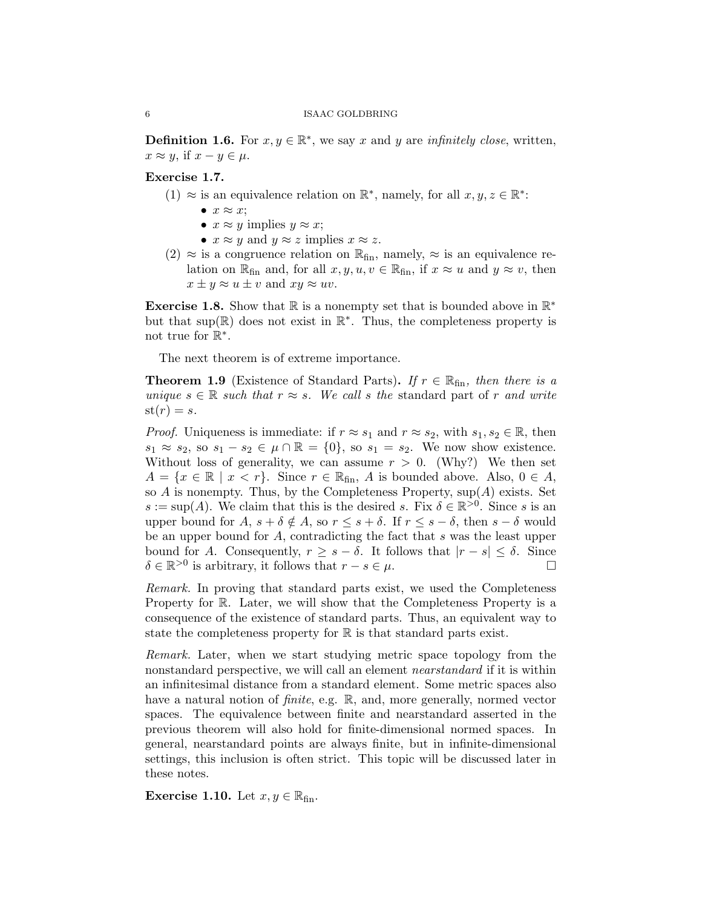**Definition 1.6.** For $x, y \in \mathbb{R}^*$, we say $x$ and $y$ are *infinitely close*, written, $x \approx y$, if $x - y \in \mu$.

**Exercise 1.7.**

(1) $\approx$ is an equivalence relation on $\mathbb{R}^*$, namely, for all $x, y, z \in \mathbb{R}^*$:
   - $x \approx x$;
   - $x \approx y$ implies $y \approx x$;
   - $x \approx y$ and $y \approx z$ implies $x \approx z$.

(2) $\approx$ is a congruence relation on $\mathbb{R}_{\text{fin}}$, namely, $\approx$ is an equivalence relation on $\mathbb{R}_{\text{fin}}$ and, for all $x, y, u, v \in \mathbb{R}_{\text{fin}}$, if $x \approx u$ and $y \approx v$, then $x \pm y \approx u \pm v$ and $xy \approx uv$.

**Exercise 1.8.** Show that $\mathbb{R}$ is a nonempty set that is bounded above in $\mathbb{R}^*$ but that $\sup(\mathbb{R})$ does not exist in $\mathbb{R}^*$. Thus, the completeness property is not true for $\mathbb{R}^*$.

The next theorem is of extreme importance.

**Theorem 1.9** (Existence of Standard Parts)**.** *If $r \in \mathbb{R}_{\text{fin}}$, then there is a unique $s \in \mathbb{R}$ such that $r \approx s$. We call $s$ the* standard part *of $r$ and write* $\text{st}(r) = s$.

*Proof.* Uniqueness is immediate: if $r \approx s_1$ and $r \approx s_2$, with $s_1, s_2 \in \mathbb{R}$, then $s_1 \approx s_2$, so $s_1 - s_2 \in \mu \cap \mathbb{R} = \{0\}$, so $s_1 = s_2$. We now show existence. Without loss of generality, we can assume $r > 0$. (Why?) We then set $A = \{x \in \mathbb{R} \mid x < r\}$. Since $r \in \mathbb{R}_{\text{fin}}$, $A$ is bounded above. Also, $0 \in A$, so $A$ is nonempty. Thus, by the Completeness Property, $\sup(A)$ exists. Set $s := \sup(A)$. We claim that this is the desired $s$. Fix $\delta \in \mathbb{R}^{>0}$. Since $s$ is an upper bound for $A$, $s + \delta \notin A$, so $r \leq s + \delta$. If $r \leq s - \delta$, then $s - \delta$ would be an upper bound for $A$, contradicting the fact that $s$ was the least upper bound for $A$. Consequently, $r \geq s - \delta$. It follows that $|r - s| \leq \delta$. Since $\delta \in \mathbb{R}^{>0}$ is arbitrary, it follows that $r - s \in \mu$. ☐

*Remark.* In proving that standard parts exist, we used the Completeness Property for $\mathbb{R}$. Later, we will show that the Completeness Property is a consequence of the existence of standard parts. Thus, an equivalent way to state the completeness property for $\mathbb{R}$ is that standard parts exist.

*Remark.* Later, when we start studying metric space topology from the nonstandard perspective, we will call an element *nearstandard* if it is within an infinitesimal distance from a standard element. Some metric spaces also have a natural notion of *finite*, e.g. $\mathbb{R}$, and, more generally, normed vector spaces. The equivalence between finite and nearstandard asserted in the previous theorem will also hold for finite-dimensional normed spaces. In general, nearstandard points are always finite, but in infinite-dimensional settings, this inclusion is often strict. This topic will be discussed later in these notes.

**Exercise 1.10.** Let $x, y \in \mathbb{R}_{\text{fin}}$.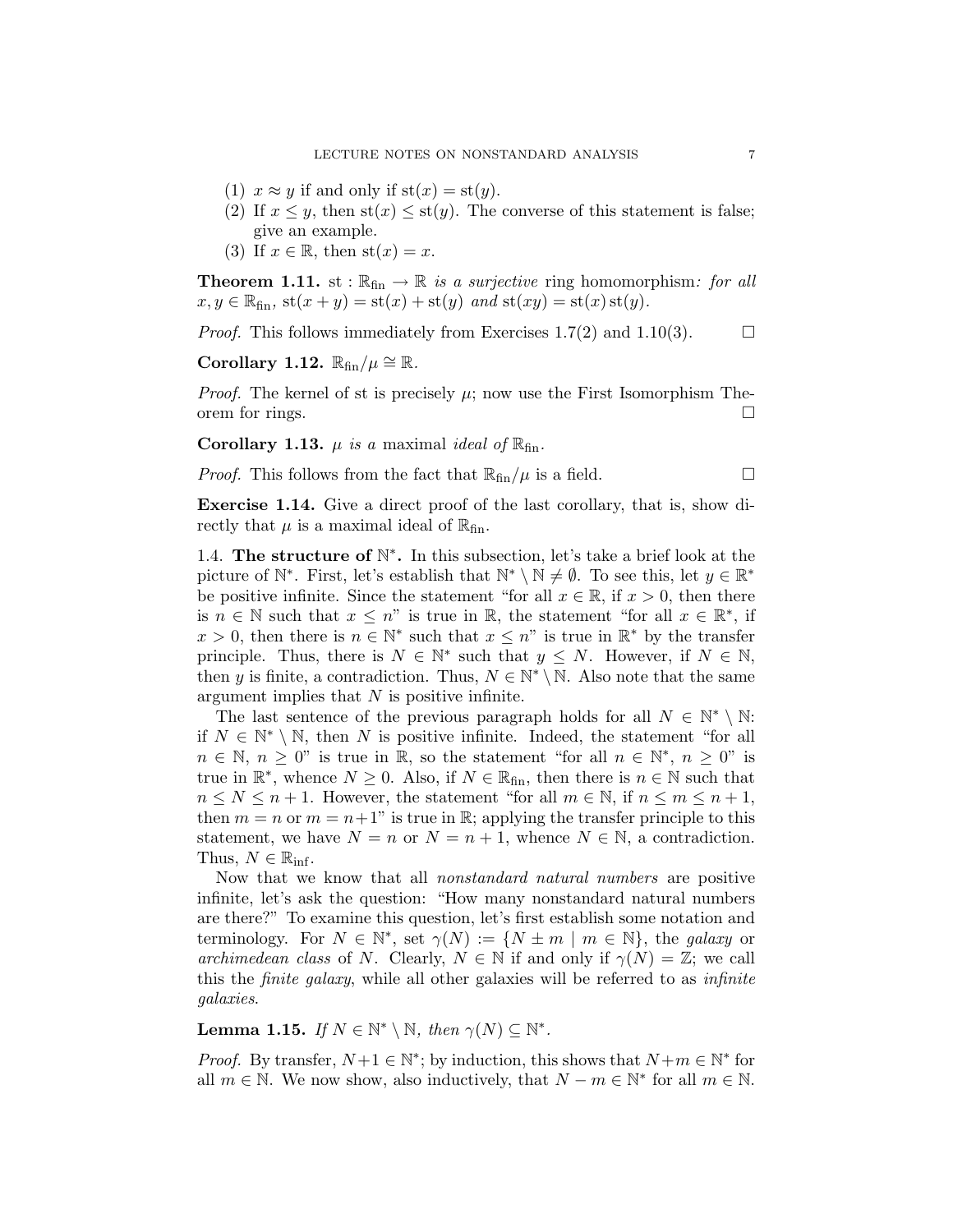(1) $x \approx y$ if and only if $\mathrm{st}(x) = \mathrm{st}(y)$.
(2) If $x \leq y$, then $\mathrm{st}(x) \leq \mathrm{st}(y)$. The converse of this statement is false; give an example.
(3) If $x \in \mathbb{R}$, then $\mathrm{st}(x) = x$.

**Theorem 1.11.** *$\mathrm{st} : \mathbb{R}_{\mathrm{fin}} \to \mathbb{R}$ is a surjective* ring homomorphism*: for all $x, y \in \mathbb{R}_{\mathrm{fin}}$, $\mathrm{st}(x + y) = \mathrm{st}(x) + \mathrm{st}(y)$ and $\mathrm{st}(xy) = \mathrm{st}(x)\,\mathrm{st}(y)$.*

*Proof.* This follows immediately from Exercises 1.7(2) and 1.10(3). □

**Corollary 1.12.** $\mathbb{R}_{\mathrm{fin}}/\mu \cong \mathbb{R}$.

*Proof.* The kernel of st is precisely $\mu$; now use the First Isomorphism Theorem for rings. □

**Corollary 1.13.** *$\mu$ is a* maximal *ideal of $\mathbb{R}_{\mathrm{fin}}$.*

*Proof.* This follows from the fact that $\mathbb{R}_{\mathrm{fin}}/\mu$ is a field. □

**Exercise 1.14.** Give a direct proof of the last corollary, that is, show directly that $\mu$ is a maximal ideal of $\mathbb{R}_{\mathrm{fin}}$.

1.4. **The structure of $\mathbb{N}^*$.** In this subsection, let's take a brief look at the picture of $\mathbb{N}^*$. First, let's establish that $\mathbb{N}^* \setminus \mathbb{N} \neq \emptyset$. To see this, let $y \in \mathbb{R}^*$ be positive infinite. Since the statement "for all $x \in \mathbb{R}$, if $x > 0$, then there is $n \in \mathbb{N}$ such that $x \leq n$" is true in $\mathbb{R}$, the statement "for all $x \in \mathbb{R}^*$, if $x > 0$, then there is $n \in \mathbb{N}^*$ such that $x \leq n$" is true in $\mathbb{R}^*$ by the transfer principle. Thus, there is $N \in \mathbb{N}^*$ such that $y \leq N$. However, if $N \in \mathbb{N}$, then $y$ is finite, a contradiction. Thus, $N \in \mathbb{N}^* \setminus \mathbb{N}$. Also note that the same argument implies that $N$ is positive infinite.

The last sentence of the previous paragraph holds for all $N \in \mathbb{N}^* \setminus \mathbb{N}$: if $N \in \mathbb{N}^* \setminus \mathbb{N}$, then $N$ is positive infinite. Indeed, the statement "for all $n \in \mathbb{N}$, $n \geq 0$" is true in $\mathbb{R}$, so the statement "for all $n \in \mathbb{N}^*$, $n \geq 0$" is true in $\mathbb{R}^*$, whence $N \geq 0$. Also, if $N \in \mathbb{R}_{\mathrm{fin}}$, then there is $n \in \mathbb{N}$ such that $n \leq N \leq n + 1$. However, the statement "for all $m \in \mathbb{N}$, if $n \leq m \leq n + 1$, then $m = n$ or $m = n+1$" is true in $\mathbb{R}$; applying the transfer principle to this statement, we have $N = n$ or $N = n + 1$, whence $N \in \mathbb{N}$, a contradiction. Thus, $N \in \mathbb{R}_{\mathrm{inf}}$.

Now that we know that all *nonstandard natural numbers* are positive infinite, let's ask the question: "How many nonstandard natural numbers are there?" To examine this question, let's first establish some notation and terminology. For $N \in \mathbb{N}^*$, set $\gamma(N) := \{N \pm m \mid m \in \mathbb{N}\}$, the *galaxy* or *archimedean class* of $N$. Clearly, $N \in \mathbb{N}$ if and only if $\gamma(N) = \mathbb{Z}$; we call this the *finite galaxy*, while all other galaxies will be referred to as *infinite galaxies*.

**Lemma 1.15.** *If $N \in \mathbb{N}^* \setminus \mathbb{N}$, then $\gamma(N) \subseteq \mathbb{N}^*$.*

*Proof.* By transfer, $N+1 \in \mathbb{N}^*$; by induction, this shows that $N+m \in \mathbb{N}^*$ for all $m \in \mathbb{N}$. We now show, also inductively, that $N - m \in \mathbb{N}^*$ for all $m \in \mathbb{N}$.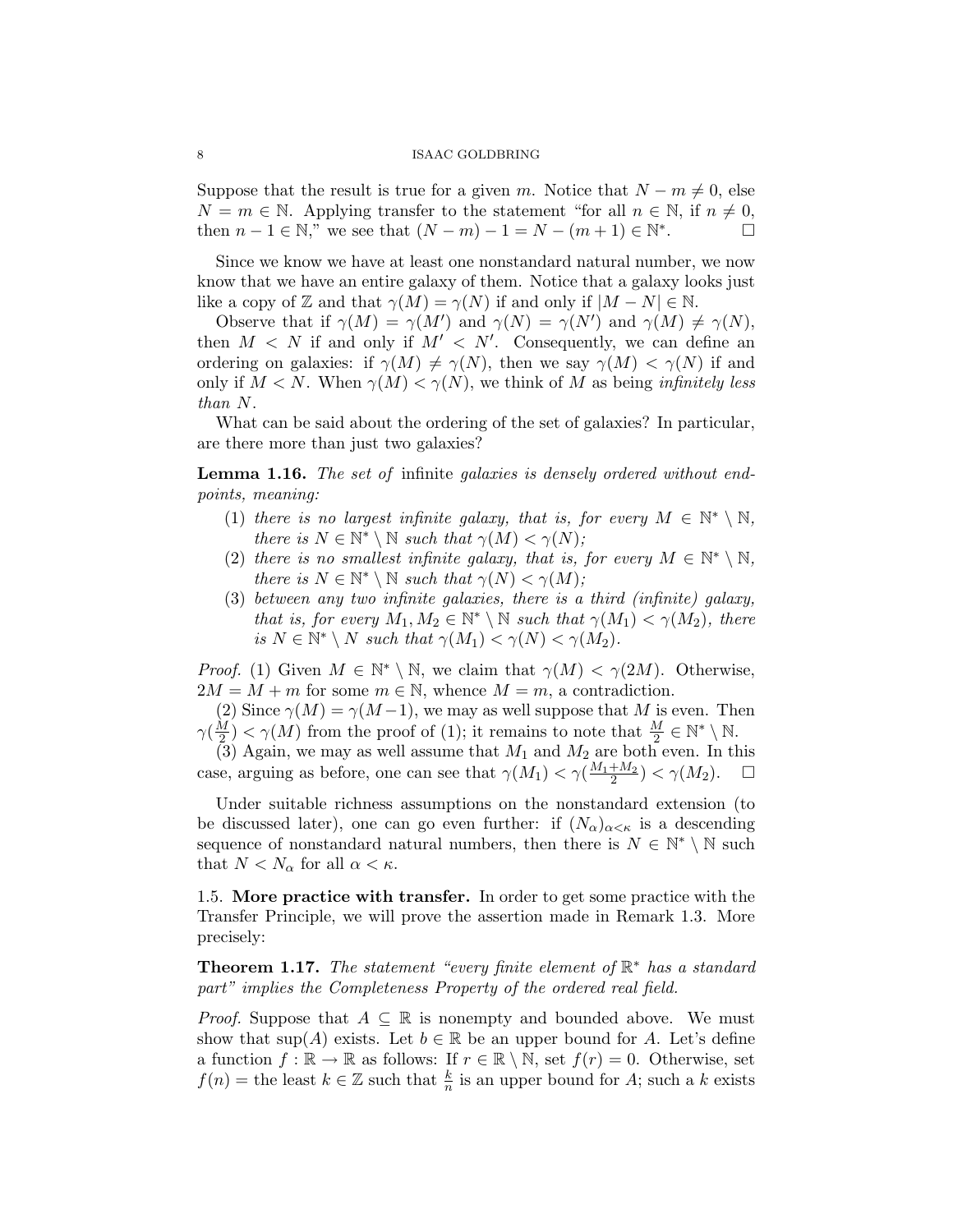Suppose that the result is true for a given $m$. Notice that $N - m \neq 0$, else $N = m \in \mathbb{N}$. Applying transfer to the statement "for all $n \in \mathbb{N}$, if $n \neq 0$, then $n - 1 \in \mathbb{N}$," we see that $(N - m) - 1 = N - (m+1) \in \mathbb{N}^*$. $\square$

Since we know we have at least one nonstandard natural number, we now know that we have an entire galaxy of them. Notice that a galaxy looks just like a copy of $\mathbb{Z}$ and that $\gamma(M) = \gamma(N)$ if and only if $|M - N| \in \mathbb{N}$.

Observe that if $\gamma(M) = \gamma(M')$ and $\gamma(N) = \gamma(N')$ and $\gamma(M) \neq \gamma(N)$, then $M < N$ if and only if $M' < N'$. Consequently, we can define an ordering on galaxies: if $\gamma(M) \neq \gamma(N)$, then we say $\gamma(M) < \gamma(N)$ if and only if $M < N$. When $\gamma(M) < \gamma(N)$, we think of $M$ as being *infinitely less than* $N$.

What can be said about the ordering of the set of galaxies? In particular, are there more than just two galaxies?

**Lemma 1.16.** *The set of* infinite *galaxies is densely ordered without endpoints, meaning:*

1. *there is no largest infinite galaxy, that is, for every $M \in \mathbb{N}^* \setminus \mathbb{N}$, there is $N \in \mathbb{N}^* \setminus \mathbb{N}$ such that $\gamma(M) < \gamma(N)$;*
2. *there is no smallest infinite galaxy, that is, for every $M \in \mathbb{N}^* \setminus \mathbb{N}$, there is $N \in \mathbb{N}^* \setminus \mathbb{N}$ such that $\gamma(N) < \gamma(M)$;*
3. *between any two infinite galaxies, there is a third (infinite) galaxy, that is, for every $M_1, M_2 \in \mathbb{N}^* \setminus \mathbb{N}$ such that $\gamma(M_1) < \gamma(M_2)$, there is $N \in \mathbb{N}^* \setminus N$ such that $\gamma(M_1) < \gamma(N) < \gamma(M_2)$.*

*Proof.* (1) Given $M \in \mathbb{N}^* \setminus \mathbb{N}$, we claim that $\gamma(M) < \gamma(2M)$. Otherwise, $2M = M + m$ for some $m \in \mathbb{N}$, whence $M = m$, a contradiction.

(2) Since $\gamma(M) = \gamma(M-1)$, we may as well suppose that $M$ is even. Then $\gamma(\frac{M}{2}) < \gamma(M)$ from the proof of (1); it remains to note that $\frac{M}{2} \in \mathbb{N}^* \setminus \mathbb{N}$.

(3) Again, we may as well assume that $M_1$ and $M_2$ are both even. In this case, arguing as before, one can see that $\gamma(M_1) < \gamma(\frac{M_1+M_2}{2}) < \gamma(M_2)$. $\square$

Under suitable richness assumptions on the nonstandard extension (to be discussed later), one can go even further: if $(N_\alpha)_{\alpha<\kappa}$ is a descending sequence of nonstandard natural numbers, then there is $N \in \mathbb{N}^* \setminus \mathbb{N}$ such that $N < N_\alpha$ for all $\alpha < \kappa$.

## 1.5. More practice with transfer.

In order to get some practice with the Transfer Principle, we will prove the assertion made in Remark 1.3. More precisely:

**Theorem 1.17.** *The statement "every finite element of $\mathbb{R}^*$ has a standard part" implies the Completeness Property of the ordered real field.*

*Proof.* Suppose that $A \subseteq \mathbb{R}$ is nonempty and bounded above. We must show that $\sup(A)$ exists. Let $b \in \mathbb{R}$ be an upper bound for $A$. Let's define a function $f : \mathbb{R} \to \mathbb{R}$ as follows: If $r \in \mathbb{R} \setminus \mathbb{N}$, set $f(r) = 0$. Otherwise, set $f(n) =$ the least $k \in \mathbb{Z}$ such that $\frac{k}{n}$ is an upper bound for $A$; such a $k$ exists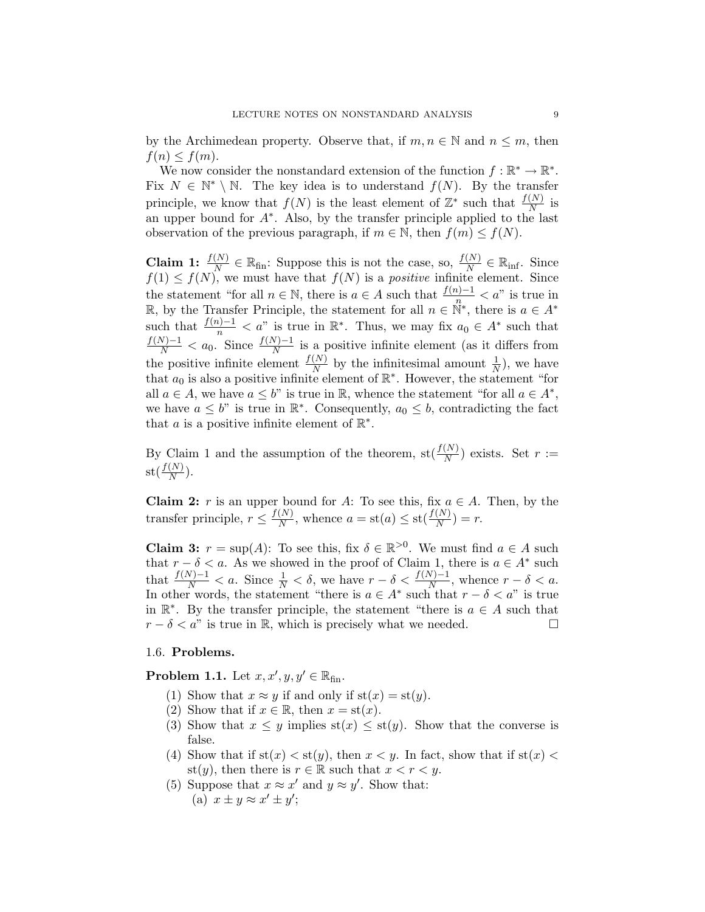by the Archimedean property. Observe that, if $m, n \in \mathbb{N}$ and $n \leq m$, then $f(n) \leq f(m)$.

We now consider the nonstandard extension of the function $f : \mathbb{R}^* \to \mathbb{R}^*$. Fix $N \in \mathbb{N}^* \setminus \mathbb{N}$. The key idea is to understand $f(N)$. By the transfer principle, we know that $f(N)$ is the least element of $\mathbb{Z}^*$ such that $\frac{f(N)}{N}$ is an upper bound for $A^*$. Also, by the transfer principle applied to the last observation of the previous paragraph, if $m \in \mathbb{N}$, then $f(m) \leq f(N)$.

**Claim 1:** $\frac{f(N)}{N} \in \mathbb{R}_{\text{fin}}$: Suppose this is not the case, so, $\frac{f(N)}{N} \in \mathbb{R}_{\text{inf}}$. Since $f(1) \leq f(N)$, we must have that $f(N)$ is a *positive* infinite element. Since the statement "for all $n \in \mathbb{N}$, there is $a \in A$ such that $\frac{f(n)-1}{n} < a$" is true in $\mathbb{R}$, by the Transfer Principle, the statement for all $n \in \mathbb{N}^*$, there is $a \in A^*$ such that $\frac{f(n)-1}{n} < a$" is true in $\mathbb{R}^*$. Thus, we may fix $a_0 \in A^*$ such that $\frac{f(N)-1}{N} < a_0$. Since $\frac{f(N)-1}{N}$ is a positive infinite element (as it differs from the positive infinite element $\frac{f(N)}{N}$ by the infinitesimal amount $\frac{1}{N}$), we have that $a_0$ is also a positive infinite element of $\mathbb{R}^*$. However, the statement "for all $a \in A$, we have $a \leq b$" is true in $\mathbb{R}$, whence the statement "for all $a \in A^*$, we have $a \leq b$" is true in $\mathbb{R}^*$. Consequently, $a_0 \leq b$, contradicting the fact that $a$ is a positive infinite element of $\mathbb{R}^*$.

By Claim 1 and the assumption of the theorem, $\text{st}(\frac{f(N)}{N})$ exists. Set $r := \text{st}(\frac{f(N)}{N})$.

**Claim 2:** $r$ is an upper bound for $A$: To see this, fix $a \in A$. Then, by the transfer principle, $r \leq \frac{f(N)}{N}$, whence $a = \text{st}(a) \leq \text{st}(\frac{f(N)}{N}) = r$.

**Claim 3:** $r = \sup(A)$: To see this, fix $\delta \in \mathbb{R}^{>0}$. We must find $a \in A$ such that $r - \delta < a$. As we showed in the proof of Claim 1, there is $a \in A^*$ such that $\frac{f(N)-1}{N} < a$. Since $\frac{1}{N} < \delta$, we have $r - \delta < \frac{f(N)-1}{N}$, whence $r - \delta < a$. In other words, the statement "there is $a \in A^*$ such that $r - \delta < a$" is true in $\mathbb{R}^*$. By the transfer principle, the statement "there is $a \in A$ such that $r - \delta < a$" is true in $\mathbb{R}$, which is precisely what we needed. □

### 1.6. Problems.

**Problem 1.1.** Let $x, x', y, y' \in \mathbb{R}_{\text{fin}}$.

1. Show that $x \approx y$ if and only if $\text{st}(x) = \text{st}(y)$.
2. Show that if $x \in \mathbb{R}$, then $x = \text{st}(x)$.
3. Show that $x \leq y$ implies $\text{st}(x) \leq \text{st}(y)$. Show that the converse is false.
4. Show that if $\text{st}(x) < \text{st}(y)$, then $x < y$. In fact, show that if $\text{st}(x) < \text{st}(y)$, then there is $r \in \mathbb{R}$ such that $x < r < y$.
5. Suppose that $x \approx x'$ and $y \approx y'$. Show that:
   (a) $x \pm y \approx x' \pm y'$;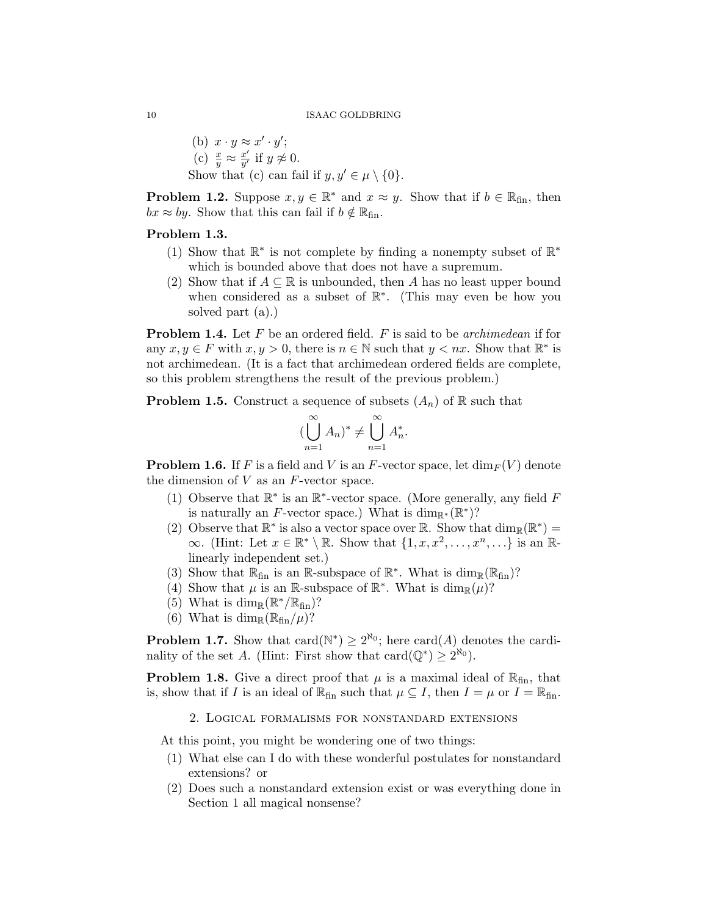(b) $x \cdot y \approx x' \cdot y'$;

(c) $\frac{x}{y} \approx \frac{x'}{y'}$ if $y \not\approx 0$.

Show that (c) can fail if $y, y' \in \mu \setminus \{0\}$.

**Problem 1.2.** Suppose $x, y \in \mathbb{R}^*$ and $x \approx y$. Show that if $b \in \mathbb{R}_{\text{fin}}$, then $bx \approx by$. Show that this can fail if $b \notin \mathbb{R}_{\text{fin}}$.

**Problem 1.3.**

(1) Show that $\mathbb{R}^*$ is not complete by finding a nonempty subset of $\mathbb{R}^*$ which is bounded above that does not have a supremum.

(2) Show that if $A \subseteq \mathbb{R}$ is unbounded, then $A$ has no least upper bound when considered as a subset of $\mathbb{R}^*$. (This may even be how you solved part (a).)

**Problem 1.4.** Let $F$ be an ordered field. $F$ is said to be *archimedean* if for any $x, y \in F$ with $x, y > 0$, there is $n \in \mathbb{N}$ such that $y < nx$. Show that $\mathbb{R}^*$ is not archimedean. (It is a fact that archimedean ordered fields are complete, so this problem strengthens the result of the previous problem.)

**Problem 1.5.** Construct a sequence of subsets $(A_n)$ of $\mathbb{R}$ such that

$$(\bigcup_{n=1}^{\infty} A_n)^* \neq \bigcup_{n=1}^{\infty} A_n^*.$$

**Problem 1.6.** If $F$ is a field and $V$ is an $F$-vector space, let $\dim_F(V)$ denote the dimension of $V$ as an $F$-vector space.

(1) Observe that $\mathbb{R}^*$ is an $\mathbb{R}^*$-vector space. (More generally, any field $F$ is naturally an $F$-vector space.) What is $\dim_{\mathbb{R}^*}(\mathbb{R}^*)$?

(2) Observe that $\mathbb{R}^*$ is also a vector space over $\mathbb{R}$. Show that $\dim_{\mathbb{R}}(\mathbb{R}^*) = \infty$. (Hint: Let $x \in \mathbb{R}^* \setminus \mathbb{R}$. Show that $\{1, x, x^2, \ldots, x^n, \ldots\}$ is an $\mathbb{R}$-linearly independent set.)

(3) Show that $\mathbb{R}_{\text{fin}}$ is an $\mathbb{R}$-subspace of $\mathbb{R}^*$. What is $\dim_{\mathbb{R}}(\mathbb{R}_{\text{fin}})$?

(4) Show that $\mu$ is an $\mathbb{R}$-subspace of $\mathbb{R}^*$. What is $\dim_{\mathbb{R}}(\mu)$?

(5) What is $\dim_{\mathbb{R}}(\mathbb{R}^*/\mathbb{R}_{\text{fin}})$?

(6) What is $\dim_{\mathbb{R}}(\mathbb{R}_{\text{fin}}/\mu)$?

**Problem 1.7.** Show that $\text{card}(\mathbb{N}^*) \geq 2^{\aleph_0}$; here $\text{card}(A)$ denotes the cardinality of the set $A$. (Hint: First show that $\text{card}(\mathbb{Q}^*) \geq 2^{\aleph_0}$).

**Problem 1.8.** Give a direct proof that $\mu$ is a maximal ideal of $\mathbb{R}_{\text{fin}}$, that is, show that if $I$ is an ideal of $\mathbb{R}_{\text{fin}}$ such that $\mu \subseteq I$, then $I = \mu$ or $I = \mathbb{R}_{\text{fin}}$.

## 2. Logical formalisms for nonstandard extensions

At this point, you might be wondering one of two things:

(1) What else can I do with these wonderful postulates for nonstandard extensions? or

(2) Does such a nonstandard extension exist or was everything done in Section 1 all magical nonsense?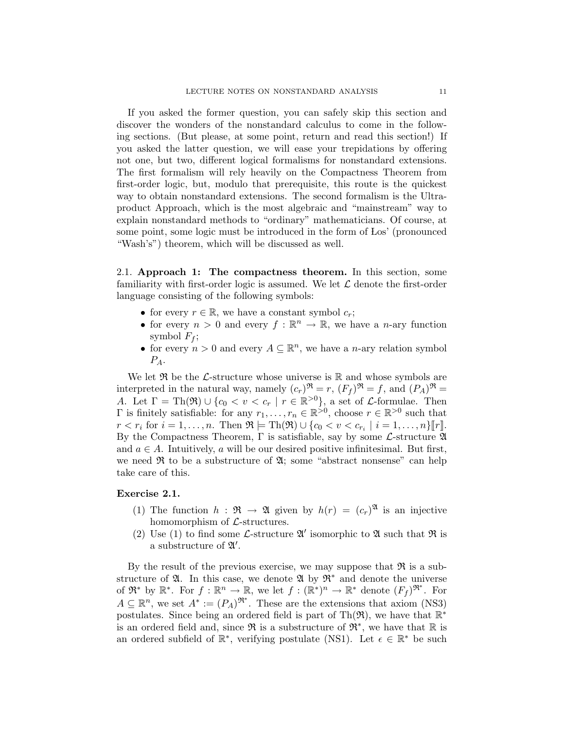If you asked the former question, you can safely skip this section and discover the wonders of the nonstandard calculus to come in the following sections. (But please, at some point, return and read this section!) If you asked the latter question, we will ease your trepidations by offering not one, but two, different logical formalisms for nonstandard extensions. The first formalism will rely heavily on the Compactness Theorem from first-order logic, but, modulo that prerequisite, this route is the quickest way to obtain nonstandard extensions. The second formalism is the Ultraproduct Approach, which is the most algebraic and "mainstream" way to explain nonstandard methods to "ordinary" mathematicians. Of course, at some point, some logic must be introduced in the form of Łos' (pronounced "Wash's") theorem, which will be discussed as well.

## 2.1. Approach 1: The compactness theorem.

In this section, some familiarity with first-order logic is assumed. We let $\mathcal{L}$ denote the first-order language consisting of the following symbols:

- for every $r \in \mathbb{R}$, we have a constant symbol $c_r$;
- for every $n > 0$ and every $f : \mathbb{R}^n \to \mathbb{R}$, we have a $n$-ary function symbol $F_f$;
- for every $n > 0$ and every $A \subseteq \mathbb{R}^n$, we have a $n$-ary relation symbol $P_A$.

We let $\mathfrak{R}$ be the $\mathcal{L}$-structure whose universe is $\mathbb{R}$ and whose symbols are interpreted in the natural way, namely $(c_r)^{\mathfrak{R}} = r$, $(F_f)^{\mathfrak{R}} = f$, and $(P_A)^{\mathfrak{R}} = A$. Let $\Gamma = \mathrm{Th}(\mathfrak{R}) \cup \{c_0 < v < c_r \mid r \in \mathbb{R}^{>0}\}$, a set of $\mathcal{L}$-formulae. Then $\Gamma$ is finitely satisfiable: for any $r_1, \ldots, r_n \in \mathbb{R}^{>0}$, choose $r \in \mathbb{R}^{>0}$ such that $r < r_i$ for $i = 1, \ldots, n$. Then $\mathfrak{R} \models \mathrm{Th}(\mathfrak{R}) \cup \{c_0 < v < c_{r_i} \mid i = 1, \ldots, n\}[\![r]\!]$. By the Compactness Theorem, $\Gamma$ is satisfiable, say by some $\mathcal{L}$-structure $\mathfrak{A}$ and $a \in A$. Intuitively, $a$ will be our desired positive infinitesimal. But first, we need $\mathfrak{R}$ to be a substructure of $\mathfrak{A}$; some "abstract nonsense" can help take care of this.

**Exercise 2.1.**

1. The function $h : \mathfrak{R} \to \mathfrak{A}$ given by $h(r) = (c_r)^{\mathfrak{A}}$ is an injective homomorphism of $\mathcal{L}$-structures.
2. Use (1) to find some $\mathcal{L}$-structure $\mathfrak{A}'$ isomorphic to $\mathfrak{A}$ such that $\mathfrak{R}$ is a substructure of $\mathfrak{A}'$.

By the result of the previous exercise, we may suppose that $\mathfrak{R}$ is a substructure of $\mathfrak{A}$. In this case, we denote $\mathfrak{A}$ by $\mathfrak{R}^*$ and denote the universe of $\mathfrak{R}^*$ by $\mathbb{R}^*$. For $f : \mathbb{R}^n \to \mathbb{R}$, we let $f : (\mathbb{R}^*)^n \to \mathbb{R}^*$ denote $(F_f)^{\mathfrak{R}^*}$. For $A \subseteq \mathbb{R}^n$, we set $A^* := (P_A)^{\mathfrak{R}^*}$. These are the extensions that axiom (NS3) postulates. Since being an ordered field is part of $\mathrm{Th}(\mathfrak{R})$, we have that $\mathbb{R}^*$ is an ordered field and, since $\mathfrak{R}$ is a substructure of $\mathfrak{R}^*$, we have that $\mathbb{R}$ is an ordered subfield of $\mathbb{R}^*$, verifying postulate (NS1). Let $\epsilon \in \mathbb{R}^*$ be such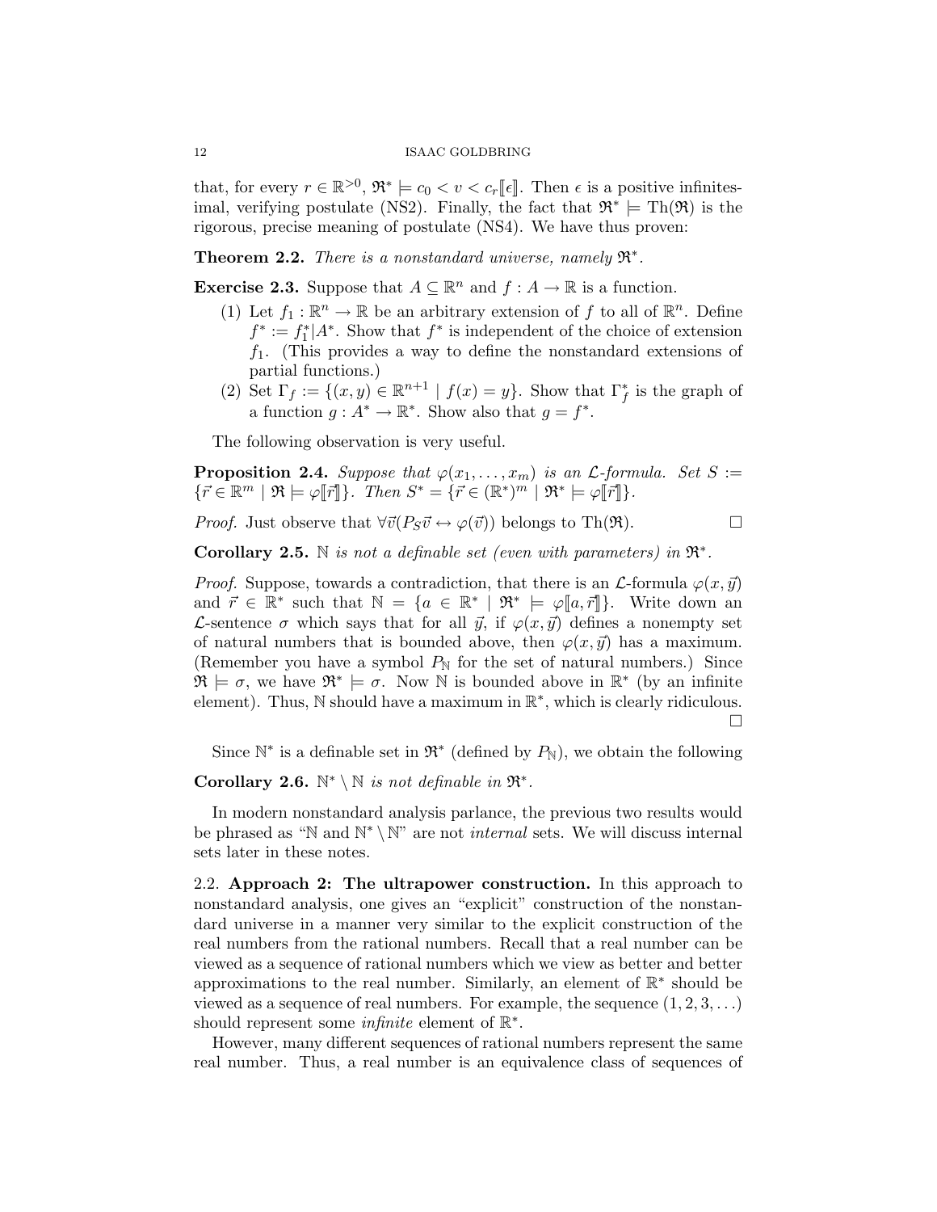that, for every $r \in \mathbb{R}^{>0}$, $\mathfrak{R}^* \models c_0 < v < c_r[\![\epsilon]\!]$. Then $\epsilon$ is a positive infinitesimal, verifying postulate (NS2). Finally, the fact that $\mathfrak{R}^* \models \mathrm{Th}(\mathfrak{R})$ is the rigorous, precise meaning of postulate (NS4). We have thus proven:

**Theorem 2.2.** *There is a nonstandard universe, namely* $\mathfrak{R}^*$.

**Exercise 2.3.** Suppose that $A \subseteq \mathbb{R}^n$ and $f : A \to \mathbb{R}$ is a function.

1. Let $f_1 : \mathbb{R}^n \to \mathbb{R}$ be an arbitrary extension of $f$ to all of $\mathbb{R}^n$. Define $f^* := f_1^* | A^*$. Show that $f^*$ is independent of the choice of extension $f_1$. (This provides a way to define the nonstandard extensions of partial functions.)
2. Set $\Gamma_f := \{(x, y) \in \mathbb{R}^{n+1} \mid f(x) = y\}$. Show that $\Gamma_f^*$ is the graph of a function $g : A^* \to \mathbb{R}^*$. Show also that $g = f^*$.

The following observation is very useful.

**Proposition 2.4.** *Suppose that $\varphi(x_1, \ldots, x_m)$ is an $\mathcal{L}$-formula. Set $S := \{\vec{r} \in \mathbb{R}^m \mid \mathfrak{R} \models \varphi[\![\vec{r}]\!]\}$. Then $S^* = \{\vec{r} \in (\mathbb{R}^*)^m \mid \mathfrak{R}^* \models \varphi[\![\vec{r}]\!]\}$.*

*Proof.* Just observe that $\forall \vec{v}(P_S \vec{v} \leftrightarrow \varphi(\vec{v}))$ belongs to $\mathrm{Th}(\mathfrak{R})$. □

**Corollary 2.5.** $\mathbb{N}$ *is not a definable set (even with parameters) in* $\mathfrak{R}^*$.

*Proof.* Suppose, towards a contradiction, that there is an $\mathcal{L}$-formula $\varphi(x, \vec{y})$ and $\vec{r} \in \mathbb{R}^*$ such that $\mathbb{N} = \{a \in \mathbb{R}^* \mid \mathfrak{R}^* \models \varphi[\![a, \vec{r}]\!]\}$. Write down an $\mathcal{L}$-sentence $\sigma$ which says that for all $\vec{y}$, if $\varphi(x, \vec{y})$ defines a nonempty set of natural numbers that is bounded above, then $\varphi(x, \vec{y})$ has a maximum. (Remember you have a symbol $P_{\mathbb{N}}$ for the set of natural numbers.) Since $\mathfrak{R} \models \sigma$, we have $\mathfrak{R}^* \models \sigma$. Now $\mathbb{N}$ is bounded above in $\mathbb{R}^*$ (by an infinite element). Thus, $\mathbb{N}$ should have a maximum in $\mathbb{R}^*$, which is clearly ridiculous. □

Since $\mathbb{N}^*$ is a definable set in $\mathfrak{R}^*$ (defined by $P_{\mathbb{N}}$), we obtain the following

**Corollary 2.6.** $\mathbb{N}^* \setminus \mathbb{N}$ *is not definable in* $\mathfrak{R}^*$.

In modern nonstandard analysis parlance, the previous two results would be phrased as "$\mathbb{N}$ and $\mathbb{N}^* \setminus \mathbb{N}$" are not *internal* sets. We will discuss internal sets later in these notes.

2.2. **Approach 2: The ultrapower construction.** In this approach to nonstandard analysis, one gives an "explicit" construction of the nonstandard universe in a manner very similar to the explicit construction of the real numbers from the rational numbers. Recall that a real number can be viewed as a sequence of rational numbers which we view as better and better approximations to the real number. Similarly, an element of $\mathbb{R}^*$ should be viewed as a sequence of real numbers. For example, the sequence $(1, 2, 3, \ldots)$ should represent some *infinite* element of $\mathbb{R}^*$.

However, many different sequences of rational numbers represent the same real number. Thus, a real number is an equivalence class of sequences of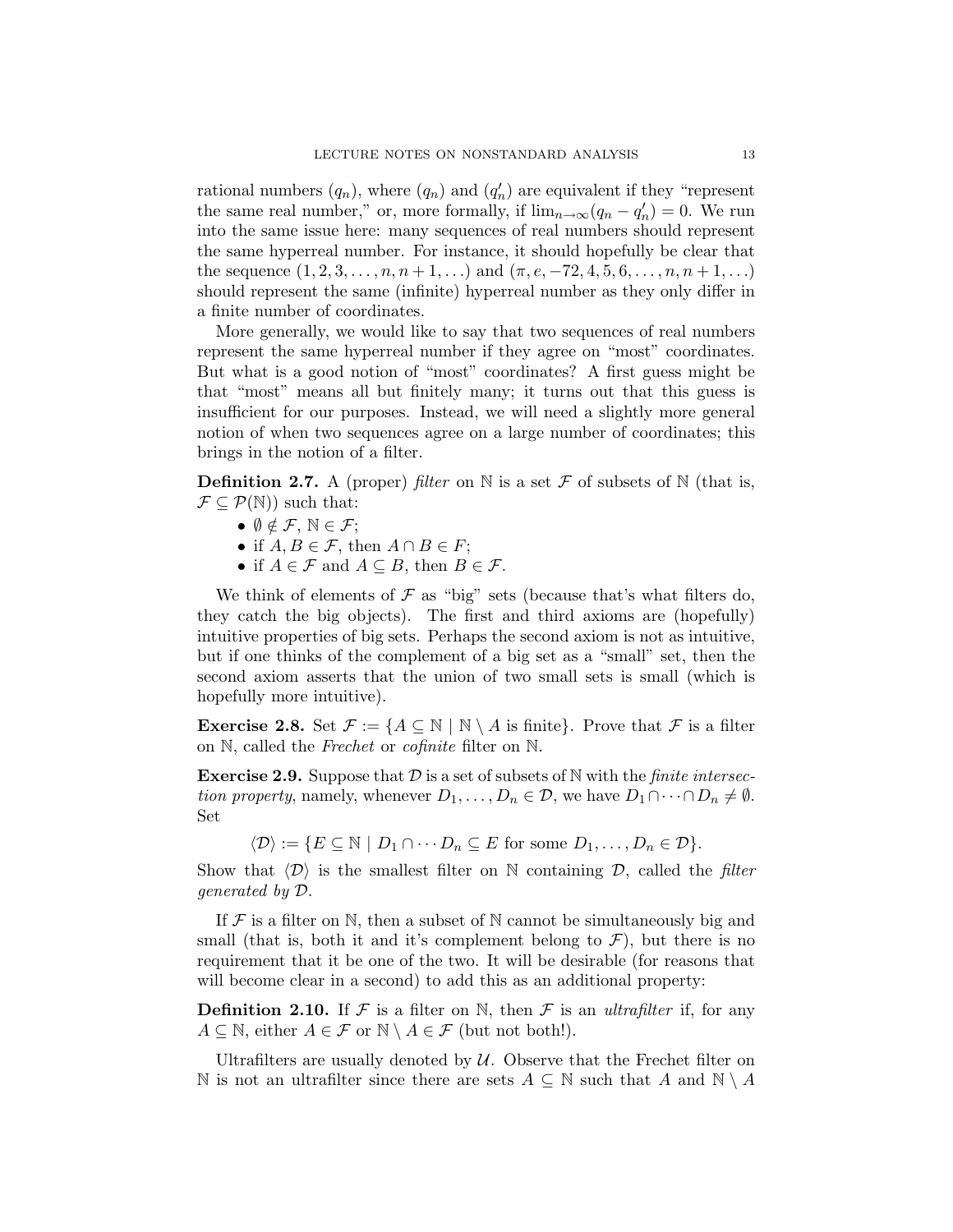rational numbers $(q_n)$, where $(q_n)$ and $(q_n')$ are equivalent if they "represent the same real number," or, more formally, if $\lim_{n\to\infty}(q_n - q_n') = 0$. We run into the same issue here: many sequences of real numbers should represent the same hyperreal number. For instance, it should hopefully be clear that the sequence $(1, 2, 3, \ldots, n, n+1, \ldots)$ and $(\pi, e, -72, 4, 5, 6, \ldots, n, n+1, \ldots)$ should represent the same (infinite) hyperreal number as they only differ in a finite number of coordinates.

More generally, we would like to say that two sequences of real numbers represent the same hyperreal number if they agree on "most" coordinates. But what is a good notion of "most" coordinates? A first guess might be that "most" means all but finitely many; it turns out that this guess is insufficient for our purposes. Instead, we will need a slightly more general notion of when two sequences agree on a large number of coordinates; this brings in the notion of a filter.

**Definition 2.7.** A (proper) *filter* on $\mathbb{N}$ is a set $\mathcal{F}$ of subsets of $\mathbb{N}$ (that is, $\mathcal{F} \subseteq \mathcal{P}(\mathbb{N})$) such that:

- $\emptyset \notin \mathcal{F}$, $\mathbb{N} \in \mathcal{F}$;
- if $A, B \in \mathcal{F}$, then $A \cap B \in F$;
- if $A \in \mathcal{F}$ and $A \subseteq B$, then $B \in \mathcal{F}$.

We think of elements of $\mathcal{F}$ as "big" sets (because that's what filters do, they catch the big objects). The first and third axioms are (hopefully) intuitive properties of big sets. Perhaps the second axiom is not as intuitive, but if one thinks of the complement of a big set as a "small" set, then the second axiom asserts that the union of two small sets is small (which is hopefully more intuitive).

**Exercise 2.8.** Set $\mathcal{F} := \{A \subseteq \mathbb{N} \mid \mathbb{N} \setminus A \text{ is finite}\}$. Prove that $\mathcal{F}$ is a filter on $\mathbb{N}$, called the *Frechet* or *cofinite* filter on $\mathbb{N}$.

**Exercise 2.9.** Suppose that $\mathcal{D}$ is a set of subsets of $\mathbb{N}$ with the *finite intersection property*, namely, whenever $D_1, \ldots, D_n \in \mathcal{D}$, we have $D_1 \cap \cdots \cap D_n \neq \emptyset$. Set

$$\langle \mathcal{D} \rangle := \{E \subseteq \mathbb{N} \mid D_1 \cap \cdots D_n \subseteq E \text{ for some } D_1, \ldots, D_n \in \mathcal{D}\}.$$

Show that $\langle \mathcal{D} \rangle$ is the smallest filter on $\mathbb{N}$ containing $\mathcal{D}$, called the *filter generated by* $\mathcal{D}$.

If $\mathcal{F}$ is a filter on $\mathbb{N}$, then a subset of $\mathbb{N}$ cannot be simultaneously big and small (that is, both it and it's complement belong to $\mathcal{F}$), but there is no requirement that it be one of the two. It will be desirable (for reasons that will become clear in a second) to add this as an additional property:

**Definition 2.10.** If $\mathcal{F}$ is a filter on $\mathbb{N}$, then $\mathcal{F}$ is an *ultrafilter* if, for any $A \subseteq \mathbb{N}$, either $A \in \mathcal{F}$ or $\mathbb{N} \setminus A \in \mathcal{F}$ (but not both!).

Ultrafilters are usually denoted by $\mathcal{U}$. Observe that the Frechet filter on $\mathbb{N}$ is not an ultrafilter since there are sets $A \subseteq \mathbb{N}$ such that $A$ and $\mathbb{N} \setminus A$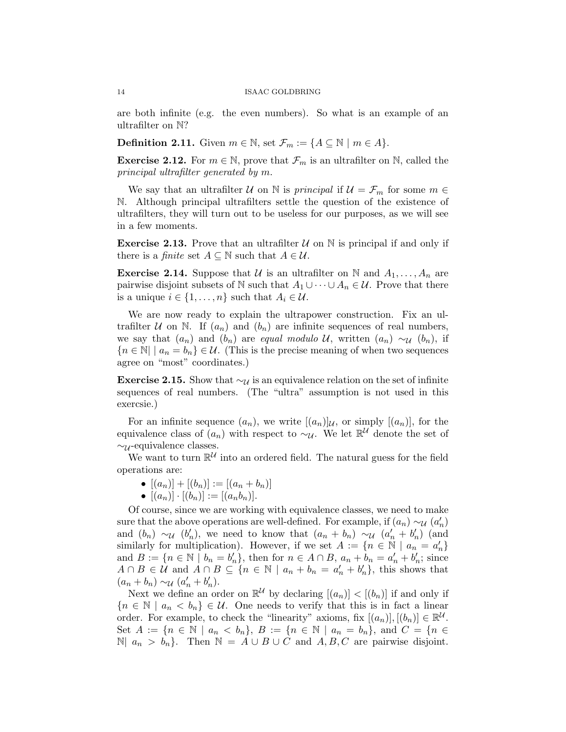are both infinite (e.g. the even numbers). So what is an example of an ultrafilter on $\mathbb{N}$?

**Definition 2.11.** Given $m \in \mathbb{N}$, set $\mathcal{F}_m := \{A \subseteq \mathbb{N} \mid m \in A\}$.

**Exercise 2.12.** For $m \in \mathbb{N}$, prove that $\mathcal{F}_m$ is an ultrafilter on $\mathbb{N}$, called the *principal ultrafilter generated by* $m$.

We say that an ultrafilter $\mathcal{U}$ on $\mathbb{N}$ is *principal* if $\mathcal{U} = \mathcal{F}_m$ for some $m \in \mathbb{N}$. Although principal ultrafilters settle the question of the existence of ultrafilters, they will turn out to be useless for our purposes, as we will see in a few moments.

**Exercise 2.13.** Prove that an ultrafilter $\mathcal{U}$ on $\mathbb{N}$ is principal if and only if there is a *finite* set $A \subseteq \mathbb{N}$ such that $A \in \mathcal{U}$.

**Exercise 2.14.** Suppose that $\mathcal{U}$ is an ultrafilter on $\mathbb{N}$ and $A_1, \ldots, A_n$ are pairwise disjoint subsets of $\mathbb{N}$ such that $A_1 \cup \cdots \cup A_n \in \mathcal{U}$. Prove that there is a unique $i \in \{1, \ldots, n\}$ such that $A_i \in \mathcal{U}$.

We are now ready to explain the ultrapower construction. Fix an ultrafilter $\mathcal{U}$ on $\mathbb{N}$. If $(a_n)$ and $(b_n)$ are infinite sequences of real numbers, we say that $(a_n)$ and $(b_n)$ are *equal modulo* $\mathcal{U}$, written $(a_n) \sim_{\mathcal{U}} (b_n)$, if $\{n \in \mathbb{N} | \mid a_n = b_n\} \in \mathcal{U}$. (This is the precise meaning of when two sequences agree on "most" coordinates.)

**Exercise 2.15.** Show that $\sim_{\mathcal{U}}$ is an equivalence relation on the set of infinite sequences of real numbers. (The "ultra" assumption is not used in this exercsie.)

For an infinite sequence $(a_n)$, we write $[(a_n)]_{\mathcal{U}}$, or simply $[(a_n)]$, for the equivalence class of $(a_n)$ with respect to $\sim_{\mathcal{U}}$. We let $\mathbb{R}^{\mathcal{U}}$ denote the set of $\sim_{\mathcal{U}}$-equivalence classes.

We want to turn $\mathbb{R}^{\mathcal{U}}$ into an ordered field. The natural guess for the field operations are:

- $[(a_n)] + [(b_n)] := [(a_n + b_n)]$
- $[(a_n)] \cdot [(b_n)] := [(a_n b_n)]$.

Of course, since we are working with equivalence classes, we need to make sure that the above operations are well-defined. For example, if $(a_n) \sim_{\mathcal{U}} (a'_n)$ and $(b_n) \sim_{\mathcal{U}} (b'_n)$, we need to know that $(a_n + b_n) \sim_{\mathcal{U}} (a'_n + b'_n)$ (and similarly for multiplication). However, if we set $A := \{n \in \mathbb{N} \mid a_n = a'_n\}$ and $B := \{n \in \mathbb{N} \mid b_n = b'_n\}$, then for $n \in A \cap B$, $a_n + b_n = a'_n + b'_n$; since $A \cap B \in \mathcal{U}$ and $A \cap B \subseteq \{n \in \mathbb{N} \mid a_n + b_n = a'_n + b'_n\}$, this shows that $(a_n + b_n) \sim_{\mathcal{U}} (a'_n + b'_n)$.

Next we define an order on $\mathbb{R}^{\mathcal{U}}$ by declaring $[(a_n)] < [(b_n)]$ if and only if $\{n \in \mathbb{N} \mid a_n < b_n\} \in \mathcal{U}$. One needs to verify that this is in fact a linear order. For example, to check the "linearity" axioms, fix $[(a_n)], [(b_n)] \in \mathbb{R}^{\mathcal{U}}$. Set $A := \{n \in \mathbb{N} \mid a_n < b_n\}$, $B := \{n \in \mathbb{N} \mid a_n = b_n\}$, and $C = \{n \in \mathbb{N} | \ a_n > b_n\}$. Then $\mathbb{N} = A \cup B \cup C$ and $A, B, C$ are pairwise disjoint.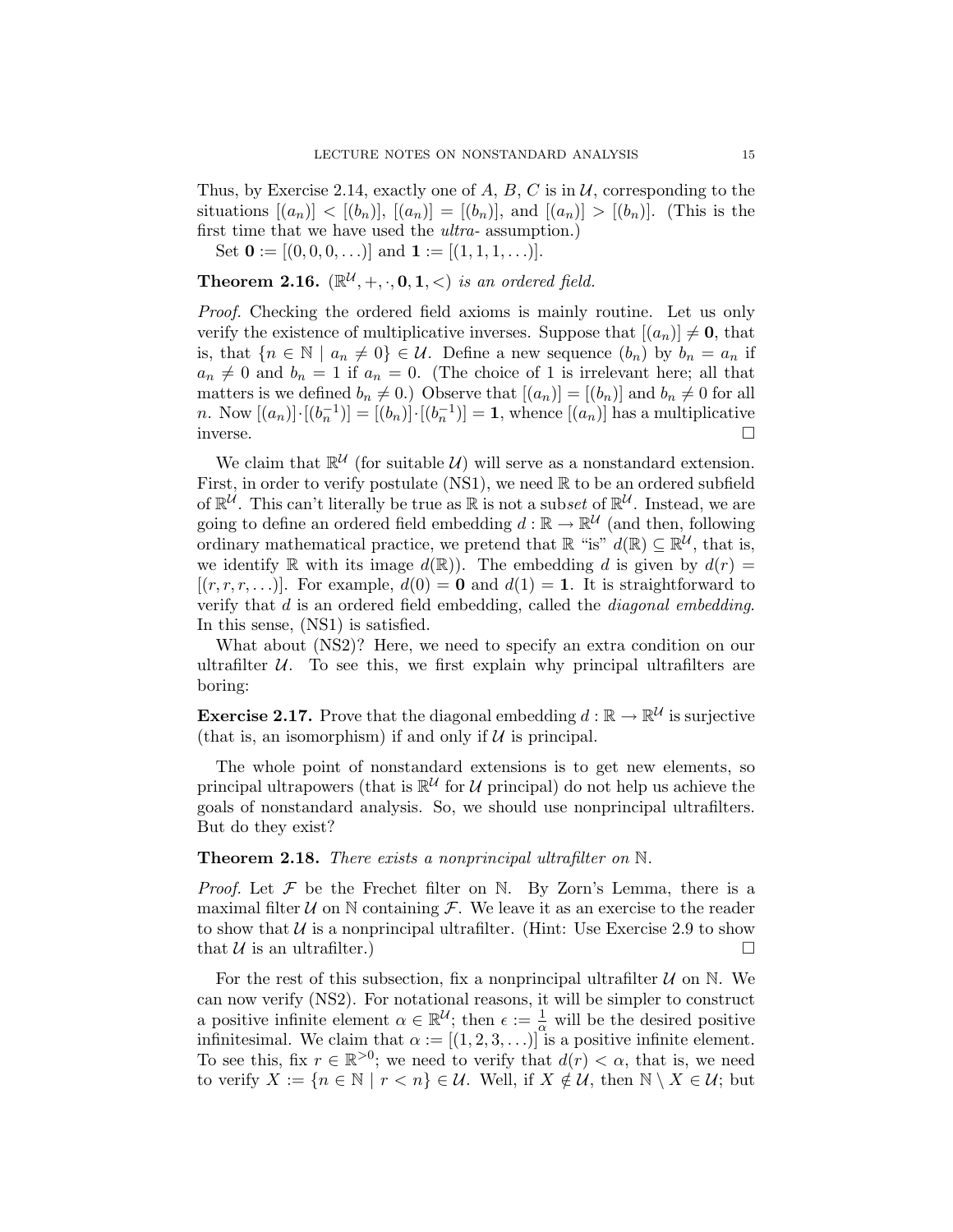Thus, by Exercise 2.14, exactly one of $A$, $B$, $C$ is in $\mathcal{U}$, corresponding to the situations $[(a_n)] < [(b_n)]$, $[(a_n)] = [(b_n)]$, and $[(a_n)] > [(b_n)]$. (This is the first time that we have used the *ultra-* assumption.)

Set $\mathbf{0} := [(0, 0, 0, \ldots)]$ and $\mathbf{1} := [(1, 1, 1, \ldots)]$.

**Theorem 2.16.** *$(\mathbb{R}^{\mathcal{U}}, +, \cdot, \mathbf{0}, \mathbf{1}, <)$ is an ordered field.*

*Proof.* Checking the ordered field axioms is mainly routine. Let us only verify the existence of multiplicative inverses. Suppose that $[(a_n)] \neq \mathbf{0}$, that is, that $\{n \in \mathbb{N} \mid a_n \neq 0\} \in \mathcal{U}$. Define a new sequence $(b_n)$ by $b_n = a_n$ if $a_n \neq 0$ and $b_n = 1$ if $a_n = 0$. (The choice of 1 is irrelevant here; all that matters is we defined $b_n \neq 0$.) Observe that $[(a_n)] = [(b_n)]$ and $b_n \neq 0$ for all $n$. Now $[(a_n)] \cdot [(b_n^{-1})] = [(b_n)] \cdot [(b_n^{-1})] = \mathbf{1}$, whence $[(a_n)]$ has a multiplicative inverse. □

We claim that $\mathbb{R}^{\mathcal{U}}$ (for suitable $\mathcal{U}$) will serve as a nonstandard extension. First, in order to verify postulate (NS1), we need $\mathbb{R}$ to be an ordered subfield of $\mathbb{R}^{\mathcal{U}}$. This can't literally be true as $\mathbb{R}$ is not a sub*set* of $\mathbb{R}^{\mathcal{U}}$. Instead, we are going to define an ordered field embedding $d : \mathbb{R} \to \mathbb{R}^{\mathcal{U}}$ (and then, following ordinary mathematical practice, we pretend that $\mathbb{R}$ "is" $d(\mathbb{R}) \subseteq \mathbb{R}^{\mathcal{U}}$, that is, we identify $\mathbb{R}$ with its image $d(\mathbb{R})$). The embedding $d$ is given by $d(r) = [(r, r, r, \ldots)]$. For example, $d(0) = \mathbf{0}$ and $d(1) = \mathbf{1}$. It is straightforward to verify that $d$ is an ordered field embedding, called the *diagonal embedding*. In this sense, (NS1) is satisfied.

What about (NS2)? Here, we need to specify an extra condition on our ultrafilter $\mathcal{U}$. To see this, we first explain why principal ultrafilters are boring:

**Exercise 2.17.** Prove that the diagonal embedding $d : \mathbb{R} \to \mathbb{R}^{\mathcal{U}}$ is surjective (that is, an isomorphism) if and only if $\mathcal{U}$ is principal.

The whole point of nonstandard extensions is to get new elements, so principal ultrapowers (that is $\mathbb{R}^{\mathcal{U}}$ for $\mathcal{U}$ principal) do not help us achieve the goals of nonstandard analysis. So, we should use nonprincipal ultrafilters. But do they exist?

**Theorem 2.18.** *There exists a nonprincipal ultrafilter on $\mathbb{N}$.*

*Proof.* Let $\mathcal{F}$ be the Frechet filter on $\mathbb{N}$. By Zorn's Lemma, there is a maximal filter $\mathcal{U}$ on $\mathbb{N}$ containing $\mathcal{F}$. We leave it as an exercise to the reader to show that $\mathcal{U}$ is a nonprincipal ultrafilter. (Hint: Use Exercise 2.9 to show that $\mathcal{U}$ is an ultrafilter.) □

For the rest of this subsection, fix a nonprincipal ultrafilter $\mathcal{U}$ on $\mathbb{N}$. We can now verify (NS2). For notational reasons, it will be simpler to construct a positive infinite element $\alpha \in \mathbb{R}^{\mathcal{U}}$; then $\epsilon := \frac{1}{\alpha}$ will be the desired positive infinitesimal. We claim that $\alpha := [(1, 2, 3, \ldots)]$ is a positive infinite element. To see this, fix $r \in \mathbb{R}^{>0}$; we need to verify that $d(r) < \alpha$, that is, we need to verify $X := \{n \in \mathbb{N} \mid r < n\} \in \mathcal{U}$. Well, if $X \notin \mathcal{U}$, then $\mathbb{N} \setminus X \in \mathcal{U}$; but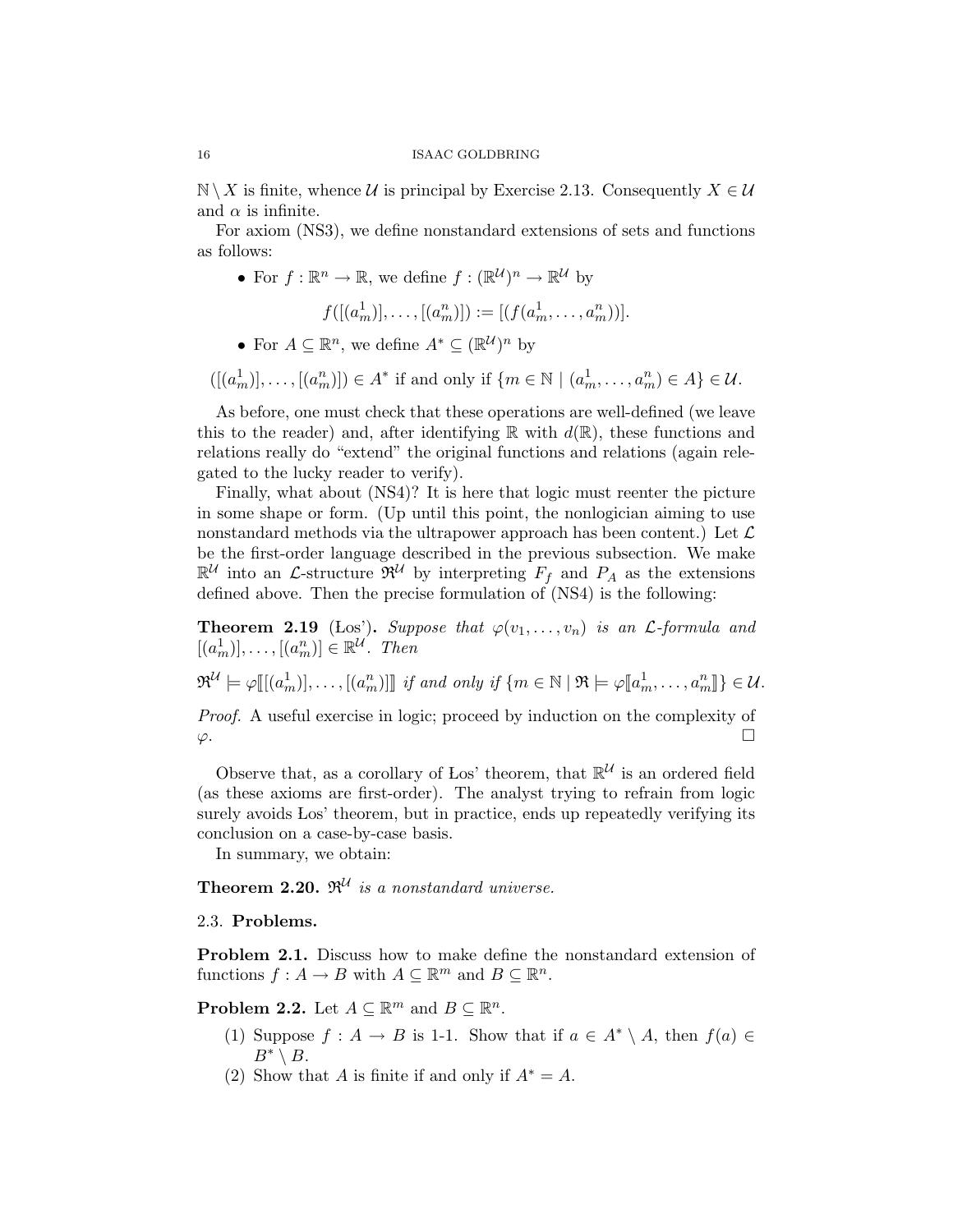$\mathbb{N} \setminus X$ is finite, whence $\mathcal{U}$ is principal by Exercise 2.13. Consequently $X \in \mathcal{U}$ and $\alpha$ is infinite.

For axiom (NS3), we define nonstandard extensions of sets and functions as follows:

- For $f : \mathbb{R}^n \to \mathbb{R}$, we define $f : (\mathbb{R}^{\mathcal{U}})^n \to \mathbb{R}^{\mathcal{U}}$ by
$$f([(a_m^1)], \ldots, [(a_m^n)]) := [(f(a_m^1, \ldots, a_m^n))].$$
- For $A \subseteq \mathbb{R}^n$, we define $A^* \subseteq (\mathbb{R}^{\mathcal{U}})^n$ by

$$([(a_m^1)], \ldots, [(a_m^n)]) \in A^* \text{ if and only if } \{m \in \mathbb{N} \mid (a_m^1, \ldots, a_m^n) \in A\} \in \mathcal{U}.$$

As before, one must check that these operations are well-defined (we leave this to the reader) and, after identifying $\mathbb{R}$ with $d(\mathbb{R})$, these functions and relations really do "extend" the original functions and relations (again relegated to the lucky reader to verify).

Finally, what about (NS4)? It is here that logic must reenter the picture in some shape or form. (Up until this point, the nonlogician aiming to use nonstandard methods via the ultrapower approach has been content.) Let $\mathcal{L}$ be the first-order language described in the previous subsection. We make $\mathbb{R}^{\mathcal{U}}$ into an $\mathcal{L}$-structure $\mathfrak{R}^{\mathcal{U}}$ by interpreting $F_f$ and $P_A$ as the extensions defined above. Then the precise formulation of (NS4) is the following:

**Theorem 2.19** (Łos'). *Suppose that $\varphi(v_1, \ldots, v_n)$ is an $\mathcal{L}$-formula and $[(a_m^1)], \ldots, [(a_m^n)] \in \mathbb{R}^{\mathcal{U}}$. Then*

$$\mathfrak{R}^{\mathcal{U}} \models \varphi[\![[(a_m^1)], \ldots, [(a_m^n)]]\!] \text{ if and only if } \{m \in \mathbb{N} \mid \mathfrak{R} \models \varphi[\![a_m^1, \ldots, a_m^n]\!]\} \in \mathcal{U}.$$

*Proof.* A useful exercise in logic; proceed by induction on the complexity of $\varphi$. $\square$

Observe that, as a corollary of Łos' theorem, that $\mathbb{R}^{\mathcal{U}}$ is an ordered field (as these axioms are first-order). The analyst trying to refrain from logic surely avoids Łos' theorem, but in practice, ends up repeatedly verifying its conclusion on a case-by-case basis.

In summary, we obtain:

**Theorem 2.20.** *$\mathfrak{R}^{\mathcal{U}}$ is a nonstandard universe.*

### 2.3. Problems.

**Problem 2.1.** Discuss how to make define the nonstandard extension of functions $f : A \to B$ with $A \subseteq \mathbb{R}^m$ and $B \subseteq \mathbb{R}^n$.

**Problem 2.2.** Let $A \subseteq \mathbb{R}^m$ and $B \subseteq \mathbb{R}^n$.

(1) Suppose $f : A \to B$ is 1-1. Show that if $a \in A^* \setminus A$, then $f(a) \in B^* \setminus B$.
(2) Show that $A$ is finite if and only if $A^* = A$.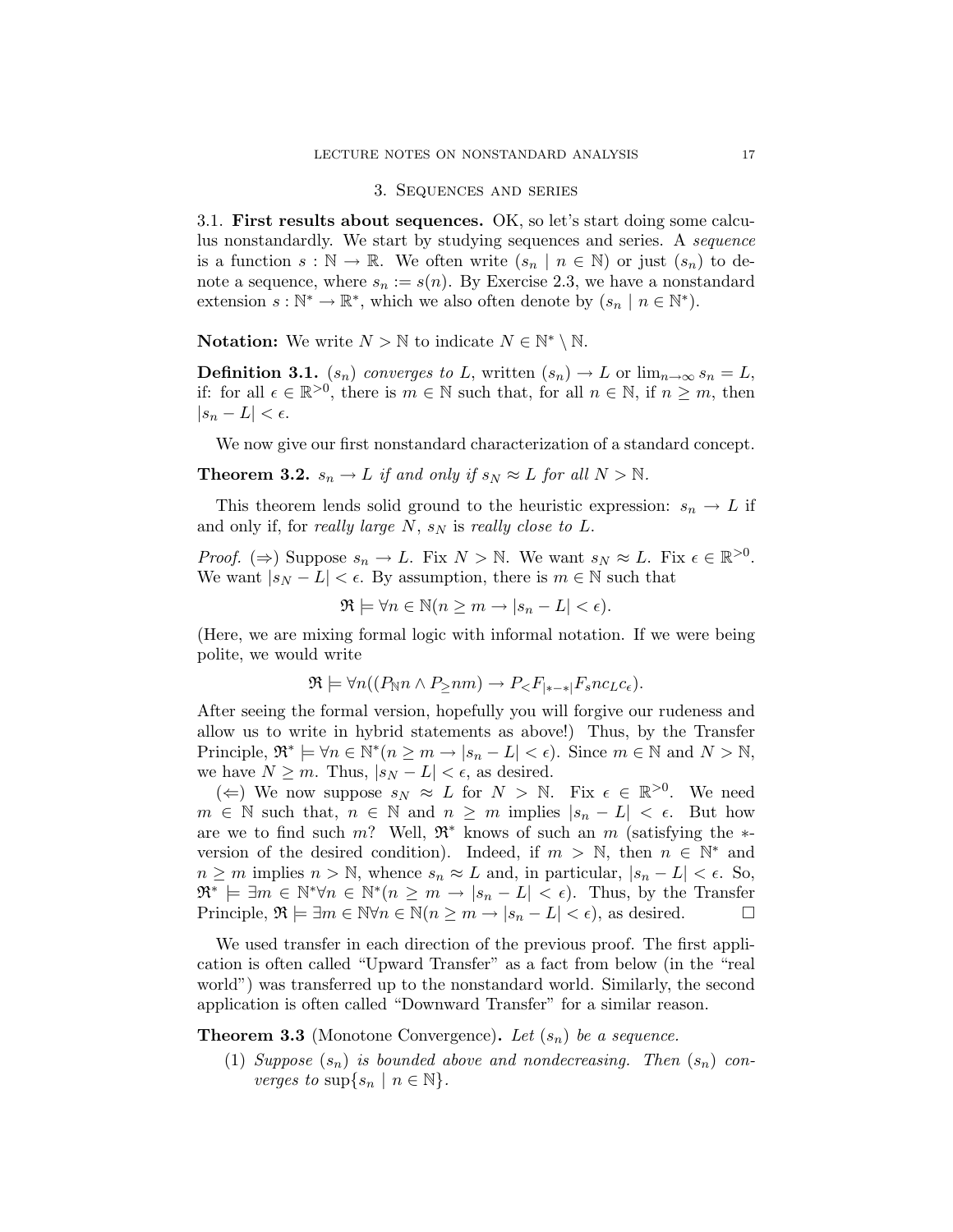## 3. Sequences and series

### 3.1. First results about sequences.

OK, so let's start doing some calculus nonstandardly. We start by studying sequences and series. A *sequence* is a function $s : \mathbb{N} \to \mathbb{R}$. We often write $(s_n \mid n \in \mathbb{N})$ or just $(s_n)$ to denote a sequence, where $s_n := s(n)$. By Exercise 2.3, we have a nonstandard extension $s : \mathbb{N}^* \to \mathbb{R}^*$, which we also often denote by $(s_n \mid n \in \mathbb{N}^*)$.

**Notation:** We write $N > \mathbb{N}$ to indicate $N \in \mathbb{N}^* \setminus \mathbb{N}$.

**Definition 3.1.** $(s_n)$ *converges to* $L$, written $(s_n) \to L$ or $\lim_{n\to\infty} s_n = L$, if: for all $\epsilon \in \mathbb{R}^{>0}$, there is $m \in \mathbb{N}$ such that, for all $n \in \mathbb{N}$, if $n \geq m$, then $|s_n - L| < \epsilon$.

We now give our first nonstandard characterization of a standard concept.

**Theorem 3.2.** *$s_n \to L$ if and only if $s_N \approx L$ for all $N > \mathbb{N}$.*

This theorem lends solid ground to the heuristic expression: $s_n \to L$ if and only if, for *really large* $N$, $s_N$ is *really close to* $L$.

*Proof.* ($\Rightarrow$) Suppose $s_n \to L$. Fix $N > \mathbb{N}$. We want $s_N \approx L$. Fix $\epsilon \in \mathbb{R}^{>0}$. We want $|s_N - L| < \epsilon$. By assumption, there is $m \in \mathbb{N}$ such that

$$\mathfrak{R} \models \forall n \in \mathbb{N}(n \geq m \to |s_n - L| < \epsilon).$$

(Here, we are mixing formal logic with informal notation. If we were being polite, we would write

$$\mathfrak{R} \models \forall n((P_{\mathbb{N}}n \wedge P_{\geq}nm) \to P_{<}F_{|*-*|}F_s n c_L c_\epsilon).$$

After seeing the formal version, hopefully you will forgive our rudeness and allow us to write in hybrid statements as above!) Thus, by the Transfer Principle, $\mathfrak{R}^* \models \forall n \in \mathbb{N}^*(n \geq m \to |s_n - L| < \epsilon)$. Since $m \in \mathbb{N}$ and $N > \mathbb{N}$, we have $N \geq m$. Thus, $|s_N - L| < \epsilon$, as desired.

($\Leftarrow$) We now suppose $s_N \approx L$ for $N > \mathbb{N}$. Fix $\epsilon \in \mathbb{R}^{>0}$. We need $m \in \mathbb{N}$ such that, $n \in \mathbb{N}$ and $n \geq m$ implies $|s_n - L| < \epsilon$. But how are we to find such $m$? Well, $\mathfrak{R}^*$ knows of such an $m$ (satisfying the $*$-version of the desired condition). Indeed, if $m > \mathbb{N}$, then $n \in \mathbb{N}^*$ and $n \geq m$ implies $n > \mathbb{N}$, whence $s_n \approx L$ and, in particular, $|s_n - L| < \epsilon$. So, $\mathfrak{R}^* \models \exists m \in \mathbb{N}^* \forall n \in \mathbb{N}^*(n \geq m \to |s_n - L| < \epsilon)$. Thus, by the Transfer Principle, $\mathfrak{R} \models \exists m \in \mathbb{N} \forall n \in \mathbb{N}(n \geq m \to |s_n - L| < \epsilon)$, as desired. $\square$

We used transfer in each direction of the previous proof. The first application is often called "Upward Transfer" as a fact from below (in the "real world") was transferred up to the nonstandard world. Similarly, the second application is often called "Downward Transfer" for a similar reason.

**Theorem 3.3** (Monotone Convergence)**.** *Let $(s_n)$ be a sequence.*

1. *Suppose $(s_n)$ is bounded above and nondecreasing. Then $(s_n)$ converges to $\sup\{s_n \mid n \in \mathbb{N}\}$.*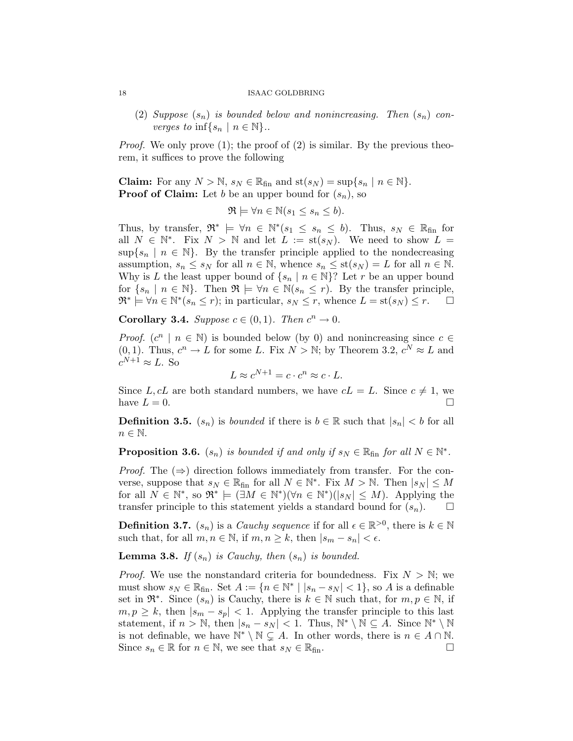(2) *Suppose $(s_n)$ is bounded below and nonincreasing. Then $(s_n)$ converges to $\inf\{s_n \mid n \in \mathbb{N}\}$..*

*Proof.* We only prove (1); the proof of (2) is similar. By the previous theorem, it suffices to prove the following

**Claim:** For any $N > \mathbb{N}$, $s_N \in \mathbb{R}_{\text{fin}}$ and $\text{st}(s_N) = \sup\{s_n \mid n \in \mathbb{N}\}$.
**Proof of Claim:** Let $b$ be an upper bound for $(s_n)$, so

$$\mathfrak{R} \models \forall n \in \mathbb{N}(s_1 \leq s_n \leq b).$$

Thus, by transfer, $\mathfrak{R}^* \models \forall n \in \mathbb{N}^*(s_1 \leq s_n \leq b)$. Thus, $s_N \in \mathbb{R}_{\text{fin}}$ for all $N \in \mathbb{N}^*$. Fix $N > \mathbb{N}$ and let $L := \text{st}(s_N)$. We need to show $L = \sup\{s_n \mid n \in \mathbb{N}\}$. By the transfer principle applied to the nondecreasing assumption, $s_n \leq s_N$ for all $n \in \mathbb{N}$, whence $s_n \leq \text{st}(s_N) = L$ for all $n \in \mathbb{N}$. Why is $L$ the least upper bound of $\{s_n \mid n \in \mathbb{N}\}$? Let $r$ be an upper bound for $\{s_n \mid n \in \mathbb{N}\}$. Then $\mathfrak{R} \models \forall n \in \mathbb{N}(s_n \leq r)$. By the transfer principle, $\mathfrak{R}^* \models \forall n \in \mathbb{N}^*(s_n \leq r)$; in particular, $s_N \leq r$, whence $L = \text{st}(s_N) \leq r$. □

**Corollary 3.4.** *Suppose $c \in (0, 1)$. Then $c^n \to 0$.*

*Proof.* $(c^n \mid n \in \mathbb{N})$ is bounded below (by 0) and nonincreasing since $c \in (0, 1)$. Thus, $c^n \to L$ for some $L$. Fix $N > \mathbb{N}$; by Theorem 3.2, $c^N \approx L$ and $c^{N+1} \approx L$. So

$$L \approx c^{N+1} = c \cdot c^n \approx c \cdot L.$$

Since $L, cL$ are both standard numbers, we have $cL = L$. Since $c \neq 1$, we have $L = 0$. □

**Definition 3.5.** $(s_n)$ is *bounded* if there is $b \in \mathbb{R}$ such that $|s_n| < b$ for all $n \in \mathbb{N}$.

**Proposition 3.6.** *$(s_n)$ is bounded if and only if $s_N \in \mathbb{R}_{\text{fin}}$ for all $N \in \mathbb{N}^*$.*

*Proof.* The $(\Rightarrow)$ direction follows immediately from transfer. For the converse, suppose that $s_N \in \mathbb{R}_{\text{fin}}$ for all $N \in \mathbb{N}^*$. Fix $M > \mathbb{N}$. Then $|s_N| \leq M$ for all $N \in \mathbb{N}^*$, so $\mathfrak{R}^* \models (\exists M \in \mathbb{N}^*)(\forall n \in \mathbb{N}^*)(|s_N| \leq M)$. Applying the transfer principle to this statement yields a standard bound for $(s_n)$. □

**Definition 3.7.** $(s_n)$ is a *Cauchy sequence* if for all $\epsilon \in \mathbb{R}^{>0}$, there is $k \in \mathbb{N}$ such that, for all $m, n \in \mathbb{N}$, if $m, n \geq k$, then $|s_m - s_n| < \epsilon$.

**Lemma 3.8.** *If $(s_n)$ is Cauchy, then $(s_n)$ is bounded.*

*Proof.* We use the nonstandard criteria for boundedness. Fix $N > \mathbb{N}$; we must show $s_N \in \mathbb{R}_{\text{fin}}$. Set $A := \{n \in \mathbb{N}^* \mid |s_n - s_N| < 1\}$, so $A$ is a definable set in $\mathfrak{R}^*$. Since $(s_n)$ is Cauchy, there is $k \in \mathbb{N}$ such that, for $m, p \in \mathbb{N}$, if $m, p \geq k$, then $|s_m - s_p| < 1$. Applying the transfer principle to this last statement, if $n > \mathbb{N}$, then $|s_n - s_N| < 1$. Thus, $\mathbb{N}^* \setminus \mathbb{N} \subseteq A$. Since $\mathbb{N}^* \setminus \mathbb{N}$ is not definable, we have $\mathbb{N}^* \setminus \mathbb{N} \subsetneq A$. In other words, there is $n \in A \cap \mathbb{N}$. Since $s_n \in \mathbb{R}$ for $n \in \mathbb{N}$, we see that $s_N \in \mathbb{R}_{\text{fin}}$. □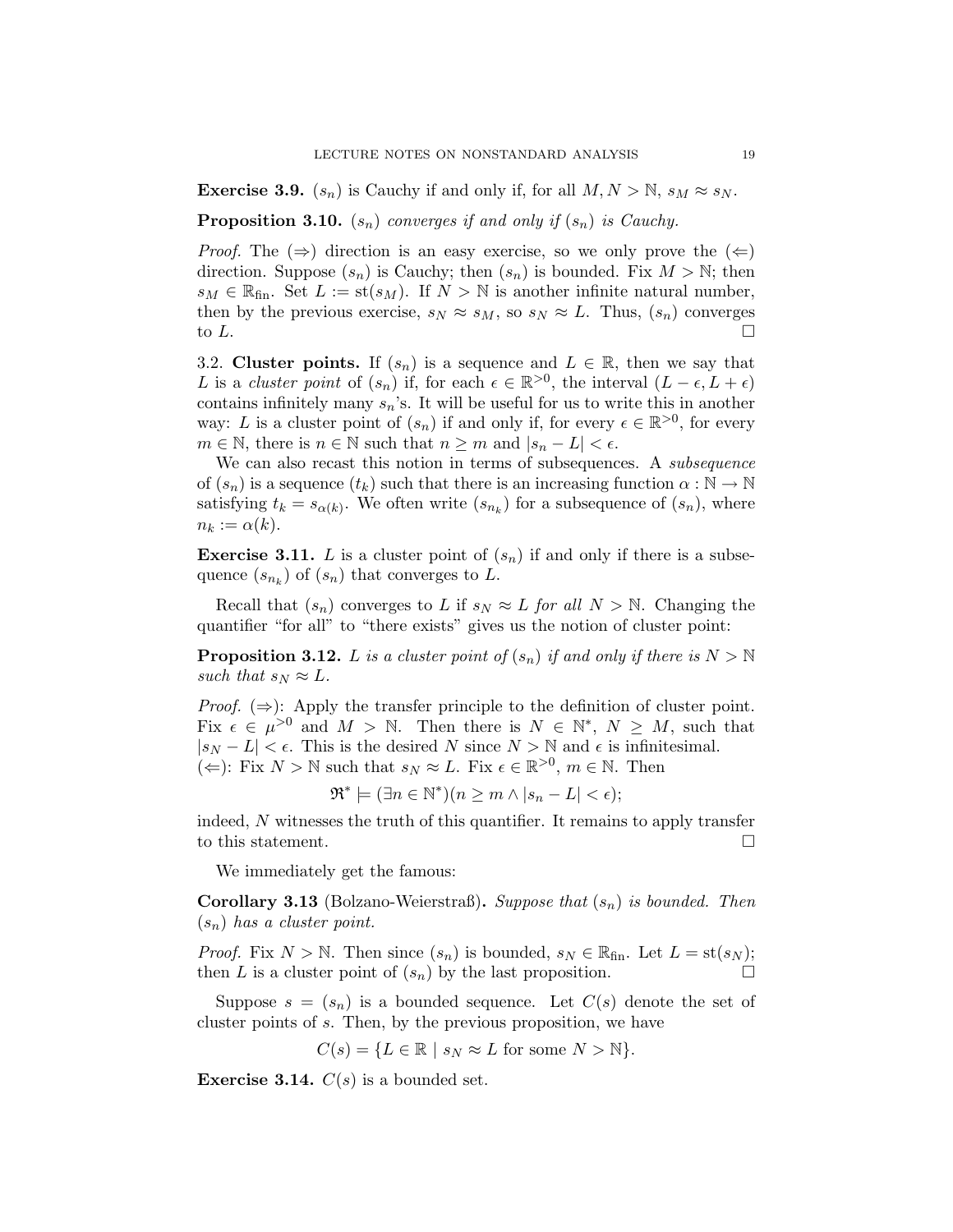**Exercise 3.9.** $(s_n)$ is Cauchy if and only if, for all $M, N > \mathbb{N}$, $s_M \approx s_N$.

**Proposition 3.10.** *$(s_n)$ converges if and only if $(s_n)$ is Cauchy.*

*Proof.* The $(\Rightarrow)$ direction is an easy exercise, so we only prove the $(\Leftarrow)$ direction. Suppose $(s_n)$ is Cauchy; then $(s_n)$ is bounded. Fix $M > \mathbb{N}$; then $s_M \in \mathbb{R}_{\text{fin}}$. Set $L := \text{st}(s_M)$. If $N > \mathbb{N}$ is another infinite natural number, then by the previous exercise, $s_N \approx s_M$, so $s_N \approx L$. Thus, $(s_n)$ converges to $L$. $\square$

3.2. **Cluster points.** If $(s_n)$ is a sequence and $L \in \mathbb{R}$, then we say that $L$ is a *cluster point* of $(s_n)$ if, for each $\epsilon \in \mathbb{R}^{>0}$, the interval $(L - \epsilon, L + \epsilon)$ contains infinitely many $s_n$'s. It will be useful for us to write this in another way: $L$ is a cluster point of $(s_n)$ if and only if, for every $\epsilon \in \mathbb{R}^{>0}$, for every $m \in \mathbb{N}$, there is $n \in \mathbb{N}$ such that $n \geq m$ and $|s_n - L| < \epsilon$.

We can also recast this notion in terms of subsequences. A *subsequence* of $(s_n)$ is a sequence $(t_k)$ such that there is an increasing function $\alpha : \mathbb{N} \to \mathbb{N}$ satisfying $t_k = s_{\alpha(k)}$. We often write $(s_{n_k})$ for a subsequence of $(s_n)$, where $n_k := \alpha(k)$.

**Exercise 3.11.** $L$ is a cluster point of $(s_n)$ if and only if there is a subsequence $(s_{n_k})$ of $(s_n)$ that converges to $L$.

Recall that $(s_n)$ converges to $L$ if $s_N \approx L$ *for all* $N > \mathbb{N}$. Changing the quantifier "for all" to "there exists" gives us the notion of cluster point:

**Proposition 3.12.** *$L$ is a cluster point of $(s_n)$ if and only if there is $N > \mathbb{N}$ such that $s_N \approx L$.*

*Proof.* $(\Rightarrow)$: Apply the transfer principle to the definition of cluster point. Fix $\epsilon \in \mu^{>0}$ and $M > \mathbb{N}$. Then there is $N \in \mathbb{N}^*$, $N \geq M$, such that $|s_N - L| < \epsilon$. This is the desired $N$ since $N > \mathbb{N}$ and $\epsilon$ is infinitesimal.
$(\Leftarrow)$: Fix $N > \mathbb{N}$ such that $s_N \approx L$. Fix $\epsilon \in \mathbb{R}^{>0}$, $m \in \mathbb{N}$. Then

$$\mathfrak{R}^* \models (\exists n \in \mathbb{N}^*)(n \geq m \wedge |s_n - L| < \epsilon);$$

indeed, $N$ witnesses the truth of this quantifier. It remains to apply transfer to this statement. $\square$

We immediately get the famous:

**Corollary 3.13** (Bolzano-Weierstraß)**.** *Suppose that $(s_n)$ is bounded. Then $(s_n)$ has a cluster point.*

*Proof.* Fix $N > \mathbb{N}$. Then since $(s_n)$ is bounded, $s_N \in \mathbb{R}_{\text{fin}}$. Let $L = \text{st}(s_N)$; then $L$ is a cluster point of $(s_n)$ by the last proposition. $\square$

Suppose $s = (s_n)$ is a bounded sequence. Let $C(s)$ denote the set of cluster points of $s$. Then, by the previous proposition, we have

$$C(s) = \{L \in \mathbb{R} \mid s_N \approx L \text{ for some } N > \mathbb{N}\}.$$

**Exercise 3.14.** $C(s)$ is a bounded set.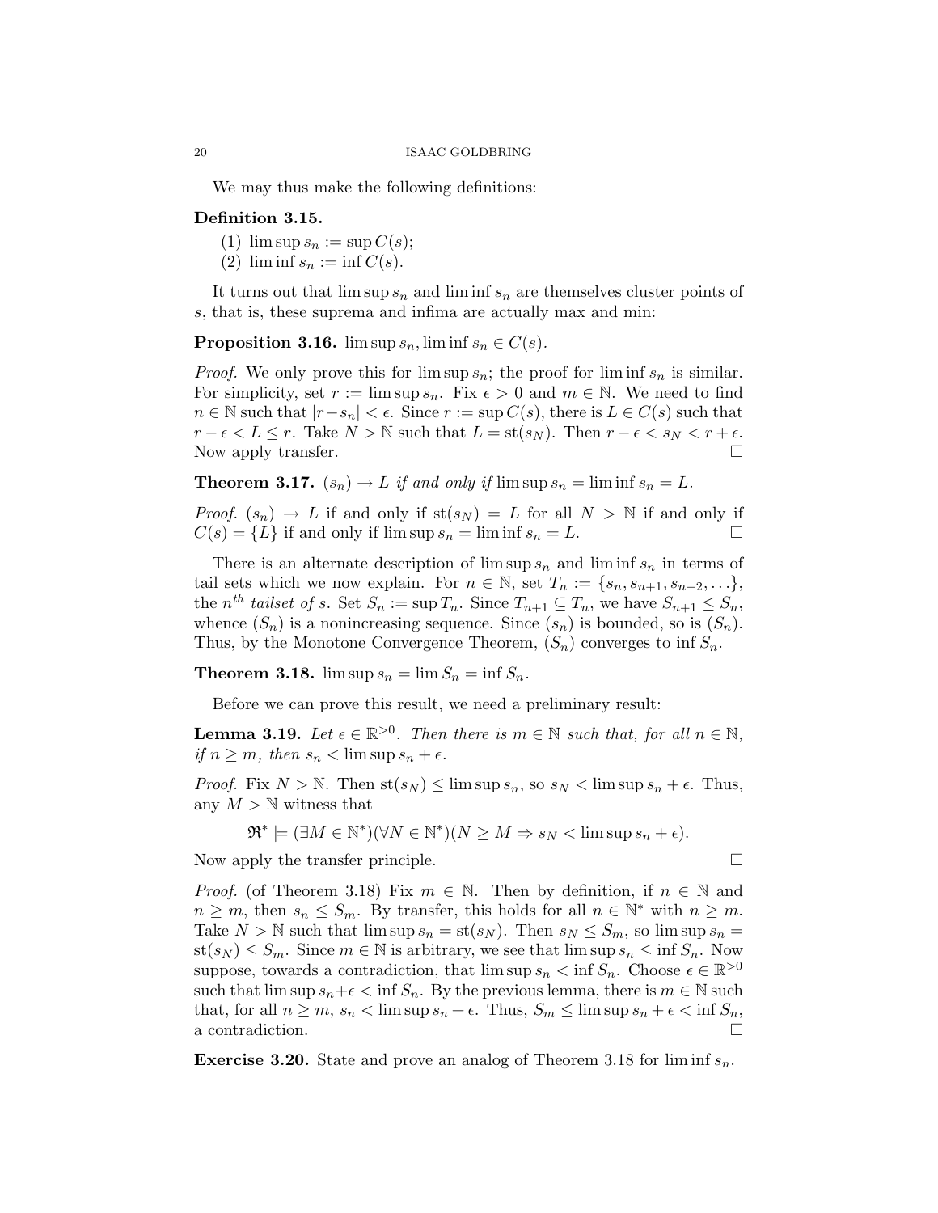We may thus make the following definitions:

**Definition 3.15.**

(1) $\limsup s_n := \sup C(s)$;
(2) $\liminf s_n := \inf C(s)$.

It turns out that $\limsup s_n$ and $\liminf s_n$ are themselves cluster points of $s$, that is, these suprema and infima are actually max and min:

**Proposition 3.16.** $\limsup s_n, \liminf s_n \in C(s)$.

*Proof.* We only prove this for $\limsup s_n$; the proof for $\liminf s_n$ is similar. For simplicity, set $r := \limsup s_n$. Fix $\epsilon > 0$ and $m \in \mathbb{N}$. We need to find $n \in \mathbb{N}$ such that $|r - s_n| < \epsilon$. Since $r := \sup C(s)$, there is $L \in C(s)$ such that $r - \epsilon < L \leq r$. Take $N > \mathbb{N}$ such that $L = \operatorname{st}(s_N)$. Then $r - \epsilon < s_N < r + \epsilon$. Now apply transfer. □

**Theorem 3.17.** *$(s_n) \to L$ if and only if $\limsup s_n = \liminf s_n = L$.*

*Proof.* $(s_n) \to L$ if and only if $\operatorname{st}(s_N) = L$ for all $N > \mathbb{N}$ if and only if $C(s) = \{L\}$ if and only if $\limsup s_n = \liminf s_n = L$. □

There is an alternate description of $\limsup s_n$ and $\liminf s_n$ in terms of tail sets which we now explain. For $n \in \mathbb{N}$, set $T_n := \{s_n, s_{n+1}, s_{n+2}, \ldots\}$, the $n^{th}$ *tailset of* $s$. Set $S_n := \sup T_n$. Since $T_{n+1} \subseteq T_n$, we have $S_{n+1} \leq S_n$, whence $(S_n)$ is a nonincreasing sequence. Since $(s_n)$ is bounded, so is $(S_n)$. Thus, by the Monotone Convergence Theorem, $(S_n)$ converges to $\inf S_n$.

**Theorem 3.18.** $\limsup s_n = \lim S_n = \inf S_n$.

Before we can prove this result, we need a preliminary result:

**Lemma 3.19.** *Let $\epsilon \in \mathbb{R}^{>0}$. Then there is $m \in \mathbb{N}$ such that, for all $n \in \mathbb{N}$, if $n \geq m$, then $s_n < \limsup s_n + \epsilon$.*

*Proof.* Fix $N > \mathbb{N}$. Then $\operatorname{st}(s_N) \leq \limsup s_n$, so $s_N < \limsup s_n + \epsilon$. Thus, any $M > \mathbb{N}$ witness that

$$\mathfrak{R}^* \models (\exists M \in \mathbb{N}^*)(\forall N \in \mathbb{N}^*)(N \geq M \Rightarrow s_N < \limsup s_n + \epsilon).$$

Now apply the transfer principle. □

*Proof.* (of Theorem 3.18) Fix $m \in \mathbb{N}$. Then by definition, if $n \in \mathbb{N}$ and $n \geq m$, then $s_n \leq S_m$. By transfer, this holds for all $n \in \mathbb{N}^*$ with $n \geq m$. Take $N > \mathbb{N}$ such that $\limsup s_n = \operatorname{st}(s_N)$. Then $s_N \leq S_m$, so $\limsup s_n = \operatorname{st}(s_N) \leq S_m$. Since $m \in \mathbb{N}$ is arbitrary, we see that $\limsup s_n \leq \inf S_n$. Now suppose, towards a contradiction, that $\limsup s_n < \inf S_n$. Choose $\epsilon \in \mathbb{R}^{>0}$ such that $\limsup s_n + \epsilon < \inf S_n$. By the previous lemma, there is $m \in \mathbb{N}$ such that, for all $n \geq m$, $s_n < \limsup s_n + \epsilon$. Thus, $S_m \leq \limsup s_n + \epsilon < \inf S_n$, a contradiction. □

**Exercise 3.20.** State and prove an analog of Theorem 3.18 for $\liminf s_n$.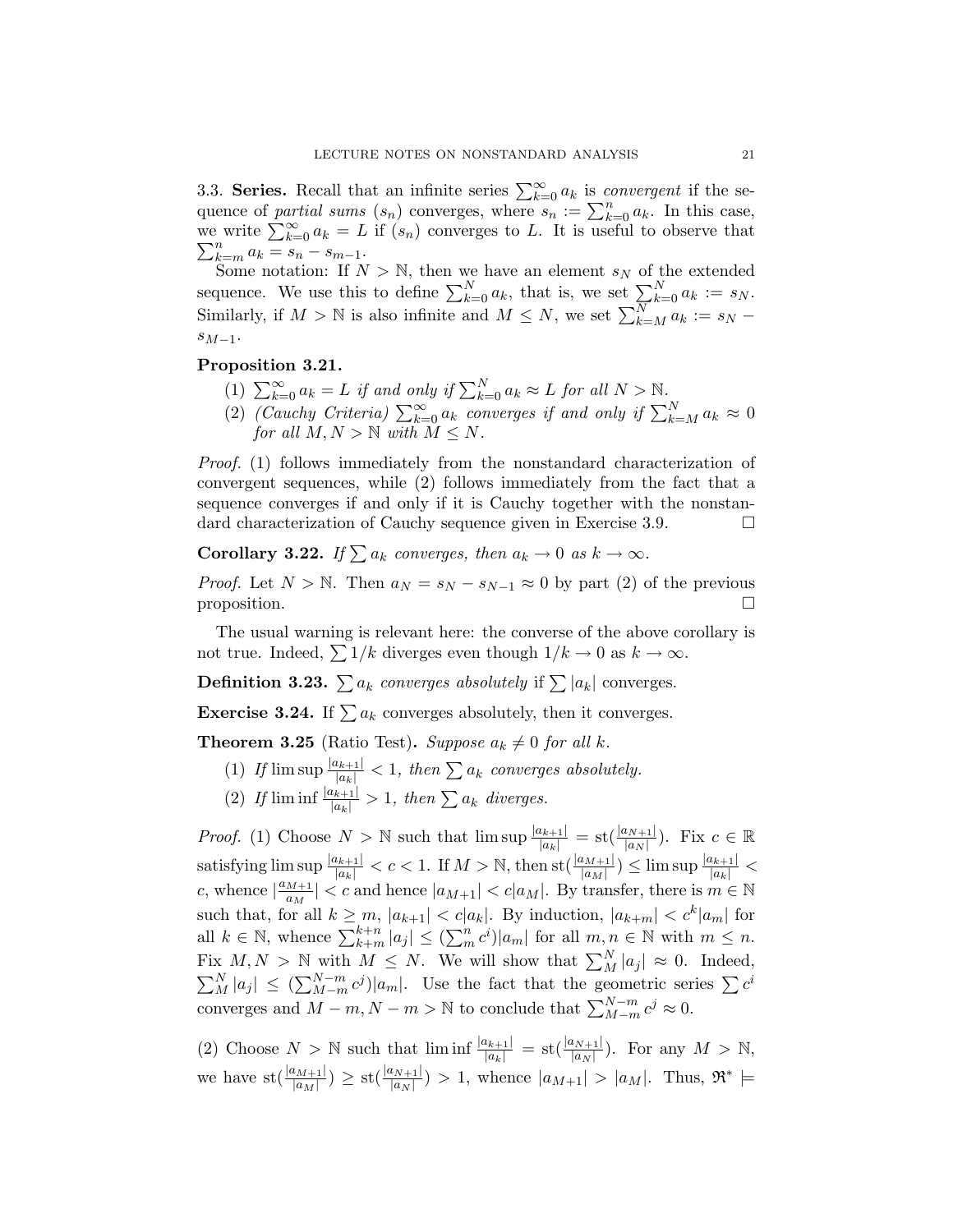3.3. **Series.** Recall that an infinite series $\sum_{k=0}^{\infty} a_k$ is *convergent* if the sequence of *partial sums* $(s_n)$ converges, where $s_n := \sum_{k=0}^{n} a_k$. In this case, we write $\sum_{k=0}^{\infty} a_k = L$ if $(s_n)$ converges to $L$. It is useful to observe that $\sum_{k=m}^{n} a_k = s_n - s_{m-1}$.

Some notation: If $N > \mathbb{N}$, then we have an element $s_N$ of the extended sequence. We use this to define $\sum_{k=0}^{N} a_k$, that is, we set $\sum_{k=0}^{N} a_k := s_N$. Similarly, if $M > \mathbb{N}$ is also infinite and $M \leq N$, we set $\sum_{k=M}^{N} a_k := s_N - s_{M-1}$.

**Proposition 3.21.**

1. *$\sum_{k=0}^{\infty} a_k = L$ if and only if $\sum_{k=0}^{N} a_k \approx L$ for all $N > \mathbb{N}$.*
2. *(Cauchy Criteria) $\sum_{k=0}^{\infty} a_k$ converges if and only if $\sum_{k=M}^{N} a_k \approx 0$ for all $M, N > \mathbb{N}$ with $M \leq N$.*

*Proof.* (1) follows immediately from the nonstandard characterization of convergent sequences, while (2) follows immediately from the fact that a sequence converges if and only if it is Cauchy together with the nonstandard characterization of Cauchy sequence given in Exercise 3.9. $\square$

**Corollary 3.22.** *If $\sum a_k$ converges, then $a_k \to 0$ as $k \to \infty$.*

*Proof.* Let $N > \mathbb{N}$. Then $a_N = s_N - s_{N-1} \approx 0$ by part (2) of the previous proposition. $\square$

The usual warning is relevant here: the converse of the above corollary is not true. Indeed, $\sum 1/k$ diverges even though $1/k \to 0$ as $k \to \infty$.

**Definition 3.23.** *$\sum a_k$ converges absolutely* if $\sum |a_k|$ converges.

**Exercise 3.24.** If $\sum a_k$ converges absolutely, then it converges.

**Theorem 3.25** (Ratio Test)**.** *Suppose $a_k \neq 0$ for all $k$.*

1. *If $\limsup \frac{|a_{k+1}|}{|a_k|} < 1$, then $\sum a_k$ converges absolutely.*
2. *If $\liminf \frac{|a_{k+1}|}{|a_k|} > 1$, then $\sum a_k$ diverges.*

*Proof.* (1) Choose $N > \mathbb{N}$ such that $\limsup \frac{|a_{k+1}|}{|a_k|} = \operatorname{st}(\frac{|a_{N+1}|}{|a_N|})$. Fix $c \in \mathbb{R}$ satisfying $\limsup \frac{|a_{k+1}|}{|a_k|} < c < 1$. If $M > \mathbb{N}$, then $\operatorname{st}(\frac{|a_{M+1}|}{|a_M|}) \leq \limsup \frac{|a_{k+1}|}{|a_k|} < c$, whence $|\frac{a_{M+1}}{a_M}| < c$ and hence $|a_{M+1}| < c|a_M|$. By transfer, there is $m \in \mathbb{N}$ such that, for all $k \geq m$, $|a_{k+1}| < c|a_k|$. By induction, $|a_{k+m}| < c^k |a_m|$ for all $k \in \mathbb{N}$, whence $\sum_{k+m}^{k+n} |a_j| \leq (\sum_m^n c^i)|a_m|$ for all $m, n \in \mathbb{N}$ with $m \leq n$. Fix $M, N > \mathbb{N}$ with $M \leq N$. We will show that $\sum_M^N |a_j| \approx 0$. Indeed, $\sum_M^N |a_j| \leq (\sum_{M-m}^{N-m} c^j)|a_m|$. Use the fact that the geometric series $\sum c^i$ converges and $M - m, N - m > \mathbb{N}$ to conclude that $\sum_{M-m}^{N-m} c^j \approx 0$.

(2) Choose $N > \mathbb{N}$ such that $\liminf \frac{|a_{k+1}|}{|a_k|} = \operatorname{st}(\frac{|a_{N+1}|}{|a_N|})$. For any $M > \mathbb{N}$, we have $\operatorname{st}(\frac{|a_{M+1}|}{|a_M|}) \geq \operatorname{st}(\frac{|a_{N+1}|}{|a_N|}) > 1$, whence $|a_{M+1}| > |a_M|$. Thus, $\mathfrak{R}^* \models$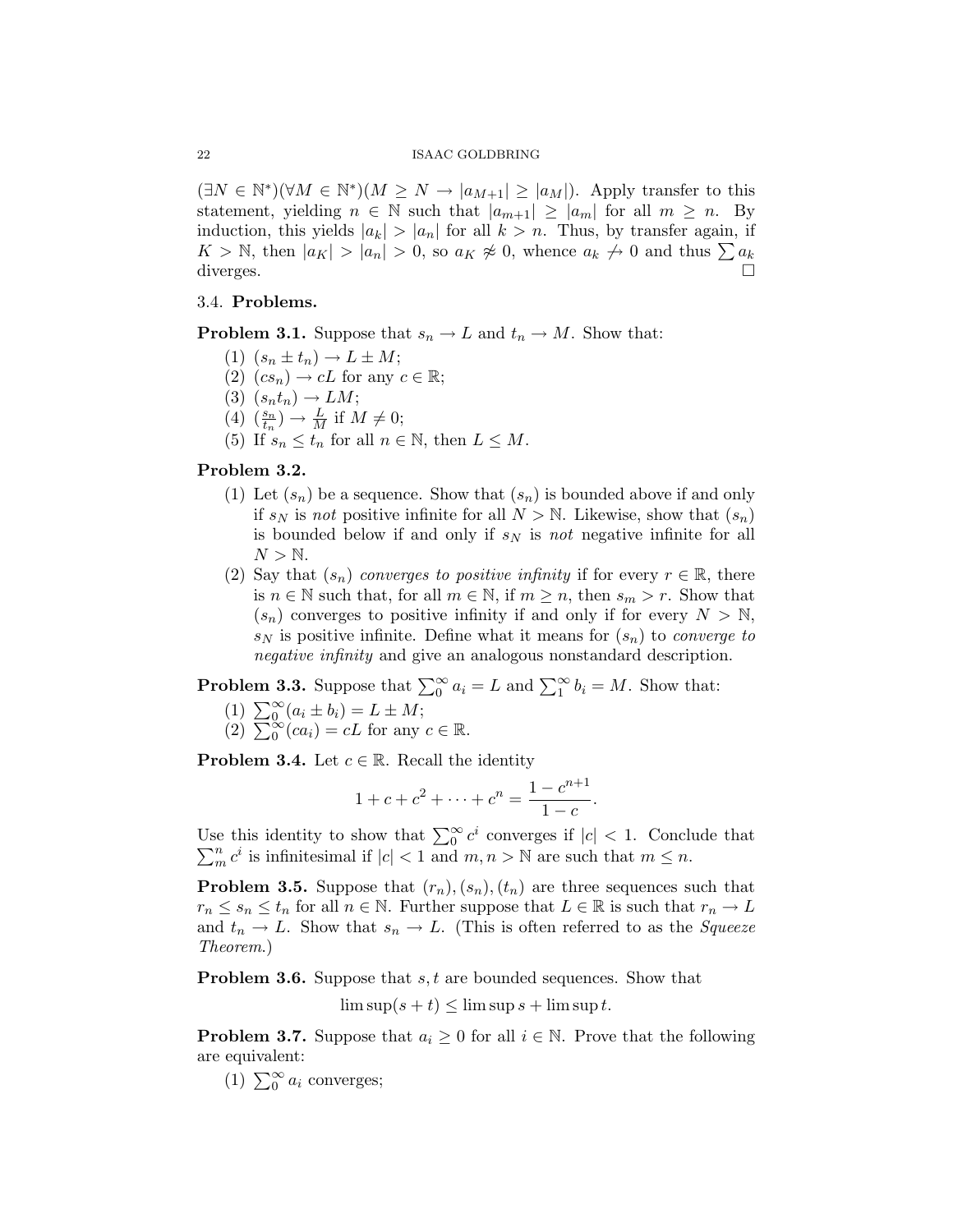$(\exists N \in \mathbb{N}^*)(\forall M \in \mathbb{N}^*)(M \geq N \rightarrow |a_{M+1}| \geq |a_M|)$. Apply transfer to this statement, yielding $n \in \mathbb{N}$ such that $|a_{m+1}| \geq |a_m|$ for all $m \geq n$. By induction, this yields $|a_k| > |a_n|$ for all $k > n$. Thus, by transfer again, if $K > \mathbb{N}$, then $|a_K| > |a_n| > 0$, so $a_K \not\approx 0$, whence $a_k \not\rightarrow 0$ and thus $\sum a_k$ diverges. $\square$

### 3.4. **Problems.**

**Problem 3.1.** Suppose that $s_n \rightarrow L$ and $t_n \rightarrow M$. Show that:

1. $(s_n \pm t_n) \rightarrow L \pm M$;
2. $(cs_n) \rightarrow cL$ for any $c \in \mathbb{R}$;
3. $(s_n t_n) \rightarrow LM$;
4. $(\frac{s_n}{t_n}) \rightarrow \frac{L}{M}$ if $M \neq 0$;
5. If $s_n \leq t_n$ for all $n \in \mathbb{N}$, then $L \leq M$.

**Problem 3.2.**

1. Let $(s_n)$ be a sequence. Show that $(s_n)$ is bounded above if and only if $s_N$ is *not* positive infinite for all $N > \mathbb{N}$. Likewise, show that $(s_n)$ is bounded below if and only if $s_N$ is *not* negative infinite for all $N > \mathbb{N}$.
2. Say that $(s_n)$ *converges to positive infinity* if for every $r \in \mathbb{R}$, there is $n \in \mathbb{N}$ such that, for all $m \in \mathbb{N}$, if $m \geq n$, then $s_m > r$. Show that $(s_n)$ converges to positive infinity if and only if for every $N > \mathbb{N}$, $s_N$ is positive infinite. Define what it means for $(s_n)$ to *converge to negative infinity* and give an analogous nonstandard description.

**Problem 3.3.** Suppose that $\sum_0^\infty a_i = L$ and $\sum_1^\infty b_i = M$. Show that:

1. $\sum_0^\infty (a_i \pm b_i) = L \pm M$;
2. $\sum_0^\infty (ca_i) = cL$ for any $c \in \mathbb{R}$.

**Problem 3.4.** Let $c \in \mathbb{R}$. Recall the identity

$$1 + c + c^2 + \cdots + c^n = \frac{1 - c^{n+1}}{1 - c}.$$

Use this identity to show that $\sum_0^\infty c^i$ converges if $|c| < 1$. Conclude that $\sum_m^n c^i$ is infinitesimal if $|c| < 1$ and $m, n > \mathbb{N}$ are such that $m \leq n$.

**Problem 3.5.** Suppose that $(r_n), (s_n), (t_n)$ are three sequences such that $r_n \leq s_n \leq t_n$ for all $n \in \mathbb{N}$. Further suppose that $L \in \mathbb{R}$ is such that $r_n \rightarrow L$ and $t_n \rightarrow L$. Show that $s_n \rightarrow L$. (This is often referred to as the *Squeeze Theorem*.)

**Problem 3.6.** Suppose that $s, t$ are bounded sequences. Show that

$$\limsup(s + t) \leq \limsup s + \limsup t.$$

**Problem 3.7.** Suppose that $a_i \geq 0$ for all $i \in \mathbb{N}$. Prove that the following are equivalent:

1. $\sum_0^\infty a_i$ converges;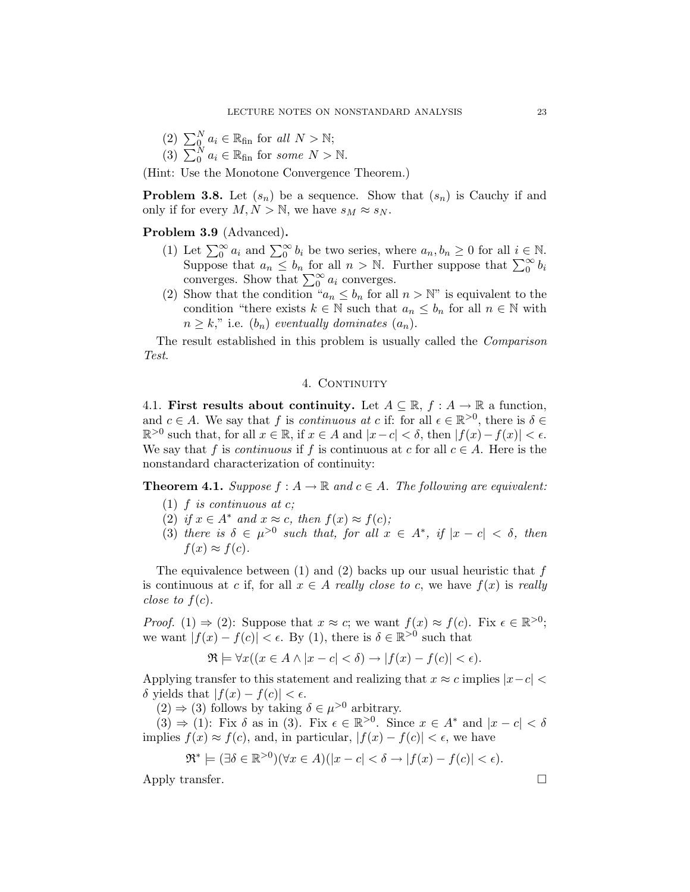(2) $\sum_0^N a_i \in \mathbb{R}_{\text{fin}}$ for *all* $N > \mathbb{N}$;

(3) $\sum_0^N a_i \in \mathbb{R}_{\text{fin}}$ for *some* $N > \mathbb{N}$.

(Hint: Use the Monotone Convergence Theorem.)

**Problem 3.8.** Let $(s_n)$ be a sequence. Show that $(s_n)$ is Cauchy if and only if for every $M, N > \mathbb{N}$, we have $s_M \approx s_N$.

**Problem 3.9** (Advanced)**.**

(1) Let $\sum_0^\infty a_i$ and $\sum_0^\infty b_i$ be two series, where $a_n, b_n \geq 0$ for all $i \in \mathbb{N}$. Suppose that $a_n \leq b_n$ for all $n > \mathbb{N}$. Further suppose that $\sum_0^\infty b_i$ converges. Show that $\sum_0^\infty a_i$ converges.

(2) Show that the condition "$a_n \leq b_n$ for all $n > \mathbb{N}$" is equivalent to the condition "there exists $k \in \mathbb{N}$ such that $a_n \leq b_n$ for all $n \in \mathbb{N}$ with $n \geq k$," i.e. $(b_n)$ *eventually dominates* $(a_n)$.

The result established in this problem is usually called the *Comparison Test*.

## 4. Continuity

4.1. **First results about continuity.** Let $A \subseteq \mathbb{R}$, $f : A \to \mathbb{R}$ a function, and $c \in A$. We say that $f$ is *continuous at* $c$ if: for all $\epsilon \in \mathbb{R}^{>0}$, there is $\delta \in \mathbb{R}^{>0}$ such that, for all $x \in \mathbb{R}$, if $x \in A$ and $|x - c| < \delta$, then $|f(x) - f(x)| < \epsilon$. We say that $f$ is *continuous* if $f$ is continuous at $c$ for all $c \in A$. Here is the nonstandard characterization of continuity:

**Theorem 4.1.** *Suppose $f : A \to \mathbb{R}$ and $c \in A$. The following are equivalent:*

(1) *$f$ is continuous at $c$;*

(2) *if $x \in A^*$ and $x \approx c$, then $f(x) \approx f(c)$;*

(3) *there is $\delta \in \mu^{>0}$ such that, for all $x \in A^*$, if $|x - c| < \delta$, then $f(x) \approx f(c)$.*

The equivalence between (1) and (2) backs up our usual heuristic that $f$ is continuous at $c$ if, for all $x \in A$ *really close to* $c$, we have $f(x)$ is *really close to* $f(c)$.

*Proof.* (1) $\Rightarrow$ (2): Suppose that $x \approx c$; we want $f(x) \approx f(c)$. Fix $\epsilon \in \mathbb{R}^{>0}$; we want $|f(x) - f(c)| < \epsilon$. By (1), there is $\delta \in \mathbb{R}^{>0}$ such that

$$\mathfrak{R} \models \forall x((x \in A \wedge |x - c| < \delta) \to |f(x) - f(c)| < \epsilon).$$

Applying transfer to this statement and realizing that $x \approx c$ implies $|x-c| < \delta$ yields that $|f(x) - f(c)| < \epsilon$.

(2) $\Rightarrow$ (3) follows by taking $\delta \in \mu^{>0}$ arbitrary.

(3) $\Rightarrow$ (1): Fix $\delta$ as in (3). Fix $\epsilon \in \mathbb{R}^{>0}$. Since $x \in A^*$ and $|x - c| < \delta$ implies $f(x) \approx f(c)$, and, in particular, $|f(x) - f(c)| < \epsilon$, we have

$$\mathfrak{R}^* \models (\exists \delta \in \mathbb{R}^{>0})(\forall x \in A)(|x - c| < \delta \to |f(x) - f(c)| < \epsilon).$$

Apply transfer. $\square$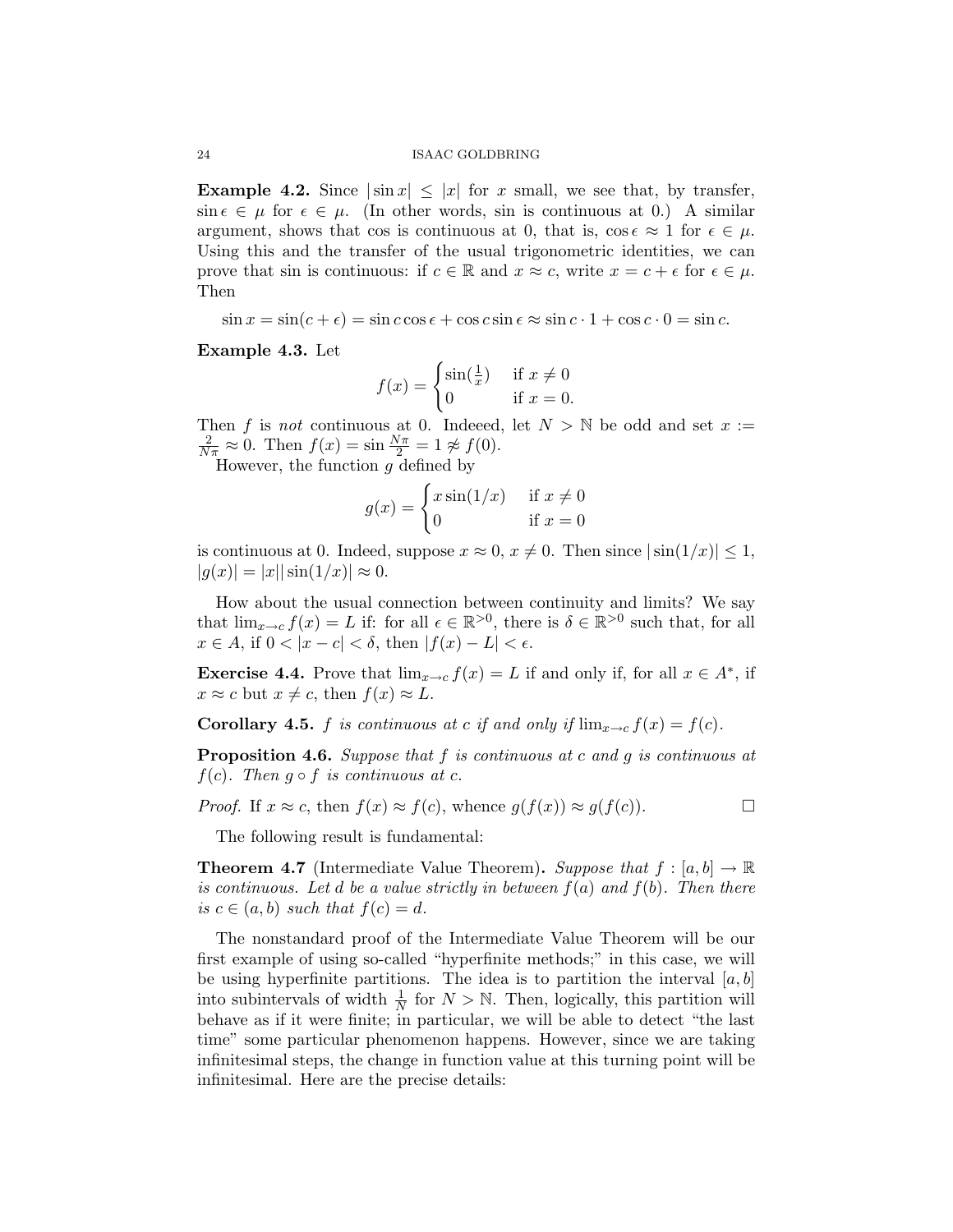**Example 4.2.** Since $|\sin x| \leq |x|$ for $x$ small, we see that, by transfer, $\sin \epsilon \in \mu$ for $\epsilon \in \mu$. (In other words, sin is continuous at 0.) A similar argument, shows that cos is continuous at 0, that is, $\cos \epsilon \approx 1$ for $\epsilon \in \mu$. Using this and the transfer of the usual trigonometric identities, we can prove that sin is continuous: if $c \in \mathbb{R}$ and $x \approx c$, write $x = c + \epsilon$ for $\epsilon \in \mu$. Then

$$\sin x = \sin(c + \epsilon) = \sin c \cos \epsilon + \cos c \sin \epsilon \approx \sin c \cdot 1 + \cos c \cdot 0 = \sin c.$$

**Example 4.3.** Let

$$f(x) = \begin{cases} \sin(\frac{1}{x}) & \text{if } x \neq 0 \\ 0 & \text{if } x = 0. \end{cases}$$

Then $f$ is *not* continuous at 0. Indeeed, let $N > \mathbb{N}$ be odd and set $x := \frac{2}{N\pi} \approx 0$. Then $f(x) = \sin \frac{N\pi}{2} = 1 \not\approx f(0)$.

However, the function $g$ defined by

$$g(x) = \begin{cases} x \sin(1/x) & \text{if } x \neq 0 \\ 0 & \text{if } x = 0 \end{cases}$$

is continuous at 0. Indeed, suppose $x \approx 0$, $x \neq 0$. Then since $|\sin(1/x)| \leq 1$, $|g(x)| = |x||\sin(1/x)| \approx 0$.

How about the usual connection between continuity and limits? We say that $\lim_{x \to c} f(x) = L$ if: for all $\epsilon \in \mathbb{R}^{>0}$, there is $\delta \in \mathbb{R}^{>0}$ such that, for all $x \in A$, if $0 < |x - c| < \delta$, then $|f(x) - L| < \epsilon$.

**Exercise 4.4.** Prove that $\lim_{x \to c} f(x) = L$ if and only if, for all $x \in A^*$, if $x \approx c$ but $x \neq c$, then $f(x) \approx L$.

**Corollary 4.5.** *$f$ is continuous at $c$ if and only if $\lim_{x \to c} f(x) = f(c)$.*

**Proposition 4.6.** *Suppose that $f$ is continuous at $c$ and $g$ is continuous at $f(c)$. Then $g \circ f$ is continuous at $c$.*

*Proof.* If $x \approx c$, then $f(x) \approx f(c)$, whence $g(f(x)) \approx g(f(c))$. □

The following result is fundamental:

**Theorem 4.7** (Intermediate Value Theorem)**.** *Suppose that $f : [a, b] \to \mathbb{R}$ is continuous. Let $d$ be a value strictly in between $f(a)$ and $f(b)$. Then there is $c \in (a, b)$ such that $f(c) = d$.*

The nonstandard proof of the Intermediate Value Theorem will be our first example of using so-called "hyperfinite methods;" in this case, we will be using hyperfinite partitions. The idea is to partition the interval $[a, b]$ into subintervals of width $\frac{1}{N}$ for $N > \mathbb{N}$. Then, logically, this partition will behave as if it were finite; in particular, we will be able to detect "the last time" some particular phenomenon happens. However, since we are taking infinitesimal steps, the change in function value at this turning point will be infinitesimal. Here are the precise details: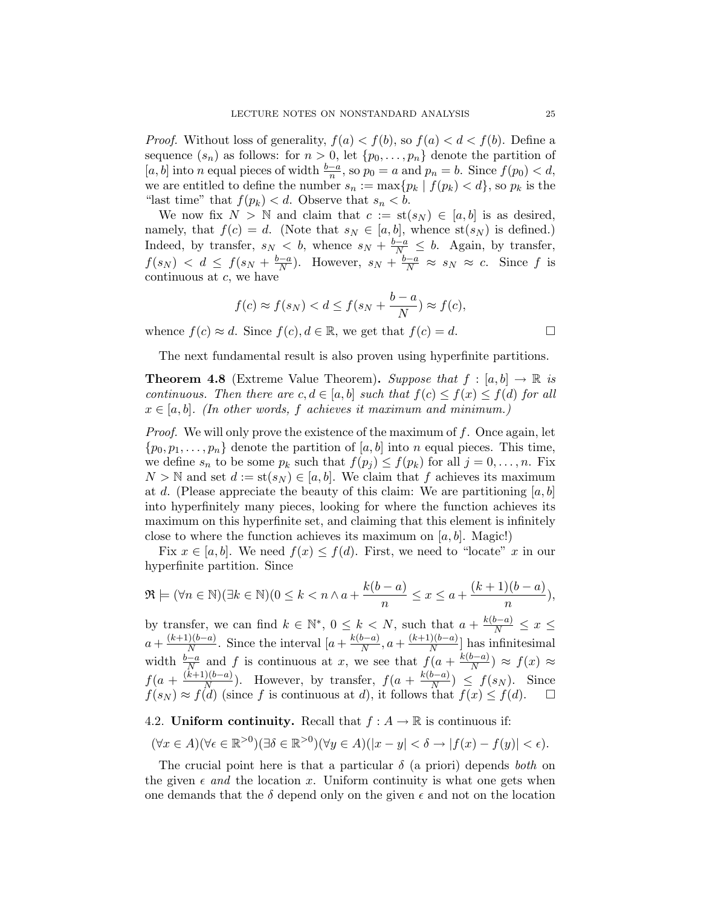*Proof.* Without loss of generality, $f(a) < f(b)$, so $f(a) < d < f(b)$. Define a sequence $(s_n)$ as follows: for $n > 0$, let $\{p_0, \ldots, p_n\}$ denote the partition of $[a, b]$ into $n$ equal pieces of width $\frac{b-a}{n}$, so $p_0 = a$ and $p_n = b$. Since $f(p_0) < d$, we are entitled to define the number $s_n := \max\{p_k \mid f(p_k) < d\}$, so $p_k$ is the "last time" that $f(p_k) < d$. Observe that $s_n < b$.

We now fix $N > \mathbb{N}$ and claim that $c := \text{st}(s_N) \in [a, b]$ is as desired, namely, that $f(c) = d$. (Note that $s_N \in [a, b]$, whence $\text{st}(s_N)$ is defined.) Indeed, by transfer, $s_N < b$, whence $s_N + \frac{b-a}{N} \leq b$. Again, by transfer, $f(s_N) < d \leq f(s_N + \frac{b-a}{N})$. However, $s_N + \frac{b-a}{N} \approx s_N \approx c$. Since $f$ is continuous at $c$, we have

$$f(c) \approx f(s_N) < d \leq f(s_N + \frac{b-a}{N}) \approx f(c),$$

whence $f(c) \approx d$. Since $f(c), d \in \mathbb{R}$, we get that $f(c) = d$. □

The next fundamental result is also proven using hyperfinite partitions.

**Theorem 4.8** (Extreme Value Theorem)**.** *Suppose that $f : [a, b] \to \mathbb{R}$ is continuous. Then there are $c, d \in [a, b]$ such that $f(c) \leq f(x) \leq f(d)$ for all $x \in [a, b]$. (In other words, $f$ achieves it maximum and minimum.)*

*Proof.* We will only prove the existence of the maximum of $f$. Once again, let $\{p_0, p_1, \ldots, p_n\}$ denote the partition of $[a, b]$ into $n$ equal pieces. This time, we define $s_n$ to be some $p_k$ such that $f(p_j) \leq f(p_k)$ for all $j = 0, \ldots, n$. Fix $N > \mathbb{N}$ and set $d := \text{st}(s_N) \in [a, b]$. We claim that $f$ achieves its maximum at $d$. (Please appreciate the beauty of this claim: We are partitioning $[a, b]$ into hyperfinitely many pieces, looking for where the function achieves its maximum on this hyperfinite set, and claiming that this element is infinitely close to where the function achieves its maximum on $[a, b]$. Magic!)

Fix $x \in [a, b]$. We need $f(x) \leq f(d)$. First, we need to "locate" $x$ in our hyperfinite partition. Since

$$\mathfrak{R} \models (\forall n \in \mathbb{N})(\exists k \in \mathbb{N})(0 \leq k < n \wedge a + \frac{k(b-a)}{n} \leq x \leq a + \frac{(k+1)(b-a)}{n}),$$

by transfer, we can find $k \in \mathbb{N}^*$, $0 \leq k < N$, such that $a + \frac{k(b-a)}{N} \leq x \leq a + \frac{(k+1)(b-a)}{N}$. Since the interval $[a + \frac{k(b-a)}{N}, a + \frac{(k+1)(b-a)}{N}]$ has infinitesimal width $\frac{b-a}{N}$ and $f$ is continuous at $x$, we see that $f(a + \frac{k(b-a)}{N}) \approx f(x) \approx f(a + \frac{(k+1)(b-a)}{N})$. However, by transfer, $f(a + \frac{k(b-a)}{N}) \leq f(s_N)$. Since $f(s_N) \approx f(d)$ (since $f$ is continuous at $d$), it follows that $f(x) \leq f(d)$. □

## 4.2. Uniform continuity.

Recall that $f : A \to \mathbb{R}$ is continuous if:

$$(\forall x \in A)(\forall \epsilon \in \mathbb{R}^{>0})(\exists \delta \in \mathbb{R}^{>0})(\forall y \in A)(|x - y| < \delta \to |f(x) - f(y)| < \epsilon).$$

The crucial point here is that a particular $\delta$ (a priori) depends *both* on the given $\epsilon$ *and* the location $x$. Uniform continuity is what one gets when one demands that the $\delta$ depend only on the given $\epsilon$ and not on the location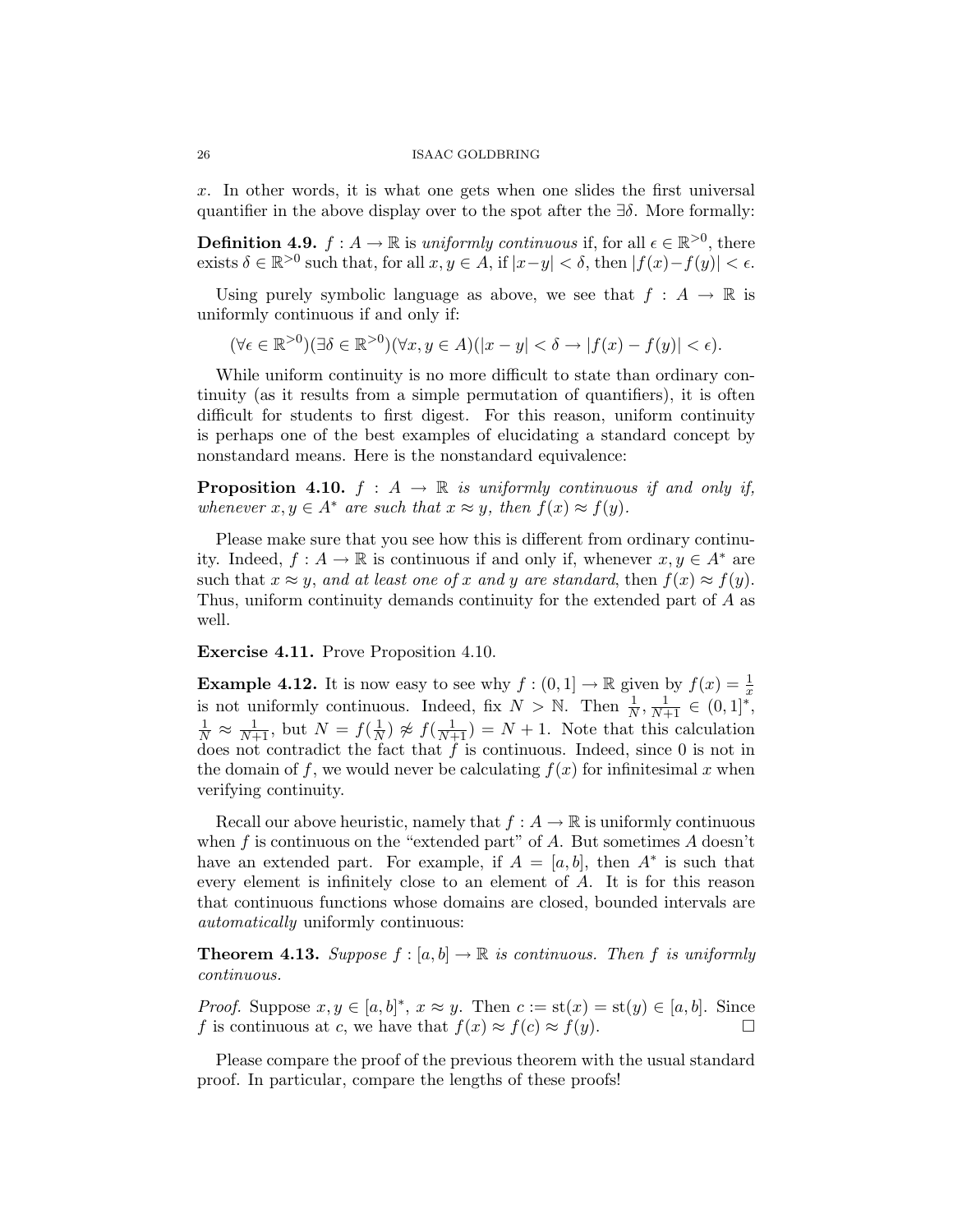$x$. In other words, it is what one gets when one slides the first universal quantifier in the above display over to the spot after the $\exists\delta$. More formally:

**Definition 4.9.** $f : A \to \mathbb{R}$ is *uniformly continuous* if, for all $\epsilon \in \mathbb{R}^{>0}$, there exists $\delta \in \mathbb{R}^{>0}$ such that, for all $x, y \in A$, if $|x-y| < \delta$, then $|f(x)-f(y)| < \epsilon$.

Using purely symbolic language as above, we see that $f : A \to \mathbb{R}$ is uniformly continuous if and only if:

$$(\forall \epsilon \in \mathbb{R}^{>0})(\exists \delta \in \mathbb{R}^{>0})(\forall x, y \in A)(|x-y| < \delta \to |f(x) - f(y)| < \epsilon).$$

While uniform continuity is no more difficult to state than ordinary continuity (as it results from a simple permutation of quantifiers), it is often difficult for students to first digest. For this reason, uniform continuity is perhaps one of the best examples of elucidating a standard concept by nonstandard means. Here is the nonstandard equivalence:

**Proposition 4.10.** *$f : A \to \mathbb{R}$ is uniformly continuous if and only if, whenever $x, y \in A^*$ are such that $x \approx y$, then $f(x) \approx f(y)$.*

Please make sure that you see how this is different from ordinary continuity. Indeed, $f : A \to \mathbb{R}$ is continuous if and only if, whenever $x, y \in A^*$ are such that $x \approx y$, *and at least one of $x$ and $y$ are standard*, then $f(x) \approx f(y)$. Thus, uniform continuity demands continuity for the extended part of $A$ as well.

**Exercise 4.11.** Prove Proposition 4.10.

**Example 4.12.** It is now easy to see why $f : (0, 1] \to \mathbb{R}$ given by $f(x) = \frac{1}{x}$ is not uniformly continuous. Indeed, fix $N > \mathbb{N}$. Then $\frac{1}{N}, \frac{1}{N+1} \in (0, 1]^*$, $\frac{1}{N} \approx \frac{1}{N+1}$, but $N = f(\frac{1}{N}) \not\approx f(\frac{1}{N+1}) = N + 1$. Note that this calculation does not contradict the fact that $f$ is continuous. Indeed, since 0 is not in the domain of $f$, we would never be calculating $f(x)$ for infinitesimal $x$ when verifying continuity.

Recall our above heuristic, namely that $f : A \to \mathbb{R}$ is uniformly continuous when $f$ is continuous on the "extended part" of $A$. But sometimes $A$ doesn't have an extended part. For example, if $A = [a, b]$, then $A^*$ is such that every element is infinitely close to an element of $A$. It is for this reason that continuous functions whose domains are closed, bounded intervals are *automatically* uniformly continuous:

**Theorem 4.13.** *Suppose $f : [a, b] \to \mathbb{R}$ is continuous. Then $f$ is uniformly continuous.*

*Proof.* Suppose $x, y \in [a, b]^*$, $x \approx y$. Then $c := \operatorname{st}(x) = \operatorname{st}(y) \in [a, b]$. Since $f$ is continuous at $c$, we have that $f(x) \approx f(c) \approx f(y)$. $\square$

Please compare the proof of the previous theorem with the usual standard proof. In particular, compare the lengths of these proofs!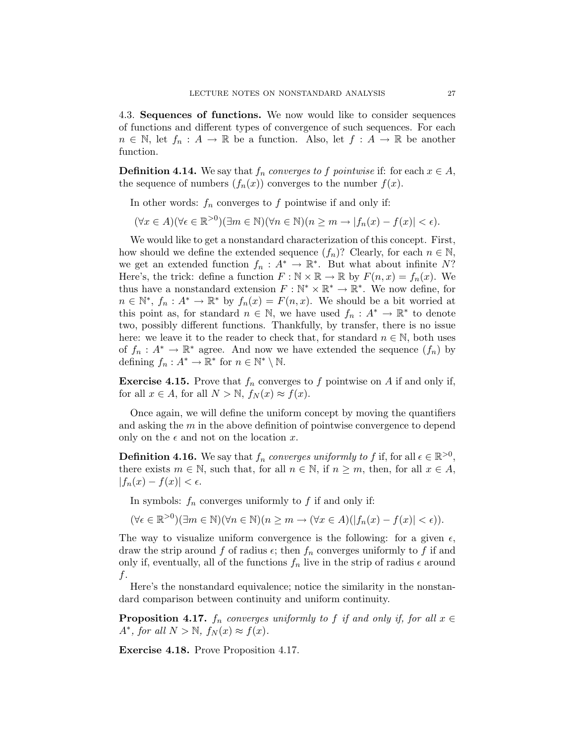### 4.3. Sequences of functions.

We now would like to consider sequences of functions and different types of convergence of such sequences. For each $n \in \mathbb{N}$, let $f_n : A \to \mathbb{R}$ be a function. Also, let $f : A \to \mathbb{R}$ be another function.

**Definition 4.14.** We say that $f_n$ *converges to* $f$ *pointwise* if: for each $x \in A$, the sequence of numbers $(f_n(x))$ converges to the number $f(x)$.

In other words: $f_n$ converges to $f$ pointwise if and only if:

$$(\forall x \in A)(\forall \epsilon \in \mathbb{R}^{>0})(\exists m \in \mathbb{N})(\forall n \in \mathbb{N})(n \geq m \to |f_n(x) - f(x)| < \epsilon).$$

We would like to get a nonstandard characterization of this concept. First, how should we define the extended sequence $(f_n)$? Clearly, for each $n \in \mathbb{N}$, we get an extended function $f_n : A^* \to \mathbb{R}^*$. But what about infinite $N$? Here's, the trick: define a function $F : \mathbb{N} \times \mathbb{R} \to \mathbb{R}$ by $F(n, x) = f_n(x)$. We thus have a nonstandard extension $F : \mathbb{N}^* \times \mathbb{R}^* \to \mathbb{R}^*$. We now define, for $n \in \mathbb{N}^*$, $f_n : A^* \to \mathbb{R}^*$ by $f_n(x) = F(n, x)$. We should be a bit worried at this point as, for standard $n \in \mathbb{N}$, we have used $f_n : A^* \to \mathbb{R}^*$ to denote two, possibly different functions. Thankfully, by transfer, there is no issue here: we leave it to the reader to check that, for standard $n \in \mathbb{N}$, both uses of $f_n : A^* \to \mathbb{R}^*$ agree. And now we have extended the sequence $(f_n)$ by defining $f_n : A^* \to \mathbb{R}^*$ for $n \in \mathbb{N}^* \setminus \mathbb{N}$.

**Exercise 4.15.** Prove that $f_n$ converges to $f$ pointwise on $A$ if and only if, for all $x \in A$, for all $N > \mathbb{N}$, $f_N(x) \approx f(x)$.

Once again, we will define the uniform concept by moving the quantifiers and asking the $m$ in the above definition of pointwise convergence to depend only on the $\epsilon$ and not on the location $x$.

**Definition 4.16.** We say that $f_n$ *converges uniformly to* $f$ if, for all $\epsilon \in \mathbb{R}^{>0}$, there exists $m \in \mathbb{N}$, such that, for all $n \in \mathbb{N}$, if $n \geq m$, then, for all $x \in A$, $|f_n(x) - f(x)| < \epsilon$.

In symbols: $f_n$ converges uniformly to $f$ if and only if:

$$(\forall \epsilon \in \mathbb{R}^{>0})(\exists m \in \mathbb{N})(\forall n \in \mathbb{N})(n \geq m \to (\forall x \in A)(|f_n(x) - f(x)| < \epsilon)).$$

The way to visualize uniform convergence is the following: for a given $\epsilon$, draw the strip around $f$ of radius $\epsilon$; then $f_n$ converges uniformly to $f$ if and only if, eventually, all of the functions $f_n$ live in the strip of radius $\epsilon$ around $f$.

Here's the nonstandard equivalence; notice the similarity in the nonstandard comparison between continuity and uniform continuity.

**Proposition 4.17.** *$f_n$ converges uniformly to $f$ if and only if, for all $x \in A^*$, for all $N > \mathbb{N}$, $f_N(x) \approx f(x)$.*

**Exercise 4.18.** Prove Proposition 4.17.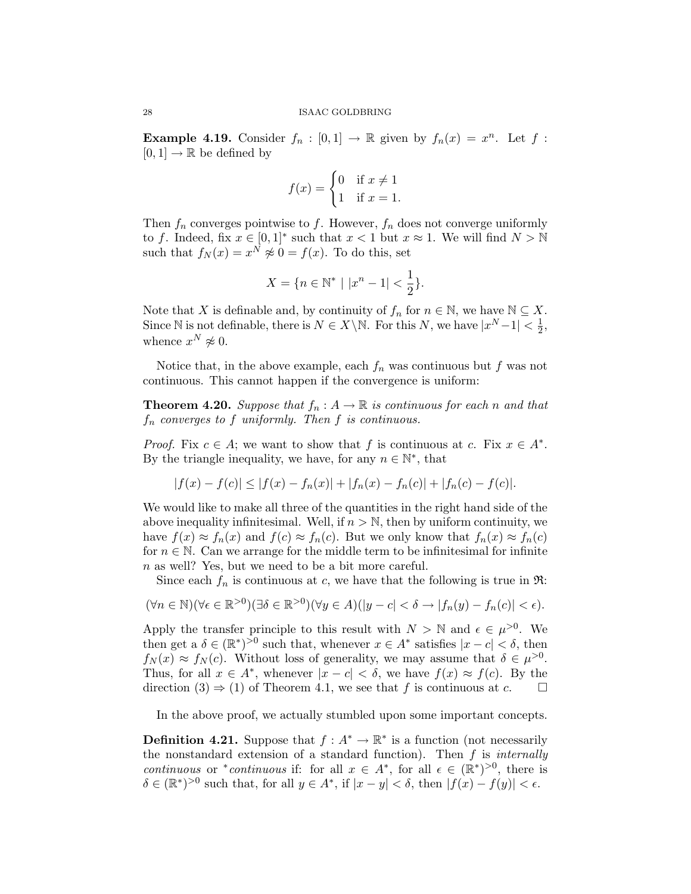**Example 4.19.** Consider $f_n : [0,1] \to \mathbb{R}$ given by $f_n(x) = x^n$. Let $f : [0,1] \to \mathbb{R}$ be defined by

$$f(x) = \begin{cases} 0 & \text{if } x \neq 1 \\ 1 & \text{if } x = 1. \end{cases}$$

Then $f_n$ converges pointwise to $f$. However, $f_n$ does not converge uniformly to $f$. Indeed, fix $x \in [0,1]^*$ such that $x < 1$ but $x \approx 1$. We will find $N > \mathbb{N}$ such that $f_N(x) = x^N \not\approx 0 = f(x)$. To do this, set

$$X = \{n \in \mathbb{N}^* \mid |x^n - 1| < \frac{1}{2}\}.$$

Note that $X$ is definable and, by continuity of $f_n$ for $n \in \mathbb{N}$, we have $\mathbb{N} \subseteq X$. Since $\mathbb{N}$ is not definable, there is $N \in X \setminus \mathbb{N}$. For this $N$, we have $|x^N - 1| < \frac{1}{2}$, whence $x^N \not\approx 0$.

Notice that, in the above example, each $f_n$ was continuous but $f$ was not continuous. This cannot happen if the convergence is uniform:

**Theorem 4.20.** *Suppose that $f_n : A \to \mathbb{R}$ is continuous for each $n$ and that $f_n$ converges to $f$ uniformly. Then $f$ is continuous.*

*Proof.* Fix $c \in A$; we want to show that $f$ is continuous at $c$. Fix $x \in A^*$. By the triangle inequality, we have, for any $n \in \mathbb{N}^*$, that

$$|f(x) - f(c)| \leq |f(x) - f_n(x)| + |f_n(x) - f_n(c)| + |f_n(c) - f(c)|.$$

We would like to make all three of the quantities in the right hand side of the above inequality infinitesimal. Well, if $n > \mathbb{N}$, then by uniform continuity, we have $f(x) \approx f_n(x)$ and $f(c) \approx f_n(c)$. But we only know that $f_n(x) \approx f_n(c)$ for $n \in \mathbb{N}$. Can we arrange for the middle term to be infinitesimal for infinite $n$ as well? Yes, but we need to be a bit more careful.

Since each $f_n$ is continuous at $c$, we have that the following is true in $\mathfrak{R}$:

$$(\forall n \in \mathbb{N})(\forall \epsilon \in \mathbb{R}^{>0})(\exists \delta \in \mathbb{R}^{>0})(\forall y \in A)(|y - c| < \delta \to |f_n(y) - f_n(c)| < \epsilon).$$

Apply the transfer principle to this result with $N > \mathbb{N}$ and $\epsilon \in \mu^{>0}$. We then get a $\delta \in (\mathbb{R}^*)^{>0}$ such that, whenever $x \in A^*$ satisfies $|x - c| < \delta$, then $f_N(x) \approx f_N(c)$. Without loss of generality, we may assume that $\delta \in \mu^{>0}$. Thus, for all $x \in A^*$, whenever $|x - c| < \delta$, we have $f(x) \approx f(c)$. By the direction (3) $\Rightarrow$ (1) of Theorem 4.1, we see that $f$ is continuous at $c$. $\square$

In the above proof, we actually stumbled upon some important concepts.

**Definition 4.21.** Suppose that $f : A^* \to \mathbb{R}^*$ is a function (not necessarily the nonstandard extension of a standard function). Then $f$ is *internally continuous* or ${}^*$*continuous* if: for all $x \in A^*$, for all $\epsilon \in (\mathbb{R}^*)^{>0}$, there is $\delta \in (\mathbb{R}^*)^{>0}$ such that, for all $y \in A^*$, if $|x - y| < \delta$, then $|f(x) - f(y)| < \epsilon$.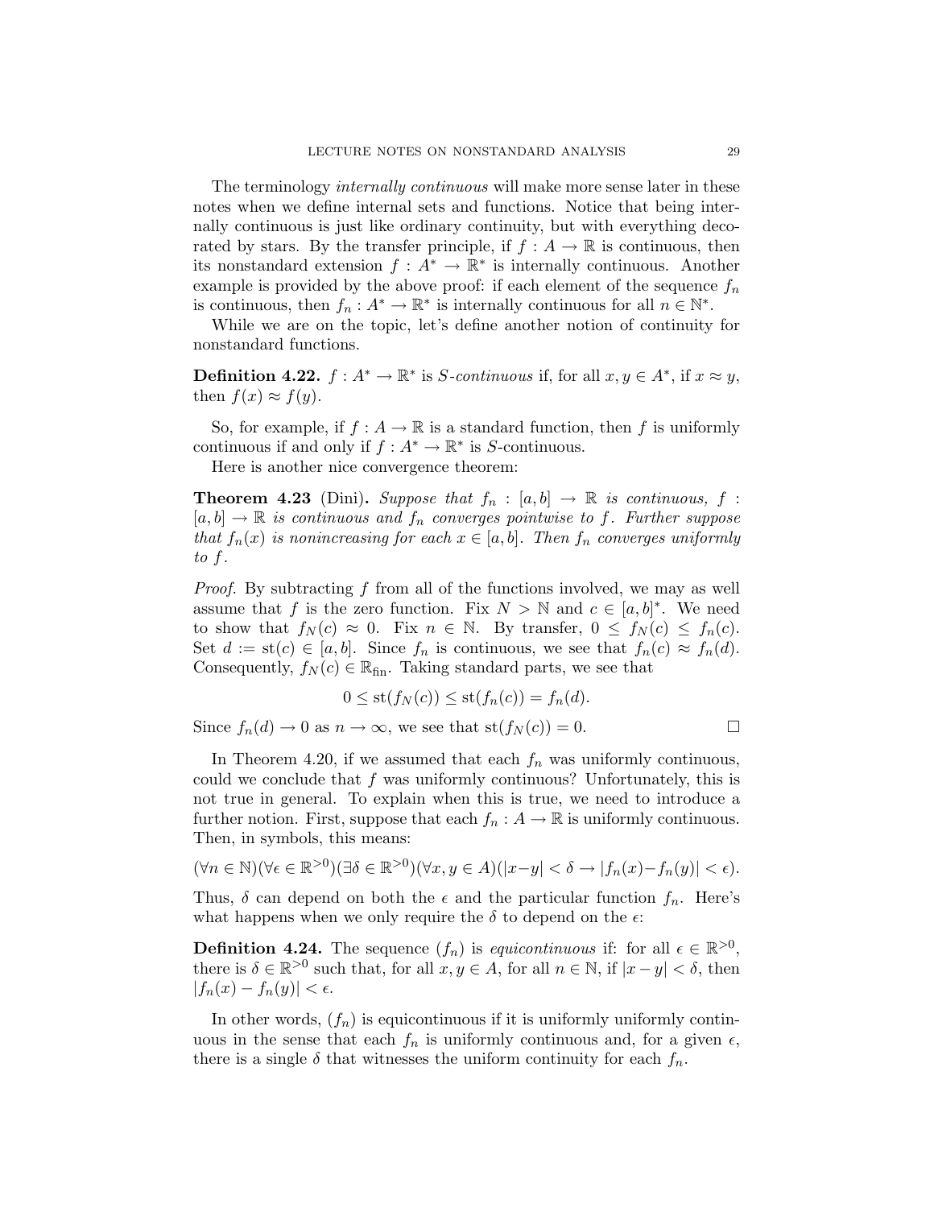The terminology *internally continuous* will make more sense later in these notes when we define internal sets and functions. Notice that being internally continuous is just like ordinary continuity, but with everything decorated by stars. By the transfer principle, if $f : A \to \mathbb{R}$ is continuous, then its nonstandard extension $f : A^* \to \mathbb{R}^*$ is internally continuous. Another example is provided by the above proof: if each element of the sequence $f_n$ is continuous, then $f_n : A^* \to \mathbb{R}^*$ is internally continuous for all $n \in \mathbb{N}^*$.

While we are on the topic, let's define another notion of continuity for nonstandard functions.

**Definition 4.22.** $f : A^* \to \mathbb{R}^*$ is *S-continuous* if, for all $x, y \in A^*$, if $x \approx y$, then $f(x) \approx f(y)$.

So, for example, if $f : A \to \mathbb{R}$ is a standard function, then $f$ is uniformly continuous if and only if $f : A^* \to \mathbb{R}^*$ is S-continuous.

Here is another nice convergence theorem:

**Theorem 4.23** (Dini)**.** *Suppose that $f_n : [a, b] \to \mathbb{R}$ is continuous, $f : [a, b] \to \mathbb{R}$ is continuous and $f_n$ converges pointwise to $f$. Further suppose that $f_n(x)$ is nonincreasing for each $x \in [a, b]$. Then $f_n$ converges uniformly to $f$.*

*Proof.* By subtracting $f$ from all of the functions involved, we may as well assume that $f$ is the zero function. Fix $N > \mathbb{N}$ and $c \in [a, b]^*$. We need to show that $f_N(c) \approx 0$. Fix $n \in \mathbb{N}$. By transfer, $0 \leq f_N(c) \leq f_n(c)$. Set $d := \text{st}(c) \in [a, b]$. Since $f_n$ is continuous, we see that $f_n(c) \approx f_n(d)$. Consequently, $f_N(c) \in \mathbb{R}_{\text{fin}}$. Taking standard parts, we see that

$$0 \leq \text{st}(f_N(c)) \leq \text{st}(f_n(c)) = f_n(d).$$

Since $f_n(d) \to 0$ as $n \to \infty$, we see that $\text{st}(f_N(c)) = 0$. $\square$

In Theorem 4.20, if we assumed that each $f_n$ was uniformly continuous, could we conclude that $f$ was uniformly continuous? Unfortunately, this is not true in general. To explain when this is true, we need to introduce a further notion. First, suppose that each $f_n : A \to \mathbb{R}$ is uniformly continuous. Then, in symbols, this means:

$$(\forall n \in \mathbb{N})(\forall \epsilon \in \mathbb{R}^{>0})(\exists \delta \in \mathbb{R}^{>0})(\forall x, y \in A)(|x-y| < \delta \to |f_n(x)-f_n(y)| < \epsilon).$$

Thus, $\delta$ can depend on both the $\epsilon$ and the particular function $f_n$. Here's what happens when we only require the $\delta$ to depend on the $\epsilon$:

**Definition 4.24.** The sequence $(f_n)$ is *equicontinuous* if: for all $\epsilon \in \mathbb{R}^{>0}$, there is $\delta \in \mathbb{R}^{>0}$ such that, for all $x, y \in A$, for all $n \in \mathbb{N}$, if $|x - y| < \delta$, then $|f_n(x) - f_n(y)| < \epsilon$.

In other words, $(f_n)$ is equicontinuous if it is uniformly uniformly continuous in the sense that each $f_n$ is uniformly continuous and, for a given $\epsilon$, there is a single $\delta$ that witnesses the uniform continuity for each $f_n$.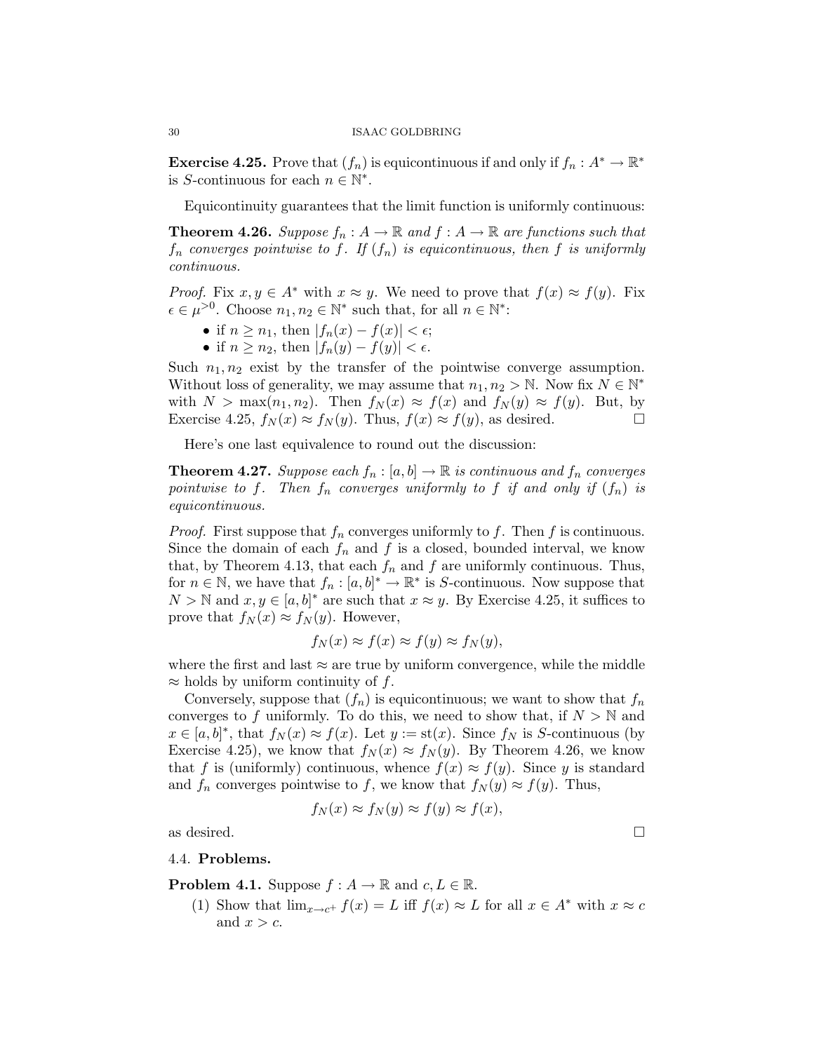**Exercise 4.25.** Prove that $(f_n)$ is equicontinuous if and only if $f_n : A^* \to \mathbb{R}^*$ is $S$-continuous for each $n \in \mathbb{N}^*$.

Equicontinuity guarantees that the limit function is uniformly continuous:

**Theorem 4.26.** *Suppose $f_n : A \to \mathbb{R}$ and $f : A \to \mathbb{R}$ are functions such that $f_n$ converges pointwise to $f$. If $(f_n)$ is equicontinuous, then $f$ is uniformly continuous.*

*Proof.* Fix $x, y \in A^*$ with $x \approx y$. We need to prove that $f(x) \approx f(y)$. Fix $\epsilon \in \mu^{>0}$. Choose $n_1, n_2 \in \mathbb{N}^*$ such that, for all $n \in \mathbb{N}^*$:

- if $n \geq n_1$, then $|f_n(x) - f(x)| < \epsilon$;
- if $n \geq n_2$, then $|f_n(y) - f(y)| < \epsilon$.

Such $n_1, n_2$ exist by the transfer of the pointwise converge assumption. Without loss of generality, we may assume that $n_1, n_2 > \mathbb{N}$. Now fix $N \in \mathbb{N}^*$ with $N > \max(n_1, n_2)$. Then $f_N(x) \approx f(x)$ and $f_N(y) \approx f(y)$. But, by Exercise 4.25, $f_N(x) \approx f_N(y)$. Thus, $f(x) \approx f(y)$, as desired. $\square$

Here's one last equivalence to round out the discussion:

**Theorem 4.27.** *Suppose each $f_n : [a, b] \to \mathbb{R}$ is continuous and $f_n$ converges pointwise to $f$. Then $f_n$ converges uniformly to $f$ if and only if $(f_n)$ is equicontinuous.*

*Proof.* First suppose that $f_n$ converges uniformly to $f$. Then $f$ is continuous. Since the domain of each $f_n$ and $f$ is a closed, bounded interval, we know that, by Theorem 4.13, that each $f_n$ and $f$ are uniformly continuous. Thus, for $n \in \mathbb{N}$, we have that $f_n : [a, b]^* \to \mathbb{R}^*$ is $S$-continuous. Now suppose that $N > \mathbb{N}$ and $x, y \in [a, b]^*$ are such that $x \approx y$. By Exercise 4.25, it suffices to prove that $f_N(x) \approx f_N(y)$. However,

$$f_N(x) \approx f(x) \approx f(y) \approx f_N(y),$$

where the first and last $\approx$ are true by uniform convergence, while the middle $\approx$ holds by uniform continuity of $f$.

Conversely, suppose that $(f_n)$ is equicontinuous; we want to show that $f_n$ converges to $f$ uniformly. To do this, we need to show that, if $N > \mathbb{N}$ and $x \in [a, b]^*$, that $f_N(x) \approx f(x)$. Let $y := \operatorname{st}(x)$. Since $f_N$ is $S$-continuous (by Exercise 4.25), we know that $f_N(x) \approx f_N(y)$. By Theorem 4.26, we know that $f$ is (uniformly) continuous, whence $f(x) \approx f(y)$. Since $y$ is standard and $f_n$ converges pointwise to $f$, we know that $f_N(y) \approx f(y)$. Thus,

$$f_N(x) \approx f_N(y) \approx f(y) \approx f(x),$$

as desired. $\square$

## 4.4. Problems.

**Problem 4.1.** Suppose $f : A \to \mathbb{R}$ and $c, L \in \mathbb{R}$.

(1) Show that $\lim_{x \to c^+} f(x) = L$ iff $f(x) \approx L$ for all $x \in A^*$ with $x \approx c$ and $x > c$.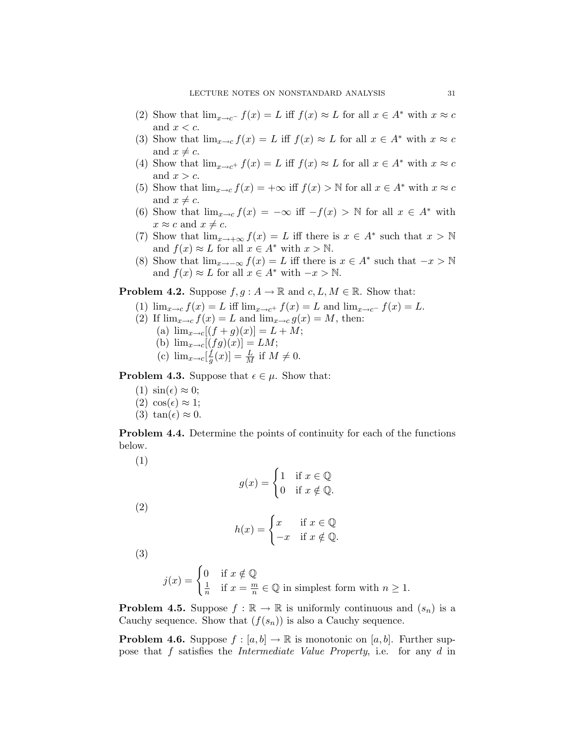(2) Show that $\lim_{x \to c^-} f(x) = L$ iff $f(x) \approx L$ for all $x \in A^*$ with $x \approx c$ and $x < c$.
(3) Show that $\lim_{x \to c} f(x) = L$ iff $f(x) \approx L$ for all $x \in A^*$ with $x \approx c$ and $x \neq c$.
(4) Show that $\lim_{x \to c^+} f(x) = L$ iff $f(x) \approx L$ for all $x \in A^*$ with $x \approx c$ and $x > c$.
(5) Show that $\lim_{x \to c} f(x) = +\infty$ iff $f(x) > \mathbb{N}$ for all $x \in A^*$ with $x \approx c$ and $x \neq c$.
(6) Show that $\lim_{x \to c} f(x) = -\infty$ iff $-f(x) > \mathbb{N}$ for all $x \in A^*$ with $x \approx c$ and $x \neq c$.
(7) Show that $\lim_{x \to +\infty} f(x) = L$ iff there is $x \in A^*$ such that $x > \mathbb{N}$ and $f(x) \approx L$ for all $x \in A^*$ with $x > \mathbb{N}$.
(8) Show that $\lim_{x \to -\infty} f(x) = L$ iff there is $x \in A^*$ such that $-x > \mathbb{N}$ and $f(x) \approx L$ for all $x \in A^*$ with $-x > \mathbb{N}$.

**Problem 4.2.** Suppose $f, g : A \to \mathbb{R}$ and $c, L, M \in \mathbb{R}$. Show that:

(1) $\lim_{x \to c} f(x) = L$ iff $\lim_{x \to c^+} f(x) = L$ and $\lim_{x \to c^-} f(x) = L$.
(2) If $\lim_{x \to c} f(x) = L$ and $\lim_{x \to c} g(x) = M$, then:
   (a) $\lim_{x \to c}[(f + g)(x)] = L + M$;
   (b) $\lim_{x \to c}[(fg)(x)] = LM$;
   (c) $\lim_{x \to c}[\frac{f}{g}(x)] = \frac{L}{M}$ if $M \neq 0$.

**Problem 4.3.** Suppose that $\epsilon \in \mu$. Show that:

(1) $\sin(\epsilon) \approx 0$;
(2) $\cos(\epsilon) \approx 1$;
(3) $\tan(\epsilon) \approx 0$.

**Problem 4.4.** Determine the points of continuity for each of the functions below.

(1)
$$g(x) = \begin{cases} 1 & \text{if } x \in \mathbb{Q} \\ 0 & \text{if } x \notin \mathbb{Q}. \end{cases}$$

(2)
$$h(x) = \begin{cases} x & \text{if } x \in \mathbb{Q} \\ -x & \text{if } x \notin \mathbb{Q}. \end{cases}$$

(3)
$$j(x) = \begin{cases} 0 & \text{if } x \notin \mathbb{Q} \\ \frac{1}{n} & \text{if } x = \frac{m}{n} \in \mathbb{Q} \text{ in simplest form with } n \geq 1. \end{cases}$$

**Problem 4.5.** Suppose $f : \mathbb{R} \to \mathbb{R}$ is uniformly continuous and $(s_n)$ is a Cauchy sequence. Show that $(f(s_n))$ is also a Cauchy sequence.

**Problem 4.6.** Suppose $f : [a, b] \to \mathbb{R}$ is monotonic on $[a, b]$. Further suppose that $f$ satisfies the *Intermediate Value Property*, i.e. for any $d$ in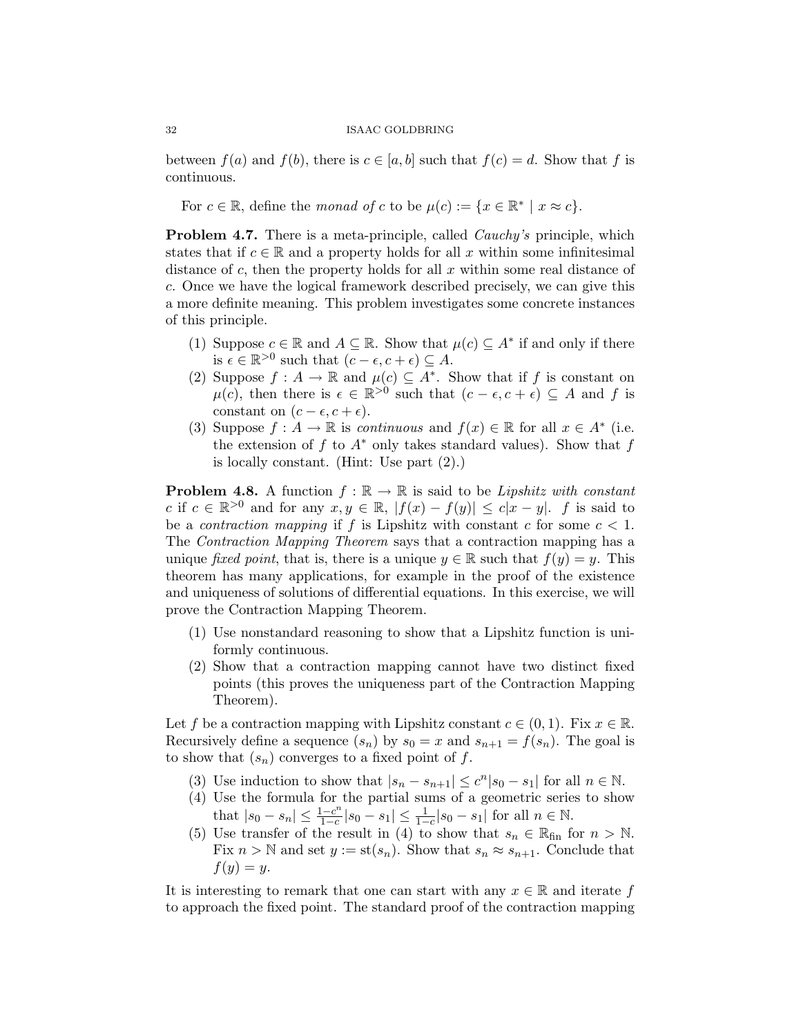between $f(a)$ and $f(b)$, there is $c \in [a,b]$ such that $f(c) = d$. Show that $f$ is continuous.

For $c \in \mathbb{R}$, define the *monad of* $c$ to be $\mu(c) := \{x \in \mathbb{R}^* \mid x \approx c\}$.

**Problem 4.7.** There is a meta-principle, called *Cauchy's* principle, which states that if $c \in \mathbb{R}$ and a property holds for all $x$ within some infinitesimal distance of $c$, then the property holds for all $x$ within some real distance of $c$. Once we have the logical framework described precisely, we can give this a more definite meaning. This problem investigates some concrete instances of this principle.

1. Suppose $c \in \mathbb{R}$ and $A \subseteq \mathbb{R}$. Show that $\mu(c) \subseteq A^*$ if and only if there is $\epsilon \in \mathbb{R}^{>0}$ such that $(c - \epsilon, c + \epsilon) \subseteq A$.
2. Suppose $f : A \to \mathbb{R}$ and $\mu(c) \subseteq A^*$. Show that if $f$ is constant on $\mu(c)$, then there is $\epsilon \in \mathbb{R}^{>0}$ such that $(c - \epsilon, c + \epsilon) \subseteq A$ and $f$ is constant on $(c - \epsilon, c + \epsilon)$.
3. Suppose $f : A \to \mathbb{R}$ is *continuous* and $f(x) \in \mathbb{R}$ for all $x \in A^*$ (i.e. the extension of $f$ to $A^*$ only takes standard values). Show that $f$ is locally constant. (Hint: Use part (2).)

**Problem 4.8.** A function $f : \mathbb{R} \to \mathbb{R}$ is said to be *Lipshitz with constant* $c$ if $c \in \mathbb{R}^{>0}$ and for any $x, y \in \mathbb{R}$, $|f(x) - f(y)| \leq c|x - y|$. $f$ is said to be a *contraction mapping* if $f$ is Lipshitz with constant $c$ for some $c < 1$. The *Contraction Mapping Theorem* says that a contraction mapping has a unique *fixed point*, that is, there is a unique $y \in \mathbb{R}$ such that $f(y) = y$. This theorem has many applications, for example in the proof of the existence and uniqueness of solutions of differential equations. In this exercise, we will prove the Contraction Mapping Theorem.

1. Use nonstandard reasoning to show that a Lipshitz function is uniformly continuous.
2. Show that a contraction mapping cannot have two distinct fixed points (this proves the uniqueness part of the Contraction Mapping Theorem).

Let $f$ be a contraction mapping with Lipshitz constant $c \in (0,1)$. Fix $x \in \mathbb{R}$. Recursively define a sequence $(s_n)$ by $s_0 = x$ and $s_{n+1} = f(s_n)$. The goal is to show that $(s_n)$ converges to a fixed point of $f$.

3. Use induction to show that $|s_n - s_{n+1}| \leq c^n |s_0 - s_1|$ for all $n \in \mathbb{N}$.
4. Use the formula for the partial sums of a geometric series to show that $|s_0 - s_n| \leq \frac{1-c^n}{1-c}|s_0 - s_1| \leq \frac{1}{1-c}|s_0 - s_1|$ for all $n \in \mathbb{N}$.
5. Use transfer of the result in (4) to show that $s_n \in \mathbb{R}_{\text{fin}}$ for $n > \mathbb{N}$. Fix $n > \mathbb{N}$ and set $y := \text{st}(s_n)$. Show that $s_n \approx s_{n+1}$. Conclude that $f(y) = y$.

It is interesting to remark that one can start with any $x \in \mathbb{R}$ and iterate $f$ to approach the fixed point. The standard proof of the contraction mapping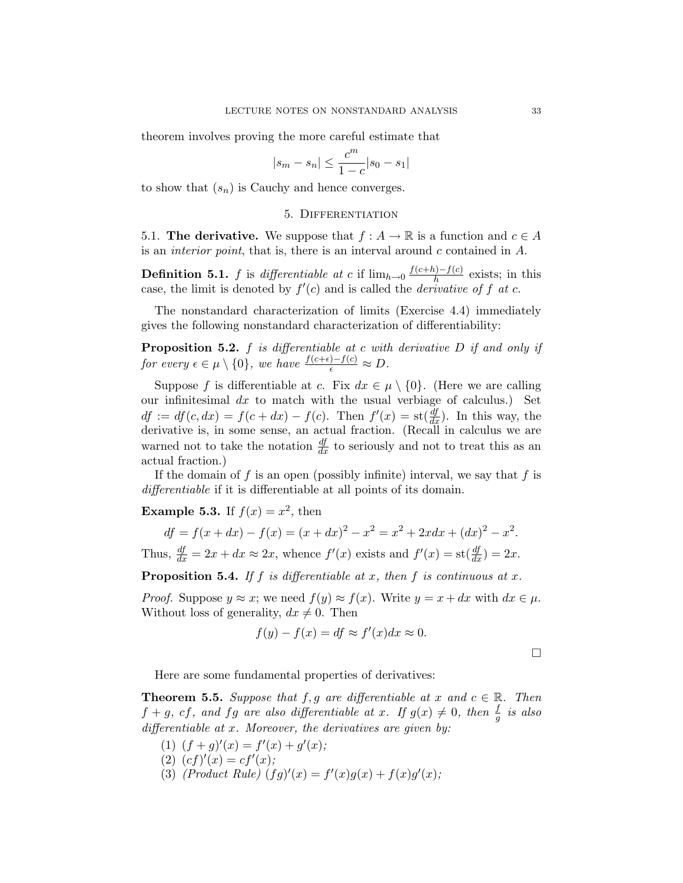theorem involves proving the more careful estimate that

$$|s_m - s_n| \leq \frac{c^m}{1-c}|s_0 - s_1|$$

to show that $(s_n)$ is Cauchy and hence converges.

## 5. Differentiation

**5.1. The derivative.** We suppose that $f : A \to \mathbb{R}$ is a function and $c \in A$ is an *interior point*, that is, there is an interval around $c$ contained in $A$.

**Definition 5.1.** $f$ is *differentiable at* $c$ if $\lim_{h\to 0} \frac{f(c+h)-f(c)}{h}$ exists; in this case, the limit is denoted by $f'(c)$ and is called the *derivative of* $f$ *at* $c$.

The nonstandard characterization of limits (Exercise 4.4) immediately gives the following nonstandard characterization of differentiability:

**Proposition 5.2.** *$f$ is differentiable at $c$ with derivative $D$ if and only if for every $\epsilon \in \mu \setminus \{0\}$, we have $\frac{f(c+\epsilon)-f(c)}{\epsilon} \approx D$.*

Suppose $f$ is differentiable at $c$. Fix $dx \in \mu \setminus \{0\}$. (Here we are calling our infinitesimal $dx$ to match with the usual verbiage of calculus.) Set $df := df(c, dx) = f(c + dx) - f(c)$. Then $f'(x) = \operatorname{st}(\frac{df}{dx})$. In this way, the derivative is, in some sense, an actual fraction. (Recall in calculus we are warned not to take the notation $\frac{df}{dx}$ to seriously and not to treat this as an actual fraction.)

If the domain of $f$ is an open (possibly infinite) interval, we say that $f$ is *differentiable* if it is differentiable at all points of its domain.

**Example 5.3.** If $f(x) = x^2$, then

$$df = f(x + dx) - f(x) = (x + dx)^2 - x^2 = x^2 + 2xdx + (dx)^2 - x^2.$$

Thus, $\frac{df}{dx} = 2x + dx \approx 2x$, whence $f'(x)$ exists and $f'(x) = \operatorname{st}(\frac{df}{dx}) = 2x$.

**Proposition 5.4.** *If $f$ is differentiable at $x$, then $f$ is continuous at $x$.*

*Proof.* Suppose $y \approx x$; we need $f(y) \approx f(x)$. Write $y = x + dx$ with $dx \in \mu$. Without loss of generality, $dx \neq 0$. Then

$$f(y) - f(x) = df \approx f'(x)dx \approx 0.$$

□

Here are some fundamental properties of derivatives:

**Theorem 5.5.** *Suppose that $f, g$ are differentiable at $x$ and $c \in \mathbb{R}$. Then $f + g$, $cf$, and $fg$ are also differentiable at $x$. If $g(x) \neq 0$, then $\frac{f}{g}$ is also differentiable at $x$. Moreover, the derivatives are given by:*

1. $(f + g)'(x) = f'(x) + g'(x)$;
2. $(cf)'(x) = cf'(x)$;
3. *(Product Rule)* $(fg)'(x) = f'(x)g(x) + f(x)g'(x)$;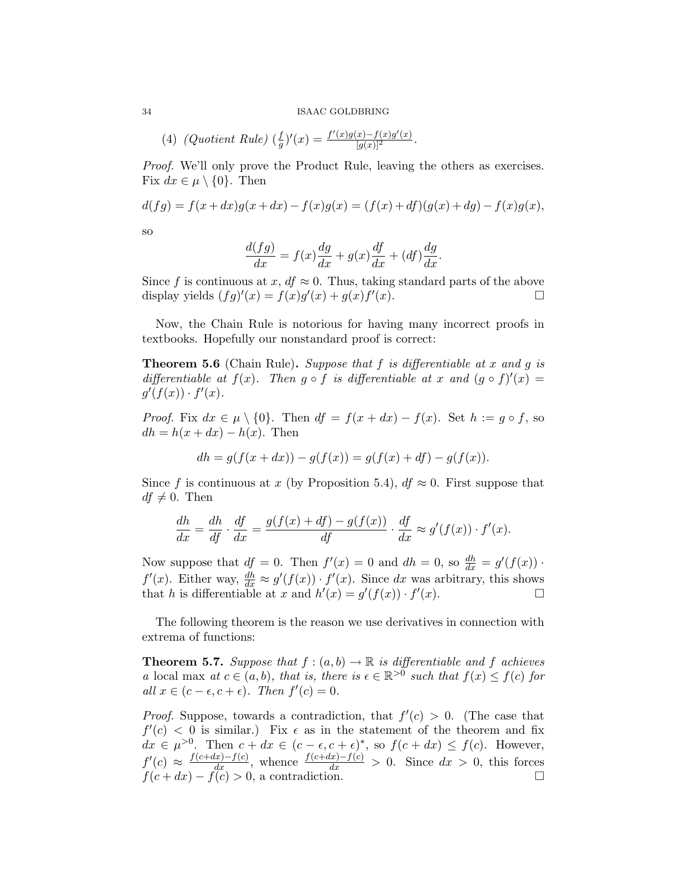(4) *(Quotient Rule)* $(\frac{f}{g})'(x) = \frac{f'(x)g(x) - f(x)g'(x)}{[g(x)]^2}$.

*Proof.* We'll only prove the Product Rule, leaving the others as exercises. Fix $dx \in \mu \setminus \{0\}$. Then

$$d(fg) = f(x+dx)g(x+dx) - f(x)g(x) = (f(x)+df)(g(x)+dg) - f(x)g(x),$$

so

$$\frac{d(fg)}{dx} = f(x)\frac{dg}{dx} + g(x)\frac{df}{dx} + (df)\frac{dg}{dx}.$$

Since $f$ is continuous at $x$, $df \approx 0$. Thus, taking standard parts of the above display yields $(fg)'(x) = f(x)g'(x) + g(x)f'(x)$. □

Now, the Chain Rule is notorious for having many incorrect proofs in textbooks. Hopefully our nonstandard proof is correct:

**Theorem 5.6** (Chain Rule)**.** *Suppose that $f$ is differentiable at $x$ and $g$ is differentiable at $f(x)$. Then $g \circ f$ is differentiable at $x$ and $(g \circ f)'(x) = g'(f(x)) \cdot f'(x)$.*

*Proof.* Fix $dx \in \mu \setminus \{0\}$. Then $df = f(x+dx) - f(x)$. Set $h := g \circ f$, so $dh = h(x+dx) - h(x)$. Then

$$dh = g(f(x+dx)) - g(f(x)) = g(f(x)+df) - g(f(x)).$$

Since $f$ is continuous at $x$ (by Proposition 5.4), $df \approx 0$. First suppose that $df \neq 0$. Then

$$\frac{dh}{dx} = \frac{dh}{df} \cdot \frac{df}{dx} = \frac{g(f(x)+df) - g(f(x))}{df} \cdot \frac{df}{dx} \approx g'(f(x)) \cdot f'(x).$$

Now suppose that $df = 0$. Then $f'(x) = 0$ and $dh = 0$, so $\frac{dh}{dx} = g'(f(x)) \cdot f'(x)$. Either way, $\frac{dh}{dx} \approx g'(f(x)) \cdot f'(x)$. Since $dx$ was arbitrary, this shows that $h$ is differentiable at $x$ and $h'(x) = g'(f(x)) \cdot f'(x)$. □

The following theorem is the reason we use derivatives in connection with extrema of functions:

**Theorem 5.7.** *Suppose that $f : (a,b) \to \mathbb{R}$ is differentiable and $f$ achieves a* local max *at $c \in (a,b)$, that is, there is $\epsilon \in \mathbb{R}^{>0}$ such that $f(x) \leq f(c)$ for all $x \in (c-\epsilon, c+\epsilon)$. Then $f'(c) = 0$.*

*Proof.* Suppose, towards a contradiction, that $f'(c) > 0$. (The case that $f'(c) < 0$ is similar.) Fix $\epsilon$ as in the statement of the theorem and fix $dx \in \mu^{>0}$. Then $c + dx \in (c-\epsilon, c+\epsilon)^*$, so $f(c+dx) \leq f(c)$. However, $f'(c) \approx \frac{f(c+dx)-f(c)}{dx}$, whence $\frac{f(c+dx)-f(c)}{dx} > 0$. Since $dx > 0$, this forces $f(c+dx) - f(c) > 0$, a contradiction. □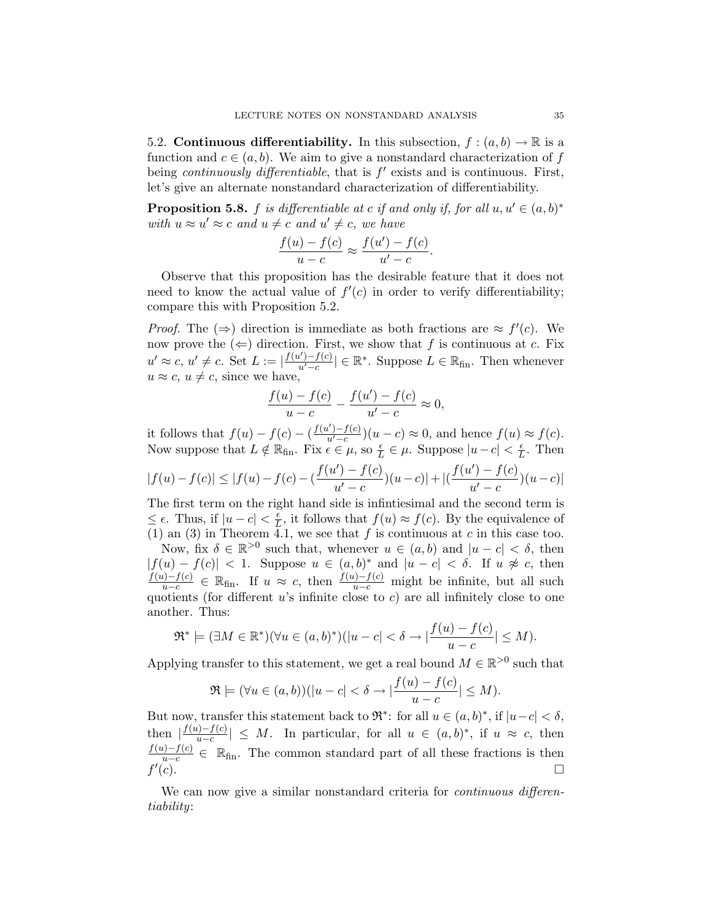5.2. **Continuous differentiability.** In this subsection, $f : (a, b) \to \mathbb{R}$ is a function and $c \in (a, b)$. We aim to give a nonstandard characterization of $f$ being *continuously differentiable*, that is $f'$ exists and is continuous. First, let's give an alternate nonstandard characterization of differentiability.

**Proposition 5.8.** *$f$ is differentiable at $c$ if and only if, for all $u, u' \in (a, b)^*$ with $u \approx u' \approx c$ and $u \neq c$ and $u' \neq c$, we have*

$$\frac{f(u) - f(c)}{u - c} \approx \frac{f(u') - f(c)}{u' - c}.$$

Observe that this proposition has the desirable feature that it does not need to know the actual value of $f'(c)$ in order to verify differentiability; compare this with Proposition 5.2.

*Proof.* The $(\Rightarrow)$ direction is immediate as both fractions are $\approx f'(c)$. We now prove the $(\Leftarrow)$ direction. First, we show that $f$ is continuous at $c$. Fix $u' \approx c$, $u' \neq c$. Set $L := |\frac{f(u')-f(c)}{u'-c}| \in \mathbb{R}^*$. Suppose $L \in \mathbb{R}_{\text{fin}}$. Then whenever $u \approx c$, $u \neq c$, since we have,

$$\frac{f(u) - f(c)}{u - c} - \frac{f(u') - f(c)}{u' - c} \approx 0,$$

it follows that $f(u) - f(c) - (\frac{f(u')-f(c)}{u'-c})(u - c) \approx 0$, and hence $f(u) \approx f(c)$. Now suppose that $L \notin \mathbb{R}_{\text{fin}}$. Fix $\epsilon \in \mu$, so $\frac{\epsilon}{L} \in \mu$. Suppose $|u - c| < \frac{\epsilon}{L}$. Then

$$|f(u) - f(c)| \leq |f(u) - f(c) - (\frac{f(u') - f(c)}{u' - c})(u - c)| + |(\frac{f(u') - f(c)}{u' - c})(u - c)|$$

The first term on the right hand side is infintiesimal and the second term is $\leq \epsilon$. Thus, if $|u - c| < \frac{\epsilon}{L}$, it follows that $f(u) \approx f(c)$. By the equivalence of (1) an (3) in Theorem 4.1, we see that $f$ is continuous at $c$ in this case too.

Now, fix $\delta \in \mathbb{R}^{>0}$ such that, whenever $u \in (a, b)$ and $|u - c| < \delta$, then $|f(u) - f(c)| < 1$. Suppose $u \in (a, b)^*$ and $|u - c| < \delta$. If $u \not\approx c$, then $\frac{f(u)-f(c)}{u-c} \in \mathbb{R}_{\text{fin}}$. If $u \approx c$, then $\frac{f(u)-f(c)}{u-c}$ might be infinite, but all such quotients (for different $u$'s infinite close to $c$) are all infinitely close to one another. Thus:

$$\mathfrak{R}^* \models (\exists M \in \mathbb{R}^*)(\forall u \in (a, b)^*)(|u - c| < \delta \to |\frac{f(u) - f(c)}{u - c}| \leq M).$$

Applying transfer to this statement, we get a real bound $M \in \mathbb{R}^{>0}$ such that

$$\mathfrak{R} \models (\forall u \in (a, b))(|u - c| < \delta \to |\frac{f(u) - f(c)}{u - c}| \leq M).$$

But now, transfer this statement back to $\mathfrak{R}^*$: for all $u \in (a, b)^*$, if $|u - c| < \delta$, then $|\frac{f(u)-f(c)}{u-c}| \leq M$. In particular, for all $u \in (a, b)^*$, if $u \approx c$, then $\frac{f(u)-f(c)}{u-c} \in \mathbb{R}_{\text{fin}}$. The common standard part of all these fractions is then $f'(c)$. $\square$

We can now give a similar nonstandard criteria for *continuous differentiability*: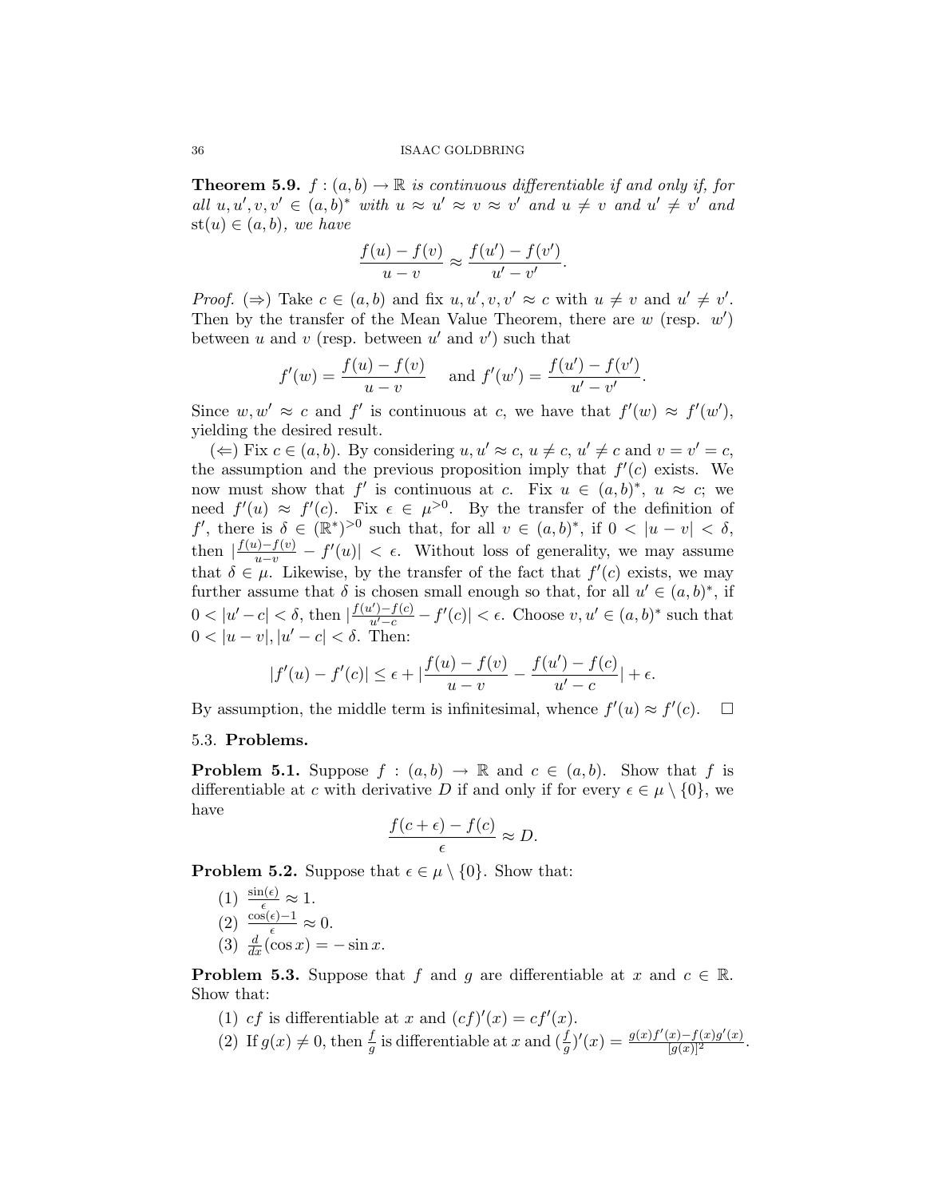**Theorem 5.9.** *$f : (a, b) \to \mathbb{R}$ is continuous differentiable if and only if, for all $u, u', v, v' \in (a, b)^*$ with $u \approx u' \approx v \approx v'$ and $u \neq v$ and $u' \neq v'$ and $\mathrm{st}(u) \in (a, b)$, we have*

$$\frac{f(u) - f(v)}{u - v} \approx \frac{f(u') - f(v')}{u' - v'}.$$

*Proof.* ($\Rightarrow$) Take $c \in (a, b)$ and fix $u, u', v, v' \approx c$ with $u \neq v$ and $u' \neq v'$. Then by the transfer of the Mean Value Theorem, there are $w$ (resp. $w'$) between $u$ and $v$ (resp. between $u'$ and $v'$) such that

$$f'(w) = \frac{f(u) - f(v)}{u - v} \quad \text{and } f'(w') = \frac{f(u') - f(v')}{u' - v'}.$$

Since $w, w' \approx c$ and $f'$ is continuous at $c$, we have that $f'(w) \approx f'(w')$, yielding the desired result.

($\Leftarrow$) Fix $c \in (a, b)$. By considering $u, u' \approx c$, $u \neq c$, $u' \neq c$ and $v = v' = c$, the assumption and the previous proposition imply that $f'(c)$ exists. We now must show that $f'$ is continuous at $c$. Fix $u \in (a, b)^*$, $u \approx c$; we need $f'(u) \approx f'(c)$. Fix $\epsilon \in \mu^{>0}$. By the transfer of the definition of $f'$, there is $\delta \in (\mathbb{R}^*)^{>0}$ such that, for all $v \in (a, b)^*$, if $0 < |u - v| < \delta$, then $|\frac{f(u)-f(v)}{u-v} - f'(u)| < \epsilon$. Without loss of generality, we may assume that $\delta \in \mu$. Likewise, by the transfer of the fact that $f'(c)$ exists, we may further assume that $\delta$ is chosen small enough so that, for all $u' \in (a, b)^*$, if $0 < |u' - c| < \delta$, then $|\frac{f(u')-f(c)}{u'-c} - f'(c)| < \epsilon$. Choose $v, u' \in (a, b)^*$ such that $0 < |u - v|, |u' - c| < \delta$. Then:

$$|f'(u) - f'(c)| \leq \epsilon + |\frac{f(u) - f(v)}{u - v} - \frac{f(u') - f(c)}{u' - c}| + \epsilon.$$

By assumption, the middle term is infinitesimal, whence $f'(u) \approx f'(c)$. $\square$

### 5.3. **Problems.**

**Problem 5.1.** Suppose $f : (a, b) \to \mathbb{R}$ and $c \in (a, b)$. Show that $f$ is differentiable at $c$ with derivative $D$ if and only if for every $\epsilon \in \mu \setminus \{0\}$, we have

$$\frac{f(c + \epsilon) - f(c)}{\epsilon} \approx D.$$

**Problem 5.2.** Suppose that $\epsilon \in \mu \setminus \{0\}$. Show that:

(1) $\frac{\sin(\epsilon)}{\epsilon} \approx 1$.
(2) $\frac{\cos(\epsilon)-1}{\epsilon} \approx 0$.
(3) $\frac{d}{dx}(\cos x) = -\sin x$.

**Problem 5.3.** Suppose that $f$ and $g$ are differentiable at $x$ and $c \in \mathbb{R}$. Show that:

(1) $cf$ is differentiable at $x$ and $(cf)'(x) = cf'(x)$.
(2) If $g(x) \neq 0$, then $\frac{f}{g}$ is differentiable at $x$ and $(\frac{f}{g})'(x) = \frac{g(x)f'(x) - f(x)g'(x)}{[g(x)]^2}$.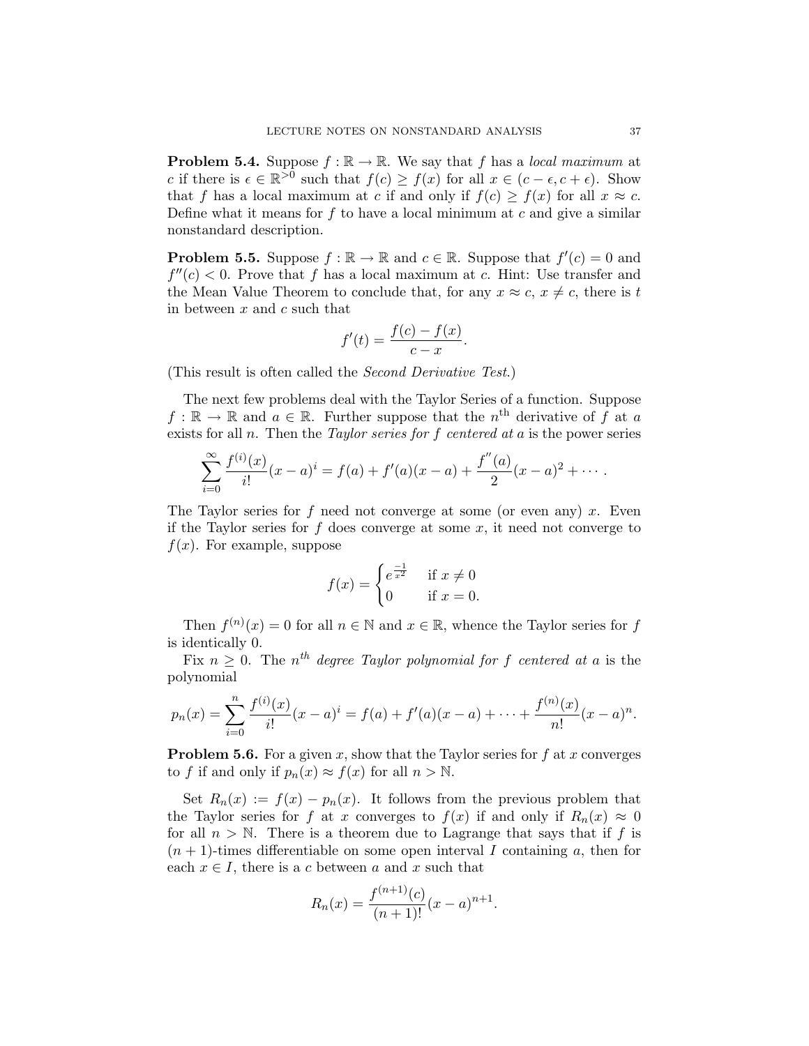**Problem 5.4.** Suppose $f : \mathbb{R} \to \mathbb{R}$. We say that $f$ has a *local maximum* at $c$ if there is $\epsilon \in \mathbb{R}^{>0}$ such that $f(c) \geq f(x)$ for all $x \in (c - \epsilon, c + \epsilon)$. Show that $f$ has a local maximum at $c$ if and only if $f(c) \geq f(x)$ for all $x \approx c$. Define what it means for $f$ to have a local minimum at $c$ and give a similar nonstandard description.

**Problem 5.5.** Suppose $f : \mathbb{R} \to \mathbb{R}$ and $c \in \mathbb{R}$. Suppose that $f'(c) = 0$ and $f''(c) < 0$. Prove that $f$ has a local maximum at $c$. Hint: Use transfer and the Mean Value Theorem to conclude that, for any $x \approx c$, $x \neq c$, there is $t$ in between $x$ and $c$ such that

$$f'(t) = \frac{f(c) - f(x)}{c - x}.$$

(This result is often called the *Second Derivative Test*.)

The next few problems deal with the Taylor Series of a function. Suppose $f : \mathbb{R} \to \mathbb{R}$ and $a \in \mathbb{R}$. Further suppose that the $n^{\text{th}}$ derivative of $f$ at $a$ exists for all $n$. Then the *Taylor series for $f$ centered at $a$* is the power series

$$\sum_{i=0}^{\infty} \frac{f^{(i)}(x)}{i!}(x-a)^i = f(a) + f'(a)(x-a) + \frac{f''(a)}{2}(x-a)^2 + \cdots .$$

The Taylor series for $f$ need not converge at some (or even any) $x$. Even if the Taylor series for $f$ does converge at some $x$, it need not converge to $f(x)$. For example, suppose

$$f(x) = \begin{cases} e^{\frac{-1}{x^2}} & \text{if } x \neq 0 \\ 0 & \text{if } x = 0. \end{cases}$$

Then $f^{(n)}(x) = 0$ for all $n \in \mathbb{N}$ and $x \in \mathbb{R}$, whence the Taylor series for $f$ is identically 0.

Fix $n \geq 0$. The *$n^{th}$ degree Taylor polynomial for $f$ centered at $a$* is the polynomial

$$p_n(x) = \sum_{i=0}^{n} \frac{f^{(i)}(x)}{i!}(x-a)^i = f(a) + f'(a)(x-a) + \cdots + \frac{f^{(n)}(x)}{n!}(x-a)^n.$$

**Problem 5.6.** For a given $x$, show that the Taylor series for $f$ at $x$ converges to $f$ if and only if $p_n(x) \approx f(x)$ for all $n > \mathbb{N}$.

Set $R_n(x) := f(x) - p_n(x)$. It follows from the previous problem that the Taylor series for $f$ at $x$ converges to $f(x)$ if and only if $R_n(x) \approx 0$ for all $n > \mathbb{N}$. There is a theorem due to Lagrange that says that if $f$ is $(n+1)$-times differentiable on some open interval $I$ containing $a$, then for each $x \in I$, there is a $c$ between $a$ and $x$ such that

$$R_n(x) = \frac{f^{(n+1)}(c)}{(n+1)!}(x-a)^{n+1}.$$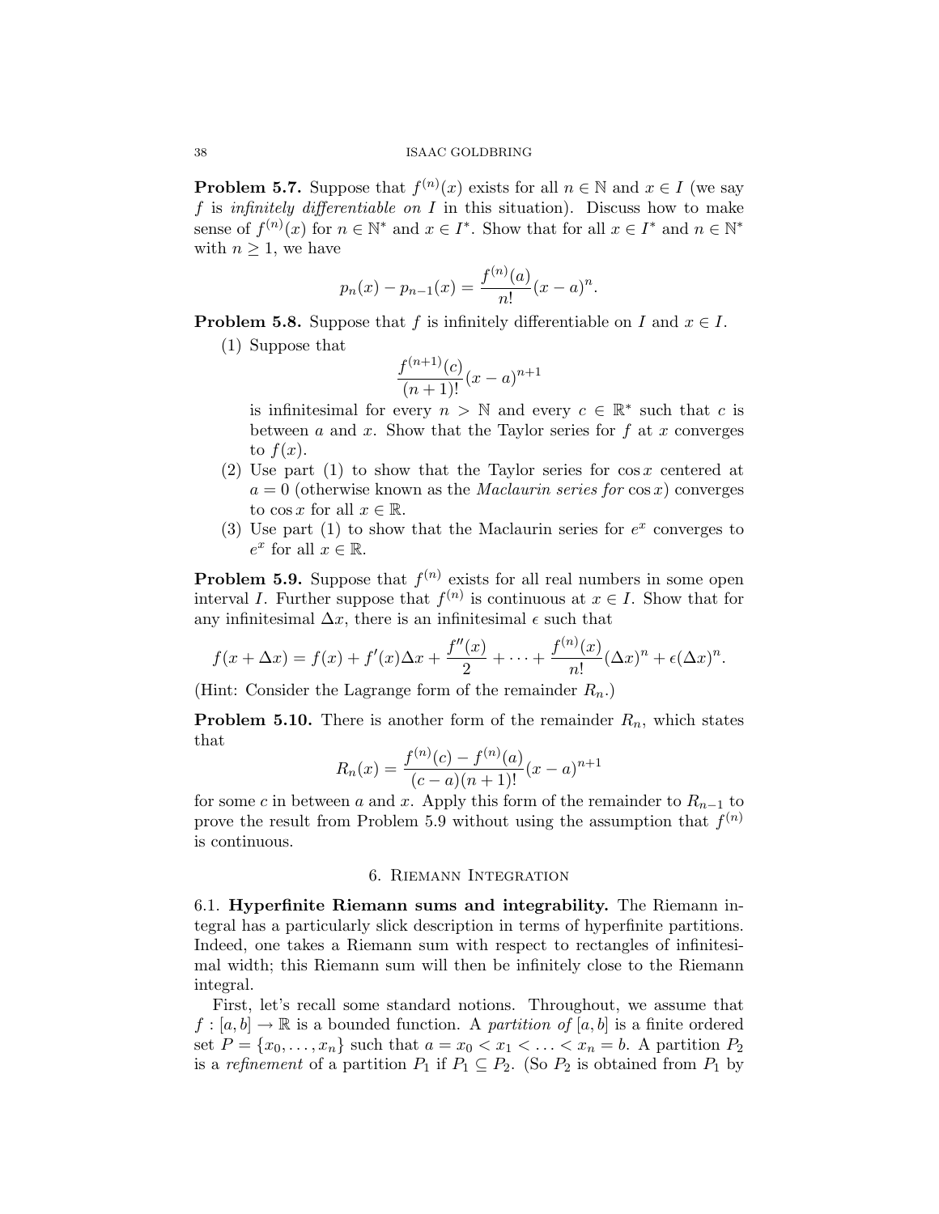**Problem 5.7.** Suppose that $f^{(n)}(x)$ exists for all $n \in \mathbb{N}$ and $x \in I$ (we say $f$ is *infinitely differentiable on* $I$ in this situation). Discuss how to make sense of $f^{(n)}(x)$ for $n \in \mathbb{N}^*$ and $x \in I^*$. Show that for all $x \in I^*$ and $n \in \mathbb{N}^*$ with $n \geq 1$, we have

$$p_n(x) - p_{n-1}(x) = \frac{f^{(n)}(a)}{n!}(x-a)^n.$$

**Problem 5.8.** Suppose that $f$ is infinitely differentiable on $I$ and $x \in I$.

(1) Suppose that
$$\frac{f^{(n+1)}(c)}{(n+1)!}(x-a)^{n+1}$$
is infinitesimal for every $n > \mathbb{N}$ and every $c \in \mathbb{R}^*$ such that $c$ is between $a$ and $x$. Show that the Taylor series for $f$ at $x$ converges to $f(x)$.

(2) Use part (1) to show that the Taylor series for $\cos x$ centered at $a = 0$ (otherwise known as the *Maclaurin series for* $\cos x$) converges to $\cos x$ for all $x \in \mathbb{R}$.

(3) Use part (1) to show that the Maclaurin series for $e^x$ converges to $e^x$ for all $x \in \mathbb{R}$.

**Problem 5.9.** Suppose that $f^{(n)}$ exists for all real numbers in some open interval $I$. Further suppose that $f^{(n)}$ is continuous at $x \in I$. Show that for any infinitesimal $\Delta x$, there is an infinitesimal $\epsilon$ such that

$$f(x + \Delta x) = f(x) + f'(x)\Delta x + \frac{f''(x)}{2} + \cdots + \frac{f^{(n)}(x)}{n!}(\Delta x)^n + \epsilon(\Delta x)^n.$$

(Hint: Consider the Lagrange form of the remainder $R_n$.)

**Problem 5.10.** There is another form of the remainder $R_n$, which states that

$$R_n(x) = \frac{f^{(n)}(c) - f^{(n)}(a)}{(c-a)(n+1)!}(x-a)^{n+1}$$

for some $c$ in between $a$ and $x$. Apply this form of the remainder to $R_{n-1}$ to prove the result from Problem 5.9 without using the assumption that $f^{(n)}$ is continuous.

## 6. Riemann Integration

6.1. **Hyperfinite Riemann sums and integrability.** The Riemann integral has a particularly slick description in terms of hyperfinite partitions. Indeed, one takes a Riemann sum with respect to rectangles of infinitesimal width; this Riemann sum will then be infinitely close to the Riemann integral.

First, let's recall some standard notions. Throughout, we assume that $f : [a, b] \to \mathbb{R}$ is a bounded function. A *partition of* $[a, b]$ is a finite ordered set $P = \{x_0, \ldots, x_n\}$ such that $a = x_0 < x_1 < \ldots < x_n = b$. A partition $P_2$ is a *refinement* of a partition $P_1$ if $P_1 \subseteq P_2$. (So $P_2$ is obtained from $P_1$ by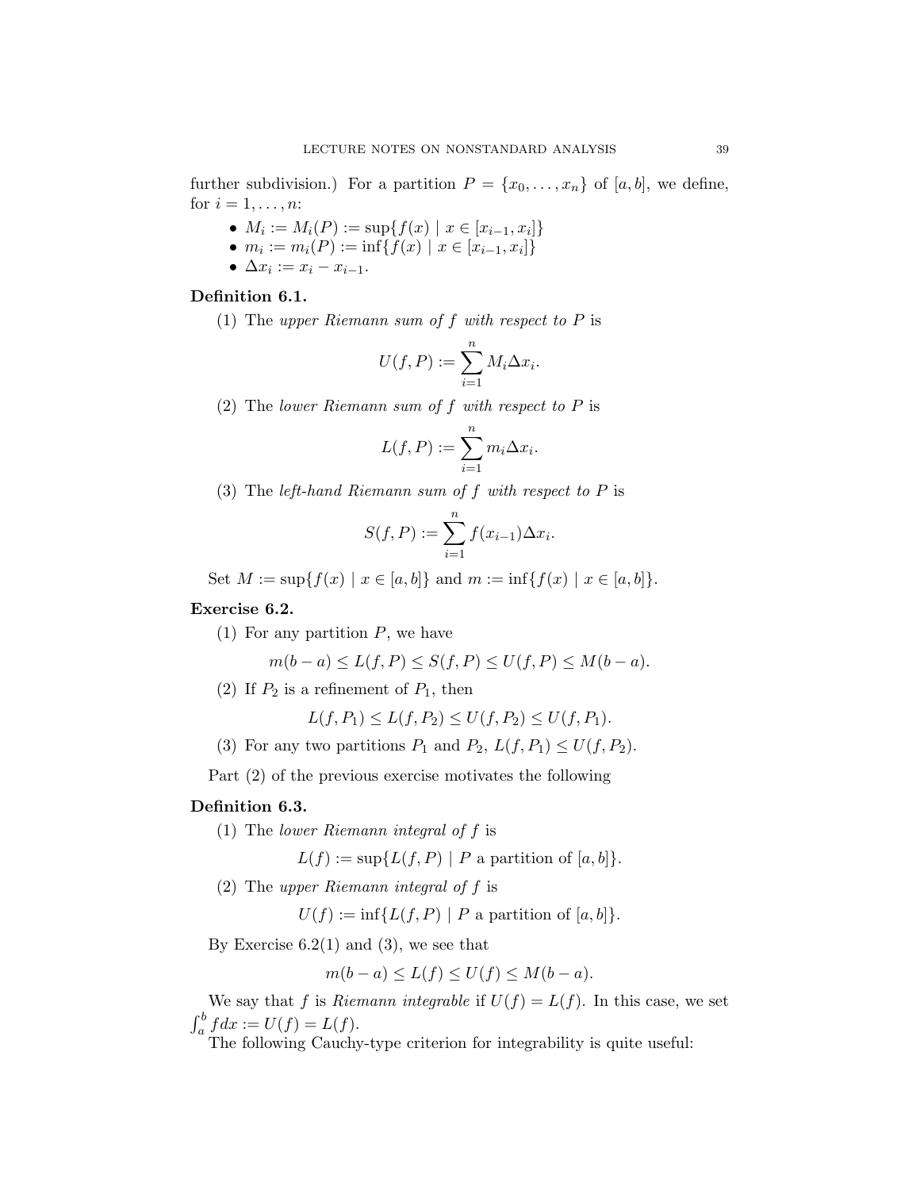further subdivision.) For a partition $P = \{x_0, \ldots, x_n\}$ of $[a, b]$, we define, for $i = 1, \ldots, n$:

- $M_i := M_i(P) := \sup\{f(x) \mid x \in [x_{i-1}, x_i]\}$
- $m_i := m_i(P) := \inf\{f(x) \mid x \in [x_{i-1}, x_i]\}$
- $\Delta x_i := x_i - x_{i-1}$.

**Definition 6.1.**

(1) The *upper Riemann sum of $f$ with respect to $P$* is

$$U(f, P) := \sum_{i=1}^{n} M_i \Delta x_i.$$

(2) The *lower Riemann sum of $f$ with respect to $P$* is

$$L(f, P) := \sum_{i=1}^{n} m_i \Delta x_i.$$

(3) The *left-hand Riemann sum of $f$ with respect to $P$* is

$$S(f, P) := \sum_{i=1}^{n} f(x_{i-1}) \Delta x_i.$$

Set $M := \sup\{f(x) \mid x \in [a, b]\}$ and $m := \inf\{f(x) \mid x \in [a, b]\}$.

**Exercise 6.2.**

(1) For any partition $P$, we have

$$m(b - a) \leq L(f, P) \leq S(f, P) \leq U(f, P) \leq M(b - a).$$

(2) If $P_2$ is a refinement of $P_1$, then

$$L(f, P_1) \leq L(f, P_2) \leq U(f, P_2) \leq U(f, P_1).$$

(3) For any two partitions $P_1$ and $P_2$, $L(f, P_1) \leq U(f, P_2)$.

Part (2) of the previous exercise motivates the following

**Definition 6.3.**

(1) The *lower Riemann integral of $f$* is

$$L(f) := \sup\{L(f, P) \mid P \text{ a partition of } [a, b]\}.$$

(2) The *upper Riemann integral of $f$* is

$$U(f) := \inf\{L(f, P) \mid P \text{ a partition of } [a, b]\}.$$

By Exercise 6.2(1) and (3), we see that

$$m(b - a) \leq L(f) \leq U(f) \leq M(b - a).$$

We say that $f$ is *Riemann integrable* if $U(f) = L(f)$. In this case, we set $\int_a^b f dx := U(f) = L(f)$.

The following Cauchy-type criterion for integrability is quite useful: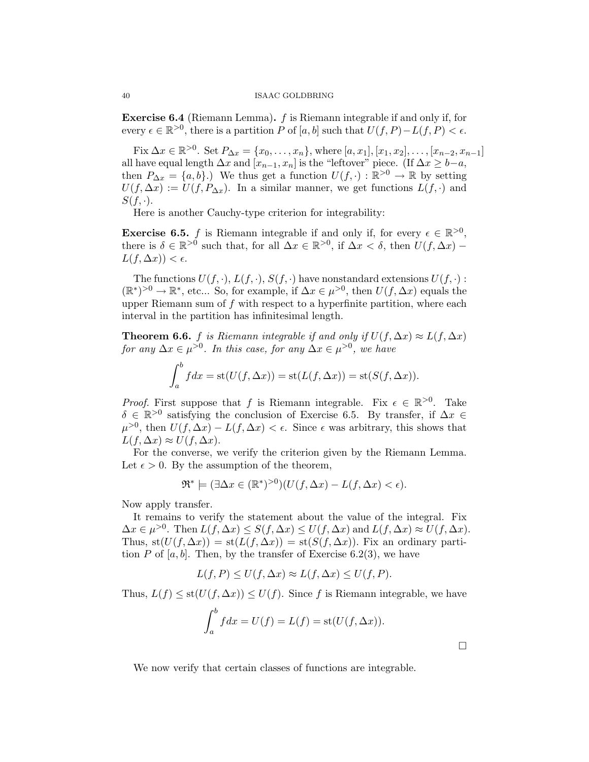**Exercise 6.4** (Riemann Lemma)**.** $f$ is Riemann integrable if and only if, for every $\epsilon \in \mathbb{R}^{>0}$, there is a partition $P$ of $[a, b]$ such that $U(f, P) - L(f, P) < \epsilon$.

Fix $\Delta x \in \mathbb{R}^{>0}$. Set $P_{\Delta x} = \{x_0, \ldots, x_n\}$, where $[a, x_1], [x_1, x_2], \ldots, [x_{n-2}, x_{n-1}]$ all have equal length $\Delta x$ and $[x_{n-1}, x_n]$ is the "leftover" piece. (If $\Delta x \geq b - a$, then $P_{\Delta x} = \{a, b\}$.) We thus get a function $U(f, \cdot) : \mathbb{R}^{>0} \to \mathbb{R}$ by setting $U(f, \Delta x) := U(f, P_{\Delta x})$. In a similar manner, we get functions $L(f, \cdot)$ and $S(f, \cdot)$.

Here is another Cauchy-type criterion for integrability:

**Exercise 6.5.** $f$ is Riemann integrable if and only if, for every $\epsilon \in \mathbb{R}^{>0}$, there is $\delta \in \mathbb{R}^{>0}$ such that, for all $\Delta x \in \mathbb{R}^{>0}$, if $\Delta x < \delta$, then $U(f, \Delta x) - L(f, \Delta x)) < \epsilon$.

The functions $U(f, \cdot)$, $L(f, \cdot)$, $S(f, \cdot)$ have nonstandard extensions $U(f, \cdot) : (\mathbb{R}^*)^{>0} \to \mathbb{R}^*$, etc... So, for example, if $\Delta x \in \mu^{>0}$, then $U(f, \Delta x)$ equals the upper Riemann sum of $f$ with respect to a hyperfinite partition, where each interval in the partition has infinitesimal length.

**Theorem 6.6.** *$f$ is Riemann integrable if and only if $U(f, \Delta x) \approx L(f, \Delta x)$ for any $\Delta x \in \mu^{>0}$. In this case, for any $\Delta x \in \mu^{>0}$, we have*

$$\int_a^b f dx = \operatorname{st}(U(f, \Delta x)) = \operatorname{st}(L(f, \Delta x)) = \operatorname{st}(S(f, \Delta x)).$$

*Proof.* First suppose that $f$ is Riemann integrable. Fix $\epsilon \in \mathbb{R}^{>0}$. Take $\delta \in \mathbb{R}^{>0}$ satisfying the conclusion of Exercise 6.5. By transfer, if $\Delta x \in \mu^{>0}$, then $U(f, \Delta x) - L(f, \Delta x) < \epsilon$. Since $\epsilon$ was arbitrary, this shows that $L(f, \Delta x) \approx U(f, \Delta x)$.

For the converse, we verify the criterion given by the Riemann Lemma. Let $\epsilon > 0$. By the assumption of the theorem,

$$\mathfrak{R}^* \models (\exists \Delta x \in (\mathbb{R}^*)^{>0})(U(f, \Delta x) - L(f, \Delta x) < \epsilon).$$

Now apply transfer.

It remains to verify the statement about the value of the integral. Fix $\Delta x \in \mu^{>0}$. Then $L(f, \Delta x) \leq S(f, \Delta x) \leq U(f, \Delta x)$ and $L(f, \Delta x) \approx U(f, \Delta x)$. Thus, $\operatorname{st}(U(f, \Delta x)) = \operatorname{st}(L(f, \Delta x)) = \operatorname{st}(S(f, \Delta x))$. Fix an ordinary partition $P$ of $[a, b]$. Then, by the transfer of Exercise 6.2(3), we have

$$L(f, P) \leq U(f, \Delta x) \approx L(f, \Delta x) \leq U(f, P).$$

Thus, $L(f) \leq \operatorname{st}(U(f, \Delta x)) \leq U(f)$. Since $f$ is Riemann integrable, we have

$$\int_a^b f dx = U(f) = L(f) = \operatorname{st}(U(f, \Delta x)).$$

$\square$

We now verify that certain classes of functions are integrable.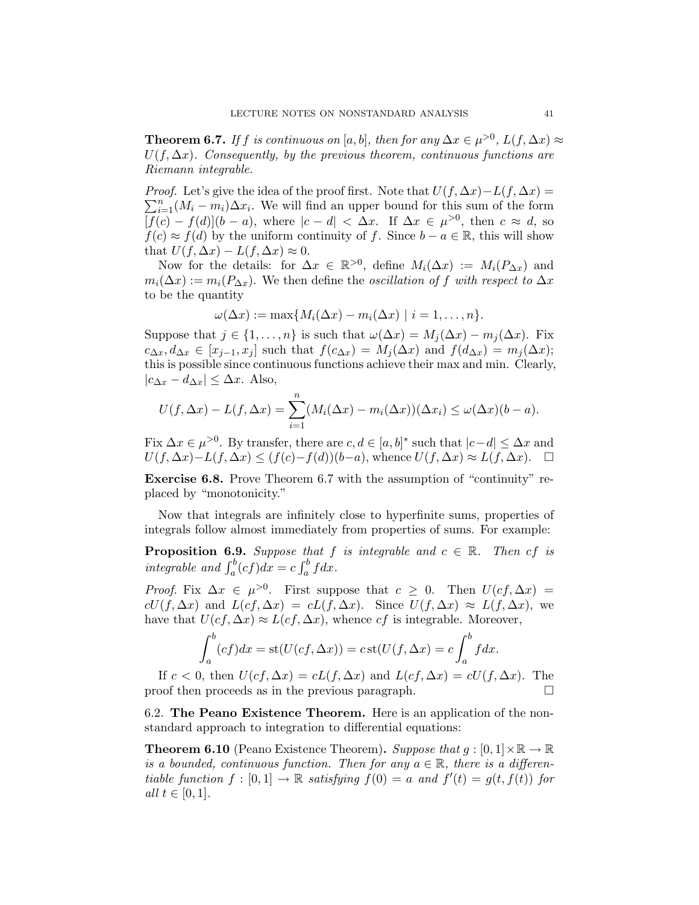**Theorem 6.7.** *If $f$ is continuous on $[a,b]$, then for any $\Delta x \in \mu^{>0}$, $L(f,\Delta x) \approx U(f,\Delta x)$. Consequently, by the previous theorem, continuous functions are Riemann integrable.*

*Proof.* Let's give the idea of the proof first. Note that $U(f,\Delta x) - L(f,\Delta x) = \sum_{i=1}^{n}(M_i - m_i)\Delta x_i$. We will find an upper bound for this sum of the form $[f(c) - f(d)](b-a)$, where $|c-d| < \Delta x$. If $\Delta x \in \mu^{>0}$, then $c \approx d$, so $f(c) \approx f(d)$ by the uniform continuity of $f$. Since $b - a \in \mathbb{R}$, this will show that $U(f,\Delta x) - L(f,\Delta x) \approx 0$.

Now for the details: for $\Delta x \in \mathbb{R}^{>0}$, define $M_i(\Delta x) := M_i(P_{\Delta x})$ and $m_i(\Delta x) := m_i(P_{\Delta x})$. We then define the *oscillation of $f$ with respect to $\Delta x$* to be the quantity

$$\omega(\Delta x) := \max\{M_i(\Delta x) - m_i(\Delta x) \mid i = 1, \ldots, n\}.$$

Suppose that $j \in \{1, \ldots, n\}$ is such that $\omega(\Delta x) = M_j(\Delta x) - m_j(\Delta x)$. Fix $c_{\Delta x}, d_{\Delta x} \in [x_{j-1}, x_j]$ such that $f(c_{\Delta x}) = M_j(\Delta x)$ and $f(d_{\Delta x}) = m_j(\Delta x)$; this is possible since continuous functions achieve their max and min. Clearly, $|c_{\Delta x} - d_{\Delta x}| \leq \Delta x$. Also,

$$U(f,\Delta x) - L(f,\Delta x) = \sum_{i=1}^{n}(M_i(\Delta x) - m_i(\Delta x))(\Delta x_i) \leq \omega(\Delta x)(b-a).$$

Fix $\Delta x \in \mu^{>0}$. By transfer, there are $c, d \in [a,b]^*$ such that $|c-d| \leq \Delta x$ and $U(f,\Delta x) - L(f,\Delta x) \leq (f(c) - f(d))(b-a)$, whence $U(f,\Delta x) \approx L(f,\Delta x)$. $\square$

**Exercise 6.8.** Prove Theorem 6.7 with the assumption of "continuity" replaced by "monotonicity."

Now that integrals are infinitely close to hyperfinite sums, properties of integrals follow almost immediately from properties of sums. For example:

**Proposition 6.9.** *Suppose that $f$ is integrable and $c \in \mathbb{R}$. Then $cf$ is integrable and $\int_a^b (cf)dx = c\int_a^b f dx$.*

*Proof.* Fix $\Delta x \in \mu^{>0}$. First suppose that $c \geq 0$. Then $U(cf,\Delta x) = cU(f,\Delta x)$ and $L(cf,\Delta x) = cL(f,\Delta x)$. Since $U(f,\Delta x) \approx L(f,\Delta x)$, we have that $U(cf,\Delta x) \approx L(cf,\Delta x)$, whence $cf$ is integrable. Moreover,

$$\int_a^b (cf)dx = \operatorname{st}(U(cf,\Delta x)) = c\operatorname{st}(U(f,\Delta x) = c\int_a^b f dx.$$

If $c < 0$, then $U(cf,\Delta x) = cL(f,\Delta x)$ and $L(cf,\Delta x) = cU(f,\Delta x)$. The proof then proceeds as in the previous paragraph. $\square$

### 6.2. The Peano Existence Theorem.

Here is an application of the nonstandard approach to integration to differential equations:

**Theorem 6.10** (Peano Existence Theorem)**.** *Suppose that $g : [0,1] \times \mathbb{R} \to \mathbb{R}$ is a bounded, continuous function. Then for any $a \in \mathbb{R}$, there is a differentiable function $f : [0,1] \to \mathbb{R}$ satisfying $f(0) = a$ and $f'(t) = g(t, f(t))$ for all $t \in [0,1]$.*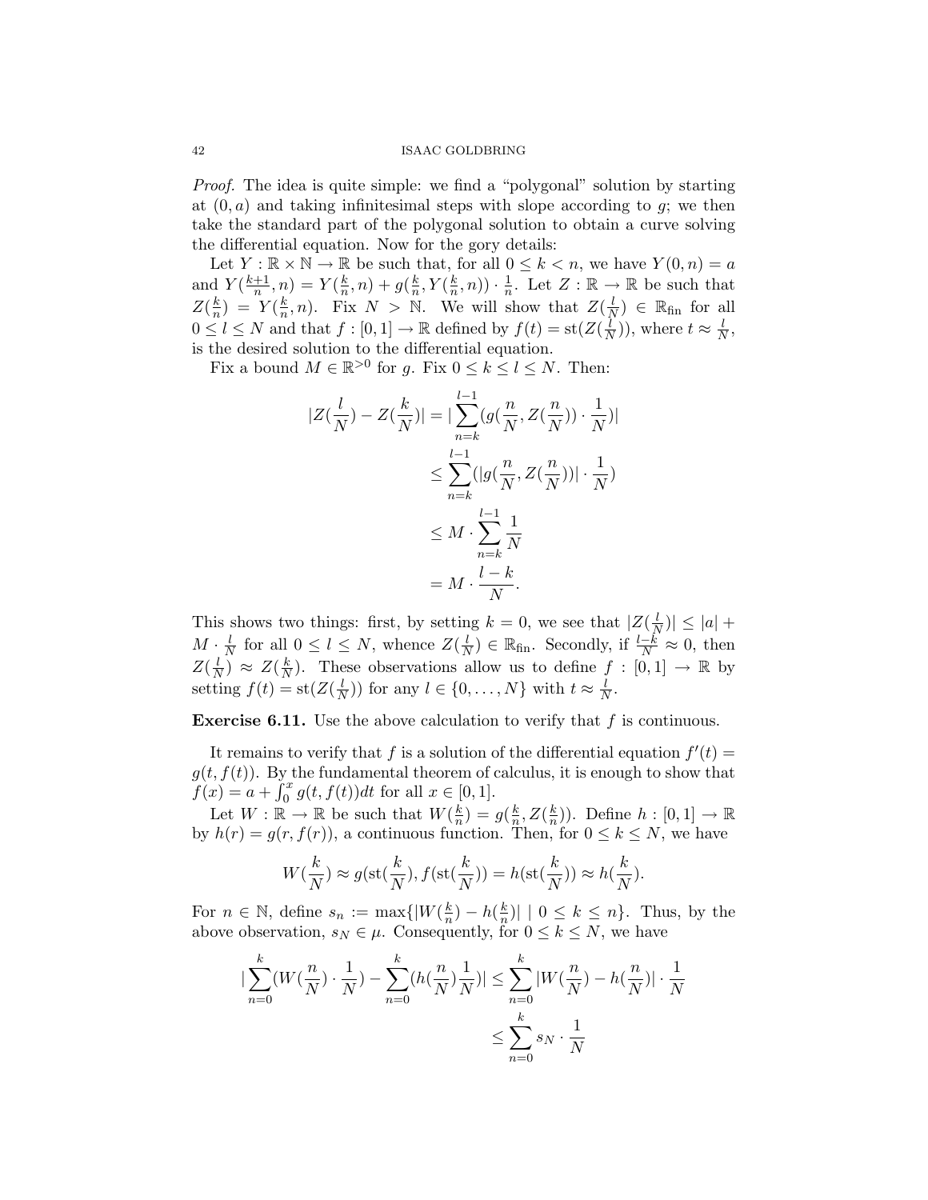*Proof.* The idea is quite simple: we find a "polygonal" solution by starting at $(0, a)$ and taking infinitesimal steps with slope according to $g$; we then take the standard part of the polygonal solution to obtain a curve solving the differential equation. Now for the gory details:

Let $Y : \mathbb{R} \times \mathbb{N} \to \mathbb{R}$ be such that, for all $0 \leq k < n$, we have $Y(0, n) = a$ and $Y(\frac{k+1}{n}, n) = Y(\frac{k}{n}, n) + g(\frac{k}{n}, Y(\frac{k}{n}, n)) \cdot \frac{1}{n}$. Let $Z : \mathbb{R} \to \mathbb{R}$ be such that $Z(\frac{k}{n}) = Y(\frac{k}{n}, n)$. Fix $N > \mathbb{N}$. We will show that $Z(\frac{l}{N}) \in \mathbb{R}_{\text{fin}}$ for all $0 \leq l \leq N$ and that $f : [0, 1] \to \mathbb{R}$ defined by $f(t) = \text{st}(Z(\frac{l}{N}))$, where $t \approx \frac{l}{N}$, is the desired solution to the differential equation.

Fix a bound $M \in \mathbb{R}^{>0}$ for $g$. Fix $0 \leq k \leq l \leq N$. Then:

$$
\begin{aligned}
|Z(\frac{l}{N}) - Z(\frac{k}{N})| &= |\sum_{n=k}^{l-1} (g(\frac{n}{N}, Z(\frac{n}{N})) \cdot \frac{1}{N})| \\
&\leq \sum_{n=k}^{l-1} (|g(\frac{n}{N}, Z(\frac{n}{N}))| \cdot \frac{1}{N}) \\
&\leq M \cdot \sum_{n=k}^{l-1} \frac{1}{N} \\
&= M \cdot \frac{l-k}{N}.
\end{aligned}
$$

This shows two things: first, by setting $k = 0$, we see that $|Z(\frac{l}{N})| \leq |a| + M \cdot \frac{l}{N}$ for all $0 \leq l \leq N$, whence $Z(\frac{l}{N}) \in \mathbb{R}_{\text{fin}}$. Secondly, if $\frac{l-k}{N} \approx 0$, then $Z(\frac{l}{N}) \approx Z(\frac{k}{N})$. These observations allow us to define $f : [0, 1] \to \mathbb{R}$ by setting $f(t) = \text{st}(Z(\frac{l}{N}))$ for any $l \in \{0, \ldots, N\}$ with $t \approx \frac{l}{N}$.

**Exercise 6.11.** Use the above calculation to verify that $f$ is continuous.

It remains to verify that $f$ is a solution of the differential equation $f'(t) = g(t, f(t))$. By the fundamental theorem of calculus, it is enough to show that $f(x) = a + \int_0^x g(t, f(t))dt$ for all $x \in [0, 1]$.

Let $W : \mathbb{R} \to \mathbb{R}$ be such that $W(\frac{k}{n}) = g(\frac{k}{n}, Z(\frac{k}{n}))$. Define $h : [0, 1] \to \mathbb{R}$ by $h(r) = g(r, f(r))$, a continuous function. Then, for $0 \leq k \leq N$, we have

$$
W(\frac{k}{N}) \approx g(\text{st}(\frac{k}{N}), f(\text{st}(\frac{k}{N})) = h(\text{st}(\frac{k}{N})) \approx h(\frac{k}{N}).
$$

For $n \in \mathbb{N}$, define $s_n := \max\{|W(\frac{k}{n}) - h(\frac{k}{n})| \mid 0 \leq k \leq n\}$. Thus, by the above observation, $s_N \in \mu$. Consequently, for $0 \leq k \leq N$, we have

$$
\begin{aligned}
|\sum_{n=0}^{k} (W(\frac{n}{N}) \cdot \frac{1}{N}) - \sum_{n=0}^{k} (h(\frac{n}{N}) \frac{1}{N})| &\leq \sum_{n=0}^{k} |W(\frac{n}{N}) - h(\frac{n}{N})| \cdot \frac{1}{N} \\
&\leq \sum_{n=0}^{k} s_N \cdot \frac{1}{N}
\end{aligned}
$$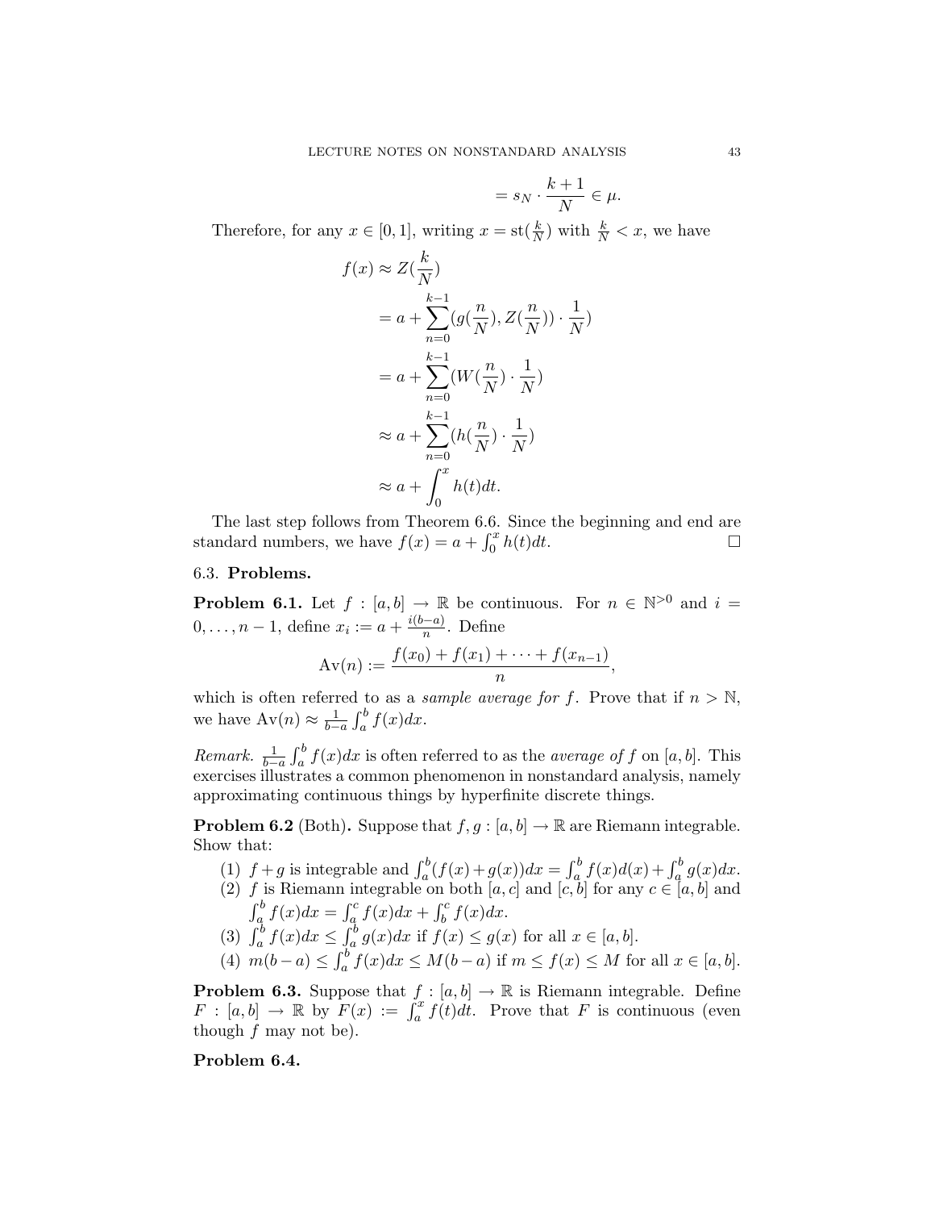$$= s_N \cdot \frac{k+1}{N} \in \mu.$$

Therefore, for any $x \in [0,1]$, writing $x = \mathrm{st}(\frac{k}{N})$ with $\frac{k}{N} < x$, we have

$$\begin{aligned}
f(x) &\approx Z(\frac{k}{N}) \\
&= a + \sum_{n=0}^{k-1} (g(\frac{n}{N}), Z(\frac{n}{N})) \cdot \frac{1}{N}) \\
&= a + \sum_{n=0}^{k-1} (W(\frac{n}{N}) \cdot \frac{1}{N}) \\
&\approx a + \sum_{n=0}^{k-1} (h(\frac{n}{N}) \cdot \frac{1}{N}) \\
&\approx a + \int_0^x h(t)dt.
\end{aligned}$$

The last step follows from Theorem 6.6. Since the beginning and end are standard numbers, we have $f(x) = a + \int_0^x h(t)dt$. □

### 6.3. Problems.

**Problem 6.1.** Let $f : [a,b] \to \mathbb{R}$ be continuous. For $n \in \mathbb{N}^{>0}$ and $i = 0, \ldots, n-1$, define $x_i := a + \frac{i(b-a)}{n}$. Define

$$\mathrm{Av}(n) := \frac{f(x_0) + f(x_1) + \cdots + f(x_{n-1})}{n},$$

which is often referred to as a *sample average for* $f$. Prove that if $n > \mathbb{N}$, we have $\mathrm{Av}(n) \approx \frac{1}{b-a}\int_a^b f(x)dx$.

*Remark.* $\frac{1}{b-a}\int_a^b f(x)dx$ is often referred to as the *average of* $f$ on $[a,b]$. This exercises illustrates a common phenomenon in nonstandard analysis, namely approximating continuous things by hyperfinite discrete things.

**Problem 6.2** (Both)**.** Suppose that $f, g : [a,b] \to \mathbb{R}$ are Riemann integrable. Show that:

1. $f + g$ is integrable and $\int_a^b (f(x)+g(x))dx = \int_a^b f(x)d(x) + \int_a^b g(x)dx$.
2. $f$ is Riemann integrable on both $[a,c]$ and $[c,b]$ for any $c \in [a,b]$ and $\int_a^b f(x)dx = \int_a^c f(x)dx + \int_b^c f(x)dx$.
3. $\int_a^b f(x)dx \leq \int_a^b g(x)dx$ if $f(x) \leq g(x)$ for all $x \in [a,b]$.
4. $m(b-a) \leq \int_a^b f(x)dx \leq M(b-a)$ if $m \leq f(x) \leq M$ for all $x \in [a,b]$.

**Problem 6.3.** Suppose that $f : [a,b] \to \mathbb{R}$ is Riemann integrable. Define $F : [a,b] \to \mathbb{R}$ by $F(x) := \int_a^x f(t)dt$. Prove that $F$ is continuous (even though $f$ may not be).

**Problem 6.4.**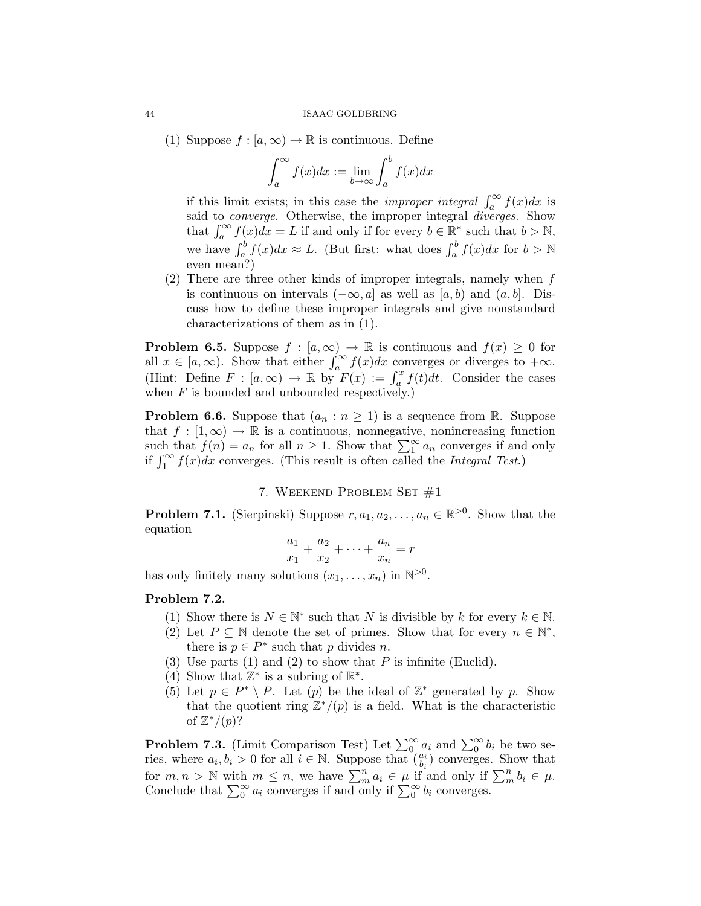(1) Suppose $f : [a, \infty) \to \mathbb{R}$ is continuous. Define

$$\int_a^\infty f(x)dx := \lim_{b \to \infty} \int_a^b f(x)dx$$

if this limit exists; in this case the *improper integral* $\int_a^\infty f(x)dx$ is said to *converge*. Otherwise, the improper integral *diverges*. Show that $\int_a^\infty f(x)dx = L$ if and only if for every $b \in \mathbb{R}^*$ such that $b > \mathbb{N}$, we have $\int_a^b f(x)dx \approx L$. (But first: what does $\int_a^b f(x)dx$ for $b > \mathbb{N}$ even mean?)

(2) There are three other kinds of improper integrals, namely when $f$ is continuous on intervals $(-\infty, a]$ as well as $[a, b)$ and $(a, b]$. Discuss how to define these improper integrals and give nonstandard characterizations of them as in (1).

**Problem 6.5.** Suppose $f : [a, \infty) \to \mathbb{R}$ is continuous and $f(x) \geq 0$ for all $x \in [a, \infty)$. Show that either $\int_a^\infty f(x)dx$ converges or diverges to $+\infty$. (Hint: Define $F : [a, \infty) \to \mathbb{R}$ by $F(x) := \int_a^x f(t)dt$. Consider the cases when $F$ is bounded and unbounded respectively.)

**Problem 6.6.** Suppose that $(a_n : n \geq 1)$ is a sequence from $\mathbb{R}$. Suppose that $f : [1, \infty) \to \mathbb{R}$ is a continuous, nonnegative, nonincreasing function such that $f(n) = a_n$ for all $n \geq 1$. Show that $\sum_1^\infty a_n$ converges if and only if $\int_1^\infty f(x)dx$ converges. (This result is often called the *Integral Test*.)

## 7. Weekend Problem Set #1

**Problem 7.1.** (Sierpinski) Suppose $r, a_1, a_2, \ldots, a_n \in \mathbb{R}^{>0}$. Show that the equation

$$\frac{a_1}{x_1} + \frac{a_2}{x_2} + \cdots + \frac{a_n}{x_n} = r$$

has only finitely many solutions $(x_1, \ldots, x_n)$ in $\mathbb{N}^{>0}$.

**Problem 7.2.**

(1) Show there is $N \in \mathbb{N}^*$ such that $N$ is divisible by $k$ for every $k \in \mathbb{N}$.

(2) Let $P \subseteq \mathbb{N}$ denote the set of primes. Show that for every $n \in \mathbb{N}^*$, there is $p \in P^*$ such that $p$ divides $n$.

(3) Use parts (1) and (2) to show that $P$ is infinite (Euclid).

(4) Show that $\mathbb{Z}^*$ is a subring of $\mathbb{R}^*$.

(5) Let $p \in P^* \setminus P$. Let $(p)$ be the ideal of $\mathbb{Z}^*$ generated by $p$. Show that the quotient ring $\mathbb{Z}^*/(p)$ is a field. What is the characteristic of $\mathbb{Z}^*/(p)$?

**Problem 7.3.** (Limit Comparison Test) Let $\sum_0^\infty a_i$ and $\sum_0^\infty b_i$ be two series, where $a_i, b_i > 0$ for all $i \in \mathbb{N}$. Suppose that $(\frac{a_i}{b_i})$ converges. Show that for $m, n > \mathbb{N}$ with $m \leq n$, we have $\sum_m^n a_i \in \mu$ if and only if $\sum_m^n b_i \in \mu$. Conclude that $\sum_0^\infty a_i$ converges if and only if $\sum_0^\infty b_i$ converges.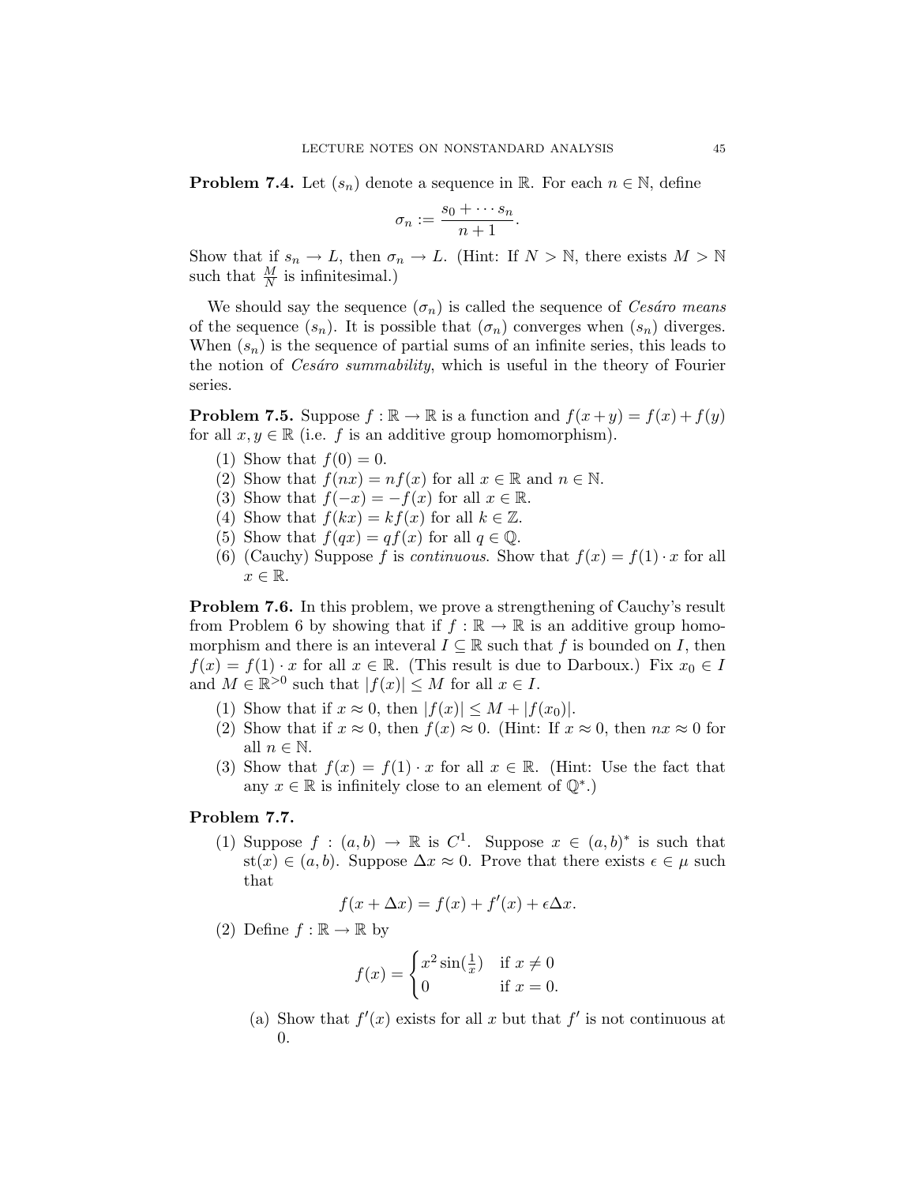**Problem 7.4.** Let $(s_n)$ denote a sequence in $\mathbb{R}$. For each $n \in \mathbb{N}$, define

$$\sigma_n := \frac{s_0 + \cdots s_n}{n+1}.$$

Show that if $s_n \to L$, then $\sigma_n \to L$. (Hint: If $N > \mathbb{N}$, there exists $M > \mathbb{N}$ such that $\frac{M}{N}$ is infinitesimal.)

We should say the sequence $(\sigma_n)$ is called the sequence of *Cesáro means* of the sequence $(s_n)$. It is possible that $(\sigma_n)$ converges when $(s_n)$ diverges. When $(s_n)$ is the sequence of partial sums of an infinite series, this leads to the notion of *Cesáro summability*, which is useful in the theory of Fourier series.

**Problem 7.5.** Suppose $f : \mathbb{R} \to \mathbb{R}$ is a function and $f(x+y) = f(x) + f(y)$ for all $x, y \in \mathbb{R}$ (i.e. $f$ is an additive group homomorphism).

1. Show that $f(0) = 0$.
2. Show that $f(nx) = nf(x)$ for all $x \in \mathbb{R}$ and $n \in \mathbb{N}$.
3. Show that $f(-x) = -f(x)$ for all $x \in \mathbb{R}$.
4. Show that $f(kx) = kf(x)$ for all $k \in \mathbb{Z}$.
5. Show that $f(qx) = qf(x)$ for all $q \in \mathbb{Q}$.
6. (Cauchy) Suppose $f$ is *continuous*. Show that $f(x) = f(1) \cdot x$ for all $x \in \mathbb{R}$.

**Problem 7.6.** In this problem, we prove a strengthening of Cauchy's result from Problem 6 by showing that if $f : \mathbb{R} \to \mathbb{R}$ is an additive group homomorphism and there is an inteveral $I \subseteq \mathbb{R}$ such that $f$ is bounded on $I$, then $f(x) = f(1) \cdot x$ for all $x \in \mathbb{R}$. (This result is due to Darboux.) Fix $x_0 \in I$ and $M \in \mathbb{R}^{>0}$ such that $|f(x)| \le M$ for all $x \in I$.

1. Show that if $x \approx 0$, then $|f(x)| \le M + |f(x_0)|$.
2. Show that if $x \approx 0$, then $f(x) \approx 0$. (Hint: If $x \approx 0$, then $nx \approx 0$ for all $n \in \mathbb{N}$.
3. Show that $f(x) = f(1) \cdot x$ for all $x \in \mathbb{R}$. (Hint: Use the fact that any $x \in \mathbb{R}$ is infinitely close to an element of $\mathbb{Q}^*$.)

**Problem 7.7.**

1. Suppose $f : (a,b) \to \mathbb{R}$ is $C^1$. Suppose $x \in (a,b)^*$ is such that $\text{st}(x) \in (a,b)$. Suppose $\Delta x \approx 0$. Prove that there exists $\epsilon \in \mu$ such that

$$f(x + \Delta x) = f(x) + f'(x) + \epsilon \Delta x.$$

2. Define $f : \mathbb{R} \to \mathbb{R}$ by

$$f(x) = \begin{cases} x^2 \sin(\frac{1}{x}) & \text{if } x \neq 0 \\ 0 & \text{if } x = 0. \end{cases}$$

   (a) Show that $f'(x)$ exists for all $x$ but that $f'$ is not continuous at 0.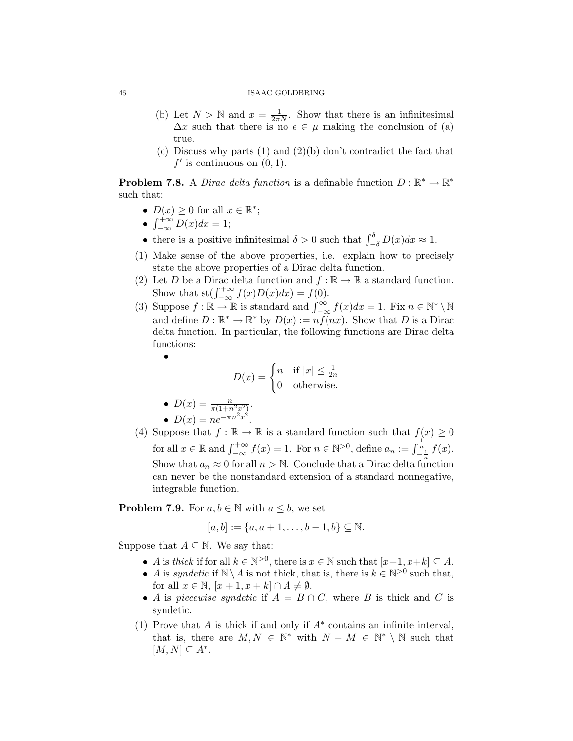(b) Let $N > \mathbb{N}$ and $x = \frac{1}{2\pi N}$. Show that there is an infinitesimal $\Delta x$ such that there is no $\epsilon \in \mu$ making the conclusion of (a) true.

(c) Discuss why parts (1) and (2)(b) don't contradict the fact that $f'$ is continuous on $(0, 1)$.

**Problem 7.8.** A *Dirac delta function* is a definable function $D : \mathbb{R}^* \to \mathbb{R}^*$ such that:

- $D(x) \geq 0$ for all $x \in \mathbb{R}^*$;
- $\int_{-\infty}^{+\infty} D(x)dx = 1$;
- there is a positive infinitesimal $\delta > 0$ such that $\int_{-\delta}^{\delta} D(x)dx \approx 1$.

(1) Make sense of the above properties, i.e. explain how to precisely state the above properties of a Dirac delta function.

(2) Let $D$ be a Dirac delta function and $f : \mathbb{R} \to \mathbb{R}$ a standard function. Show that $\text{st}(\int_{-\infty}^{+\infty} f(x)D(x)dx) = f(0)$.

(3) Suppose $f : \mathbb{R} \to \mathbb{R}$ is standard and $\int_{-\infty}^{\infty} f(x)dx = 1$. Fix $n \in \mathbb{N}^* \setminus \mathbb{N}$ and define $D : \mathbb{R}^* \to \mathbb{R}^*$ by $D(x) := nf(nx)$. Show that $D$ is a Dirac delta function. In particular, the following functions are Dirac delta functions:

- $$D(x) = \begin{cases} n & \text{if } |x| \leq \frac{1}{2n} \\ 0 & \text{otherwise.} \end{cases}$$
- $D(x) = \frac{n}{\pi(1+n^2x^2)}$.
- $D(x) = ne^{-\pi n^2 x^2}$.

(4) Suppose that $f : \mathbb{R} \to \mathbb{R}$ is a standard function such that $f(x) \geq 0$ for all $x \in \mathbb{R}$ and $\int_{-\infty}^{+\infty} f(x) = 1$. For $n \in \mathbb{N}^{>0}$, define $a_n := \int_{-\frac{1}{n}}^{\frac{1}{n}} f(x)$. Show that $a_n \approx 0$ for all $n > \mathbb{N}$. Conclude that a Dirac delta function can never be the nonstandard extension of a standard nonnegative, integrable function.

**Problem 7.9.** For $a, b \in \mathbb{N}$ with $a \leq b$, we set

$$[a, b] := \{a, a + 1, \ldots, b - 1, b\} \subseteq \mathbb{N}.$$

Suppose that $A \subseteq \mathbb{N}$. We say that:

- $A$ is *thick* if for all $k \in \mathbb{N}^{>0}$, there is $x \in \mathbb{N}$ such that $[x+1, x+k] \subseteq A$.
- $A$ is *syndetic* if $\mathbb{N} \setminus A$ is not thick, that is, there is $k \in \mathbb{N}^{>0}$ such that, for all $x \in \mathbb{N}$, $[x + 1, x + k] \cap A \neq \emptyset$.
- $A$ is *piecewise syndetic* if $A = B \cap C$, where $B$ is thick and $C$ is syndetic.

(1) Prove that $A$ is thick if and only if $A^*$ contains an infinite interval, that is, there are $M, N \in \mathbb{N}^*$ with $N - M \in \mathbb{N}^* \setminus \mathbb{N}$ such that $[M, N] \subseteq A^*$.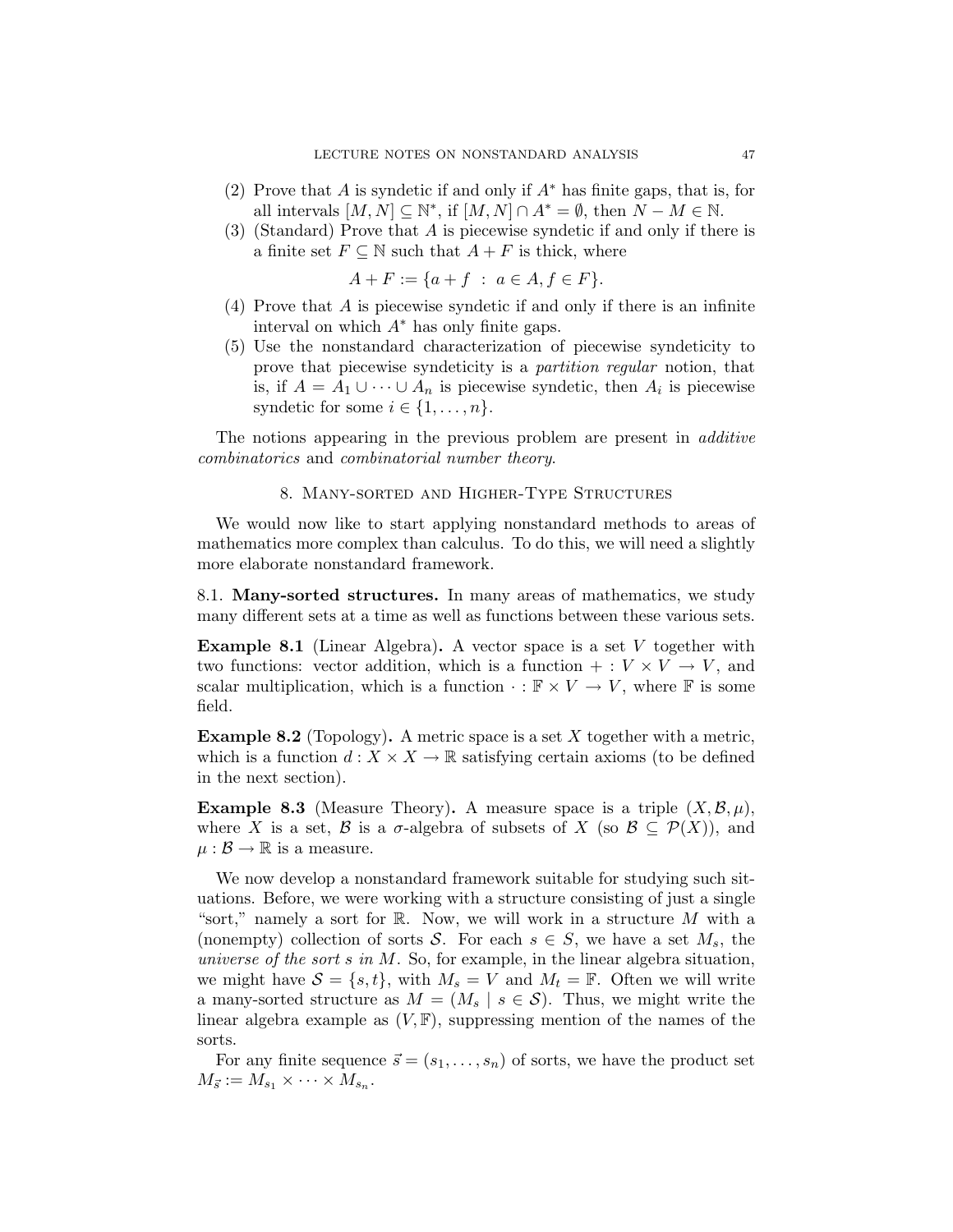(2) Prove that $A$ is syndetic if and only if $A^*$ has finite gaps, that is, for all intervals $[M, N] \subseteq \mathbb{N}^*$, if $[M, N] \cap A^* = \emptyset$, then $N - M \in \mathbb{N}$.
(3) (Standard) Prove that $A$ is piecewise syndetic if and only if there is a finite set $F \subseteq \mathbb{N}$ such that $A + F$ is thick, where

$$A + F := \{a + f \ : \ a \in A, f \in F\}.$$

(4) Prove that $A$ is piecewise syndetic if and only if there is an infinite interval on which $A^*$ has only finite gaps.
(5) Use the nonstandard characterization of piecewise syndeticity to prove that piecewise syndeticity is a *partition regular* notion, that is, if $A = A_1 \cup \cdots \cup A_n$ is piecewise syndetic, then $A_i$ is piecewise syndetic for some $i \in \{1, \ldots, n\}$.

The notions appearing in the previous problem are present in *additive combinatorics* and *combinatorial number theory*.

## 8. Many-sorted and Higher-Type Structures

We would now like to start applying nonstandard methods to areas of mathematics more complex than calculus. To do this, we will need a slightly more elaborate nonstandard framework.

### 8.1. Many-sorted structures.

In many areas of mathematics, we study many different sets at a time as well as functions between these various sets.

**Example 8.1** (Linear Algebra)**.** A vector space is a set $V$ together with two functions: vector addition, which is a function $+ : V \times V \to V$, and scalar multiplication, which is a function $\cdot : \mathbb{F} \times V \to V$, where $\mathbb{F}$ is some field.

**Example 8.2** (Topology)**.** A metric space is a set $X$ together with a metric, which is a function $d : X \times X \to \mathbb{R}$ satisfying certain axioms (to be defined in the next section).

**Example 8.3** (Measure Theory)**.** A measure space is a triple $(X, \mathcal{B}, \mu)$, where $X$ is a set, $\mathcal{B}$ is a $\sigma$-algebra of subsets of $X$ (so $\mathcal{B} \subseteq \mathcal{P}(X)$), and $\mu : \mathcal{B} \to \mathbb{R}$ is a measure.

We now develop a nonstandard framework suitable for studying such situations. Before, we were working with a structure consisting of just a single "sort," namely a sort for $\mathbb{R}$. Now, we will work in a structure $M$ with a (nonempty) collection of sorts $\mathcal{S}$. For each $s \in S$, we have a set $M_s$, the *universe of the sort s in M*. So, for example, in the linear algebra situation, we might have $\mathcal{S} = \{s, t\}$, with $M_s = V$ and $M_t = \mathbb{F}$. Often we will write a many-sorted structure as $M = (M_s \mid s \in \mathcal{S})$. Thus, we might write the linear algebra example as $(V, \mathbb{F})$, suppressing mention of the names of the sorts.

For any finite sequence $\vec{s} = (s_1, \ldots, s_n)$ of sorts, we have the product set $M_{\vec{s}} := M_{s_1} \times \cdots \times M_{s_n}$.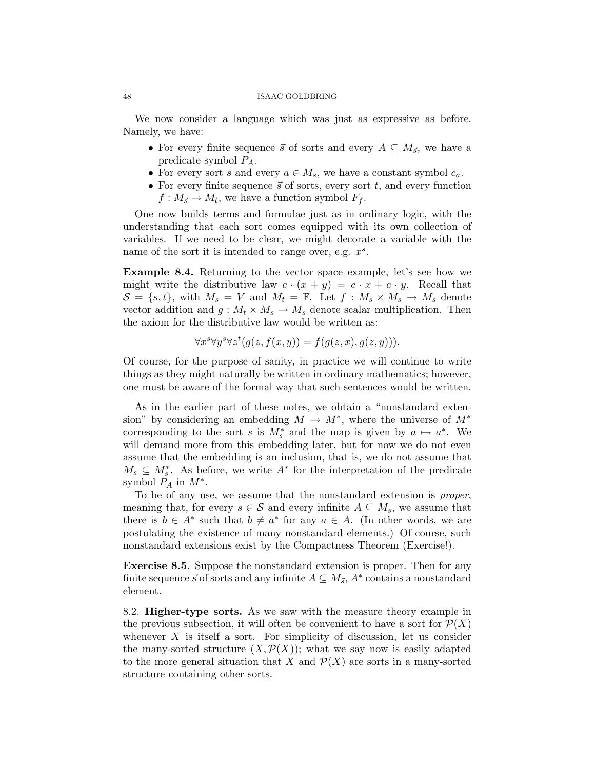We now consider a language which was just as expressive as before. Namely, we have:

- For every finite sequence $\vec{s}$ of sorts and every $A \subseteq M_{\vec{s}}$, we have a predicate symbol $P_A$.
- For every sort $s$ and every $a \in M_s$, we have a constant symbol $c_a$.
- For every finite sequence $\vec{s}$ of sorts, every sort $t$, and every function $f : M_{\vec{s}} \to M_t$, we have a function symbol $F_f$.

One now builds terms and formulae just as in ordinary logic, with the understanding that each sort comes equipped with its own collection of variables. If we need to be clear, we might decorate a variable with the name of the sort it is intended to range over, e.g. $x^s$.

**Example 8.4.** Returning to the vector space example, let's see how we might write the distributive law $c \cdot (x + y) = c \cdot x + c \cdot y$. Recall that $\mathcal{S} = \{s, t\}$, with $M_s = V$ and $M_t = \mathbb{F}$. Let $f : M_s \times M_s \to M_s$ denote vector addition and $g : M_t \times M_s \to M_s$ denote scalar multiplication. Then the axiom for the distributive law would be written as:

$$\forall x^s \forall y^s \forall z^t (g(z, f(x, y)) = f(g(z, x), g(z, y))).$$

Of course, for the purpose of sanity, in practice we will continue to write things as they might naturally be written in ordinary mathematics; however, one must be aware of the formal way that such sentences would be written.

As in the earlier part of these notes, we obtain a "nonstandard extension" by considering an embedding $M \to M^*$, where the universe of $M^*$ corresponding to the sort $s$ is $M_s^*$ and the map is given by $a \mapsto a^*$. We will demand more from this embedding later, but for now we do not even assume that the embedding is an inclusion, that is, we do not assume that $M_s \subseteq M_s^*$. As before, we write $A^*$ for the interpretation of the predicate symbol $P_A$ in $M^*$.

To be of any use, we assume that the nonstandard extension is *proper*, meaning that, for every $s \in \mathcal{S}$ and every infinite $A \subseteq M_s$, we assume that there is $b \in A^*$ such that $b \neq a^*$ for any $a \in A$. (In other words, we are postulating the existence of many nonstandard elements.) Of course, such nonstandard extensions exist by the Compactness Theorem (Exercise!).

**Exercise 8.5.** Suppose the nonstandard extension is proper. Then for any finite sequence $\vec{s}$ of sorts and any infinite $A \subseteq M_{\vec{s}}$, $A^*$ contains a nonstandard element.

8.2. **Higher-type sorts.** As we saw with the measure theory example in the previous subsection, it will often be convenient to have a sort for $\mathcal{P}(X)$ whenever $X$ is itself a sort. For simplicity of discussion, let us consider the many-sorted structure $(X, \mathcal{P}(X))$; what we say now is easily adapted to the more general situation that $X$ and $\mathcal{P}(X)$ are sorts in a many-sorted structure containing other sorts.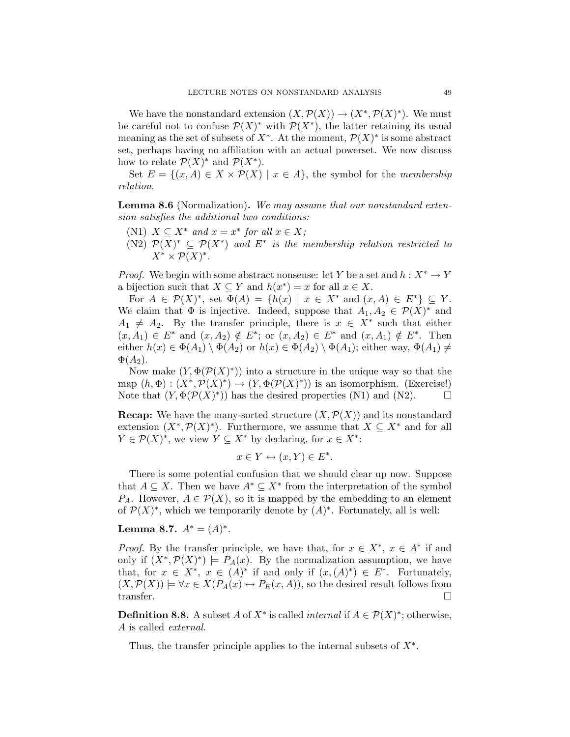We have the nonstandard extension $(X, \mathcal{P}(X)) \to (X^*, \mathcal{P}(X)^*)$. We must be careful not to confuse $\mathcal{P}(X)^*$ with $\mathcal{P}(X^*)$, the latter retaining its usual meaning as the set of subsets of $X^*$. At the moment, $\mathcal{P}(X)^*$ is some abstract set, perhaps having no affiliation with an actual powerset. We now discuss how to relate $\mathcal{P}(X)^*$ and $\mathcal{P}(X^*)$.

Set $E = \{(x, A) \in X \times \mathcal{P}(X) \mid x \in A\}$, the symbol for the *membership relation*.

**Lemma 8.6** (Normalization)**.** *We may assume that our nonstandard extension satisfies the additional two conditions:*

- (N1) *$X \subseteq X^*$ and $x = x^*$ for all $x \in X$;*
- (N2) *$\mathcal{P}(X)^* \subseteq \mathcal{P}(X^*)$ and $E^*$ is the membership relation restricted to $X^* \times \mathcal{P}(X)^*$.*

*Proof.* We begin with some abstract nonsense: let $Y$ be a set and $h : X^* \to Y$ a bijection such that $X \subseteq Y$ and $h(x^*) = x$ for all $x \in X$.

For $A \in \mathcal{P}(X)^*$, set $\Phi(A) = \{h(x) \mid x \in X^* \text{ and } (x, A) \in E^*\} \subseteq Y$. We claim that $\Phi$ is injective. Indeed, suppose that $A_1, A_2 \in \mathcal{P}(X)^*$ and $A_1 \neq A_2$. By the transfer principle, there is $x \in X^*$ such that either $(x, A_1) \in E^*$ and $(x, A_2) \notin E^*$; or $(x, A_2) \in E^*$ and $(x, A_1) \notin E^*$. Then either $h(x) \in \Phi(A_1) \setminus \Phi(A_2)$ or $h(x) \in \Phi(A_2) \setminus \Phi(A_1)$; either way, $\Phi(A_1) \neq \Phi(A_2)$.

Now make $(Y, \Phi(\mathcal{P}(X)^*))$ into a structure in the unique way so that the map $(h, \Phi) : (X^*, \mathcal{P}(X)^*) \to (Y, \Phi(\mathcal{P}(X)^*))$ is an isomorphism. (Exercise!) Note that $(Y, \Phi(\mathcal{P}(X)^*))$ has the desired properties (N1) and (N2). $\square$

**Recap:** We have the many-sorted structure $(X, \mathcal{P}(X))$ and its nonstandard extension $(X^*, \mathcal{P}(X)^*)$. Furthermore, we assume that $X \subseteq X^*$ and for all $Y \in \mathcal{P}(X)^*$, we view $Y \subseteq X^*$ by declaring, for $x \in X^*$:

$$x \in Y \leftrightarrow (x, Y) \in E^*.$$

There is some potential confusion that we should clear up now. Suppose that $A \subseteq X$. Then we have $A^* \subseteq X^*$ from the interpretation of the symbol $P_A$. However, $A \in \mathcal{P}(X)$, so it is mapped by the embedding to an element of $\mathcal{P}(X)^*$, which we temporarily denote by $(A)^*$. Fortunately, all is well:

**Lemma 8.7.** $A^* = (A)^*$.

*Proof.* By the transfer principle, we have that, for $x \in X^*$, $x \in A^*$ if and only if $(X^*, \mathcal{P}(X)^*) \models P_A(x)$. By the normalization assumption, we have that, for $x \in X^*$, $x \in (A)^*$ if and only if $(x, (A)^*) \in E^*$. Fortunately, $(X, \mathcal{P}(X)) \models \forall x \in X(P_A(x) \leftrightarrow P_E(x, A))$, so the desired result follows from transfer. $\square$

**Definition 8.8.** A subset $A$ of $X^*$ is called *internal* if $A \in \mathcal{P}(X)^*$; otherwise, $A$ is called *external*.

Thus, the transfer principle applies to the internal subsets of $X^*$.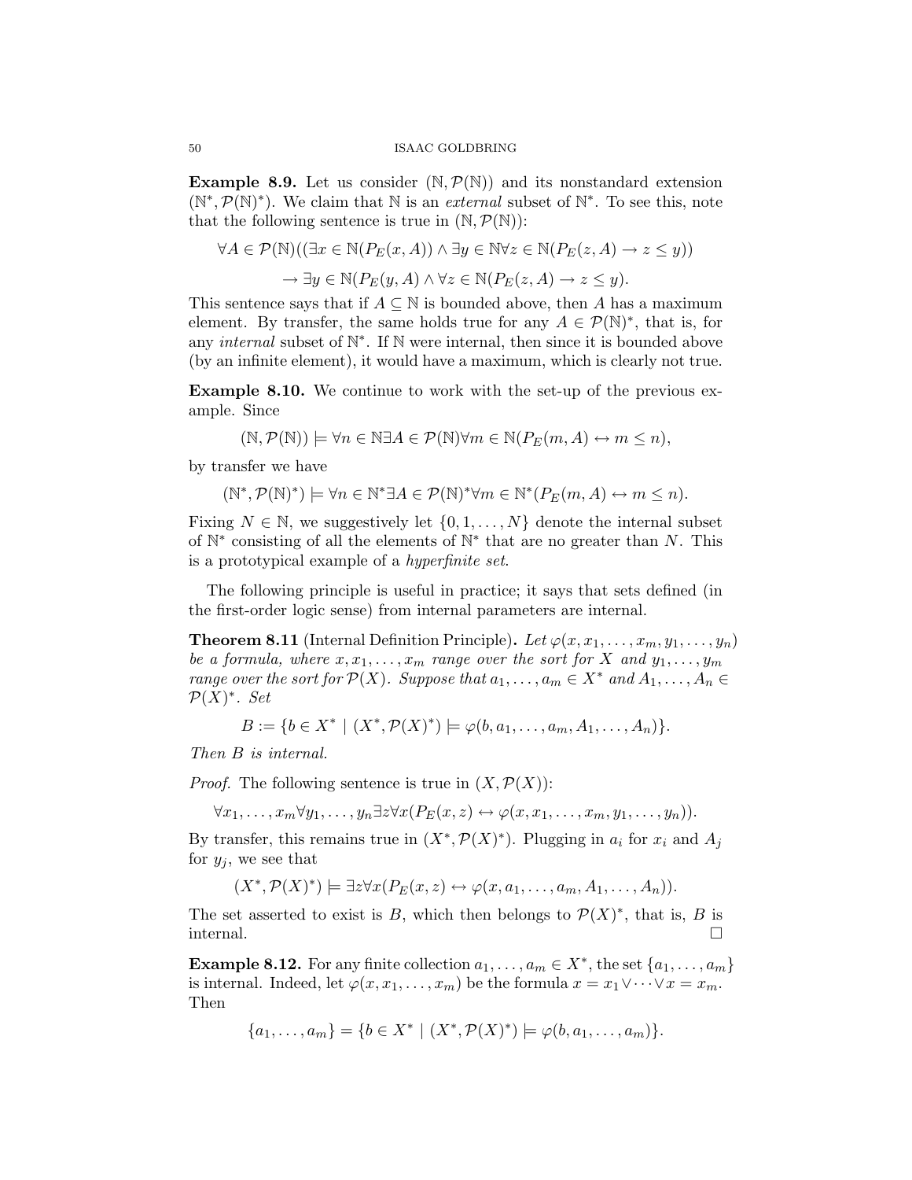**Example 8.9.** Let us consider $(\mathbb{N}, \mathcal{P}(\mathbb{N}))$ and its nonstandard extension $(\mathbb{N}^*, \mathcal{P}(\mathbb{N})^*)$. We claim that $\mathbb{N}$ is an *external* subset of $\mathbb{N}^*$. To see this, note that the following sentence is true in $(\mathbb{N}, \mathcal{P}(\mathbb{N}))$:

$$\forall A \in \mathcal{P}(\mathbb{N})((\exists x \in \mathbb{N}(P_E(x, A)) \wedge \exists y \in \mathbb{N} \forall z \in \mathbb{N}(P_E(z, A) \rightarrow z \leq y))$$
$$\rightarrow \exists y \in \mathbb{N}(P_E(y, A) \wedge \forall z \in \mathbb{N}(P_E(z, A) \rightarrow z \leq y).$$

This sentence says that if $A \subseteq \mathbb{N}$ is bounded above, then $A$ has a maximum element. By transfer, the same holds true for any $A \in \mathcal{P}(\mathbb{N})^*$, that is, for any *internal* subset of $\mathbb{N}^*$. If $\mathbb{N}$ were internal, then since it is bounded above (by an infinite element), it would have a maximum, which is clearly not true.

**Example 8.10.** We continue to work with the set-up of the previous example. Since

$$(\mathbb{N}, \mathcal{P}(\mathbb{N})) \models \forall n \in \mathbb{N} \exists A \in \mathcal{P}(\mathbb{N}) \forall m \in \mathbb{N}(P_E(m, A) \leftrightarrow m \leq n),$$

by transfer we have

$$(\mathbb{N}^*, \mathcal{P}(\mathbb{N})^*) \models \forall n \in \mathbb{N}^* \exists A \in \mathcal{P}(\mathbb{N})^* \forall m \in \mathbb{N}^*(P_E(m, A) \leftrightarrow m \leq n).$$

Fixing $N \in \mathbb{N}$, we suggestively let $\{0, 1, \ldots, N\}$ denote the internal subset of $\mathbb{N}^*$ consisting of all the elements of $\mathbb{N}^*$ that are no greater than $N$. This is a prototypical example of a *hyperfinite set*.

The following principle is useful in practice; it says that sets defined (in the first-order logic sense) from internal parameters are internal.

**Theorem 8.11** (Internal Definition Principle)**.** *Let $\varphi(x, x_1, \ldots, x_m, y_1, \ldots, y_n)$ be a formula, where $x, x_1, \ldots, x_m$ range over the sort for $X$ and $y_1, \ldots, y_m$ range over the sort for $\mathcal{P}(X)$. Suppose that $a_1, \ldots, a_m \in X^*$ and $A_1, \ldots, A_n \in \mathcal{P}(X)^*$. Set*

$$B := \{b \in X^* \mid (X^*, \mathcal{P}(X)^*) \models \varphi(b, a_1, \ldots, a_m, A_1, \ldots, A_n)\}.$$

*Then $B$ is internal.*

*Proof.* The following sentence is true in $(X, \mathcal{P}(X))$:

$$\forall x_1, \ldots, x_m \forall y_1, \ldots, y_n \exists z \forall x(P_E(x, z) \leftrightarrow \varphi(x, x_1, \ldots, x_m, y_1, \ldots, y_n)).$$

By transfer, this remains true in $(X^*, \mathcal{P}(X)^*)$. Plugging in $a_i$ for $x_i$ and $A_j$ for $y_j$, we see that

$$(X^*, \mathcal{P}(X)^*) \models \exists z \forall x(P_E(x, z) \leftrightarrow \varphi(x, a_1, \ldots, a_m, A_1, \ldots, A_n)).$$

The set asserted to exist is $B$, which then belongs to $\mathcal{P}(X)^*$, that is, $B$ is internal. $\square$

**Example 8.12.** For any finite collection $a_1, \ldots, a_m \in X^*$, the set $\{a_1, \ldots, a_m\}$ is internal. Indeed, let $\varphi(x, x_1, \ldots, x_m)$ be the formula $x = x_1 \vee \cdots \vee x = x_m$. Then

$$\{a_1, \ldots, a_m\} = \{b \in X^* \mid (X^*, \mathcal{P}(X)^*) \models \varphi(b, a_1, \ldots, a_m)\}.$$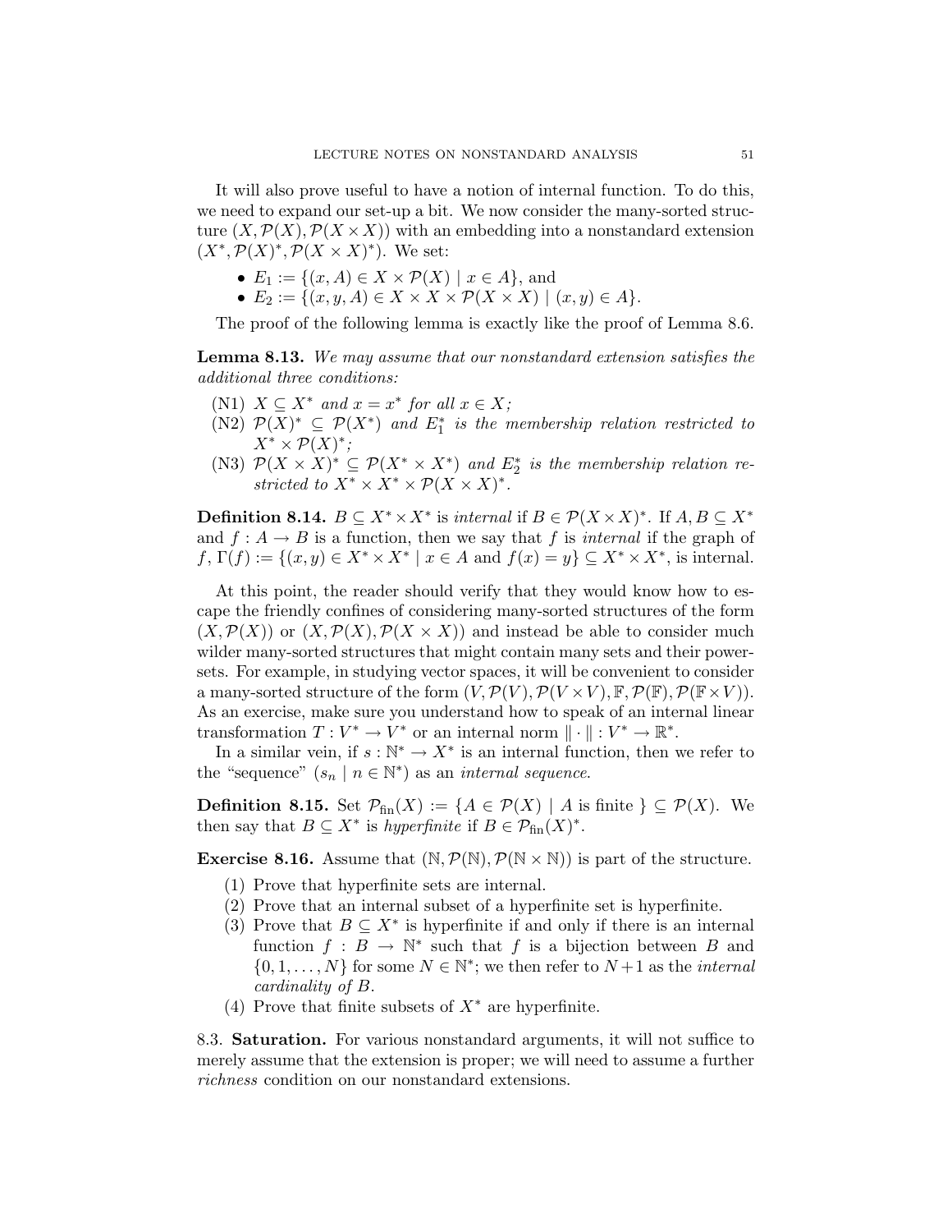It will also prove useful to have a notion of internal function. To do this, we need to expand our set-up a bit. We now consider the many-sorted structure $(X, \mathcal{P}(X), \mathcal{P}(X \times X))$ with an embedding into a nonstandard extension $(X^*, \mathcal{P}(X)^*, \mathcal{P}(X \times X)^*)$. We set:

- $E_1 := \{(x, A) \in X \times \mathcal{P}(X) \mid x \in A\}$, and
- $E_2 := \{(x, y, A) \in X \times X \times \mathcal{P}(X \times X) \mid (x, y) \in A\}$.

The proof of the following lemma is exactly like the proof of Lemma 8.6.

**Lemma 8.13.** *We may assume that our nonstandard extension satisfies the additional three conditions:*

- (N1) *$X \subseteq X^*$ and $x = x^*$ for all $x \in X$;*
- (N2) *$\mathcal{P}(X)^* \subseteq \mathcal{P}(X^*)$ and $E_1^*$ is the membership relation restricted to $X^* \times \mathcal{P}(X)^*$;*
- (N3) *$\mathcal{P}(X \times X)^* \subseteq \mathcal{P}(X^* \times X^*)$ and $E_2^*$ is the membership relation restricted to $X^* \times X^* \times \mathcal{P}(X \times X)^*$.*

**Definition 8.14.** $B \subseteq X^* \times X^*$ is *internal* if $B \in \mathcal{P}(X \times X)^*$. If $A, B \subseteq X^*$ and $f : A \to B$ is a function, then we say that $f$ is *internal* if the graph of $f$, $\Gamma(f) := \{(x, y) \in X^* \times X^* \mid x \in A \text{ and } f(x) = y\} \subseteq X^* \times X^*$, is internal.

At this point, the reader should verify that they would know how to escape the friendly confines of considering many-sorted structures of the form $(X, \mathcal{P}(X))$ or $(X, \mathcal{P}(X), \mathcal{P}(X \times X))$ and instead be able to consider much wilder many-sorted structures that might contain many sets and their powersets. For example, in studying vector spaces, it will be convenient to consider a many-sorted structure of the form $(V, \mathcal{P}(V), \mathcal{P}(V \times V), \mathbb{F}, \mathcal{P}(\mathbb{F}), \mathcal{P}(\mathbb{F} \times V))$. As an exercise, make sure you understand how to speak of an internal linear transformation $T : V^* \to V^*$ or an internal norm $\| \cdot \| : V^* \to \mathbb{R}^*$.

In a similar vein, if $s : \mathbb{N}^* \to X^*$ is an internal function, then we refer to the "sequence" $(s_n \mid n \in \mathbb{N}^*)$ as an *internal sequence*.

**Definition 8.15.** Set $\mathcal{P}_{\text{fin}}(X) := \{A \in \mathcal{P}(X) \mid A \text{ is finite }\} \subseteq \mathcal{P}(X)$. We then say that $B \subseteq X^*$ is *hyperfinite* if $B \in \mathcal{P}_{\text{fin}}(X)^*$.

**Exercise 8.16.** Assume that $(\mathbb{N}, \mathcal{P}(\mathbb{N}), \mathcal{P}(\mathbb{N} \times \mathbb{N}))$ is part of the structure.

1. Prove that hyperfinite sets are internal.
2. Prove that an internal subset of a hyperfinite set is hyperfinite.
3. Prove that $B \subseteq X^*$ is hyperfinite if and only if there is an internal function $f : B \to \mathbb{N}^*$ such that $f$ is a bijection between $B$ and $\{0, 1, \ldots, N\}$ for some $N \in \mathbb{N}^*$; we then refer to $N+1$ as the *internal cardinality of $B$*.
4. Prove that finite subsets of $X^*$ are hyperfinite.

8.3. **Saturation.** For various nonstandard arguments, it will not suffice to merely assume that the extension is proper; we will need to assume a further *richness* condition on our nonstandard extensions.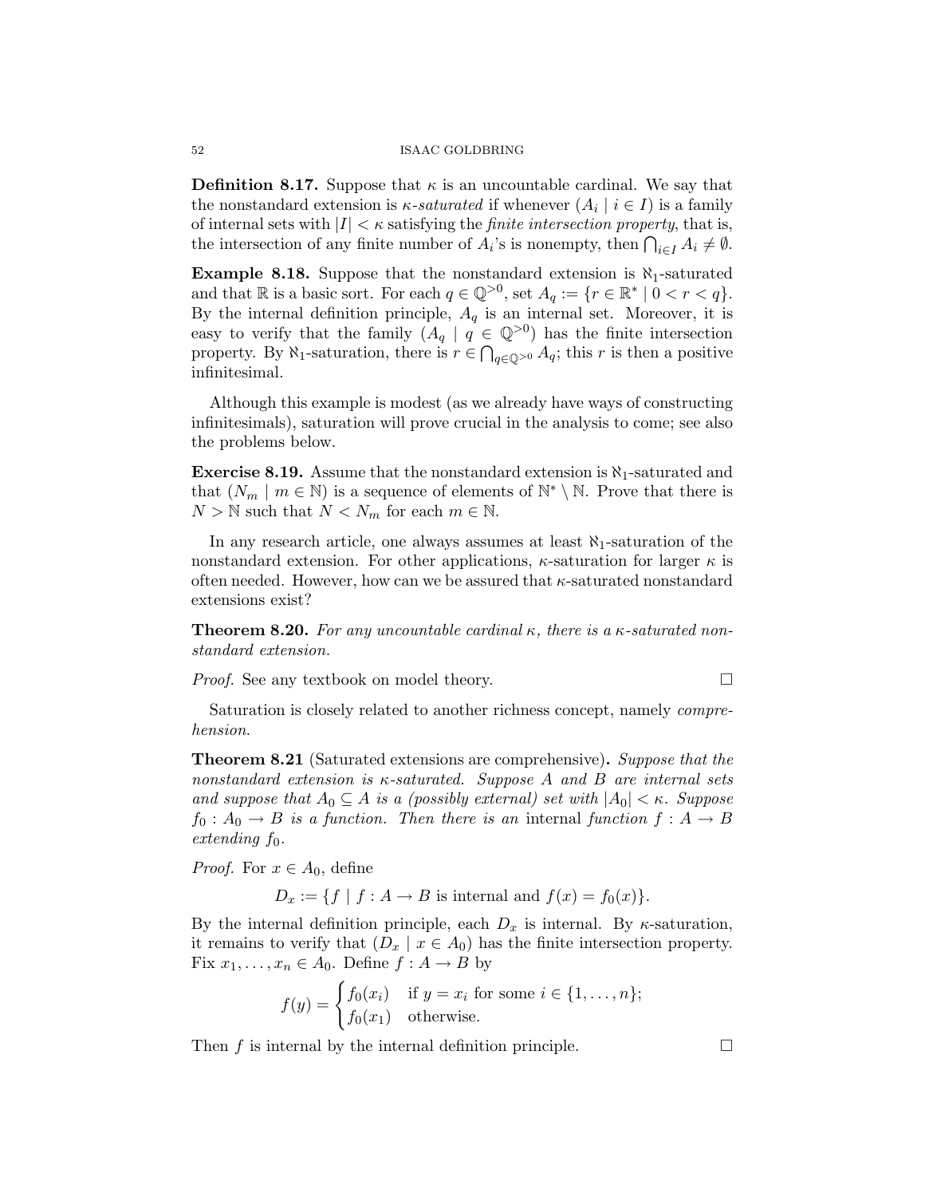**Definition 8.17.** Suppose that $\kappa$ is an uncountable cardinal. We say that the nonstandard extension is *$\kappa$-saturated* if whenever $(A_i \mid i \in I)$ is a family of internal sets with $|I| < \kappa$ satisfying the *finite intersection property*, that is, the intersection of any finite number of $A_i$'s is nonempty, then $\bigcap_{i \in I} A_i \neq \emptyset$.

**Example 8.18.** Suppose that the nonstandard extension is $\aleph_1$-saturated and that $\mathbb{R}$ is a basic sort. For each $q \in \mathbb{Q}^{>0}$, set $A_q := \{r \in \mathbb{R}^* \mid 0 < r < q\}$. By the internal definition principle, $A_q$ is an internal set. Moreover, it is easy to verify that the family $(A_q \mid q \in \mathbb{Q}^{>0})$ has the finite intersection property. By $\aleph_1$-saturation, there is $r \in \bigcap_{q \in \mathbb{Q}^{>0}} A_q$; this $r$ is then a positive infinitesimal.

Although this example is modest (as we already have ways of constructing infinitesimals), saturation will prove crucial in the analysis to come; see also the problems below.

**Exercise 8.19.** Assume that the nonstandard extension is $\aleph_1$-saturated and that $(N_m \mid m \in \mathbb{N})$ is a sequence of elements of $\mathbb{N}^* \setminus \mathbb{N}$. Prove that there is $N > \mathbb{N}$ such that $N < N_m$ for each $m \in \mathbb{N}$.

In any research article, one always assumes at least $\aleph_1$-saturation of the nonstandard extension. For other applications, $\kappa$-saturation for larger $\kappa$ is often needed. However, how can we be assured that $\kappa$-saturated nonstandard extensions exist?

**Theorem 8.20.** *For any uncountable cardinal $\kappa$, there is a $\kappa$-saturated nonstandard extension.*

*Proof.* See any textbook on model theory. $\square$

Saturation is closely related to another richness concept, namely *comprehension*.

**Theorem 8.21** (Saturated extensions are comprehensive)**.** *Suppose that the nonstandard extension is $\kappa$-saturated. Suppose $A$ and $B$ are internal sets and suppose that $A_0 \subseteq A$ is a (possibly external) set with $|A_0| < \kappa$. Suppose $f_0 : A_0 \to B$ is a function. Then there is an* internal *function $f : A \to B$ extending $f_0$.*

*Proof.* For $x \in A_0$, define

$$D_x := \{f \mid f : A \to B \text{ is internal and } f(x) = f_0(x)\}.$$

By the internal definition principle, each $D_x$ is internal. By $\kappa$-saturation, it remains to verify that $(D_x \mid x \in A_0)$ has the finite intersection property. Fix $x_1, \ldots, x_n \in A_0$. Define $f : A \to B$ by

$$f(y) = \begin{cases} f_0(x_i) & \text{if } y = x_i \text{ for some } i \in \{1, \ldots, n\}; \\ f_0(x_1) & \text{otherwise.} \end{cases}$$

Then $f$ is internal by the internal definition principle. $\square$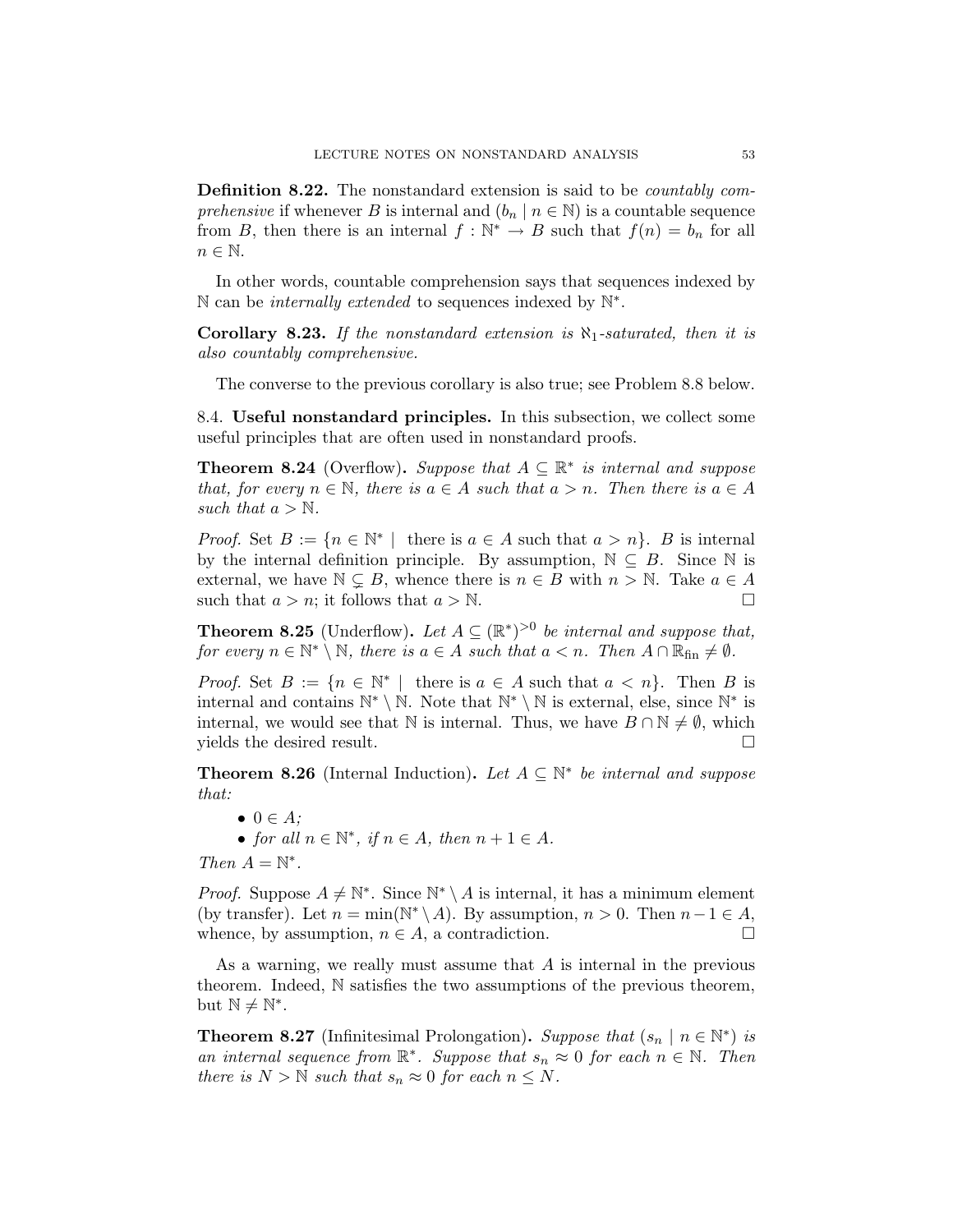**Definition 8.22.** The nonstandard extension is said to be *countably comprehensive* if whenever $B$ is internal and $(b_n \mid n \in \mathbb{N})$ is a countable sequence from $B$, then there is an internal $f : \mathbb{N}^* \to B$ such that $f(n) = b_n$ for all $n \in \mathbb{N}$.

In other words, countable comprehension says that sequences indexed by $\mathbb{N}$ can be *internally extended* to sequences indexed by $\mathbb{N}^*$.

**Corollary 8.23.** *If the nonstandard extension is $\aleph_1$-saturated, then it is also countably comprehensive.*

The converse to the previous corollary is also true; see Problem 8.8 below.

8.4. **Useful nonstandard principles.** In this subsection, we collect some useful principles that are often used in nonstandard proofs.

**Theorem 8.24** (Overflow). *Suppose that $A \subseteq \mathbb{R}^*$ is internal and suppose that, for every $n \in \mathbb{N}$, there is $a \in A$ such that $a > n$. Then there is $a \in A$ such that $a > \mathbb{N}$.*

*Proof.* Set $B := \{n \in \mathbb{N}^* \mid \text{ there is } a \in A \text{ such that } a > n\}$. $B$ is internal by the internal definition principle. By assumption, $\mathbb{N} \subseteq B$. Since $\mathbb{N}$ is external, we have $\mathbb{N} \subsetneq B$, whence there is $n \in B$ with $n > \mathbb{N}$. Take $a \in A$ such that $a > n$; it follows that $a > \mathbb{N}$. □

**Theorem 8.25** (Underflow). *Let $A \subseteq (\mathbb{R}^*)^{>0}$ be internal and suppose that, for every $n \in \mathbb{N}^* \setminus \mathbb{N}$, there is $a \in A$ such that $a < n$. Then $A \cap \mathbb{R}_{\text{fin}} \neq \emptyset$.*

*Proof.* Set $B := \{n \in \mathbb{N}^* \mid \text{ there is } a \in A \text{ such that } a < n\}$. Then $B$ is internal and contains $\mathbb{N}^* \setminus \mathbb{N}$. Note that $\mathbb{N}^* \setminus \mathbb{N}$ is external, else, since $\mathbb{N}^*$ is internal, we would see that $\mathbb{N}$ is internal. Thus, we have $B \cap \mathbb{N} \neq \emptyset$, which yields the desired result. □

**Theorem 8.26** (Internal Induction). *Let $A \subseteq \mathbb{N}^*$ be internal and suppose that:*

- *$0 \in A$;*
- *for all $n \in \mathbb{N}^*$, if $n \in A$, then $n + 1 \in A$.*

*Then $A = \mathbb{N}^*$.*

*Proof.* Suppose $A \neq \mathbb{N}^*$. Since $\mathbb{N}^* \setminus A$ is internal, it has a minimum element (by transfer). Let $n = \min(\mathbb{N}^* \setminus A)$. By assumption, $n > 0$. Then $n - 1 \in A$, whence, by assumption, $n \in A$, a contradiction. □

As a warning, we really must assume that $A$ is internal in the previous theorem. Indeed, $\mathbb{N}$ satisfies the two assumptions of the previous theorem, but $\mathbb{N} \neq \mathbb{N}^*$.

**Theorem 8.27** (Infinitesimal Prolongation). *Suppose that $(s_n \mid n \in \mathbb{N}^*)$ is an internal sequence from $\mathbb{R}^*$. Suppose that $s_n \approx 0$ for each $n \in \mathbb{N}$. Then there is $N > \mathbb{N}$ such that $s_n \approx 0$ for each $n \leq N$.*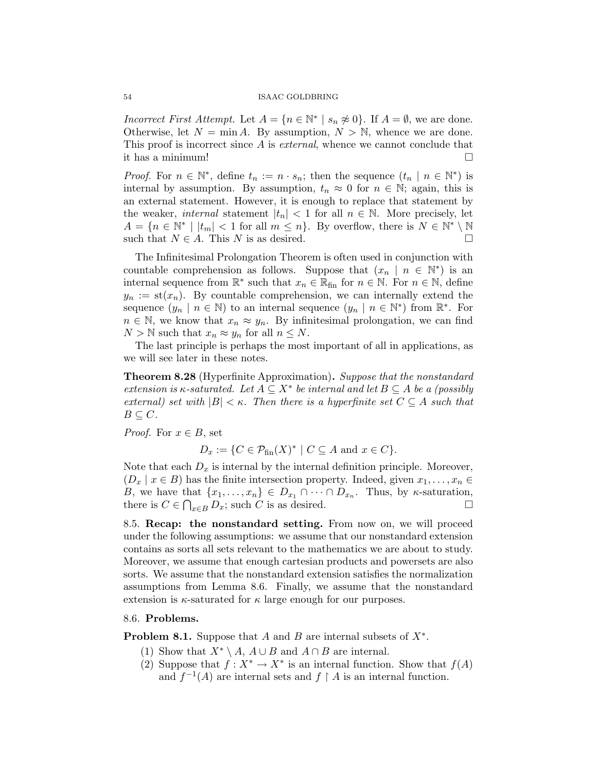*Incorrect First Attempt.* Let $A = \{n \in \mathbb{N}^* \mid s_n \not\approx 0\}$. If $A = \emptyset$, we are done. Otherwise, let $N = \min A$. By assumption, $N > \mathbb{N}$, whence we are done. This proof is incorrect since $A$ is *external*, whence we cannot conclude that it has a minimum! $\square$

*Proof.* For $n \in \mathbb{N}^*$, define $t_n := n \cdot s_n$; then the sequence $(t_n \mid n \in \mathbb{N}^*)$ is internal by assumption. By assumption, $t_n \approx 0$ for $n \in \mathbb{N}$; again, this is an external statement. However, it is enough to replace that statement by the weaker, *internal* statement $|t_n| < 1$ for all $n \in \mathbb{N}$. More precisely, let $A = \{n \in \mathbb{N}^* \mid |t_m| < 1 \text{ for all } m \leq n\}$. By overflow, there is $N \in \mathbb{N}^* \setminus \mathbb{N}$ such that $N \in A$. This $N$ is as desired. $\square$

The Infinitesimal Prolongation Theorem is often used in conjunction with countable comprehension as follows. Suppose that $(x_n \mid n \in \mathbb{N}^*)$ is an internal sequence from $\mathbb{R}^*$ such that $x_n \in \mathbb{R}_{\text{fin}}$ for $n \in \mathbb{N}$. For $n \in \mathbb{N}$, define $y_n := \text{st}(x_n)$. By countable comprehension, we can internally extend the sequence $(y_n \mid n \in \mathbb{N})$ to an internal sequence $(y_n \mid n \in \mathbb{N}^*)$ from $\mathbb{R}^*$. For $n \in \mathbb{N}$, we know that $x_n \approx y_n$. By infinitesimal prolongation, we can find $N > \mathbb{N}$ such that $x_n \approx y_n$ for all $n \leq N$.

The last principle is perhaps the most important of all in applications, as we will see later in these notes.

**Theorem 8.28** (Hyperfinite Approximation)**.** *Suppose that the nonstandard extension is $\kappa$-saturated. Let $A \subseteq X^*$ be internal and let $B \subseteq A$ be a (possibly external) set with $|B| < \kappa$. Then there is a hyperfinite set $C \subseteq A$ such that $B \subseteq C$.*

*Proof.* For $x \in B$, set

$$D_x := \{C \in \mathcal{P}_{\text{fin}}(X)^* \mid C \subseteq A \text{ and } x \in C\}.$$

Note that each $D_x$ is internal by the internal definition principle. Moreover, $(D_x \mid x \in B)$ has the finite intersection property. Indeed, given $x_1, \ldots, x_n \in B$, we have that $\{x_1, \ldots, x_n\} \in D_{x_1} \cap \cdots \cap D_{x_n}$. Thus, by $\kappa$-saturation, there is $C \in \bigcap_{x \in B} D_x$; such $C$ is as desired. $\square$

8.5. **Recap: the nonstandard setting.** From now on, we will proceed under the following assumptions: we assume that our nonstandard extension contains as sorts all sets relevant to the mathematics we are about to study. Moreover, we assume that enough cartesian products and powersets are also sorts. We assume that the nonstandard extension satisfies the normalization assumptions from Lemma 8.6. Finally, we assume that the nonstandard extension is $\kappa$-saturated for $\kappa$ large enough for our purposes.

8.6. **Problems.**

**Problem 8.1.** Suppose that $A$ and $B$ are internal subsets of $X^*$.

1. Show that $X^* \setminus A$, $A \cup B$ and $A \cap B$ are internal.
2. Suppose that $f : X^* \to X^*$ is an internal function. Show that $f(A)$ and $f^{-1}(A)$ are internal sets and $f \restriction A$ is an internal function.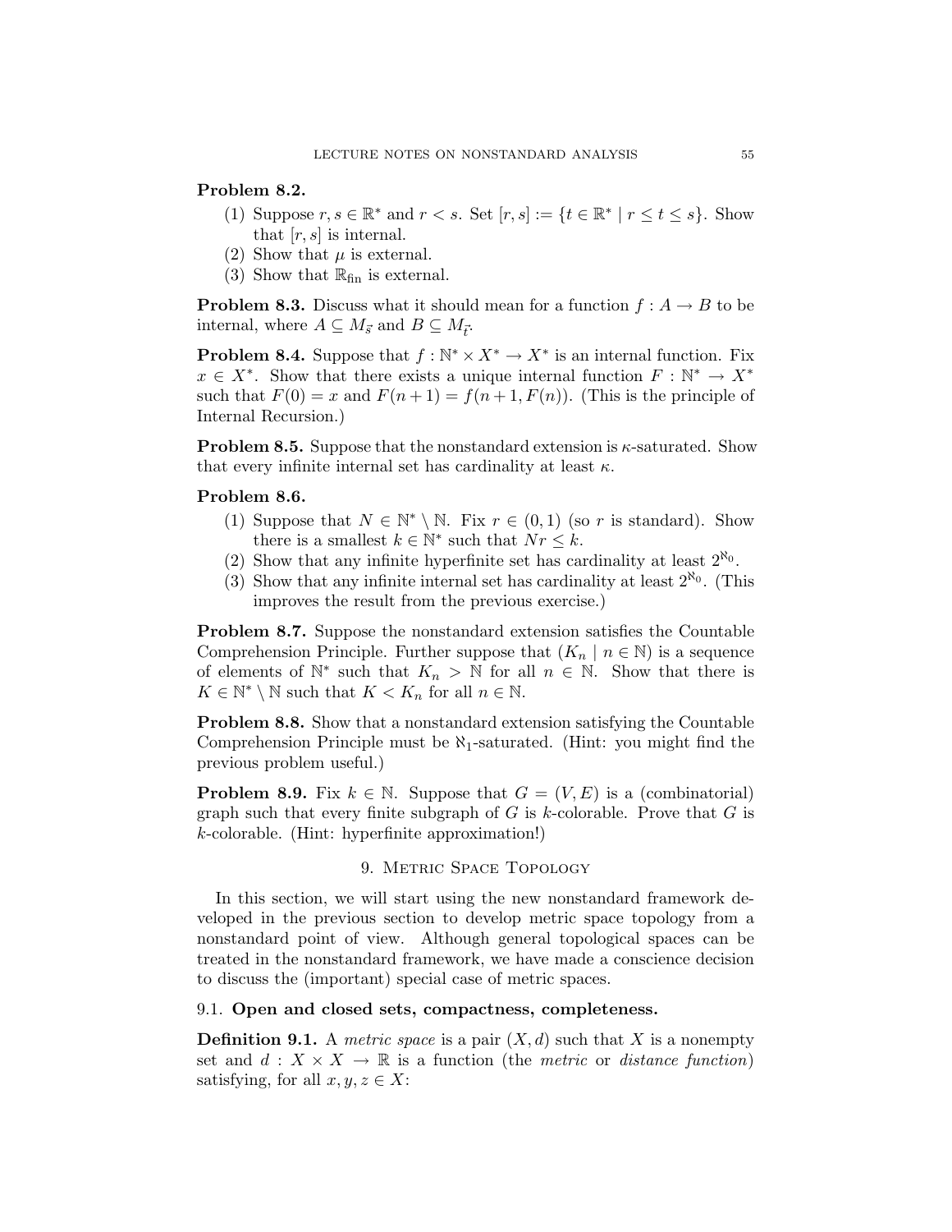**Problem 8.2.**

1. Suppose $r, s \in \mathbb{R}^*$ and $r < s$. Set $[r, s] := \{t \in \mathbb{R}^* \mid r \leq t \leq s\}$. Show that $[r, s]$ is internal.
2. Show that $\mu$ is external.
3. Show that $\mathbb{R}_{\text{fin}}$ is external.

**Problem 8.3.** Discuss what it should mean for a function $f : A \to B$ to be internal, where $A \subseteq M_{\vec{s}}$ and $B \subseteq M_{\vec{t}}$.

**Problem 8.4.** Suppose that $f : \mathbb{N}^* \times X^* \to X^*$ is an internal function. Fix $x \in X^*$. Show that there exists a unique internal function $F : \mathbb{N}^* \to X^*$ such that $F(0) = x$ and $F(n+1) = f(n+1, F(n))$. (This is the principle of Internal Recursion.)

**Problem 8.5.** Suppose that the nonstandard extension is $\kappa$-saturated. Show that every infinite internal set has cardinality at least $\kappa$.

**Problem 8.6.**

1. Suppose that $N \in \mathbb{N}^* \setminus \mathbb{N}$. Fix $r \in (0, 1)$ (so $r$ is standard). Show there is a smallest $k \in \mathbb{N}^*$ such that $Nr \leq k$.
2. Show that any infinite hyperfinite set has cardinality at least $2^{\aleph_0}$.
3. Show that any infinite internal set has cardinality at least $2^{\aleph_0}$. (This improves the result from the previous exercise.)

**Problem 8.7.** Suppose the nonstandard extension satisfies the Countable Comprehension Principle. Further suppose that $(K_n \mid n \in \mathbb{N})$ is a sequence of elements of $\mathbb{N}^*$ such that $K_n > \mathbb{N}$ for all $n \in \mathbb{N}$. Show that there is $K \in \mathbb{N}^* \setminus \mathbb{N}$ such that $K < K_n$ for all $n \in \mathbb{N}$.

**Problem 8.8.** Show that a nonstandard extension satisfying the Countable Comprehension Principle must be $\aleph_1$-saturated. (Hint: you might find the previous problem useful.)

**Problem 8.9.** Fix $k \in \mathbb{N}$. Suppose that $G = (V, E)$ is a (combinatorial) graph such that every finite subgraph of $G$ is $k$-colorable. Prove that $G$ is $k$-colorable. (Hint: hyperfinite approximation!)

## 9. Metric Space Topology

In this section, we will start using the new nonstandard framework developed in the previous section to develop metric space topology from a nonstandard point of view. Although general topological spaces can be treated in the nonstandard framework, we have made a conscience decision to discuss the (important) special case of metric spaces.

### 9.1. Open and closed sets, compactness, completeness.

**Definition 9.1.** A *metric space* is a pair $(X, d)$ such that $X$ is a nonempty set and $d : X \times X \to \mathbb{R}$ is a function (the *metric* or *distance function*) satisfying, for all $x, y, z \in X$: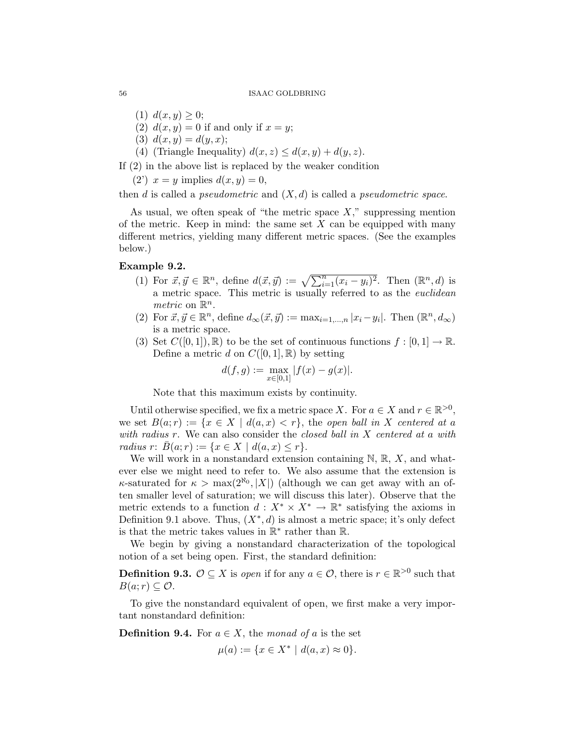(1) $d(x, y) \geq 0$;
(2) $d(x, y) = 0$ if and only if $x = y$;
(3) $d(x, y) = d(y, x)$;
(4) (Triangle Inequality) $d(x, z) \leq d(x, y) + d(y, z)$.

If (2) in the above list is replaced by the weaker condition

(2') $x = y$ implies $d(x, y) = 0$,

then $d$ is called a *pseudometric* and $(X, d)$ is called a *pseudometric space*.

As usual, we often speak of "the metric space $X$," suppressing mention of the metric. Keep in mind: the same set $X$ can be equipped with many different metrics, yielding many different metric spaces. (See the examples below.)

**Example 9.2.**

(1) For $\vec{x}, \vec{y} \in \mathbb{R}^n$, define $d(\vec{x}, \vec{y}) := \sqrt{\sum_{i=1}^n (x_i - y_i)^2}$. Then $(\mathbb{R}^n, d)$ is a metric space. This metric is usually referred to as the *euclidean metric* on $\mathbb{R}^n$.

(2) For $\vec{x}, \vec{y} \in \mathbb{R}^n$, define $d_\infty(\vec{x}, \vec{y}) := \max_{i=1,\ldots,n} |x_i - y_i|$. Then $(\mathbb{R}^n, d_\infty)$ is a metric space.

(3) Set $C([0,1]), \mathbb{R})$ to be the set of continuous functions $f : [0,1] \to \mathbb{R}$. Define a metric $d$ on $C([0,1], \mathbb{R})$ by setting
$$d(f, g) := \max_{x \in [0,1]} |f(x) - g(x)|.$$
Note that this maximum exists by continuity.

Until otherwise specified, we fix a metric space $X$. For $a \in X$ and $r \in \mathbb{R}^{>0}$, we set $B(a; r) := \{x \in X \mid d(a, x) < r\}$, the *open ball in $X$ centered at $a$ with radius $r$*. We can also consider the *closed ball in $X$ centered at $a$ with radius $r$*: $\bar{B}(a; r) := \{x \in X \mid d(a, x) \leq r\}$.

We will work in a nonstandard extension containing $\mathbb{N}$, $\mathbb{R}$, $X$, and whatever else we might need to refer to. We also assume that the extension is $\kappa$-saturated for $\kappa > \max(2^{\aleph_0}, |X|)$ (although we can get away with an often smaller level of saturation; we will discuss this later). Observe that the metric extends to a function $d : X^* \times X^* \to \mathbb{R}^*$ satisfying the axioms in Definition 9.1 above. Thus, $(X^*, d)$ is almost a metric space; it's only defect is that the metric takes values in $\mathbb{R}^*$ rather than $\mathbb{R}$.

We begin by giving a nonstandard characterization of the topological notion of a set being open. First, the standard definition:

**Definition 9.3.** $\mathcal{O} \subseteq X$ is *open* if for any $a \in \mathcal{O}$, there is $r \in \mathbb{R}^{>0}$ such that $B(a; r) \subseteq \mathcal{O}$.

To give the nonstandard equivalent of open, we first make a very important nonstandard definition:

**Definition 9.4.** For $a \in X$, the *monad of $a$* is the set
$$\mu(a) := \{x \in X^* \mid d(a, x) \approx 0\}.$$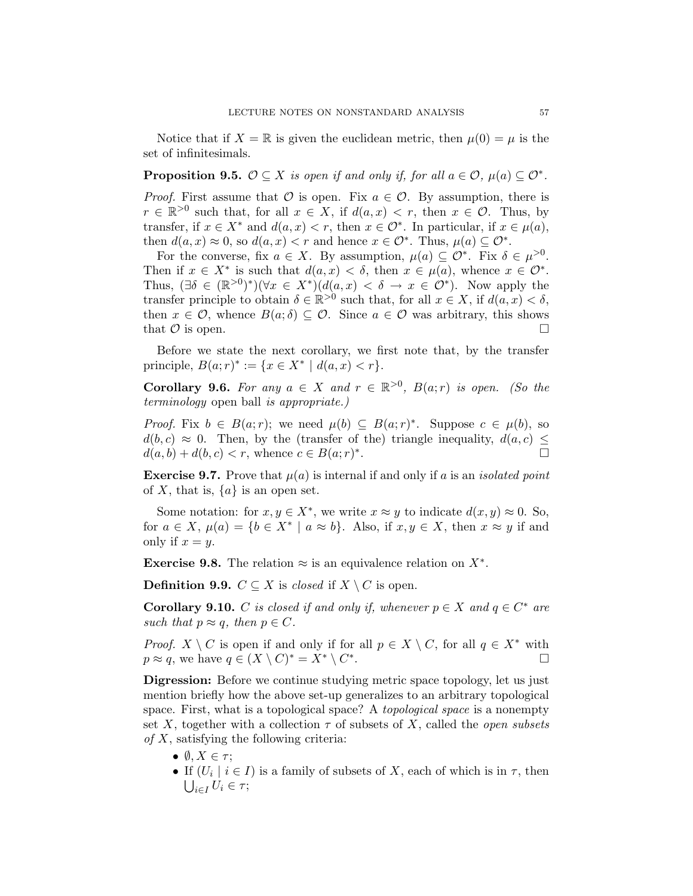Notice that if $X = \mathbb{R}$ is given the euclidean metric, then $\mu(0) = \mu$ is the set of infinitesimals.

**Proposition 9.5.** *$\mathcal{O} \subseteq X$ is open if and only if, for all $a \in \mathcal{O}$, $\mu(a) \subseteq \mathcal{O}^*$.*

*Proof.* First assume that $\mathcal{O}$ is open. Fix $a \in \mathcal{O}$. By assumption, there is $r \in \mathbb{R}^{>0}$ such that, for all $x \in X$, if $d(a,x) < r$, then $x \in \mathcal{O}$. Thus, by transfer, if $x \in X^*$ and $d(a,x) < r$, then $x \in \mathcal{O}^*$. In particular, if $x \in \mu(a)$, then $d(a,x) \approx 0$, so $d(a,x) < r$ and hence $x \in \mathcal{O}^*$. Thus, $\mu(a) \subseteq \mathcal{O}^*$.

For the converse, fix $a \in X$. By assumption, $\mu(a) \subseteq \mathcal{O}^*$. Fix $\delta \in \mu^{>0}$. Then if $x \in X^*$ is such that $d(a,x) < \delta$, then $x \in \mu(a)$, whence $x \in \mathcal{O}^*$. Thus, $(\exists \delta \in (\mathbb{R}^{>0})^*)(\forall x \in X^*)(d(a,x) < \delta \rightarrow x \in \mathcal{O}^*)$. Now apply the transfer principle to obtain $\delta \in \mathbb{R}^{>0}$ such that, for all $x \in X$, if $d(a,x) < \delta$, then $x \in \mathcal{O}$, whence $B(a;\delta) \subseteq \mathcal{O}$. Since $a \in \mathcal{O}$ was arbitrary, this shows that $\mathcal{O}$ is open. $\square$

Before we state the next corollary, we first note that, by the transfer principle, $B(a;r)^* := \{x \in X^* \mid d(a,x) < r\}$.

**Corollary 9.6.** *For any $a \in X$ and $r \in \mathbb{R}^{>0}$, $B(a;r)$ is open. (So the terminology* open ball *is appropriate.)*

*Proof.* Fix $b \in B(a;r)$; we need $\mu(b) \subseteq B(a;r)^*$. Suppose $c \in \mu(b)$, so $d(b,c) \approx 0$. Then, by the (transfer of the) triangle inequality, $d(a,c) \leq d(a,b) + d(b,c) < r$, whence $c \in B(a;r)^*$. $\square$

**Exercise 9.7.** Prove that $\mu(a)$ is internal if and only if $a$ is an *isolated point* of $X$, that is, $\{a\}$ is an open set.

Some notation: for $x, y \in X^*$, we write $x \approx y$ to indicate $d(x,y) \approx 0$. So, for $a \in X$, $\mu(a) = \{b \in X^* \mid a \approx b\}$. Also, if $x, y \in X$, then $x \approx y$ if and only if $x = y$.

**Exercise 9.8.** The relation $\approx$ is an equivalence relation on $X^*$.

**Definition 9.9.** $C \subseteq X$ is *closed* if $X \setminus C$ is open.

**Corollary 9.10.** *$C$ is closed if and only if, whenever $p \in X$ and $q \in C^*$ are such that $p \approx q$, then $p \in C$.*

*Proof.* $X \setminus C$ is open if and only if for all $p \in X \setminus C$, for all $q \in X^*$ with $p \approx q$, we have $q \in (X \setminus C)^* = X^* \setminus C^*$. $\square$

**Digression:** Before we continue studying metric space topology, let us just mention briefly how the above set-up generalizes to an arbitrary topological space. First, what is a topological space? A *topological space* is a nonempty set $X$, together with a collection $\tau$ of subsets of $X$, called the *open subsets of $X$*, satisfying the following criteria:

- $\emptyset, X \in \tau$;
- If $(U_i \mid i \in I)$ is a family of subsets of $X$, each of which is in $\tau$, then $\bigcup_{i \in I} U_i \in \tau$;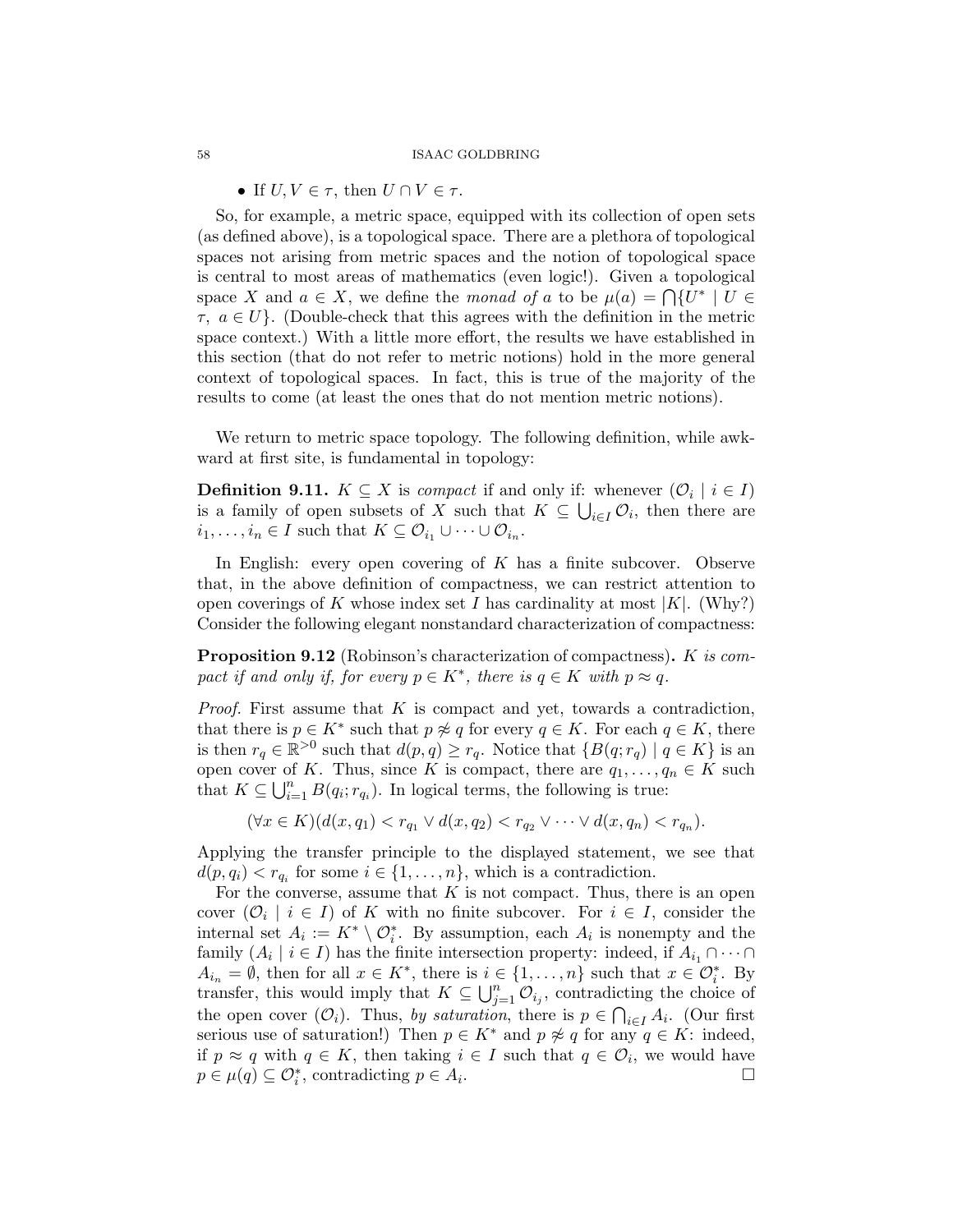- If $U, V \in \tau$, then $U \cap V \in \tau$.

So, for example, a metric space, equipped with its collection of open sets (as defined above), is a topological space. There are a plethora of topological spaces not arising from metric spaces and the notion of topological space is central to most areas of mathematics (even logic!). Given a topological space $X$ and $a \in X$, we define the *monad of $a$* to be $\mu(a) = \bigcap\{U^* \mid U \in \tau,\ a \in U\}$. (Double-check that this agrees with the definition in the metric space context.) With a little more effort, the results we have established in this section (that do not refer to metric notions) hold in the more general context of topological spaces. In fact, this is true of the majority of the results to come (at least the ones that do not mention metric notions).

We return to metric space topology. The following definition, while awkward at first site, is fundamental in topology:

**Definition 9.11.** $K \subseteq X$ is *compact* if and only if: whenever $(\mathcal{O}_i \mid i \in I)$ is a family of open subsets of $X$ such that $K \subseteq \bigcup_{i \in I} \mathcal{O}_i$, then there are $i_1, \ldots, i_n \in I$ such that $K \subseteq \mathcal{O}_{i_1} \cup \cdots \cup \mathcal{O}_{i_n}$.

In English: every open covering of $K$ has a finite subcover. Observe that, in the above definition of compactness, we can restrict attention to open coverings of $K$ whose index set $I$ has cardinality at most $|K|$. (Why?) Consider the following elegant nonstandard characterization of compactness:

**Proposition 9.12** (Robinson's characterization of compactness)**.** *$K$ is compact if and only if, for every $p \in K^*$, there is $q \in K$ with $p \approx q$.*

*Proof.* First assume that $K$ is compact and yet, towards a contradiction, that there is $p \in K^*$ such that $p \not\approx q$ for every $q \in K$. For each $q \in K$, there is then $r_q \in \mathbb{R}^{>0}$ such that $d(p, q) \geq r_q$. Notice that $\{B(q; r_q) \mid q \in K\}$ is an open cover of $K$. Thus, since $K$ is compact, there are $q_1, \ldots, q_n \in K$ such that $K \subseteq \bigcup_{i=1}^n B(q_i; r_{q_i})$. In logical terms, the following is true:

$$(\forall x \in K)(d(x, q_1) < r_{q_1} \vee d(x, q_2) < r_{q_2} \vee \cdots \vee d(x, q_n) < r_{q_n}).$$

Applying the transfer principle to the displayed statement, we see that $d(p, q_i) < r_{q_i}$ for some $i \in \{1, \ldots, n\}$, which is a contradiction.

For the converse, assume that $K$ is not compact. Thus, there is an open cover $(\mathcal{O}_i \mid i \in I)$ of $K$ with no finite subcover. For $i \in I$, consider the internal set $A_i := K^* \setminus \mathcal{O}_i^*$. By assumption, each $A_i$ is nonempty and the family $(A_i \mid i \in I)$ has the finite intersection property: indeed, if $A_{i_1} \cap \cdots \cap A_{i_n} = \emptyset$, then for all $x \in K^*$, there is $i \in \{1, \ldots, n\}$ such that $x \in \mathcal{O}_i^*$. By transfer, this would imply that $K \subseteq \bigcup_{j=1}^n \mathcal{O}_{i_j}$, contradicting the choice of the open cover $(\mathcal{O}_i)$. Thus, *by saturation*, there is $p \in \bigcap_{i \in I} A_i$. (Our first serious use of saturation!) Then $p \in K^*$ and $p \not\approx q$ for any $q \in K$: indeed, if $p \approx q$ with $q \in K$, then taking $i \in I$ such that $q \in \mathcal{O}_i$, we would have $p \in \mu(q) \subseteq \mathcal{O}_i^*$, contradicting $p \in A_i$. $\square$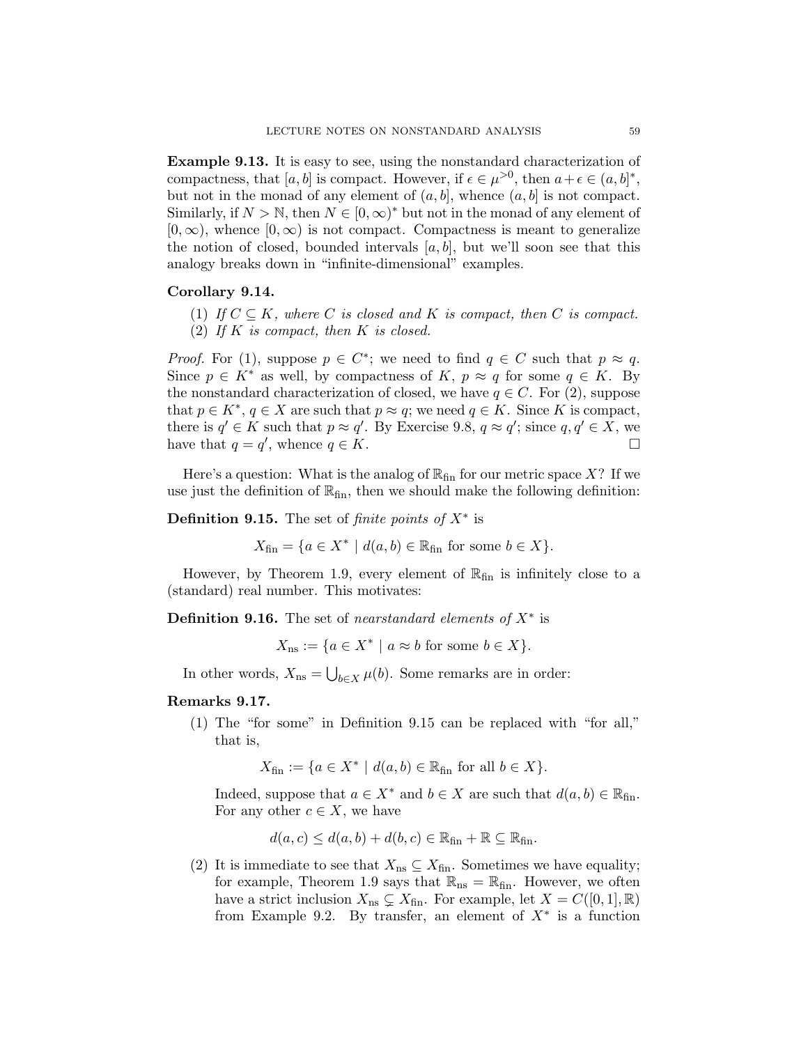**Example 9.13.** It is easy to see, using the nonstandard characterization of compactness, that $[a,b]$ is compact. However, if $\epsilon \in \mu^{>0}$, then $a+\epsilon \in (a,b]^*$, but not in the monad of any element of $(a,b]$, whence $(a,b]$ is not compact. Similarly, if $N > \mathbb{N}$, then $N \in [0,\infty)^*$ but not in the monad of any element of $[0,\infty)$, whence $[0,\infty)$ is not compact. Compactness is meant to generalize the notion of closed, bounded intervals $[a,b]$, but we'll soon see that this analogy breaks down in "infinite-dimensional" examples.

**Corollary 9.14.**

(1) *If $C \subseteq K$, where $C$ is closed and $K$ is compact, then $C$ is compact.*
(2) *If $K$ is compact, then $K$ is closed.*

*Proof.* For (1), suppose $p \in C^*$; we need to find $q \in C$ such that $p \approx q$. Since $p \in K^*$ as well, by compactness of $K$, $p \approx q$ for some $q \in K$. By the nonstandard characterization of closed, we have $q \in C$. For (2), suppose that $p \in K^*$, $q \in X$ are such that $p \approx q$; we need $q \in K$. Since $K$ is compact, there is $q' \in K$ such that $p \approx q'$. By Exercise 9.8, $q \approx q'$; since $q, q' \in X$, we have that $q = q'$, whence $q \in K$. $\square$

Here's a question: What is the analog of $\mathbb{R}_{\text{fin}}$ for our metric space $X$? If we use just the definition of $\mathbb{R}_{\text{fin}}$, then we should make the following definition:

**Definition 9.15.** The set of *finite points of $X^*$* is

$$X_{\text{fin}} = \{a \in X^* \mid d(a,b) \in \mathbb{R}_{\text{fin}} \text{ for some } b \in X\}.$$

However, by Theorem 1.9, every element of $\mathbb{R}_{\text{fin}}$ is infinitely close to a (standard) real number. This motivates:

**Definition 9.16.** The set of *nearstandard elements of $X^*$* is

$$X_{\text{ns}} := \{a \in X^* \mid a \approx b \text{ for some } b \in X\}.$$

In other words, $X_{\text{ns}} = \bigcup_{b \in X} \mu(b)$. Some remarks are in order:

**Remarks 9.17.**

(1) The "for some" in Definition 9.15 can be replaced with "for all," that is,

$$X_{\text{fin}} := \{a \in X^* \mid d(a,b) \in \mathbb{R}_{\text{fin}} \text{ for all } b \in X\}.$$

Indeed, suppose that $a \in X^*$ and $b \in X$ are such that $d(a,b) \in \mathbb{R}_{\text{fin}}$. For any other $c \in X$, we have

$$d(a,c) \leq d(a,b) + d(b,c) \in \mathbb{R}_{\text{fin}} + \mathbb{R} \subseteq \mathbb{R}_{\text{fin}}.$$

(2) It is immediate to see that $X_{\text{ns}} \subseteq X_{\text{fin}}$. Sometimes we have equality; for example, Theorem 1.9 says that $\mathbb{R}_{\text{ns}} = \mathbb{R}_{\text{fin}}$. However, we often have a strict inclusion $X_{\text{ns}} \subsetneq X_{\text{fin}}$. For example, let $X = C([0,1],\mathbb{R})$ from Example 9.2. By transfer, an element of $X^*$ is a function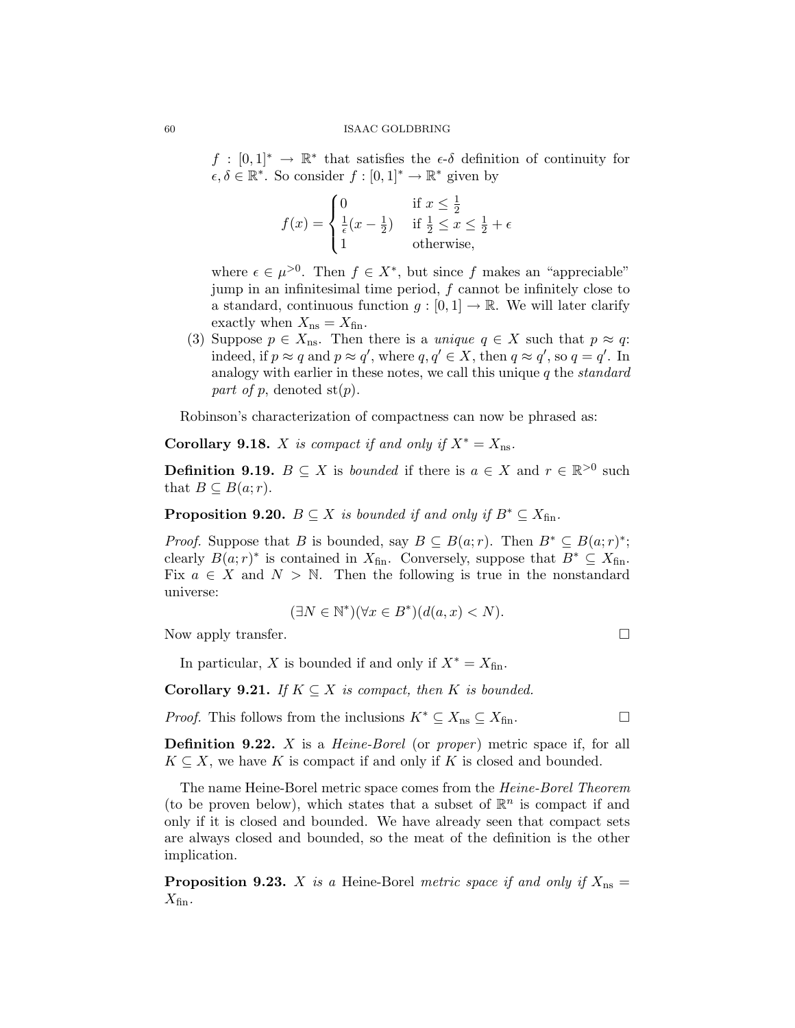$f : [0,1]^* \to \mathbb{R}^*$ that satisfies the $\epsilon$-$\delta$ definition of continuity for $\epsilon, \delta \in \mathbb{R}^*$. So consider $f : [0,1]^* \to \mathbb{R}^*$ given by

$$f(x) = \begin{cases} 0 & \text{if } x \leq \frac{1}{2} \\ \frac{1}{\epsilon}(x - \frac{1}{2}) & \text{if } \frac{1}{2} \leq x \leq \frac{1}{2} + \epsilon \\ 1 & \text{otherwise,} \end{cases}$$

where $\epsilon \in \mu^{>0}$. Then $f \in X^*$, but since $f$ makes an "appreciable" jump in an infinitesimal time period, $f$ cannot be infinitely close to a standard, continuous function $g : [0,1] \to \mathbb{R}$. We will later clarify exactly when $X_{\text{ns}} = X_{\text{fin}}$.

(3) Suppose $p \in X_{\text{ns}}$. Then there is a *unique* $q \in X$ such that $p \approx q$: indeed, if $p \approx q$ and $p \approx q'$, where $q, q' \in X$, then $q \approx q'$, so $q = q'$. In analogy with earlier in these notes, we call this unique $q$ the *standard part of* $p$, denoted $\text{st}(p)$.

Robinson's characterization of compactness can now be phrased as:

**Corollary 9.18.** *$X$ is compact if and only if $X^* = X_{\text{ns}}$.*

**Definition 9.19.** $B \subseteq X$ is *bounded* if there is $a \in X$ and $r \in \mathbb{R}^{>0}$ such that $B \subseteq B(a;r)$.

**Proposition 9.20.** *$B \subseteq X$ is bounded if and only if $B^* \subseteq X_{\text{fin}}$.*

*Proof.* Suppose that $B$ is bounded, say $B \subseteq B(a;r)$. Then $B^* \subseteq B(a;r)^*$; clearly $B(a;r)^*$ is contained in $X_{\text{fin}}$. Conversely, suppose that $B^* \subseteq X_{\text{fin}}$. Fix $a \in X$ and $N > \mathbb{N}$. Then the following is true in the nonstandard universe:

$$(\exists N \in \mathbb{N}^*)(\forall x \in B^*)(d(a,x) < N).$$

Now apply transfer. □

In particular, $X$ is bounded if and only if $X^* = X_{\text{fin}}$.

**Corollary 9.21.** *If $K \subseteq X$ is compact, then $K$ is bounded.*

*Proof.* This follows from the inclusions $K^* \subseteq X_{\text{ns}} \subseteq X_{\text{fin}}$. □

**Definition 9.22.** $X$ is a *Heine-Borel* (or *proper*) metric space if, for all $K \subseteq X$, we have $K$ is compact if and only if $K$ is closed and bounded.

The name Heine-Borel metric space comes from the *Heine-Borel Theorem* (to be proven below), which states that a subset of $\mathbb{R}^n$ is compact if and only if it is closed and bounded. We have already seen that compact sets are always closed and bounded, so the meat of the definition is the other implication.

**Proposition 9.23.** *$X$ is a* Heine-Borel *metric space if and only if $X_{\text{ns}} = X_{\text{fin}}$.*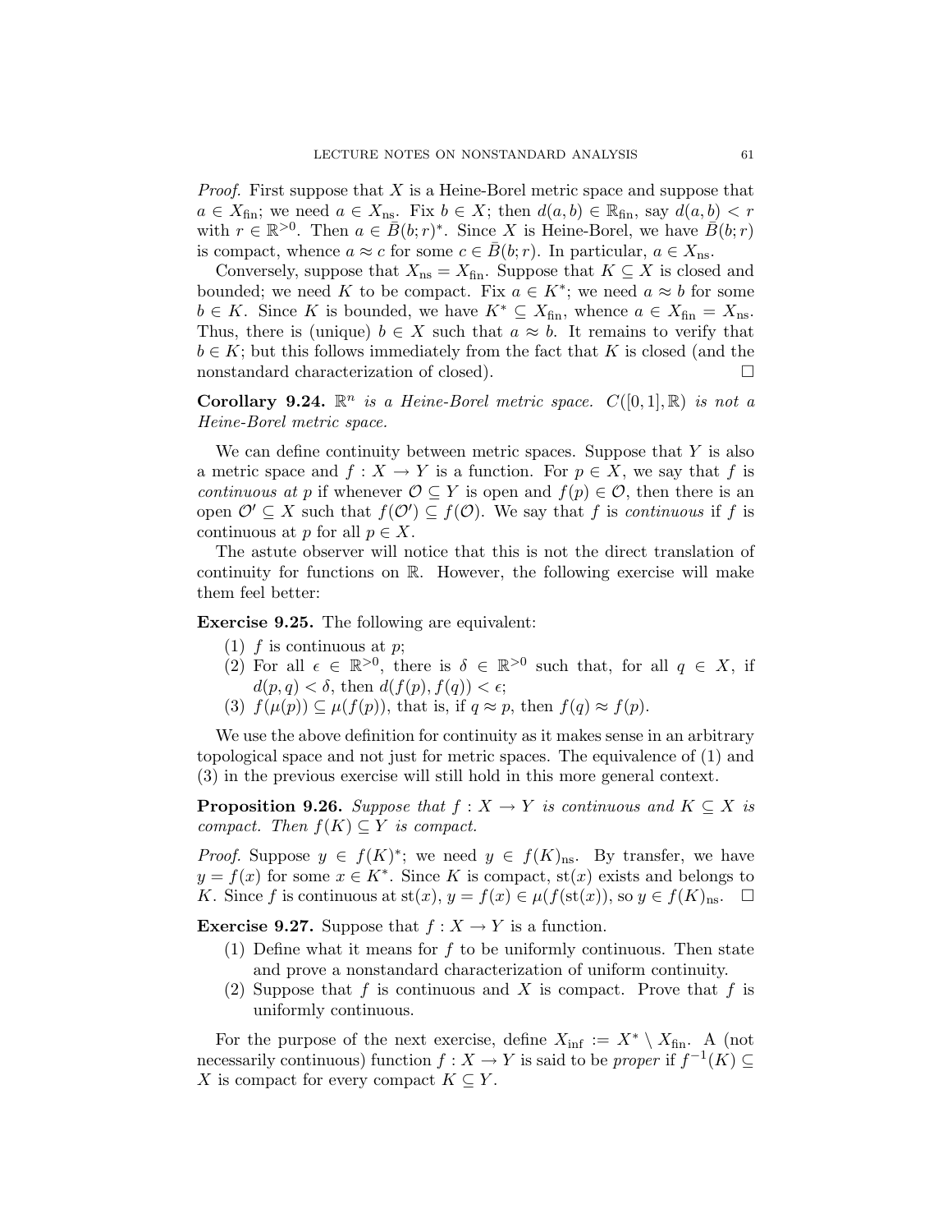*Proof.* First suppose that $X$ is a Heine-Borel metric space and suppose that $a \in X_{\text{fin}}$; we need $a \in X_{\text{ns}}$. Fix $b \in X$; then $d(a,b) \in \mathbb{R}_{\text{fin}}$, say $d(a,b) < r$ with $r \in \mathbb{R}^{>0}$. Then $a \in \bar{B}(b;r)^*$. Since $X$ is Heine-Borel, we have $\bar{B}(b;r)$ is compact, whence $a \approx c$ for some $c \in \bar{B}(b;r)$. In particular, $a \in X_{\text{ns}}$.

Conversely, suppose that $X_{\text{ns}} = X_{\text{fin}}$. Suppose that $K \subseteq X$ is closed and bounded; we need $K$ to be compact. Fix $a \in K^*$; we need $a \approx b$ for some $b \in K$. Since $K$ is bounded, we have $K^* \subseteq X_{\text{fin}}$, whence $a \in X_{\text{fin}} = X_{\text{ns}}$. Thus, there is (unique) $b \in X$ such that $a \approx b$. It remains to verify that $b \in K$; but this follows immediately from the fact that $K$ is closed (and the nonstandard characterization of closed). $\square$

**Corollary 9.24.** *$\mathbb{R}^n$ is a Heine-Borel metric space. $C([0,1],\mathbb{R})$ is not a Heine-Borel metric space.*

We can define continuity between metric spaces. Suppose that $Y$ is also a metric space and $f : X \to Y$ is a function. For $p \in X$, we say that $f$ is *continuous at* $p$ if whenever $\mathcal{O} \subseteq Y$ is open and $f(p) \in \mathcal{O}$, then there is an open $\mathcal{O}' \subseteq X$ such that $f(\mathcal{O}') \subseteq f(\mathcal{O})$. We say that $f$ is *continuous* if $f$ is continuous at $p$ for all $p \in X$.

The astute observer will notice that this is not the direct translation of continuity for functions on $\mathbb{R}$. However, the following exercise will make them feel better:

**Exercise 9.25.** The following are equivalent:

1. $f$ is continuous at $p$;
2. For all $\epsilon \in \mathbb{R}^{>0}$, there is $\delta \in \mathbb{R}^{>0}$ such that, for all $q \in X$, if $d(p,q) < \delta$, then $d(f(p), f(q)) < \epsilon$;
3. $f(\mu(p)) \subseteq \mu(f(p))$, that is, if $q \approx p$, then $f(q) \approx f(p)$.

We use the above definition for continuity as it makes sense in an arbitrary topological space and not just for metric spaces. The equivalence of (1) and (3) in the previous exercise will still hold in this more general context.

**Proposition 9.26.** *Suppose that $f : X \to Y$ is continuous and $K \subseteq X$ is compact. Then $f(K) \subseteq Y$ is compact.*

*Proof.* Suppose $y \in f(K)^*$; we need $y \in f(K)_{\text{ns}}$. By transfer, we have $y = f(x)$ for some $x \in K^*$. Since $K$ is compact, $\text{st}(x)$ exists and belongs to $K$. Since $f$ is continuous at $\text{st}(x)$, $y = f(x) \in \mu(f(\text{st}(x)))$, so $y \in f(K)_{\text{ns}}$. $\square$

**Exercise 9.27.** Suppose that $f : X \to Y$ is a function.

1. Define what it means for $f$ to be uniformly continuous. Then state and prove a nonstandard characterization of uniform continuity.
2. Suppose that $f$ is continuous and $X$ is compact. Prove that $f$ is uniformly continuous.

For the purpose of the next exercise, define $X_{\text{inf}} := X^* \setminus X_{\text{fin}}$. A (not necessarily continuous) function $f : X \to Y$ is said to be *proper* if $f^{-1}(K) \subseteq X$ is compact for every compact $K \subseteq Y$.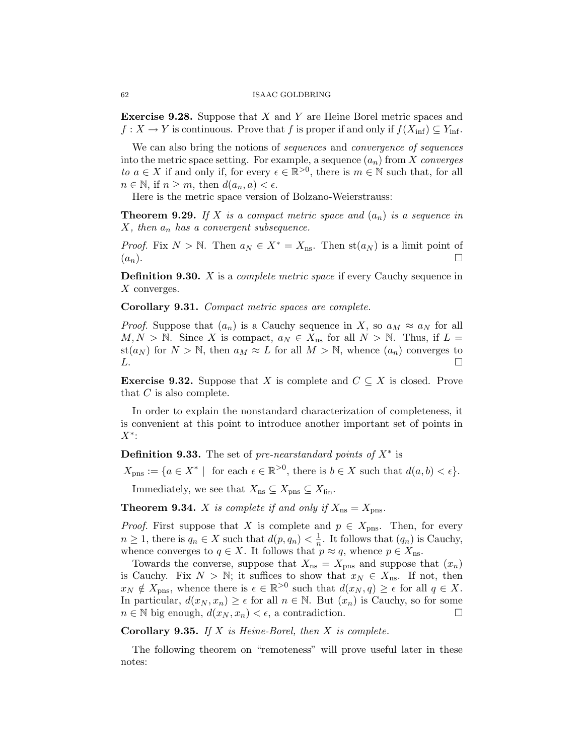**Exercise 9.28.** Suppose that $X$ and $Y$ are Heine Borel metric spaces and $f : X \to Y$ is continuous. Prove that $f$ is proper if and only if $f(X_{\text{inf}}) \subseteq Y_{\text{inf}}$.

We can also bring the notions of *sequences* and *convergence of sequences* into the metric space setting. For example, a sequence $(a_n)$ from $X$ *converges to* $a \in X$ if and only if, for every $\epsilon \in \mathbb{R}^{>0}$, there is $m \in \mathbb{N}$ such that, for all $n \in \mathbb{N}$, if $n \geq m$, then $d(a_n, a) < \epsilon$.

Here is the metric space version of Bolzano-Weierstrauss:

**Theorem 9.29.** *If $X$ is a compact metric space and $(a_n)$ is a sequence in $X$, then $a_n$ has a convergent subsequence.*

*Proof.* Fix $N > \mathbb{N}$. Then $a_N \in X^* = X_{\text{ns}}$. Then $\text{st}(a_N)$ is a limit point of $(a_n)$. $\square$

**Definition 9.30.** $X$ is a *complete metric space* if every Cauchy sequence in $X$ converges.

**Corollary 9.31.** *Compact metric spaces are complete.*

*Proof.* Suppose that $(a_n)$ is a Cauchy sequence in $X$, so $a_M \approx a_N$ for all $M, N > \mathbb{N}$. Since $X$ is compact, $a_N \in X_{\text{ns}}$ for all $N > \mathbb{N}$. Thus, if $L = \text{st}(a_N)$ for $N > \mathbb{N}$, then $a_M \approx L$ for all $M > \mathbb{N}$, whence $(a_n)$ converges to $L$. $\square$

**Exercise 9.32.** Suppose that $X$ is complete and $C \subseteq X$ is closed. Prove that $C$ is also complete.

In order to explain the nonstandard characterization of completeness, it is convenient at this point to introduce another important set of points in $X^*$:

**Definition 9.33.** The set of *pre-nearstandard points of* $X^*$ is

$X_{\text{pns}} := \{a \in X^* \mid \text{ for each } \epsilon \in \mathbb{R}^{>0}, \text{ there is } b \in X \text{ such that } d(a,b) < \epsilon\}.$

Immediately, we see that $X_{\text{ns}} \subseteq X_{\text{pns}} \subseteq X_{\text{fin}}$.

**Theorem 9.34.** *$X$ is complete if and only if $X_{\text{ns}} = X_{\text{pns}}$.*

*Proof.* First suppose that $X$ is complete and $p \in X_{\text{pns}}$. Then, for every $n \geq 1$, there is $q_n \in X$ such that $d(p, q_n) < \frac{1}{n}$. It follows that $(q_n)$ is Cauchy, whence converges to $q \in X$. It follows that $p \approx q$, whence $p \in X_{\text{ns}}$.

Towards the converse, suppose that $X_{\text{ns}} = X_{\text{pns}}$ and suppose that $(x_n)$ is Cauchy. Fix $N > \mathbb{N}$; it suffices to show that $x_N \in X_{\text{ns}}$. If not, then $x_N \notin X_{\text{pns}}$, whence there is $\epsilon \in \mathbb{R}^{>0}$ such that $d(x_N, q) \geq \epsilon$ for all $q \in X$. In particular, $d(x_N, x_n) \geq \epsilon$ for all $n \in \mathbb{N}$. But $(x_n)$ is Cauchy, so for some $n \in \mathbb{N}$ big enough, $d(x_N, x_n) < \epsilon$, a contradiction. $\square$

**Corollary 9.35.** *If $X$ is Heine-Borel, then $X$ is complete.*

The following theorem on "remoteness" will prove useful later in these notes: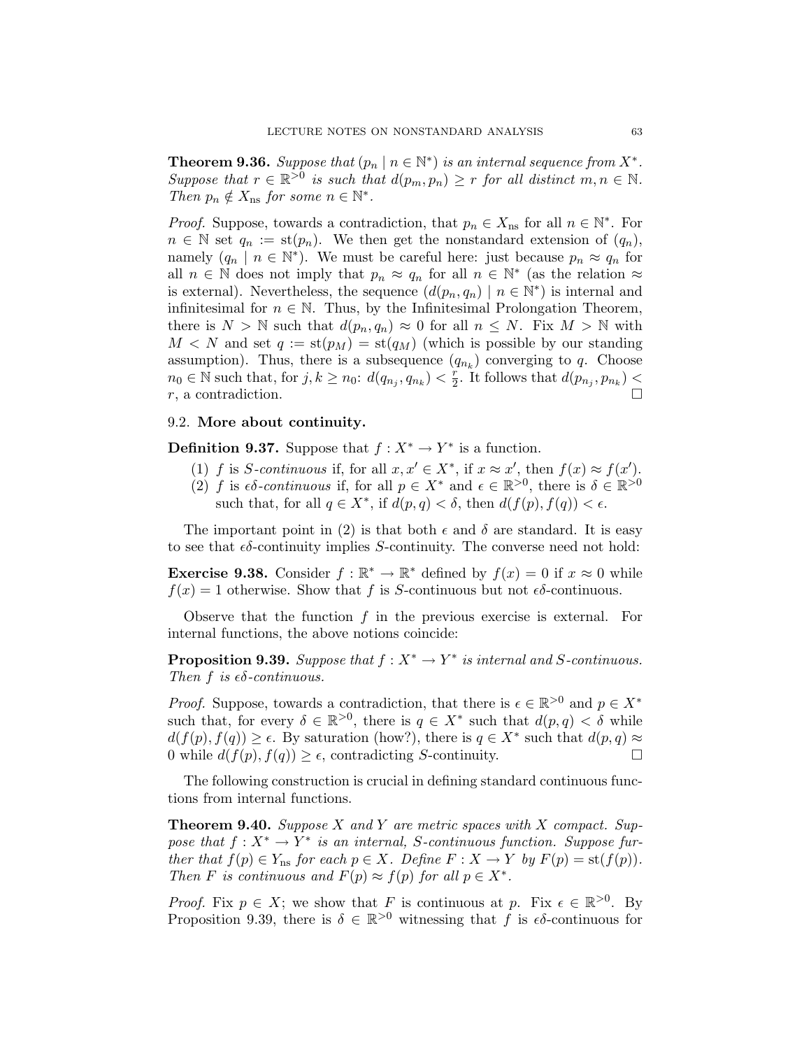**Theorem 9.36.** *Suppose that $(p_n \mid n \in \mathbb{N}^*)$ is an internal sequence from $X^*$. Suppose that $r \in \mathbb{R}^{>0}$ is such that $d(p_m, p_n) \geq r$ for all distinct $m, n \in \mathbb{N}$. Then $p_n \notin X_{\text{ns}}$ for some $n \in \mathbb{N}^*$.*

*Proof.* Suppose, towards a contradiction, that $p_n \in X_{\text{ns}}$ for all $n \in \mathbb{N}^*$. For $n \in \mathbb{N}$ set $q_n := \text{st}(p_n)$. We then get the nonstandard extension of $(q_n)$, namely $(q_n \mid n \in \mathbb{N}^*)$. We must be careful here: just because $p_n \approx q_n$ for all $n \in \mathbb{N}$ does not imply that $p_n \approx q_n$ for all $n \in \mathbb{N}^*$ (as the relation $\approx$ is external). Nevertheless, the sequence $(d(p_n, q_n) \mid n \in \mathbb{N}^*)$ is internal and infinitesimal for $n \in \mathbb{N}$. Thus, by the Infinitesimal Prolongation Theorem, there is $N > \mathbb{N}$ such that $d(p_n, q_n) \approx 0$ for all $n \leq N$. Fix $M > \mathbb{N}$ with $M < N$ and set $q := \text{st}(p_M) = \text{st}(q_M)$ (which is possible by our standing assumption). Thus, there is a subsequence $(q_{n_k})$ converging to $q$. Choose $n_0 \in \mathbb{N}$ such that, for $j, k \geq n_0$: $d(q_{n_j}, q_{n_k}) < \frac{r}{2}$. It follows that $d(p_{n_j}, p_{n_k}) < r$, a contradiction. $\square$

## 9.2. More about continuity.

**Definition 9.37.** Suppose that $f : X^* \to Y^*$ is a function.

1. $f$ is *S-continuous* if, for all $x, x' \in X^*$, if $x \approx x'$, then $f(x) \approx f(x')$.
2. $f$ is *$\epsilon\delta$-continuous* if, for all $p \in X^*$ and $\epsilon \in \mathbb{R}^{>0}$, there is $\delta \in \mathbb{R}^{>0}$ such that, for all $q \in X^*$, if $d(p, q) < \delta$, then $d(f(p), f(q)) < \epsilon$.

The important point in (2) is that both $\epsilon$ and $\delta$ are standard. It is easy to see that $\epsilon\delta$-continuity implies $S$-continuity. The converse need not hold:

**Exercise 9.38.** Consider $f : \mathbb{R}^* \to \mathbb{R}^*$ defined by $f(x) = 0$ if $x \approx 0$ while $f(x) = 1$ otherwise. Show that $f$ is $S$-continuous but not $\epsilon\delta$-continuous.

Observe that the function $f$ in the previous exercise is external. For internal functions, the above notions coincide:

**Proposition 9.39.** *Suppose that $f : X^* \to Y^*$ is internal and $S$-continuous. Then $f$ is $\epsilon\delta$-continuous.*

*Proof.* Suppose, towards a contradiction, that there is $\epsilon \in \mathbb{R}^{>0}$ and $p \in X^*$ such that, for every $\delta \in \mathbb{R}^{>0}$, there is $q \in X^*$ such that $d(p, q) < \delta$ while $d(f(p), f(q)) \geq \epsilon$. By saturation (how?), there is $q \in X^*$ such that $d(p, q) \approx 0$ while $d(f(p), f(q)) \geq \epsilon$, contradicting $S$-continuity. $\square$

The following construction is crucial in defining standard continuous functions from internal functions.

**Theorem 9.40.** *Suppose $X$ and $Y$ are metric spaces with $X$ compact. Suppose that $f : X^* \to Y^*$ is an internal, $S$-continuous function. Suppose further that $f(p) \in Y_{\text{ns}}$ for each $p \in X$. Define $F : X \to Y$ by $F(p) = \text{st}(f(p))$. Then $F$ is continuous and $F(p) \approx f(p)$ for all $p \in X^*$.*

*Proof.* Fix $p \in X$; we show that $F$ is continuous at $p$. Fix $\epsilon \in \mathbb{R}^{>0}$. By Proposition 9.39, there is $\delta \in \mathbb{R}^{>0}$ witnessing that $f$ is $\epsilon\delta$-continuous for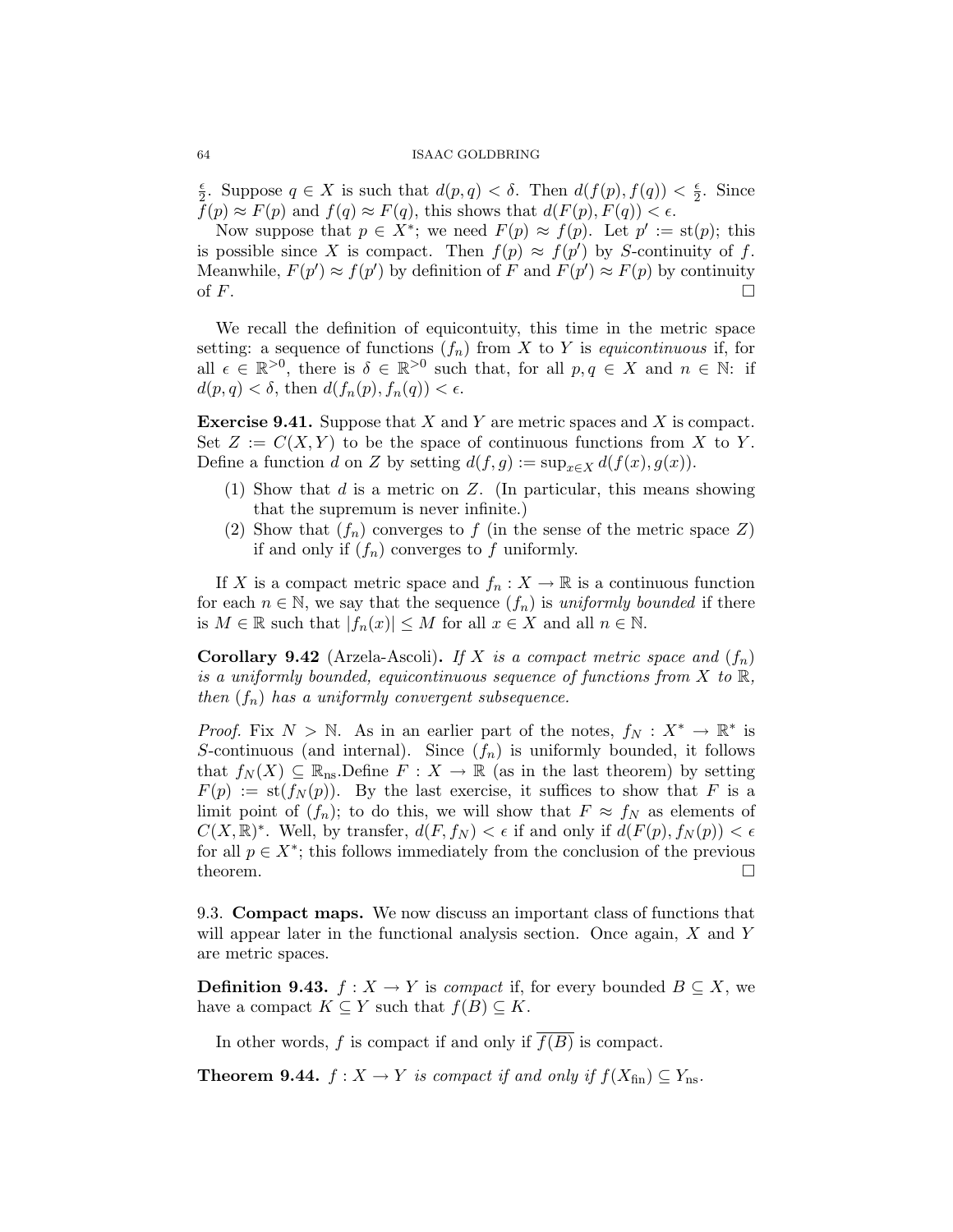$\frac{\epsilon}{2}$. Suppose $q \in X$ is such that $d(p,q) < \delta$. Then $d(f(p), f(q)) < \frac{\epsilon}{2}$. Since $f(p) \approx F(p)$ and $f(q) \approx F(q)$, this shows that $d(F(p), F(q)) < \epsilon$.

Now suppose that $p \in X^*$; we need $F(p) \approx f(p)$. Let $p' := \mathrm{st}(p)$; this is possible since $X$ is compact. Then $f(p) \approx f(p')$ by $S$-continuity of $f$. Meanwhile, $F(p') \approx f(p')$ by definition of $F$ and $F(p') \approx F(p)$ by continuity of $F$. $\square$

We recall the definition of equicontuity, this time in the metric space setting: a sequence of functions $(f_n)$ from $X$ to $Y$ is *equicontinuous* if, for all $\epsilon \in \mathbb{R}^{>0}$, there is $\delta \in \mathbb{R}^{>0}$ such that, for all $p, q \in X$ and $n \in \mathbb{N}$: if $d(p,q) < \delta$, then $d(f_n(p), f_n(q)) < \epsilon$.

**Exercise 9.41.** Suppose that $X$ and $Y$ are metric spaces and $X$ is compact. Set $Z := C(X,Y)$ to be the space of continuous functions from $X$ to $Y$. Define a function $d$ on $Z$ by setting $d(f,g) := \sup_{x \in X} d(f(x), g(x))$.

1. Show that $d$ is a metric on $Z$. (In particular, this means showing that the supremum is never infinite.)
2. Show that $(f_n)$ converges to $f$ (in the sense of the metric space $Z$) if and only if $(f_n)$ converges to $f$ uniformly.

If $X$ is a compact metric space and $f_n : X \to \mathbb{R}$ is a continuous function for each $n \in \mathbb{N}$, we say that the sequence $(f_n)$ is *uniformly bounded* if there is $M \in \mathbb{R}$ such that $|f_n(x)| \leq M$ for all $x \in X$ and all $n \in \mathbb{N}$.

**Corollary 9.42** (Arzela-Ascoli)**.** *If $X$ is a compact metric space and $(f_n)$ is a uniformly bounded, equicontinuous sequence of functions from $X$ to $\mathbb{R}$, then $(f_n)$ has a uniformly convergent subsequence.*

*Proof.* Fix $N > \mathbb{N}$. As in an earlier part of the notes, $f_N : X^* \to \mathbb{R}^*$ is $S$-continuous (and internal). Since $(f_n)$ is uniformly bounded, it follows that $f_N(X) \subseteq \mathbb{R}_{\mathrm{ns}}$.Define $F : X \to \mathbb{R}$ (as in the last theorem) by setting $F(p) := \mathrm{st}(f_N(p))$. By the last exercise, it suffices to show that $F$ is a limit point of $(f_n)$; to do this, we will show that $F \approx f_N$ as elements of $C(X, \mathbb{R})^*$. Well, by transfer, $d(F, f_N) < \epsilon$ if and only if $d(F(p), f_N(p)) < \epsilon$ for all $p \in X^*$; this follows immediately from the conclusion of the previous theorem. $\square$

9.3. **Compact maps.** We now discuss an important class of functions that will appear later in the functional analysis section. Once again, $X$ and $Y$ are metric spaces.

**Definition 9.43.** $f : X \to Y$ is *compact* if, for every bounded $B \subseteq X$, we have a compact $K \subseteq Y$ such that $f(B) \subseteq K$.

In other words, $f$ is compact if and only if $\overline{f(B)}$ is compact.

**Theorem 9.44.** *$f : X \to Y$ is compact if and only if $f(X_{\mathrm{fin}}) \subseteq Y_{\mathrm{ns}}$.*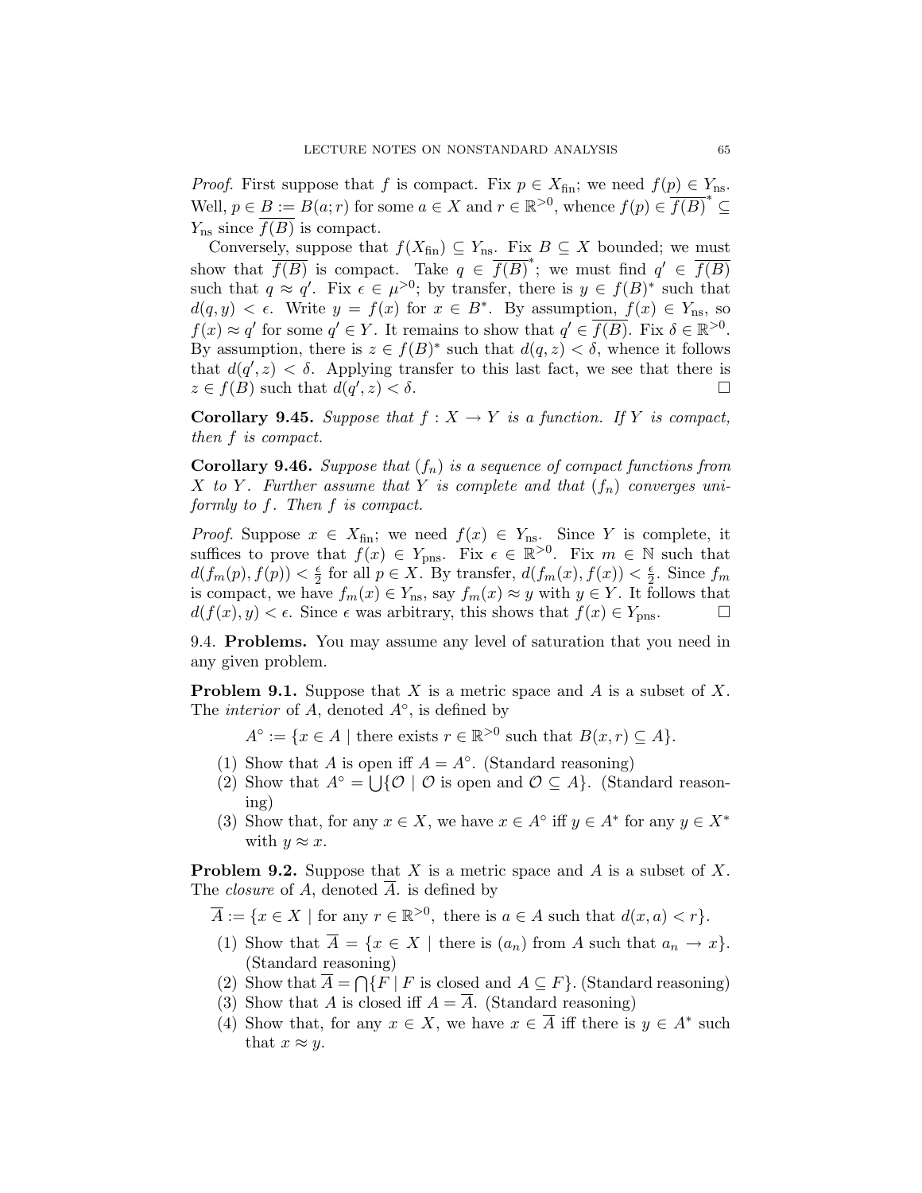*Proof.* First suppose that $f$ is compact. Fix $p \in X_{\text{fin}}$; we need $f(p) \in Y_{\text{ns}}$. Well, $p \in B := B(a;r)$ for some $a \in X$ and $r \in \mathbb{R}^{>0}$, whence $f(p) \in \overline{f(B)}^* \subseteq Y_{\text{ns}}$ since $\overline{f(B)}$ is compact.

Conversely, suppose that $f(X_{\text{fin}}) \subseteq Y_{\text{ns}}$. Fix $B \subseteq X$ bounded; we must show that $\overline{f(B)}$ is compact. Take $q \in \overline{f(B)}^*$; we must find $q' \in \overline{f(B)}$ such that $q \approx q'$. Fix $\epsilon \in \mu^{>0}$; by transfer, there is $y \in f(B)^*$ such that $d(q,y) < \epsilon$. Write $y = f(x)$ for $x \in B^*$. By assumption, $f(x) \in Y_{\text{ns}}$, so $f(x) \approx q'$ for some $q' \in Y$. It remains to show that $q' \in \overline{f(B)}$. Fix $\delta \in \mathbb{R}^{>0}$. By assumption, there is $z \in f(B)^*$ such that $d(q,z) < \delta$, whence it follows that $d(q',z) < \delta$. Applying transfer to this last fact, we see that there is $z \in f(B)$ such that $d(q',z) < \delta$. □

**Corollary 9.45.** *Suppose that $f : X \to Y$ is a function. If $Y$ is compact, then $f$ is compact.*

**Corollary 9.46.** *Suppose that $(f_n)$ is a sequence of compact functions from $X$ to $Y$. Further assume that $Y$ is complete and that $(f_n)$ converges uniformly to $f$. Then $f$ is compact.*

*Proof.* Suppose $x \in X_{\text{fin}}$; we need $f(x) \in Y_{\text{ns}}$. Since $Y$ is complete, it suffices to prove that $f(x) \in Y_{\text{pns}}$. Fix $\epsilon \in \mathbb{R}^{>0}$. Fix $m \in \mathbb{N}$ such that $d(f_m(p), f(p)) < \frac{\epsilon}{2}$ for all $p \in X$. By transfer, $d(f_m(x), f(x)) < \frac{\epsilon}{2}$. Since $f_m$ is compact, we have $f_m(x) \in Y_{\text{ns}}$, say $f_m(x) \approx y$ with $y \in Y$. It follows that $d(f(x), y) < \epsilon$. Since $\epsilon$ was arbitrary, this shows that $f(x) \in Y_{\text{pns}}$. □

## 9.4. Problems.

You may assume any level of saturation that you need in any given problem.

**Problem 9.1.** Suppose that $X$ is a metric space and $A$ is a subset of $X$. The *interior* of $A$, denoted $A^\circ$, is defined by

$$A^\circ := \{x \in A \mid \text{there exists } r \in \mathbb{R}^{>0} \text{ such that } B(x,r) \subseteq A\}.$$

1. Show that $A$ is open iff $A = A^\circ$. (Standard reasoning)
2. Show that $A^\circ = \bigcup\{\mathcal{O} \mid \mathcal{O} \text{ is open and } \mathcal{O} \subseteq A\}$. (Standard reasoning)
3. Show that, for any $x \in X$, we have $x \in A^\circ$ iff $y \in A^*$ for any $y \in X^*$ with $y \approx x$.

**Problem 9.2.** Suppose that $X$ is a metric space and $A$ is a subset of $X$. The *closure* of $A$, denoted $\overline{A}$. is defined by

$$\overline{A} := \{x \in X \mid \text{for any } r \in \mathbb{R}^{>0}, \text{ there is } a \in A \text{ such that } d(x,a) < r\}.$$

1. Show that $\overline{A} = \{x \in X \mid \text{there is } (a_n) \text{ from } A \text{ such that } a_n \to x\}$. (Standard reasoning)
2. Show that $\overline{A} = \bigcap\{F \mid F \text{ is closed and } A \subseteq F\}$. (Standard reasoning)
3. Show that $A$ is closed iff $A = \overline{A}$. (Standard reasoning)
4. Show that, for any $x \in X$, we have $x \in \overline{A}$ iff there is $y \in A^*$ such that $x \approx y$.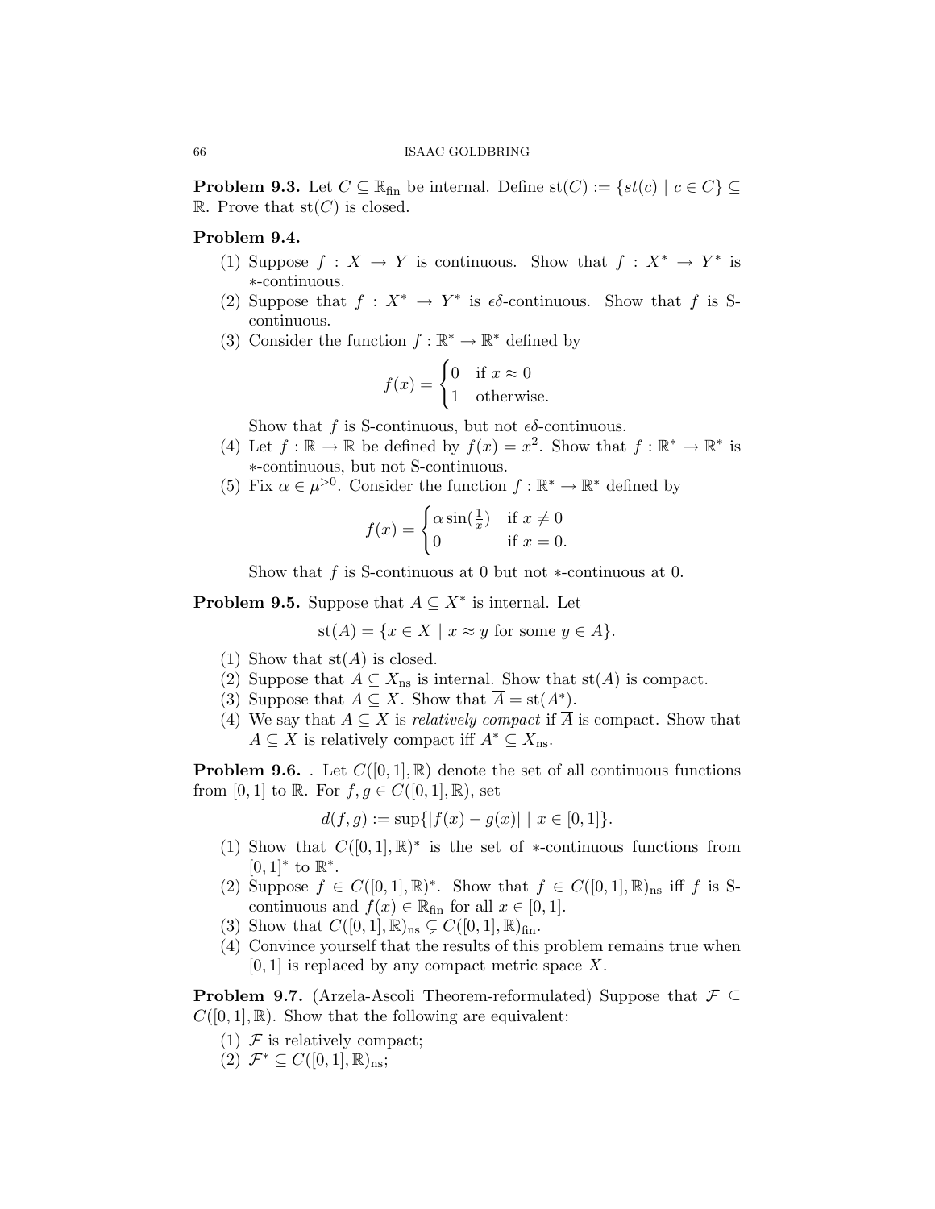**Problem 9.3.** Let $C \subseteq \mathbb{R}_{\text{fin}}$ be internal. Define $\text{st}(C) := \{st(c) \mid c \in C\} \subseteq \mathbb{R}$. Prove that $\text{st}(C)$ is closed.

**Problem 9.4.**

(1) Suppose $f : X \to Y$ is continuous. Show that $f : X^* \to Y^*$ is $*$-continuous.
(2) Suppose that $f : X^* \to Y^*$ is $\epsilon\delta$-continuous. Show that $f$ is S-continuous.
(3) Consider the function $f : \mathbb{R}^* \to \mathbb{R}^*$ defined by

$$f(x) = \begin{cases} 0 & \text{if } x \approx 0 \\ 1 & \text{otherwise.} \end{cases}$$

Show that $f$ is S-continuous, but not $\epsilon\delta$-continuous.
(4) Let $f : \mathbb{R} \to \mathbb{R}$ be defined by $f(x) = x^2$. Show that $f : \mathbb{R}^* \to \mathbb{R}^*$ is $*$-continuous, but not S-continuous.
(5) Fix $\alpha \in \mu^{>0}$. Consider the function $f : \mathbb{R}^* \to \mathbb{R}^*$ defined by

$$f(x) = \begin{cases} \alpha \sin(\frac{1}{x}) & \text{if } x \neq 0 \\ 0 & \text{if } x = 0. \end{cases}$$

Show that $f$ is S-continuous at 0 but not $*$-continuous at 0.

**Problem 9.5.** Suppose that $A \subseteq X^*$ is internal. Let

$$\text{st}(A) = \{x \in X \mid x \approx y \text{ for some } y \in A\}.$$

(1) Show that $\text{st}(A)$ is closed.
(2) Suppose that $A \subseteq X_{\text{ns}}$ is internal. Show that $\text{st}(A)$ is compact.
(3) Suppose that $A \subseteq X$. Show that $\overline{A} = \text{st}(A^*)$.
(4) We say that $A \subseteq X$ is *relatively compact* if $\overline{A}$ is compact. Show that $A \subseteq X$ is relatively compact iff $A^* \subseteq X_{\text{ns}}$.

**Problem 9.6.** . Let $C([0,1], \mathbb{R})$ denote the set of all continuous functions from $[0,1]$ to $\mathbb{R}$. For $f, g \in C([0,1], \mathbb{R})$, set

$$d(f,g) := \sup\{|f(x) - g(x)| \mid x \in [0,1]\}.$$

(1) Show that $C([0,1], \mathbb{R})^*$ is the set of $*$-continuous functions from $[0,1]^*$ to $\mathbb{R}^*$.
(2) Suppose $f \in C([0,1], \mathbb{R})^*$. Show that $f \in C([0,1], \mathbb{R})_{\text{ns}}$ iff $f$ is S-continuous and $f(x) \in \mathbb{R}_{\text{fin}}$ for all $x \in [0,1]$.
(3) Show that $C([0,1], \mathbb{R})_{\text{ns}} \subsetneq C([0,1], \mathbb{R})_{\text{fin}}$.
(4) Convince yourself that the results of this problem remains true when $[0,1]$ is replaced by any compact metric space $X$.

**Problem 9.7.** (Arzela-Ascoli Theorem-reformulated) Suppose that $\mathcal{F} \subseteq C([0,1], \mathbb{R})$. Show that the following are equivalent:

(1) $\mathcal{F}$ is relatively compact;
(2) $\mathcal{F}^* \subseteq C([0,1], \mathbb{R})_{\text{ns}}$;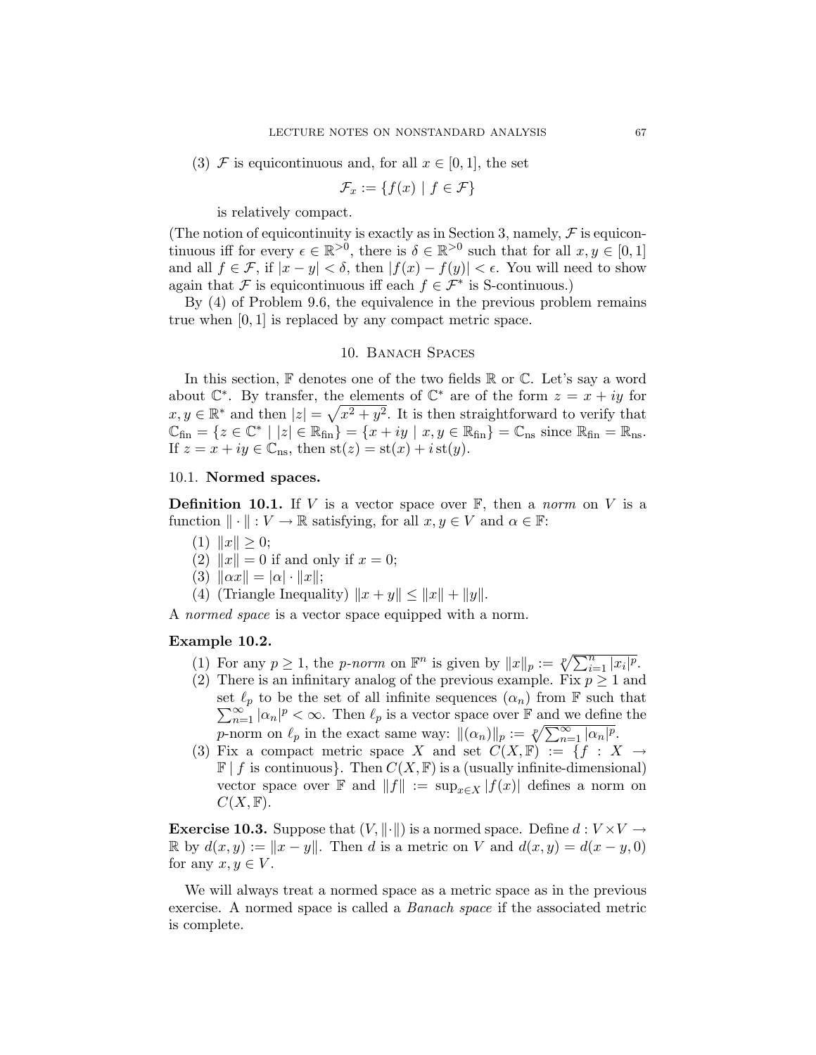(3) $\mathcal{F}$ is equicontinuous and, for all $x \in [0,1]$, the set

$$\mathcal{F}_x := \{f(x) \mid f \in \mathcal{F}\}$$

is relatively compact.

(The notion of equicontinuity is exactly as in Section 3, namely, $\mathcal{F}$ is equicontinuous iff for every $\epsilon \in \mathbb{R}^{>0}$, there is $\delta \in \mathbb{R}^{>0}$ such that for all $x, y \in [0,1]$ and all $f \in \mathcal{F}$, if $|x - y| < \delta$, then $|f(x) - f(y)| < \epsilon$. You will need to show again that $\mathcal{F}$ is equicontinuous iff each $f \in \mathcal{F}^*$ is S-continuous.)

By (4) of Problem 9.6, the equivalence in the previous problem remains true when $[0,1]$ is replaced by any compact metric space.

## 10. Banach Spaces

In this section, $\mathbb{F}$ denotes one of the two fields $\mathbb{R}$ or $\mathbb{C}$. Let's say a word about $\mathbb{C}^*$. By transfer, the elements of $\mathbb{C}^*$ are of the form $z = x + iy$ for $x, y \in \mathbb{R}^*$ and then $|z| = \sqrt{x^2 + y^2}$. It is then straightforward to verify that $\mathbb{C}_{\text{fin}} = \{z \in \mathbb{C}^* \mid |z| \in \mathbb{R}_{\text{fin}}\} = \{x + iy \mid x, y \in \mathbb{R}_{\text{fin}}\} = \mathbb{C}_{\text{ns}}$ since $\mathbb{R}_{\text{fin}} = \mathbb{R}_{\text{ns}}$. If $z = x + iy \in \mathbb{C}_{\text{ns}}$, then $\text{st}(z) = \text{st}(x) + i\,\text{st}(y)$.

### 10.1. Normed spaces.

**Definition 10.1.** If $V$ is a vector space over $\mathbb{F}$, then a *norm* on $V$ is a function $\|\cdot\| : V \to \mathbb{R}$ satisfying, for all $x, y \in V$ and $\alpha \in \mathbb{F}$:

1. $\|x\| \geq 0$;
2. $\|x\| = 0$ if and only if $x = 0$;
3. $\|\alpha x\| = |\alpha| \cdot \|x\|$;
4. (Triangle Inequality) $\|x + y\| \leq \|x\| + \|y\|$.

A *normed space* is a vector space equipped with a norm.

**Example 10.2.**

1. For any $p \geq 1$, the *p-norm* on $\mathbb{F}^n$ is given by $\|x\|_p := \sqrt[p]{\sum_{i=1}^n |x_i|^p}$.
2. There is an infinitary analog of the previous example. Fix $p \geq 1$ and set $\ell_p$ to be the set of all infinite sequences $(\alpha_n)$ from $\mathbb{F}$ such that $\sum_{n=1}^\infty |\alpha_n|^p < \infty$. Then $\ell_p$ is a vector space over $\mathbb{F}$ and we define the $p$-norm on $\ell_p$ in the exact same way: $\|(\alpha_n)\|_p := \sqrt[p]{\sum_{n=1}^\infty |\alpha_n|^p}$.
3. Fix a compact metric space $X$ and set $C(X, \mathbb{F}) := \{f : X \to \mathbb{F} \mid f \text{ is continuous}\}$. Then $C(X, \mathbb{F})$ is a (usually infinite-dimensional) vector space over $\mathbb{F}$ and $\|f\| := \sup_{x \in X} |f(x)|$ defines a norm on $C(X, \mathbb{F})$.

**Exercise 10.3.** Suppose that $(V, \|\cdot\|)$ is a normed space. Define $d : V \times V \to \mathbb{R}$ by $d(x, y) := \|x - y\|$. Then $d$ is a metric on $V$ and $d(x, y) = d(x - y, 0)$ for any $x, y \in V$.

We will always treat a normed space as a metric space as in the previous exercise. A normed space is called a *Banach space* if the associated metric is complete.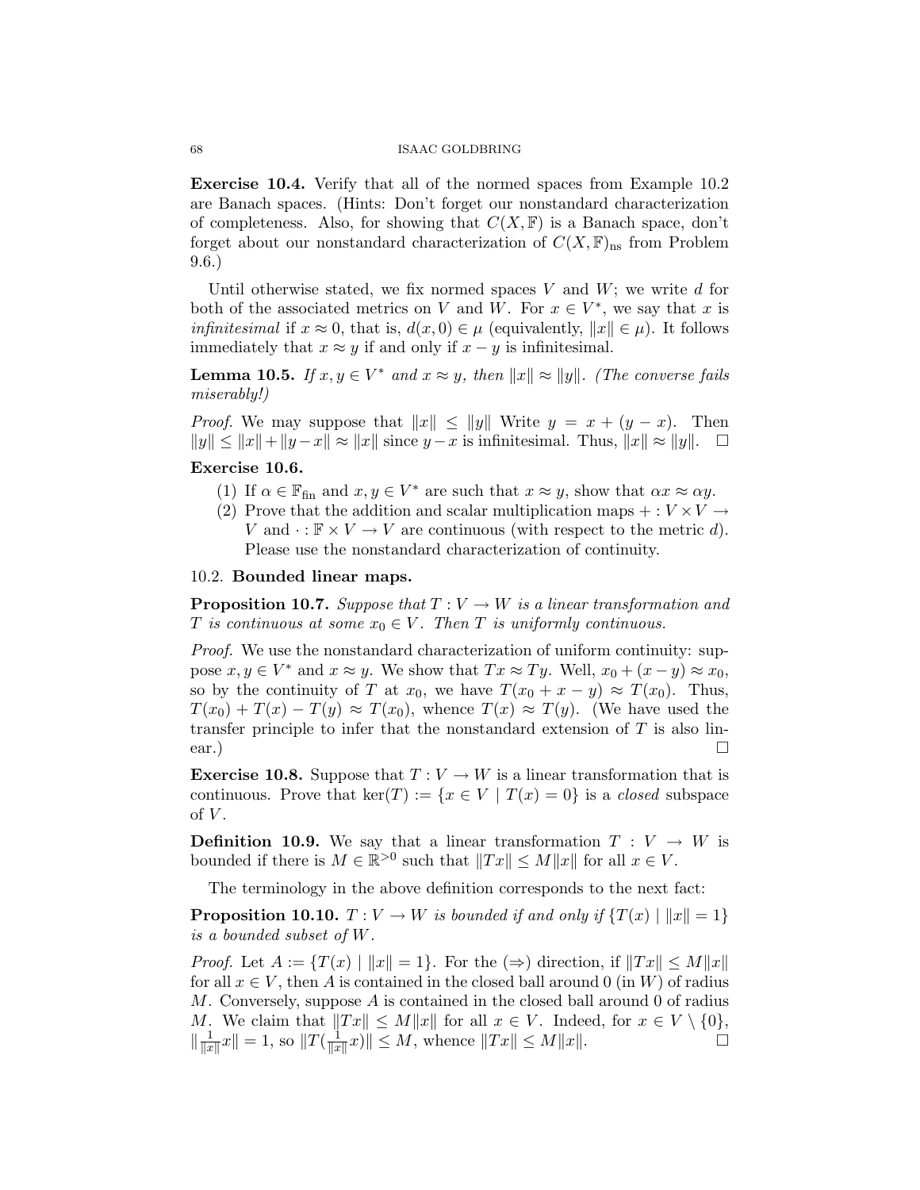**Exercise 10.4.** Verify that all of the normed spaces from Example 10.2 are Banach spaces. (Hints: Don't forget our nonstandard characterization of completeness. Also, for showing that $C(X, \mathbb{F})$ is a Banach space, don't forget about our nonstandard characterization of $C(X, \mathbb{F})_{\mathrm{ns}}$ from Problem 9.6.)

Until otherwise stated, we fix normed spaces $V$ and $W$; we write $d$ for both of the associated metrics on $V$ and $W$. For $x \in V^*$, we say that $x$ is *infinitesimal* if $x \approx 0$, that is, $d(x, 0) \in \mu$ (equivalently, $\|x\| \in \mu$). It follows immediately that $x \approx y$ if and only if $x - y$ is infinitesimal.

**Lemma 10.5.** *If $x, y \in V^*$ and $x \approx y$, then $\|x\| \approx \|y\|$. (The converse fails miserably!)*

*Proof.* We may suppose that $\|x\| \leq \|y\|$ Write $y = x + (y - x)$. Then $\|y\| \leq \|x\| + \|y - x\| \approx \|x\|$ since $y - x$ is infinitesimal. Thus, $\|x\| \approx \|y\|$. $\square$

**Exercise 10.6.**

(1) If $\alpha \in \mathbb{F}_{\mathrm{fin}}$ and $x, y \in V^*$ are such that $x \approx y$, show that $\alpha x \approx \alpha y$.
(2) Prove that the addition and scalar multiplication maps $+ : V \times V \to V$ and $\cdot : \mathbb{F} \times V \to V$ are continuous (with respect to the metric $d$). Please use the nonstandard characterization of continuity.

## 10.2. Bounded linear maps.

**Proposition 10.7.** *Suppose that $T : V \to W$ is a linear transformation and $T$ is continuous at some $x_0 \in V$. Then $T$ is uniformly continuous.*

*Proof.* We use the nonstandard characterization of uniform continuity: suppose $x, y \in V^*$ and $x \approx y$. We show that $Tx \approx Ty$. Well, $x_0 + (x - y) \approx x_0$, so by the continuity of $T$ at $x_0$, we have $T(x_0 + x - y) \approx T(x_0)$. Thus, $T(x_0) + T(x) - T(y) \approx T(x_0)$, whence $T(x) \approx T(y)$. (We have used the transfer principle to infer that the nonstandard extension of $T$ is also linear.) $\square$

**Exercise 10.8.** Suppose that $T : V \to W$ is a linear transformation that is continuous. Prove that $\ker(T) := \{x \in V \mid T(x) = 0\}$ is a *closed* subspace of $V$.

**Definition 10.9.** We say that a linear transformation $T : V \to W$ is bounded if there is $M \in \mathbb{R}^{>0}$ such that $\|Tx\| \leq M\|x\|$ for all $x \in V$.

The terminology in the above definition corresponds to the next fact:

**Proposition 10.10.** *$T : V \to W$ is bounded if and only if $\{T(x) \mid \|x\| = 1\}$ is a bounded subset of $W$.*

*Proof.* Let $A := \{T(x) \mid \|x\| = 1\}$. For the $(\Rightarrow)$ direction, if $\|Tx\| \leq M\|x\|$ for all $x \in V$, then $A$ is contained in the closed ball around $0$ (in $W$) of radius $M$. Conversely, suppose $A$ is contained in the closed ball around $0$ of radius $M$. We claim that $\|Tx\| \leq M\|x\|$ for all $x \in V$. Indeed, for $x \in V \setminus \{0\}$, $\|\frac{1}{\|x\|}x\| = 1$, so $\|T(\frac{1}{\|x\|}x)\| \leq M$, whence $\|Tx\| \leq M\|x\|$. $\square$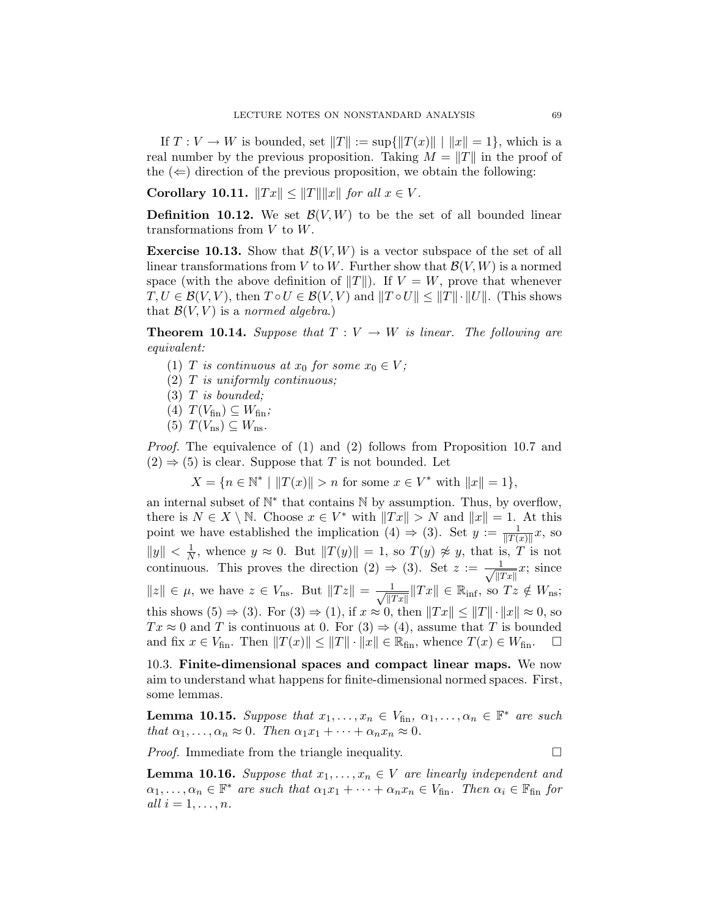If $T : V \to W$ is bounded, set $\|T\| := \sup\{\|T(x)\| \mid \|x\| = 1\}$, which is a real number by the previous proposition. Taking $M = \|T\|$ in the proof of the ($\Leftarrow$) direction of the previous proposition, we obtain the following:

**Corollary 10.11.** *$\|Tx\| \leq \|T\|\|x\|$ for all $x \in V$.*

**Definition 10.12.** We set $\mathcal{B}(V, W)$ to be the set of all bounded linear transformations from $V$ to $W$.

**Exercise 10.13.** Show that $\mathcal{B}(V, W)$ is a vector subspace of the set of all linear transformations from $V$ to $W$. Further show that $\mathcal{B}(V, W)$ is a normed space (with the above definition of $\|T\|$). If $V = W$, prove that whenever $T, U \in \mathcal{B}(V, V)$, then $T \circ U \in \mathcal{B}(V, V)$ and $\|T \circ U\| \leq \|T\| \cdot \|U\|$. (This shows that $\mathcal{B}(V, V)$ is a *normed algebra*.)

**Theorem 10.14.** *Suppose that $T : V \to W$ is linear. The following are equivalent:*

1. *$T$ is continuous at $x_0$ for some $x_0 \in V$;*
2. *$T$ is uniformly continuous;*
3. *$T$ is bounded;*
4. *$T(V_{\mathrm{fin}}) \subseteq W_{\mathrm{fin}}$;*
5. *$T(V_{\mathrm{ns}}) \subseteq W_{\mathrm{ns}}$.*

*Proof.* The equivalence of (1) and (2) follows from Proposition 10.7 and (2) $\Rightarrow$ (5) is clear. Suppose that $T$ is not bounded. Let

$$X = \{n \in \mathbb{N}^* \mid \|T(x)\| > n \text{ for some } x \in V^* \text{ with } \|x\| = 1\},$$

an internal subset of $\mathbb{N}^*$ that contains $\mathbb{N}$ by assumption. Thus, by overflow, there is $N \in X \setminus \mathbb{N}$. Choose $x \in V^*$ with $\|Tx\| > N$ and $\|x\| = 1$. At this point we have established the implication (4) $\Rightarrow$ (3). Set $y := \frac{1}{\|T(x)\|}x$, so $\|y\| < \frac{1}{N}$, whence $y \approx 0$. But $\|T(y)\| = 1$, so $T(y) \not\approx y$, that is, $T$ is not continuous. This proves the direction (2) $\Rightarrow$ (3). Set $z := \frac{1}{\sqrt{\|Tx\|}}x$; since $\|z\| \in \mu$, we have $z \in V_{\mathrm{ns}}$. But $\|Tz\| = \frac{1}{\sqrt{\|Tx\|}}\|Tx\| \in \mathbb{R}_{\mathrm{inf}}$, so $Tz \notin W_{\mathrm{ns}}$; this shows (5) $\Rightarrow$ (3). For (3) $\Rightarrow$ (1), if $x \approx 0$, then $\|Tx\| \leq \|T\| \cdot \|x\| \approx 0$, so $Tx \approx 0$ and $T$ is continuous at 0. For (3) $\Rightarrow$ (4), assume that $T$ is bounded and fix $x \in V_{\mathrm{fin}}$. Then $\|T(x)\| \leq \|T\| \cdot \|x\| \in \mathbb{R}_{\mathrm{fin}}$, whence $T(x) \in W_{\mathrm{fin}}$. $\square$

## 10.3. Finite-dimensional spaces and compact linear maps.

We now aim to understand what happens for finite-dimensional normed spaces. First, some lemmas.

**Lemma 10.15.** *Suppose that $x_1, \ldots, x_n \in V_{\mathrm{fin}}$, $\alpha_1, \ldots, \alpha_n \in \mathbb{F}^*$ are such that $\alpha_1, \ldots, \alpha_n \approx 0$. Then $\alpha_1 x_1 + \cdots + \alpha_n x_n \approx 0$.*

*Proof.* Immediate from the triangle inequality. $\square$

**Lemma 10.16.** *Suppose that $x_1, \ldots, x_n \in V$ are linearly independent and $\alpha_1, \ldots, \alpha_n \in \mathbb{F}^*$ are such that $\alpha_1 x_1 + \cdots + \alpha_n x_n \in V_{\mathrm{fin}}$. Then $\alpha_i \in \mathbb{F}_{\mathrm{fin}}$ for all $i = 1, \ldots, n$.*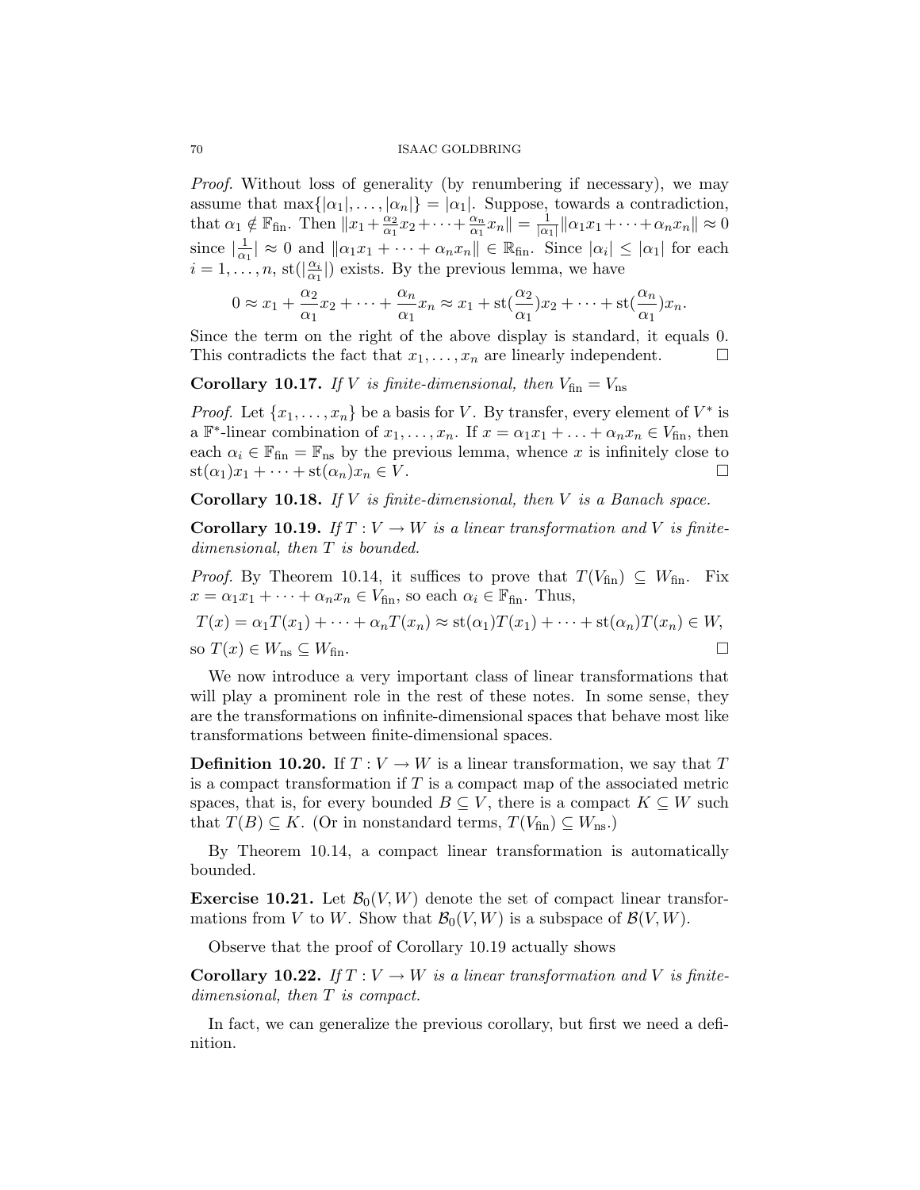*Proof.* Without loss of generality (by renumbering if necessary), we may assume that $\max\{|\alpha_1|, \ldots, |\alpha_n|\} = |\alpha_1|$. Suppose, towards a contradiction, that $\alpha_1 \notin \mathbb{F}_{\text{fin}}$. Then $\|x_1 + \frac{\alpha_2}{\alpha_1}x_2 + \cdots + \frac{\alpha_n}{\alpha_1}x_n\| = \frac{1}{|\alpha_1|}\|\alpha_1 x_1 + \cdots + \alpha_n x_n\| \approx 0$ since $|\frac{1}{\alpha_1}| \approx 0$ and $\|\alpha_1 x_1 + \cdots + \alpha_n x_n\| \in \mathbb{R}_{\text{fin}}$. Since $|\alpha_i| \leq |\alpha_1|$ for each $i = 1, \ldots, n$, $\text{st}(|\frac{\alpha_i}{\alpha_1}|)$ exists. By the previous lemma, we have

$$0 \approx x_1 + \frac{\alpha_2}{\alpha_1}x_2 + \cdots + \frac{\alpha_n}{\alpha_1}x_n \approx x_1 + \text{st}(\frac{\alpha_2}{\alpha_1})x_2 + \cdots + \text{st}(\frac{\alpha_n}{\alpha_1})x_n.$$

Since the term on the right of the above display is standard, it equals 0. This contradicts the fact that $x_1, \ldots, x_n$ are linearly independent. $\square$

**Corollary 10.17.** *If $V$ is finite-dimensional, then $V_{\text{fin}} = V_{\text{ns}}$*

*Proof.* Let $\{x_1, \ldots, x_n\}$ be a basis for $V$. By transfer, every element of $V^*$ is a $\mathbb{F}^*$-linear combination of $x_1, \ldots, x_n$. If $x = \alpha_1 x_1 + \ldots + \alpha_n x_n \in V_{\text{fin}}$, then each $\alpha_i \in \mathbb{F}_{\text{fin}} = \mathbb{F}_{\text{ns}}$ by the previous lemma, whence $x$ is infinitely close to $\text{st}(\alpha_1)x_1 + \cdots + \text{st}(\alpha_n)x_n \in V$. $\square$

**Corollary 10.18.** *If $V$ is finite-dimensional, then $V$ is a Banach space.*

**Corollary 10.19.** *If $T : V \to W$ is a linear transformation and $V$ is finite-dimensional, then $T$ is bounded.*

*Proof.* By Theorem 10.14, it suffices to prove that $T(V_{\text{fin}}) \subseteq W_{\text{fin}}$. Fix $x = \alpha_1 x_1 + \cdots + \alpha_n x_n \in V_{\text{fin}}$, so each $\alpha_i \in \mathbb{F}_{\text{fin}}$. Thus,

$$T(x) = \alpha_1 T(x_1) + \cdots + \alpha_n T(x_n) \approx \text{st}(\alpha_1)T(x_1) + \cdots + \text{st}(\alpha_n)T(x_n) \in W,$$

so $T(x) \in W_{\text{ns}} \subseteq W_{\text{fin}}$. $\square$

We now introduce a very important class of linear transformations that will play a prominent role in the rest of these notes. In some sense, they are the transformations on infinite-dimensional spaces that behave most like transformations between finite-dimensional spaces.

**Definition 10.20.** If $T : V \to W$ is a linear transformation, we say that $T$ is a compact transformation if $T$ is a compact map of the associated metric spaces, that is, for every bounded $B \subseteq V$, there is a compact $K \subseteq W$ such that $T(B) \subseteq K$. (Or in nonstandard terms, $T(V_{\text{fin}}) \subseteq W_{\text{ns}}$.)

By Theorem 10.14, a compact linear transformation is automatically bounded.

**Exercise 10.21.** Let $\mathcal{B}_0(V, W)$ denote the set of compact linear transformations from $V$ to $W$. Show that $\mathcal{B}_0(V, W)$ is a subspace of $\mathcal{B}(V, W)$.

Observe that the proof of Corollary 10.19 actually shows

**Corollary 10.22.** *If $T : V \to W$ is a linear transformation and $V$ is finite-dimensional, then $T$ is compact.*

In fact, we can generalize the previous corollary, but first we need a definition.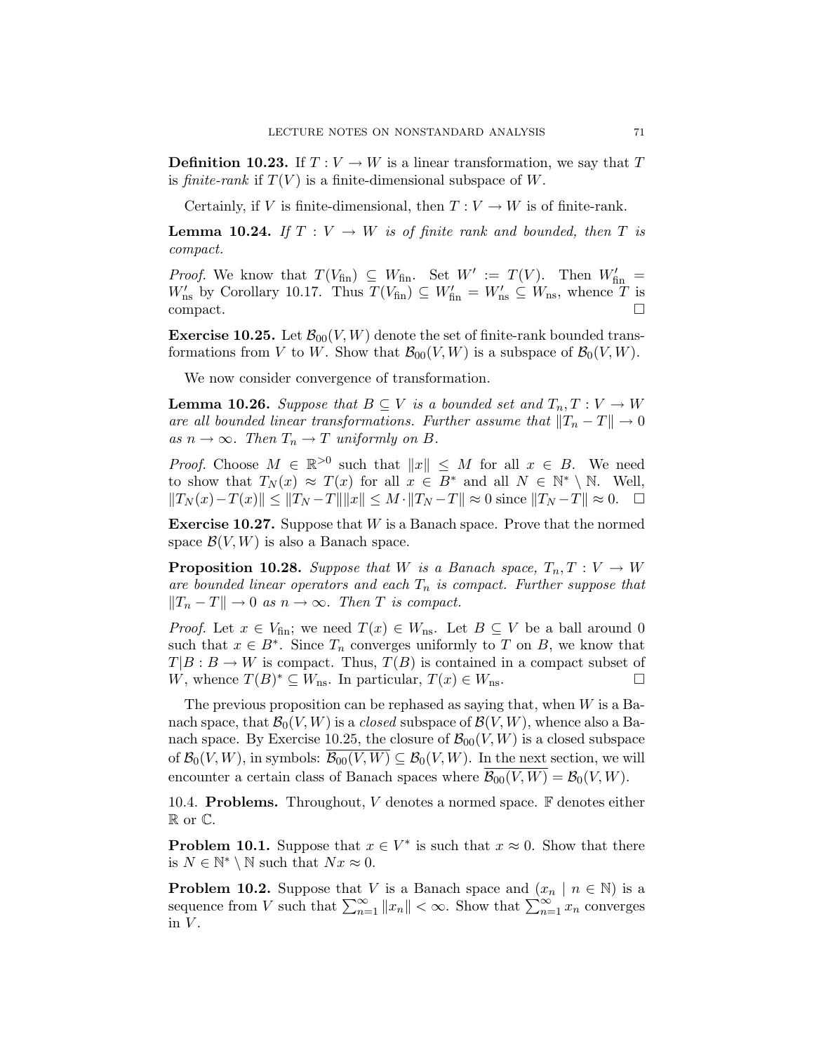**Definition 10.23.** If $T : V \to W$ is a linear transformation, we say that $T$ is *finite-rank* if $T(V)$ is a finite-dimensional subspace of $W$.

Certainly, if $V$ is finite-dimensional, then $T : V \to W$ is of finite-rank.

**Lemma 10.24.** *If $T : V \to W$ is of finite rank and bounded, then $T$ is compact.*

*Proof.* We know that $T(V_{\text{fin}}) \subseteq W_{\text{fin}}$. Set $W' := T(V)$. Then $W'_{\text{fin}} = W'_{\text{ns}}$ by Corollary 10.17. Thus $T(V_{\text{fin}}) \subseteq W'_{\text{fin}} = W'_{\text{ns}} \subseteq W_{\text{ns}}$, whence $T$ is compact. $\square$

**Exercise 10.25.** Let $\mathcal{B}_{00}(V, W)$ denote the set of finite-rank bounded transformations from $V$ to $W$. Show that $\mathcal{B}_{00}(V, W)$ is a subspace of $\mathcal{B}_0(V, W)$.

We now consider convergence of transformation.

**Lemma 10.26.** *Suppose that $B \subseteq V$ is a bounded set and $T_n, T : V \to W$ are all bounded linear transformations. Further assume that $\|T_n - T\| \to 0$ as $n \to \infty$. Then $T_n \to T$ uniformly on $B$.*

*Proof.* Choose $M \in \mathbb{R}^{>0}$ such that $\|x\| \leq M$ for all $x \in B$. We need to show that $T_N(x) \approx T(x)$ for all $x \in B^*$ and all $N \in \mathbb{N}^* \setminus \mathbb{N}$. Well, $\|T_N(x) - T(x)\| \leq \|T_N - T\|\|x\| \leq M \cdot \|T_N - T\| \approx 0$ since $\|T_N - T\| \approx 0$. $\square$

**Exercise 10.27.** Suppose that $W$ is a Banach space. Prove that the normed space $\mathcal{B}(V, W)$ is also a Banach space.

**Proposition 10.28.** *Suppose that $W$ is a Banach space, $T_n, T : V \to W$ are bounded linear operators and each $T_n$ is compact. Further suppose that $\|T_n - T\| \to 0$ as $n \to \infty$. Then $T$ is compact.*

*Proof.* Let $x \in V_{\text{fin}}$; we need $T(x) \in W_{\text{ns}}$. Let $B \subseteq V$ be a ball around 0 such that $x \in B^*$. Since $T_n$ converges uniformly to $T$ on $B$, we know that $T|B : B \to W$ is compact. Thus, $T(B)$ is contained in a compact subset of $W$, whence $T(B)^* \subseteq W_{\text{ns}}$. In particular, $T(x) \in W_{\text{ns}}$. $\square$

The previous proposition can be rephased as saying that, when $W$ is a Banach space, that $\mathcal{B}_0(V, W)$ is a *closed* subspace of $\mathcal{B}(V, W)$, whence also a Banach space. By Exercise 10.25, the closure of $\mathcal{B}_{00}(V, W)$ is a closed subspace of $\mathcal{B}_0(V, W)$, in symbols: $\overline{\mathcal{B}_{00}(V, W)} \subseteq \mathcal{B}_0(V, W)$. In the next section, we will encounter a certain class of Banach spaces where $\overline{\mathcal{B}_{00}(V, W)} = \mathcal{B}_0(V, W)$.

## 10.4. Problems.

Throughout, $V$ denotes a normed space. $\mathbb{F}$ denotes either $\mathbb{R}$ or $\mathbb{C}$.

**Problem 10.1.** Suppose that $x \in V^*$ is such that $x \approx 0$. Show that there is $N \in \mathbb{N}^* \setminus \mathbb{N}$ such that $Nx \approx 0$.

**Problem 10.2.** Suppose that $V$ is a Banach space and $(x_n \mid n \in \mathbb{N})$ is a sequence from $V$ such that $\sum_{n=1}^{\infty} \|x_n\| < \infty$. Show that $\sum_{n=1}^{\infty} x_n$ converges in $V$.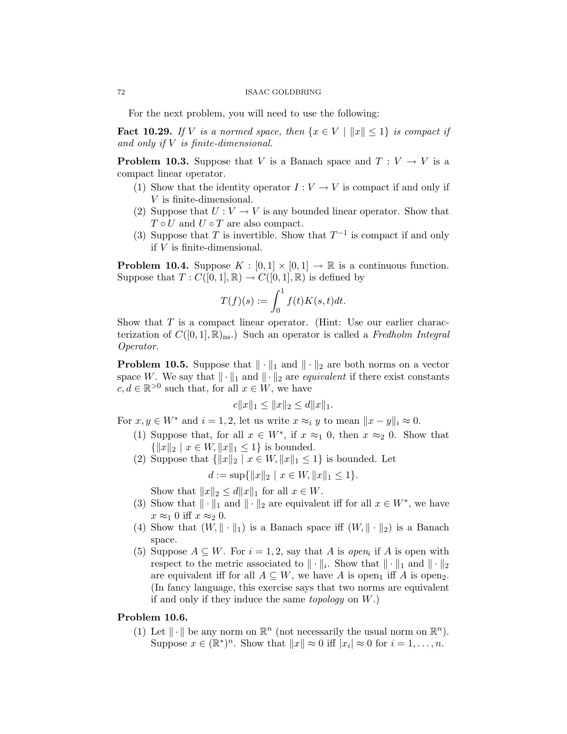For the next problem, you will need to use the following:

**Fact 10.29.** *If $V$ is a normed space, then $\{x \in V \mid \|x\| \leq 1\}$ is compact if and only if $V$ is finite-dimensional.*

**Problem 10.3.** Suppose that $V$ is a Banach space and $T : V \to V$ is a compact linear operator.

1. Show that the identity operator $I : V \to V$ is compact if and only if $V$ is finite-dimensional.
2. Suppose that $U : V \to V$ is any bounded linear operator. Show that $T \circ U$ and $U \circ T$ are also compact.
3. Suppose that $T$ is invertible. Show that $T^{-1}$ is compact if and only if $V$ is finite-dimensional.

**Problem 10.4.** Suppose $K : [0,1] \times [0,1] \to \mathbb{R}$ is a continuous function. Suppose that $T : C([0,1], \mathbb{R}) \to C([0,1], \mathbb{R})$ is defined by

$$T(f)(s) := \int_0^1 f(t)K(s,t)dt.$$

Show that $T$ is a compact linear operator. (Hint: Use our earlier characterization of $C([0,1], \mathbb{R})_{\mathrm{ns}}$.) Such an operator is called a *Fredholm Integral Operator*.

**Problem 10.5.** Suppose that $\|\cdot\|_1$ and $\|\cdot\|_2$ are both norms on a vector space $W$. We say that $\|\cdot\|_1$ and $\|\cdot\|_2$ are *equivalent* if there exist constants $c, d \in \mathbb{R}^{>0}$ such that, for all $x \in W$, we have

$$c\|x\|_1 \leq \|x\|_2 \leq d\|x\|_1.$$

For $x, y \in W^*$ and $i = 1, 2$, let us write $x \approx_i y$ to mean $\|x - y\|_i \approx 0$.

1. Suppose that, for all $x \in W^*$, if $x \approx_1 0$, then $x \approx_2 0$. Show that $\{\|x\|_2 \mid x \in W, \|x\|_1 \leq 1\}$ is bounded.
2. Suppose that $\{\|x\|_2 \mid x \in W, \|x\|_1 \leq 1\}$ is bounded. Let
$$d := \sup\{\|x\|_2 \mid x \in W, \|x\|_1 \leq 1\}.$$
Show that $\|x\|_2 \leq d\|x\|_1$ for all $x \in W$.
3. Show that $\|\cdot\|_1$ and $\|\cdot\|_2$ are equivalent iff for all $x \in W^*$, we have $x \approx_1 0$ iff $x \approx_2 0$.
4. Show that $(W, \|\cdot\|_1)$ is a Banach space iff $(W, \|\cdot\|_2)$ is a Banach space.
5. Suppose $A \subseteq W$. For $i = 1, 2$, say that $A$ is *open$_i$* if $A$ is open with respect to the metric associated to $\|\cdot\|_i$. Show that $\|\cdot\|_1$ and $\|\cdot\|_2$ are equivalent iff for all $A \subseteq W$, we have $A$ is open$_1$ iff $A$ is open$_2$. (In fancy language, this exercise says that two norms are equivalent if and only if they induce the same *topology* on $W$.)

**Problem 10.6.**

1. Let $\|\cdot\|$ be any norm on $\mathbb{R}^n$ (not necessarily the usual norm on $\mathbb{R}^n$). Suppose $x \in (\mathbb{R}^*)^n$. Show that $\|x\| \approx 0$ iff $|x_i| \approx 0$ for $i = 1, \ldots, n$.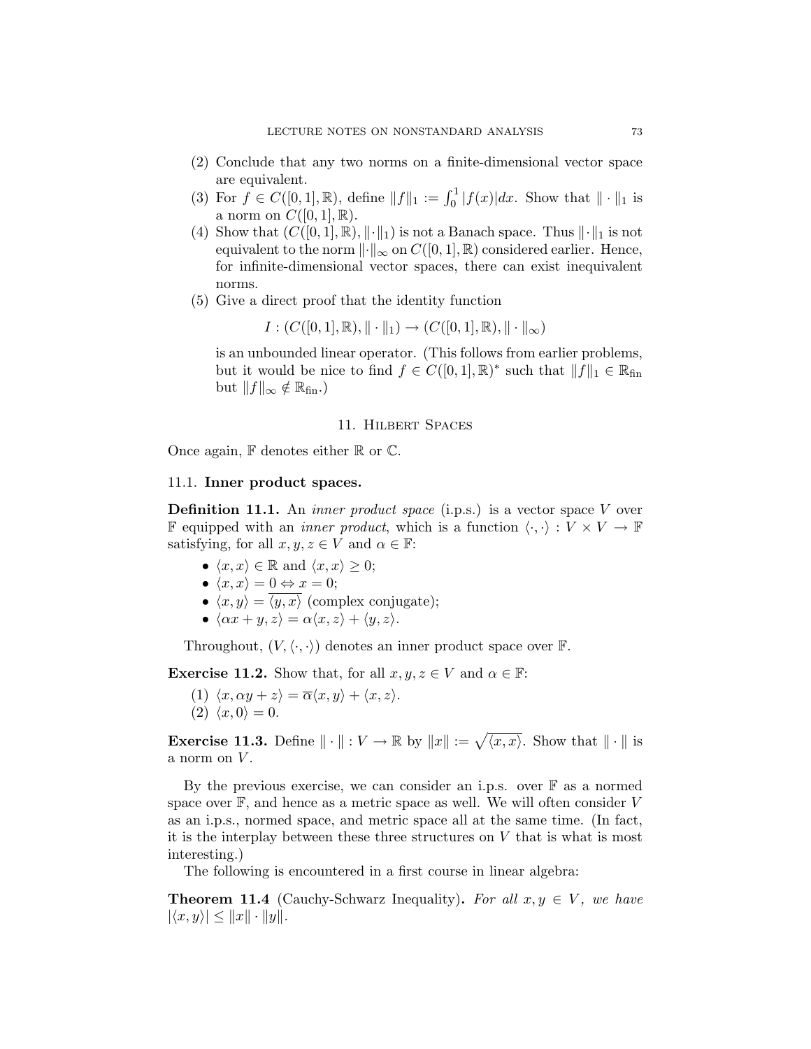(2) Conclude that any two norms on a finite-dimensional vector space are equivalent.

(3) For $f \in C([0,1],\mathbb{R})$, define $\|f\|_1 := \int_0^1 |f(x)|dx$. Show that $\|\cdot\|_1$ is a norm on $C([0,1],\mathbb{R})$.

(4) Show that $(C([0,1],\mathbb{R}),\|\cdot\|_1)$ is not a Banach space. Thus $\|\cdot\|_1$ is not equivalent to the norm $\|\cdot\|_\infty$ on $C([0,1],\mathbb{R})$ considered earlier. Hence, for infinite-dimensional vector spaces, there can exist inequivalent norms.

(5) Give a direct proof that the identity function

$$I : (C([0,1],\mathbb{R}),\|\cdot\|_1) \to (C([0,1],\mathbb{R}),\|\cdot\|_\infty)$$

is an unbounded linear operator. (This follows from earlier problems, but it would be nice to find $f \in C([0,1],\mathbb{R})^*$ such that $\|f\|_1 \in \mathbb{R}_{\text{fin}}$ but $\|f\|_\infty \notin \mathbb{R}_{\text{fin}}$.)

## 11. Hilbert Spaces

Once again, $\mathbb{F}$ denotes either $\mathbb{R}$ or $\mathbb{C}$.

### 11.1. Inner product spaces.

**Definition 11.1.** An *inner product space* (i.p.s.) is a vector space $V$ over $\mathbb{F}$ equipped with an *inner product*, which is a function $\langle\cdot,\cdot\rangle : V \times V \to \mathbb{F}$ satisfying, for all $x,y,z \in V$ and $\alpha \in \mathbb{F}$:

- $\langle x,x\rangle \in \mathbb{R}$ and $\langle x,x\rangle \geq 0$;
- $\langle x,x\rangle = 0 \Leftrightarrow x = 0$;
- $\langle x,y\rangle = \overline{\langle y,x\rangle}$ (complex conjugate);
- $\langle \alpha x + y, z\rangle = \alpha\langle x,z\rangle + \langle y,z\rangle$.

Throughout, $(V,\langle\cdot,\cdot\rangle)$ denotes an inner product space over $\mathbb{F}$.

**Exercise 11.2.** Show that, for all $x,y,z \in V$ and $\alpha \in \mathbb{F}$:

(1) $\langle x, \alpha y + z\rangle = \overline{\alpha}\langle x,y\rangle + \langle x,z\rangle$.

(2) $\langle x,0\rangle = 0$.

**Exercise 11.3.** Define $\|\cdot\| : V \to \mathbb{R}$ by $\|x\| := \sqrt{\langle x,x\rangle}$. Show that $\|\cdot\|$ is a norm on $V$.

By the previous exercise, we can consider an i.p.s. over $\mathbb{F}$ as a normed space over $\mathbb{F}$, and hence as a metric space as well. We will often consider $V$ as an i.p.s., normed space, and metric space all at the same time. (In fact, it is the interplay between these three structures on $V$ that is what is most interesting.)

The following is encountered in a first course in linear algebra:

**Theorem 11.4** (Cauchy-Schwarz Inequality). *For all $x,y \in V$, we have $|\langle x,y\rangle| \leq \|x\| \cdot \|y\|$.*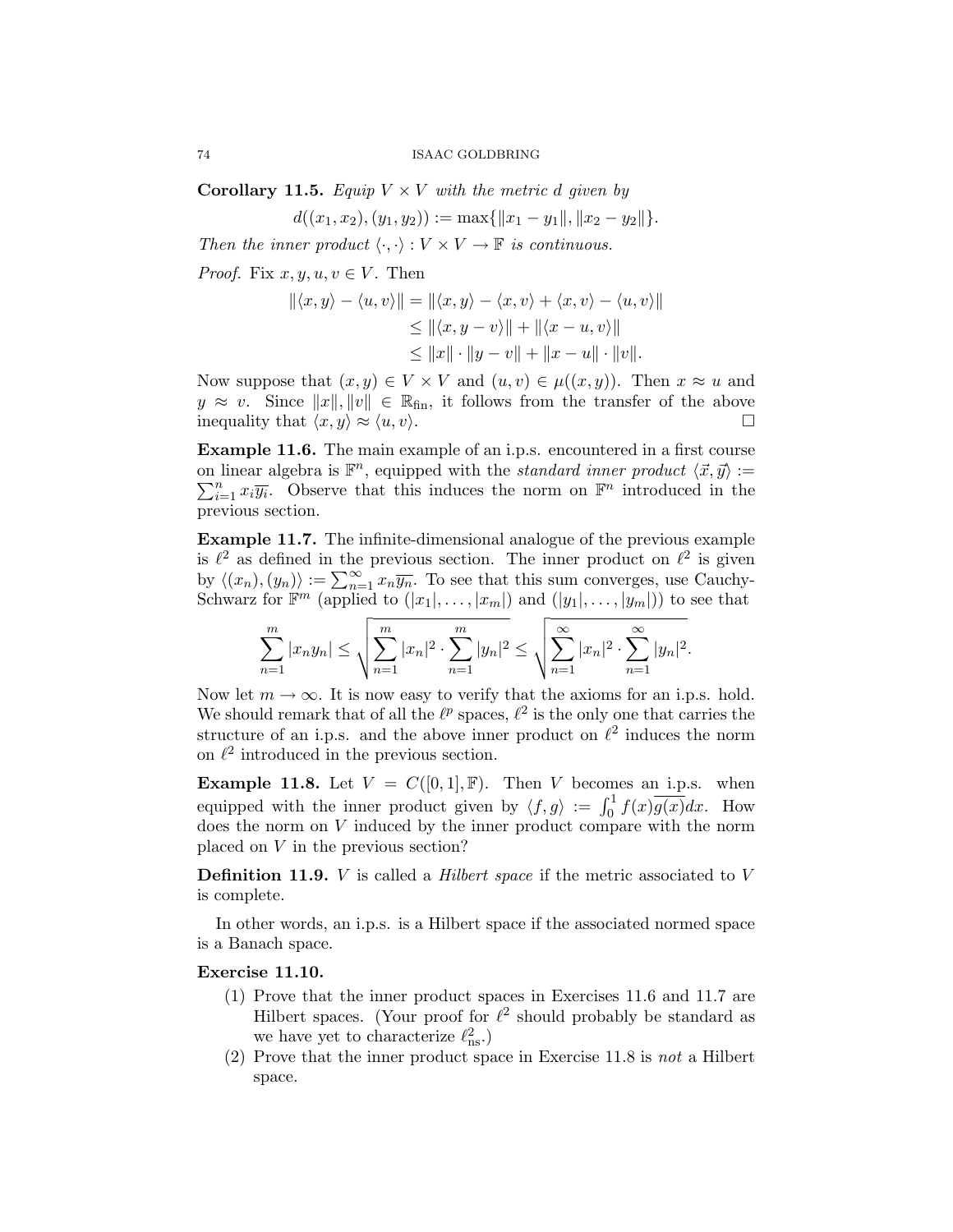**Corollary 11.5.** *Equip $V \times V$ with the metric $d$ given by*

$$d((x_1, x_2), (y_1, y_2)) := \max\{\|x_1 - y_1\|, \|x_2 - y_2\|\}.$$

*Then the inner product $\langle \cdot, \cdot \rangle : V \times V \to \mathbb{F}$ is continuous.*

*Proof.* Fix $x, y, u, v \in V$. Then

$$\begin{aligned}
\|\langle x, y\rangle - \langle u, v\rangle\| &= \|\langle x, y\rangle - \langle x, v\rangle + \langle x, v\rangle - \langle u, v\rangle\| \\
&\leq \|\langle x, y - v\rangle\| + \|\langle x - u, v\rangle\| \\
&\leq \|x\| \cdot \|y - v\| + \|x - u\| \cdot \|v\|.
\end{aligned}$$

Now suppose that $(x, y) \in V \times V$ and $(u, v) \in \mu((x, y))$. Then $x \approx u$ and $y \approx v$. Since $\|x\|, \|v\| \in \mathbb{R}_{\text{fin}}$, it follows from the transfer of the above inequality that $\langle x, y\rangle \approx \langle u, v\rangle$. $\square$

**Example 11.6.** The main example of an i.p.s. encountered in a first course on linear algebra is $\mathbb{F}^n$, equipped with the *standard inner product* $\langle \vec{x}, \vec{y}\rangle := \sum_{i=1}^n x_i \overline{y_i}$. Observe that this induces the norm on $\mathbb{F}^n$ introduced in the previous section.

**Example 11.7.** The infinite-dimensional analogue of the previous example is $\ell^2$ as defined in the previous section. The inner product on $\ell^2$ is given by $\langle (x_n), (y_n)\rangle := \sum_{n=1}^\infty x_n \overline{y_n}$. To see that this sum converges, use Cauchy-Schwarz for $\mathbb{F}^m$ (applied to $(|x_1|, \ldots, |x_m|)$ and $(|y_1|, \ldots, |y_m|)$) to see that

$$\sum_{n=1}^m |x_n y_n| \leq \sqrt{\sum_{n=1}^m |x_n|^2 \cdot \sum_{n=1}^m |y_n|^2} \leq \sqrt{\sum_{n=1}^\infty |x_n|^2 \cdot \sum_{n=1}^\infty |y_n|^2}.$$

Now let $m \to \infty$. It is now easy to verify that the axioms for an i.p.s. hold. We should remark that of all the $\ell^p$ spaces, $\ell^2$ is the only one that carries the structure of an i.p.s. and the above inner product on $\ell^2$ induces the norm on $\ell^2$ introduced in the previous section.

**Example 11.8.** Let $V = C([0,1], \mathbb{F})$. Then $V$ becomes an i.p.s. when equipped with the inner product given by $\langle f, g\rangle := \int_0^1 f(x)\overline{g(x)}dx$. How does the norm on $V$ induced by the inner product compare with the norm placed on $V$ in the previous section?

**Definition 11.9.** $V$ is called a *Hilbert space* if the metric associated to $V$ is complete.

In other words, an i.p.s. is a Hilbert space if the associated normed space is a Banach space.

**Exercise 11.10.**

1. Prove that the inner product spaces in Exercises 11.6 and 11.7 are Hilbert spaces. (Your proof for $\ell^2$ should probably be standard as we have yet to characterize $\ell^2_{\text{ns}}$.)
2. Prove that the inner product space in Exercise 11.8 is *not* a Hilbert space.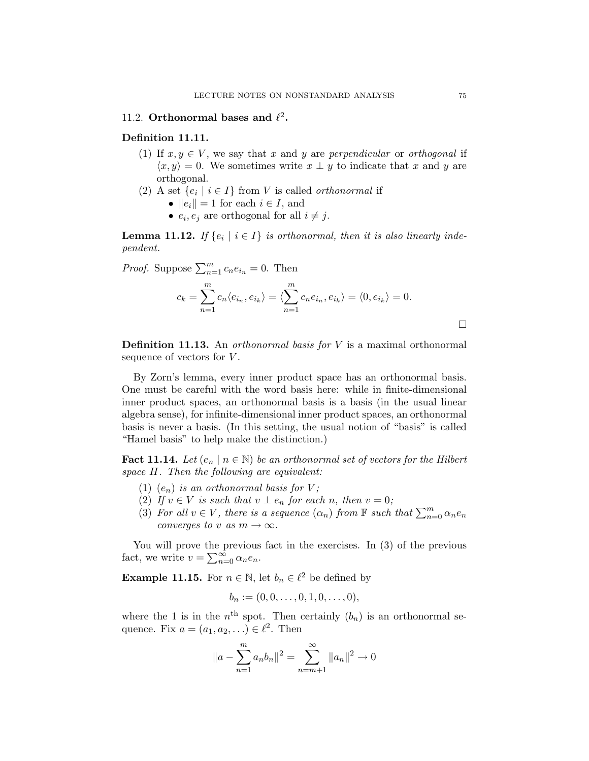## 11.2. **Orthonormal bases and $\ell^2$.**

**Definition 11.11.**

1. If $x, y \in V$, we say that $x$ and $y$ are *perpendicular* or *orthogonal* if $\langle x, y\rangle = 0$. We sometimes write $x \perp y$ to indicate that $x$ and $y$ are orthogonal.
2. A set $\{e_i \mid i \in I\}$ from $V$ is called *orthonormal* if
   - $\|e_i\| = 1$ for each $i \in I$, and
   - $e_i, e_j$ are orthogonal for all $i \neq j$.

**Lemma 11.12.** *If $\{e_i \mid i \in I\}$ is orthonormal, then it is also linearly independent.*

*Proof.* Suppose $\sum_{n=1}^m c_n e_{i_n} = 0$. Then

$$c_k = \sum_{n=1}^m c_n \langle e_{i_n}, e_{i_k}\rangle = \langle \sum_{n=1}^m c_n e_{i_n}, e_{i_k}\rangle = \langle 0, e_{i_k}\rangle = 0.$$

□

**Definition 11.13.** An *orthonormal basis for $V$* is a maximal orthonormal sequence of vectors for $V$.

By Zorn's lemma, every inner product space has an orthonormal basis. One must be careful with the word basis here: while in finite-dimensional inner product spaces, an orthonormal basis is a basis (in the usual linear algebra sense), for infinite-dimensional inner product spaces, an orthonormal basis is never a basis. (In this setting, the usual notion of "basis" is called "Hamel basis" to help make the distinction.)

**Fact 11.14.** *Let $(e_n \mid n \in \mathbb{N})$ be an orthonormal set of vectors for the Hilbert space $H$. Then the following are equivalent:*

1. *$(e_n)$ is an orthonormal basis for $V$;*
2. *If $v \in V$ is such that $v \perp e_n$ for each $n$, then $v = 0$;*
3. *For all $v \in V$, there is a sequence $(\alpha_n)$ from $\mathbb{F}$ such that $\sum_{n=0}^m \alpha_n e_n$ converges to $v$ as $m \to \infty$.*

You will prove the previous fact in the exercises. In (3) of the previous fact, we write $v = \sum_{n=0}^\infty \alpha_n e_n$.

**Example 11.15.** For $n \in \mathbb{N}$, let $b_n \in \ell^2$ be defined by

$$b_n := (0, 0, \ldots, 0, 1, 0, \ldots, 0),$$

where the 1 is in the $n^{\text{th}}$ spot. Then certainly $(b_n)$ is an orthonormal sequence. Fix $a = (a_1, a_2, \ldots) \in \ell^2$. Then

$$\|a - \sum_{n=1}^m a_n b_n\|^2 = \sum_{n=m+1}^\infty \|a_n\|^2 \to 0$$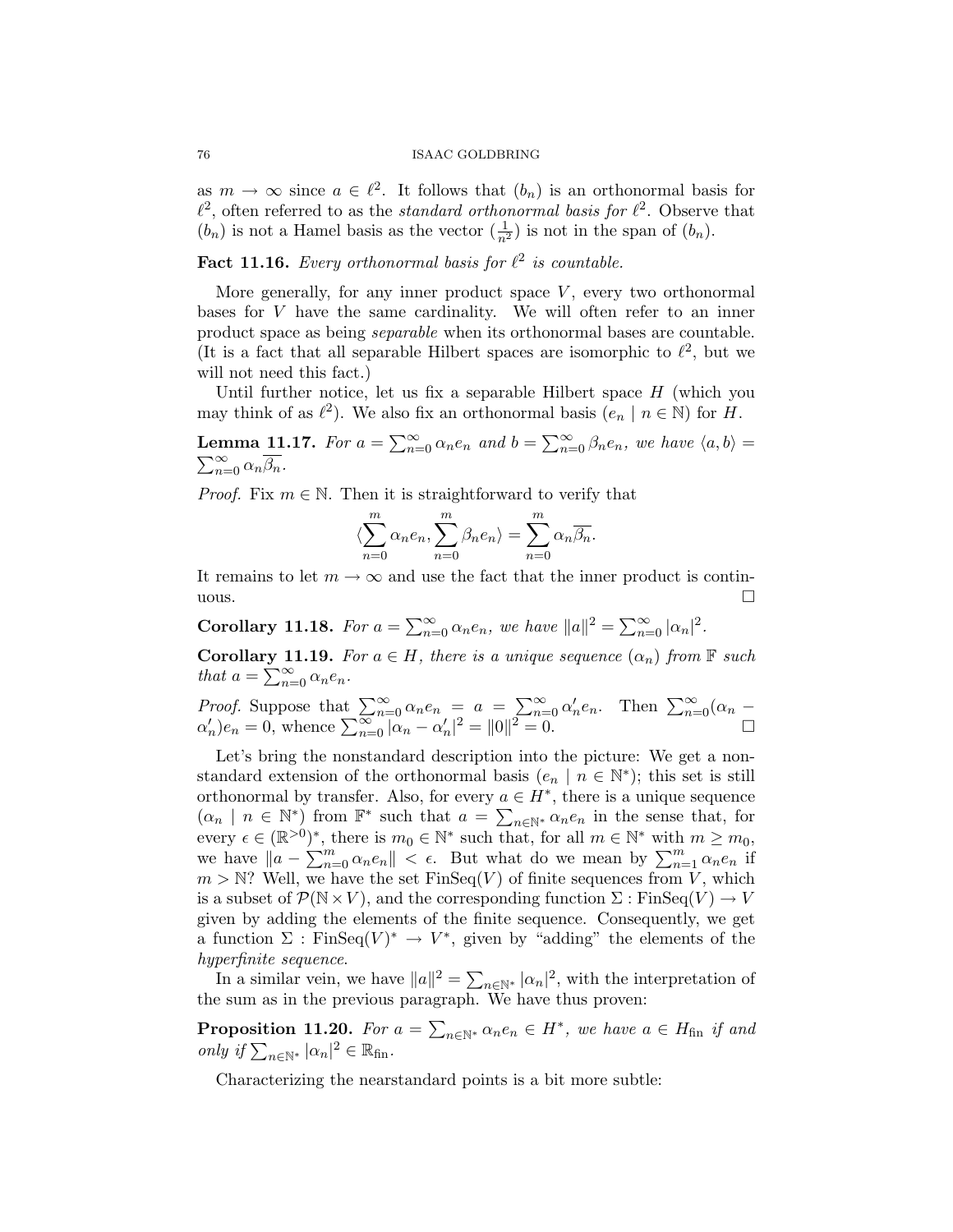as $m \to \infty$ since $a \in \ell^2$. It follows that $(b_n)$ is an orthonormal basis for $\ell^2$, often referred to as the *standard orthonormal basis for* $\ell^2$. Observe that $(b_n)$ is not a Hamel basis as the vector $(\frac{1}{n^2})$ is not in the span of $(b_n)$.

**Fact 11.16.** *Every orthonormal basis for $\ell^2$ is countable.*

More generally, for any inner product space $V$, every two orthonormal bases for $V$ have the same cardinality. We will often refer to an inner product space as being *separable* when its orthonormal bases are countable. (It is a fact that all separable Hilbert spaces are isomorphic to $\ell^2$, but we will not need this fact.)

Until further notice, let us fix a separable Hilbert space $H$ (which you may think of as $\ell^2$). We also fix an orthonormal basis $(e_n \mid n \in \mathbb{N})$ for $H$.

**Lemma 11.17.** *For $a = \sum_{n=0}^\infty \alpha_n e_n$ and $b = \sum_{n=0}^\infty \beta_n e_n$, we have $\langle a, b\rangle = \sum_{n=0}^\infty \alpha_n \overline{\beta_n}$.*

*Proof.* Fix $m \in \mathbb{N}$. Then it is straightforward to verify that

$$\langle \sum_{n=0}^m \alpha_n e_n, \sum_{n=0}^m \beta_n e_n \rangle = \sum_{n=0}^m \alpha_n \overline{\beta_n}.$$

It remains to let $m \to \infty$ and use the fact that the inner product is continuous. $\square$

**Corollary 11.18.** *For $a = \sum_{n=0}^\infty \alpha_n e_n$, we have $\|a\|^2 = \sum_{n=0}^\infty |\alpha_n|^2$.*

**Corollary 11.19.** *For $a \in H$, there is a unique sequence $(\alpha_n)$ from $\mathbb{F}$ such that $a = \sum_{n=0}^\infty \alpha_n e_n$.*

*Proof.* Suppose that $\sum_{n=0}^\infty \alpha_n e_n = a = \sum_{n=0}^\infty \alpha_n' e_n$. Then $\sum_{n=0}^\infty (\alpha_n - \alpha_n')e_n = 0$, whence $\sum_{n=0}^\infty |\alpha_n - \alpha_n'|^2 = \|0\|^2 = 0$. $\square$

Let's bring the nonstandard description into the picture: We get a nonstandard extension of the orthonormal basis $(e_n \mid n \in \mathbb{N}^*)$; this set is still orthonormal by transfer. Also, for every $a \in H^*$, there is a unique sequence $(\alpha_n \mid n \in \mathbb{N}^*)$ from $\mathbb{F}^*$ such that $a = \sum_{n \in \mathbb{N}^*} \alpha_n e_n$ in the sense that, for every $\epsilon \in (\mathbb{R}^{>0})^*$, there is $m_0 \in \mathbb{N}^*$ such that, for all $m \in \mathbb{N}^*$ with $m \geq m_0$, we have $\|a - \sum_{n=0}^m \alpha_n e_n\| < \epsilon$. But what do we mean by $\sum_{n=1}^m \alpha_n e_n$ if $m > \mathbb{N}$? Well, we have the set $\mathrm{FinSeq}(V)$ of finite sequences from $V$, which is a subset of $\mathcal{P}(\mathbb{N} \times V)$, and the corresponding function $\Sigma : \mathrm{FinSeq}(V) \to V$ given by adding the elements of the finite sequence. Consequently, we get a function $\Sigma : \mathrm{FinSeq}(V)^* \to V^*$, given by "adding" the elements of the *hyperfinite sequence*.

In a similar vein, we have $\|a\|^2 = \sum_{n \in \mathbb{N}^*} |\alpha_n|^2$, with the interpretation of the sum as in the previous paragraph. We have thus proven:

**Proposition 11.20.** *For $a = \sum_{n \in \mathbb{N}^*} \alpha_n e_n \in H^*$, we have $a \in H_{\mathrm{fin}}$ if and only if $\sum_{n \in \mathbb{N}^*} |\alpha_n|^2 \in \mathbb{R}_{\mathrm{fin}}$.*

Characterizing the nearstandard points is a bit more subtle: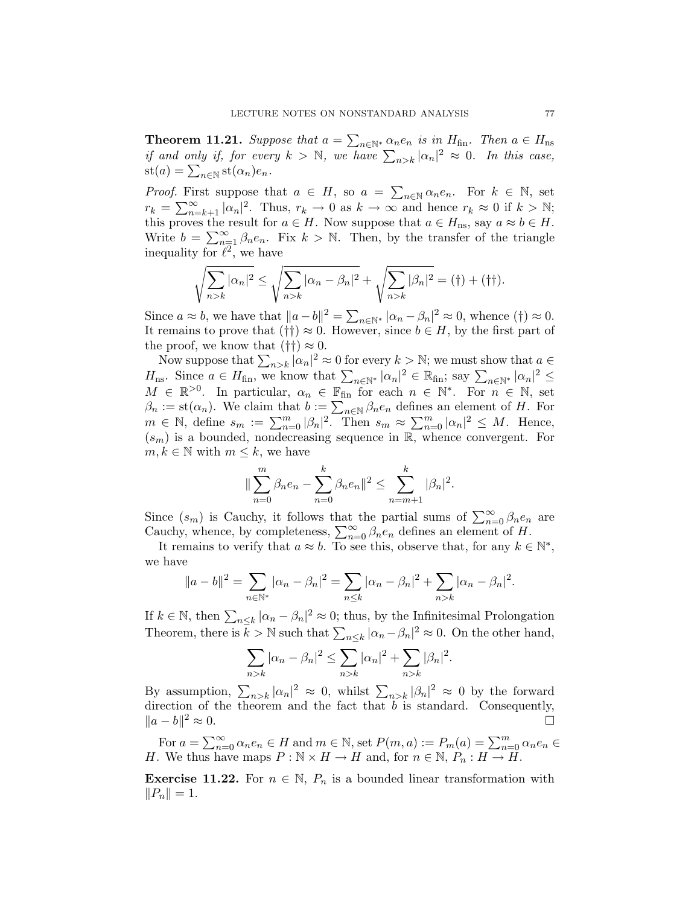**Theorem 11.21.** *Suppose that $a = \sum_{n \in \mathbb{N}^*} \alpha_n e_n$ is in $H_{\text{fin}}$. Then $a \in H_{\text{ns}}$ if and only if, for every $k > \mathbb{N}$, we have $\sum_{n>k} |\alpha_n|^2 \approx 0$. In this case, $\text{st}(a) = \sum_{n \in \mathbb{N}} \text{st}(\alpha_n) e_n$.*

*Proof.* First suppose that $a \in H$, so $a = \sum_{n \in \mathbb{N}} \alpha_n e_n$. For $k \in \mathbb{N}$, set $r_k = \sum_{n=k+1}^{\infty} |\alpha_n|^2$. Thus, $r_k \to 0$ as $k \to \infty$ and hence $r_k \approx 0$ if $k > \mathbb{N}$; this proves the result for $a \in H$. Now suppose that $a \in H_{\text{ns}}$, say $a \approx b \in H$. Write $b = \sum_{n=1}^{\infty} \beta_n e_n$. Fix $k > \mathbb{N}$. Then, by the transfer of the triangle inequality for $\ell^2$, we have

$$\sqrt{\sum_{n>k} |\alpha_n|^2} \leq \sqrt{\sum_{n>k} |\alpha_n - \beta_n|^2} + \sqrt{\sum_{n>k} |\beta_n|^2} = (\dagger) + (\dagger\dagger).$$

Since $a \approx b$, we have that $\|a - b\|^2 = \sum_{n \in \mathbb{N}^*} |\alpha_n - \beta_n|^2 \approx 0$, whence $(\dagger) \approx 0$. It remains to prove that $(\dagger\dagger) \approx 0$. However, since $b \in H$, by the first part of the proof, we know that $(\dagger\dagger) \approx 0$.

Now suppose that $\sum_{n>k} |\alpha_n|^2 \approx 0$ for every $k > \mathbb{N}$; we must show that $a \in H_{\text{ns}}$. Since $a \in H_{\text{fin}}$, we know that $\sum_{n \in \mathbb{N}^*} |\alpha_n|^2 \in \mathbb{R}_{\text{fin}}$; say $\sum_{n \in \mathbb{N}^*} |\alpha_n|^2 \leq M \in \mathbb{R}^{>0}$. In particular, $\alpha_n \in \mathbb{F}_{\text{fin}}$ for each $n \in \mathbb{N}^*$. For $n \in \mathbb{N}$, set $\beta_n := \text{st}(\alpha_n)$. We claim that $b := \sum_{n \in \mathbb{N}} \beta_n e_n$ defines an element of $H$. For $m \in \mathbb{N}$, define $s_m := \sum_{n=0}^{m} |\beta_n|^2$. Then $s_m \approx \sum_{n=0}^{m} |\alpha_n|^2 \leq M$. Hence, $(s_m)$ is a bounded, nondecreasing sequence in $\mathbb{R}$, whence convergent. For $m, k \in \mathbb{N}$ with $m \leq k$, we have

$$\|\sum_{n=0}^{m} \beta_n e_n - \sum_{n=0}^{k} \beta_n e_n\|^2 \leq \sum_{n=m+1}^{k} |\beta_n|^2.$$

Since $(s_m)$ is Cauchy, it follows that the partial sums of $\sum_{n=0}^{\infty} \beta_n e_n$ are Cauchy, whence, by completeness, $\sum_{n=0}^{\infty} \beta_n e_n$ defines an element of $H$.

It remains to verify that $a \approx b$. To see this, observe that, for any $k \in \mathbb{N}^*$, we have

$$\|a - b\|^2 = \sum_{n \in \mathbb{N}^*} |\alpha_n - \beta_n|^2 = \sum_{n \leq k} |\alpha_n - \beta_n|^2 + \sum_{n > k} |\alpha_n - \beta_n|^2.$$

If $k \in \mathbb{N}$, then $\sum_{n \leq k} |\alpha_n - \beta_n|^2 \approx 0$; thus, by the Infinitesimal Prolongation Theorem, there is $k > \mathbb{N}$ such that $\sum_{n \leq k} |\alpha_n - \beta_n|^2 \approx 0$. On the other hand,

$$\sum_{n>k} |\alpha_n - \beta_n|^2 \leq \sum_{n>k} |\alpha_n|^2 + \sum_{n>k} |\beta_n|^2.$$

By assumption, $\sum_{n>k} |\alpha_n|^2 \approx 0$, whilst $\sum_{n>k} |\beta_n|^2 \approx 0$ by the forward direction of the theorem and the fact that $b$ is standard. Consequently, $\|a - b\|^2 \approx 0$. $\square$

For $a = \sum_{n=0}^{\infty} \alpha_n e_n \in H$ and $m \in \mathbb{N}$, set $P(m, a) := P_m(a) = \sum_{n=0}^{m} \alpha_n e_n \in H$. We thus have maps $P : \mathbb{N} \times H \to H$ and, for $n \in \mathbb{N}$, $P_n : H \to H$.

**Exercise 11.22.** For $n \in \mathbb{N}$, $P_n$ is a bounded linear transformation with $\|P_n\| = 1$.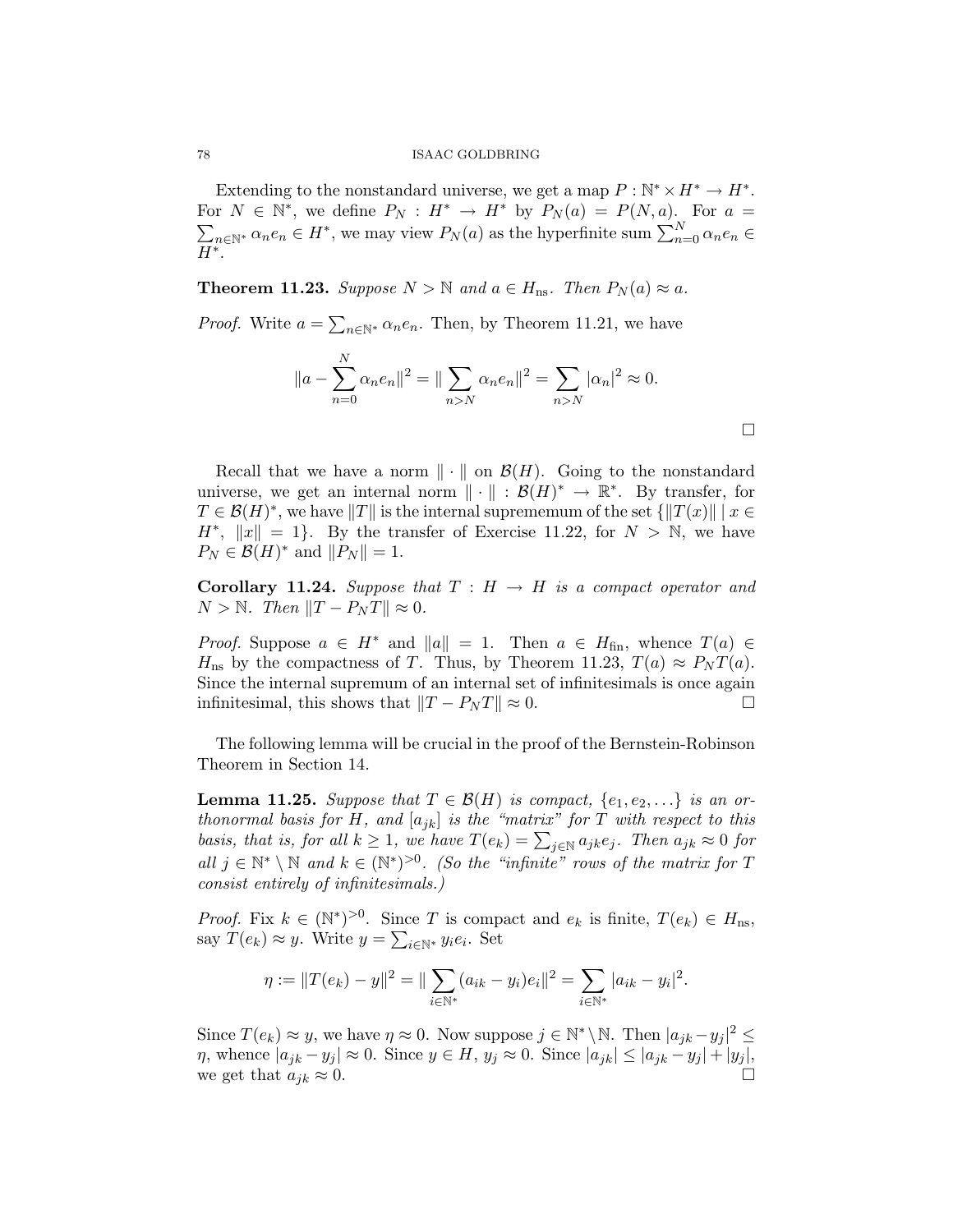Extending to the nonstandard universe, we get a map $P : \mathbb{N}^* \times H^* \to H^*$. For $N \in \mathbb{N}^*$, we define $P_N : H^* \to H^*$ by $P_N(a) = P(N, a)$. For $a = \sum_{n \in \mathbb{N}^*} \alpha_n e_n \in H^*$, we may view $P_N(a)$ as the hyperfinite sum $\sum_{n=0}^{N} \alpha_n e_n \in H^*$.

**Theorem 11.23.** *Suppose $N > \mathbb{N}$ and $a \in H_{\text{ns}}$. Then $P_N(a) \approx a$.*

*Proof.* Write $a = \sum_{n \in \mathbb{N}^*} \alpha_n e_n$. Then, by Theorem 11.21, we have

$$\|a - \sum_{n=0}^{N} \alpha_n e_n\|^2 = \|\sum_{n>N} \alpha_n e_n\|^2 = \sum_{n>N} |\alpha_n|^2 \approx 0.$$

□

Recall that we have a norm $\|\cdot\|$ on $\mathcal{B}(H)$. Going to the nonstandard universe, we get an internal norm $\|\cdot\| : \mathcal{B}(H)^* \to \mathbb{R}^*$. By transfer, for $T \in \mathcal{B}(H)^*$, we have $\|T\|$ is the internal suprememum of the set $\{\|T(x)\| \mid x \in H^*, \ \|x\| = 1\}$. By the transfer of Exercise 11.22, for $N > \mathbb{N}$, we have $P_N \in \mathcal{B}(H)^*$ and $\|P_N\| = 1$.

**Corollary 11.24.** *Suppose that $T : H \to H$ is a compact operator and $N > \mathbb{N}$. Then $\|T - P_N T\| \approx 0$.*

*Proof.* Suppose $a \in H^*$ and $\|a\| = 1$. Then $a \in H_{\text{fin}}$, whence $T(a) \in H_{\text{ns}}$ by the compactness of $T$. Thus, by Theorem 11.23, $T(a) \approx P_N T(a)$. Since the internal supremum of an internal set of infinitesimals is once again infinitesimal, this shows that $\|T - P_N T\| \approx 0$. □

The following lemma will be crucial in the proof of the Bernstein-Robinson Theorem in Section 14.

**Lemma 11.25.** *Suppose that $T \in \mathcal{B}(H)$ is compact, $\{e_1, e_2, \ldots\}$ is an orthonormal basis for $H$, and $[a_{jk}]$ is the "matrix" for $T$ with respect to this basis, that is, for all $k \geq 1$, we have $T(e_k) = \sum_{j \in \mathbb{N}} a_{jk} e_j$. Then $a_{jk} \approx 0$ for all $j \in \mathbb{N}^* \setminus \mathbb{N}$ and $k \in (\mathbb{N}^*)^{>0}$. (So the "infinite" rows of the matrix for $T$ consist entirely of infinitesimals.)*

*Proof.* Fix $k \in (\mathbb{N}^*)^{>0}$. Since $T$ is compact and $e_k$ is finite, $T(e_k) \in H_{\text{ns}}$, say $T(e_k) \approx y$. Write $y = \sum_{i \in \mathbb{N}^*} y_i e_i$. Set

$$\eta := \|T(e_k) - y\|^2 = \|\sum_{i \in \mathbb{N}^*} (a_{ik} - y_i) e_i\|^2 = \sum_{i \in \mathbb{N}^*} |a_{ik} - y_i|^2.$$

Since $T(e_k) \approx y$, we have $\eta \approx 0$. Now suppose $j \in \mathbb{N}^* \setminus \mathbb{N}$. Then $|a_{jk} - y_j|^2 \leq \eta$, whence $|a_{jk} - y_j| \approx 0$. Since $y \in H$, $y_j \approx 0$. Since $|a_{jk}| \leq |a_{jk} - y_j| + |y_j|$, we get that $a_{jk} \approx 0$. □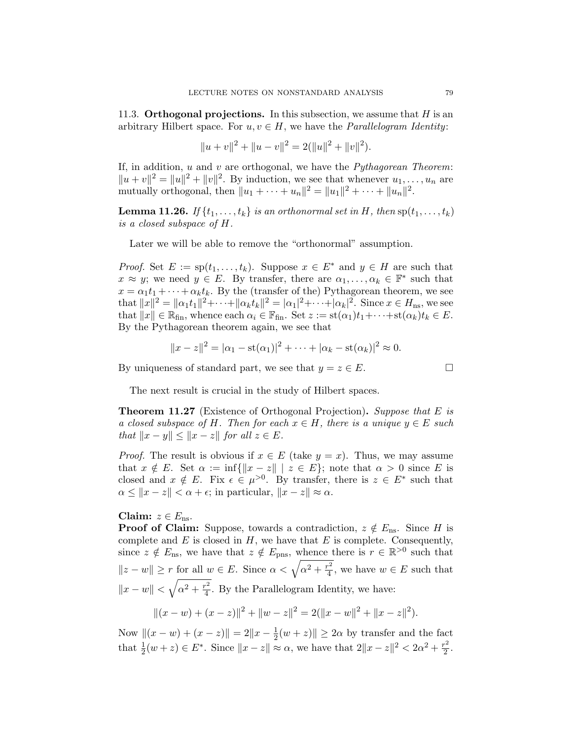11.3. **Orthogonal projections.** In this subsection, we assume that $H$ is an arbitrary Hilbert space. For $u, v \in H$, we have the *Parallelogram Identity*:

$$\|u+v\|^2 + \|u-v\|^2 = 2(\|u\|^2 + \|v\|^2).$$

If, in addition, $u$ and $v$ are orthogonal, we have the *Pythagorean Theorem*: $\|u+v\|^2 = \|u\|^2 + \|v\|^2$. By induction, we see that whenever $u_1, \ldots, u_n$ are mutually orthogonal, then $\|u_1 + \cdots + u_n\|^2 = \|u_1\|^2 + \cdots + \|u_n\|^2$.

**Lemma 11.26.** *If $\{t_1, \ldots, t_k\}$ is an orthonormal set in $H$, then $\operatorname{sp}(t_1, \ldots, t_k)$ is a closed subspace of $H$.*

Later we will be able to remove the "orthonormal" assumption.

*Proof.* Set $E := \operatorname{sp}(t_1, \ldots, t_k)$. Suppose $x \in E^*$ and $y \in H$ are such that $x \approx y$; we need $y \in E$. By transfer, there are $\alpha_1, \ldots, \alpha_k \in \mathbb{F}^*$ such that $x = \alpha_1 t_1 + \cdots + \alpha_k t_k$. By the (transfer of the) Pythagorean theorem, we see that $\|x\|^2 = \|\alpha_1 t_1\|^2 + \cdots + \|\alpha_k t_k\|^2 = |\alpha_1|^2 + \cdots + |\alpha_k|^2$. Since $x \in H_{\mathrm{ns}}$, we see that $\|x\| \in \mathbb{R}_{\mathrm{fin}}$, whence each $\alpha_i \in \mathbb{F}_{\mathrm{fin}}$. Set $z := \operatorname{st}(\alpha_1)t_1 + \cdots + \operatorname{st}(\alpha_k)t_k \in E$. By the Pythagorean theorem again, we see that

$$\|x - z\|^2 = |\alpha_1 - \operatorname{st}(\alpha_1)|^2 + \cdots + |\alpha_k - \operatorname{st}(\alpha_k)|^2 \approx 0.$$

By uniqueness of standard part, we see that $y = z \in E$. $\square$

The next result is crucial in the study of Hilbert spaces.

**Theorem 11.27** (Existence of Orthogonal Projection)**.** *Suppose that $E$ is a closed subspace of $H$. Then for each $x \in H$, there is a unique $y \in E$ such that $\|x - y\| \leq \|x - z\|$ for all $z \in E$.*

*Proof.* The result is obvious if $x \in E$ (take $y = x$). Thus, we may assume that $x \notin E$. Set $\alpha := \inf\{\|x - z\| \mid z \in E\}$; note that $\alpha > 0$ since $E$ is closed and $x \notin E$. Fix $\epsilon \in \mu^{>0}$. By transfer, there is $z \in E^*$ such that $\alpha \leq \|x - z\| < \alpha + \epsilon$; in particular, $\|x - z\| \approx \alpha$.

**Claim:** $z \in E_{\mathrm{ns}}$.

**Proof of Claim:** Suppose, towards a contradiction, $z \notin E_{\mathrm{ns}}$. Since $H$ is complete and $E$ is closed in $H$, we have that $E$ is complete. Consequently, since $z \notin E_{\mathrm{ns}}$, we have that $z \notin E_{\mathrm{pns}}$, whence there is $r \in \mathbb{R}^{>0}$ such that $\|z - w\| \geq r$ for all $w \in E$. Since $\alpha < \sqrt{\alpha^2 + \frac{r^2}{4}}$, we have $w \in E$ such that $\|x - w\| < \sqrt{\alpha^2 + \frac{r^2}{4}}$. By the Parallelogram Identity, we have:

$$\|(x - w) + (x - z)\|^2 + \|w - z\|^2 = 2(\|x - w\|^2 + \|x - z\|^2).$$

Now $\|(x - w) + (x - z)\| = 2\|x - \frac{1}{2}(w + z)\| \geq 2\alpha$ by transfer and the fact that $\frac{1}{2}(w + z) \in E^*$. Since $\|x - z\| \approx \alpha$, we have that $2\|x - z\|^2 < 2\alpha^2 + \frac{r^2}{2}$.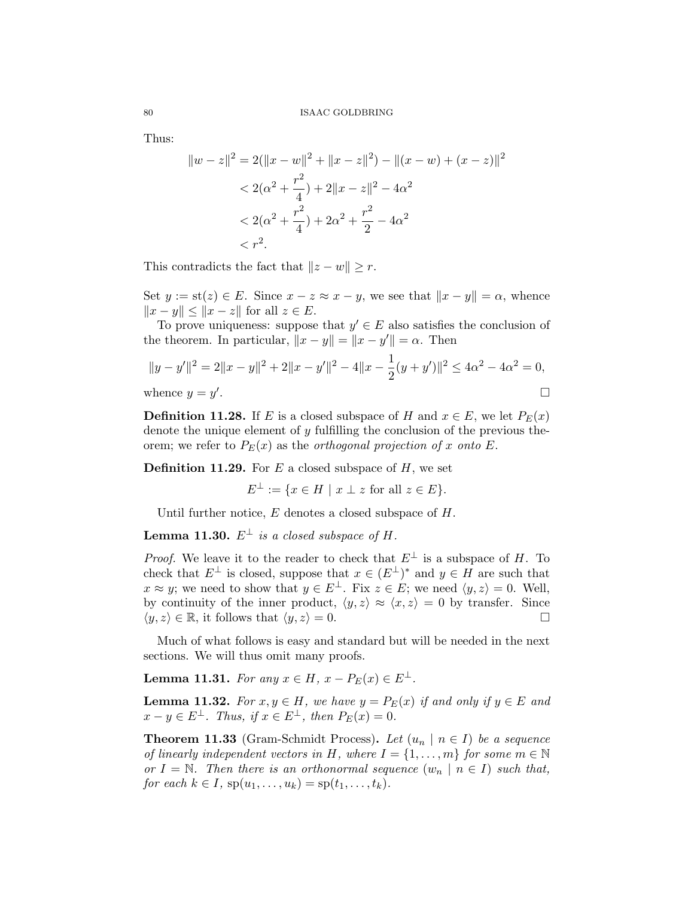Thus:

$$
\begin{aligned}
\|w-z\|^2 &= 2(\|x-w\|^2 + \|x-z\|^2) - \|(x-w)+(x-z)\|^2 \\
&< 2(\alpha^2 + \frac{r^2}{4}) + 2\|x-z\|^2 - 4\alpha^2 \\
&< 2(\alpha^2 + \frac{r^2}{4}) + 2\alpha^2 + \frac{r^2}{2} - 4\alpha^2 \\
&< r^2.
\end{aligned}
$$

This contradicts the fact that $\|z-w\| \geq r$.

Set $y := \mathrm{st}(z) \in E$. Since $x - z \approx x - y$, we see that $\|x-y\| = \alpha$, whence $\|x-y\| \leq \|x-z\|$ for all $z \in E$.

To prove uniqueness: suppose that $y' \in E$ also satisfies the conclusion of the theorem. In particular, $\|x-y\| = \|x-y'\| = \alpha$. Then

$$
\|y-y'\|^2 = 2\|x-y\|^2 + 2\|x-y'\|^2 - 4\|x - \frac{1}{2}(y+y')\|^2 \leq 4\alpha^2 - 4\alpha^2 = 0,
$$

whence $y = y'$. □

**Definition 11.28.** If $E$ is a closed subspace of $H$ and $x \in E$, we let $P_E(x)$ denote the unique element of $y$ fulfilling the conclusion of the previous theorem; we refer to $P_E(x)$ as the *orthogonal projection of $x$ onto $E$*.

**Definition 11.29.** For $E$ a closed subspace of $H$, we set

$$
E^\perp := \{x \in H \mid x \perp z \text{ for all } z \in E\}.
$$

Until further notice, $E$ denotes a closed subspace of $H$.

**Lemma 11.30.** *$E^\perp$ is a closed subspace of $H$.*

*Proof.* We leave it to the reader to check that $E^\perp$ is a subspace of $H$. To check that $E^\perp$ is closed, suppose that $x \in (E^\perp)^*$ and $y \in H$ are such that $x \approx y$; we need to show that $y \in E^\perp$. Fix $z \in E$; we need $\langle y, z\rangle = 0$. Well, by continuity of the inner product, $\langle y, z\rangle \approx \langle x, z\rangle = 0$ by transfer. Since $\langle y, z\rangle \in \mathbb{R}$, it follows that $\langle y, z\rangle = 0$. □

Much of what follows is easy and standard but will be needed in the next sections. We will thus omit many proofs.

**Lemma 11.31.** *For any $x \in H$, $x - P_E(x) \in E^\perp$.*

**Lemma 11.32.** *For $x, y \in H$, we have $y = P_E(x)$ if and only if $y \in E$ and $x - y \in E^\perp$. Thus, if $x \in E^\perp$, then $P_E(x) = 0$.*

**Theorem 11.33** (Gram-Schmidt Process)**.** *Let $(u_n \mid n \in I)$ be a sequence of linearly independent vectors in $H$, where $I = \{1, \ldots, m\}$ for some $m \in \mathbb{N}$ or $I = \mathbb{N}$. Then there is an orthonormal sequence $(w_n \mid n \in I)$ such that, for each $k \in I$, $\mathrm{sp}(u_1, \ldots, u_k) = \mathrm{sp}(t_1, \ldots, t_k)$.*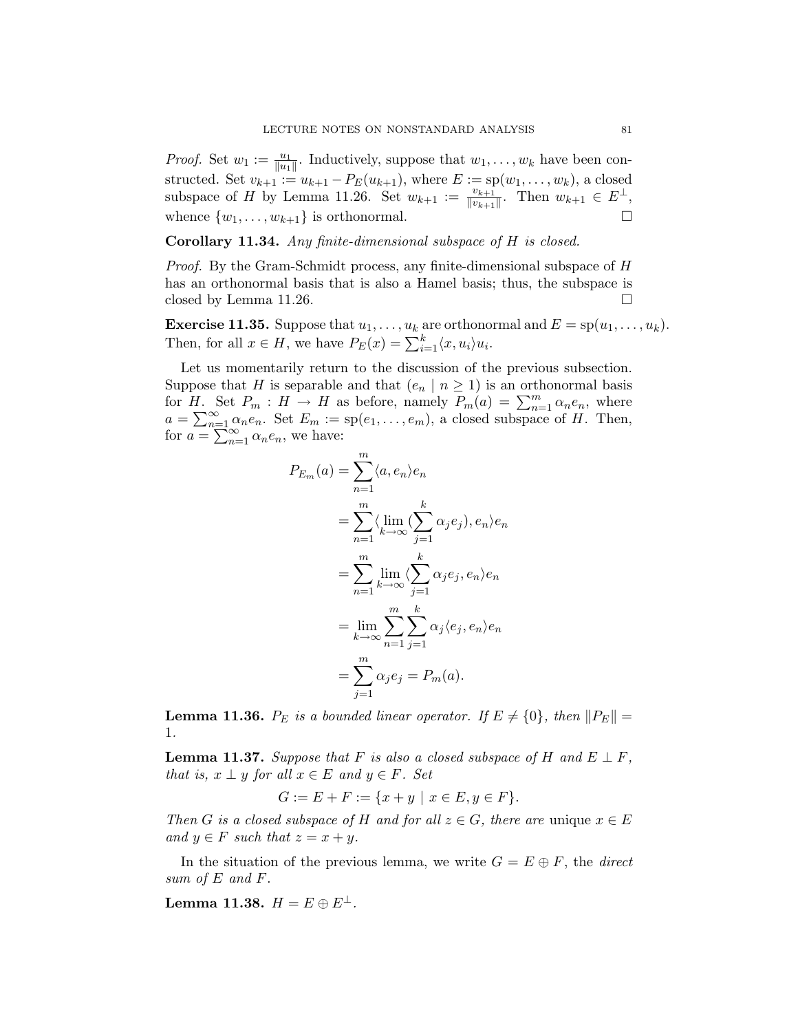*Proof.* Set $w_1 := \frac{u_1}{\|u_1\|}$. Inductively, suppose that $w_1, \ldots, w_k$ have been constructed. Set $v_{k+1} := u_{k+1} - P_E(u_{k+1})$, where $E := \text{sp}(w_1, \ldots, w_k)$, a closed subspace of $H$ by Lemma 11.26. Set $w_{k+1} := \frac{v_{k+1}}{\|v_{k+1}\|}$. Then $w_{k+1} \in E^\perp$, whence $\{w_1, \ldots, w_{k+1}\}$ is orthonormal. □

**Corollary 11.34.** *Any finite-dimensional subspace of $H$ is closed.*

*Proof.* By the Gram-Schmidt process, any finite-dimensional subspace of $H$ has an orthonormal basis that is also a Hamel basis; thus, the subspace is closed by Lemma 11.26. □

**Exercise 11.35.** Suppose that $u_1, \ldots, u_k$ are orthonormal and $E = \text{sp}(u_1, \ldots, u_k)$. Then, for all $x \in H$, we have $P_E(x) = \sum_{i=1}^k \langle x, u_i \rangle u_i$.

Let us momentarily return to the discussion of the previous subsection. Suppose that $H$ is separable and that $(e_n \mid n \geq 1)$ is an orthonormal basis for $H$. Set $P_m : H \to H$ as before, namely $P_m(a) = \sum_{n=1}^m \alpha_n e_n$, where $a = \sum_{n=1}^\infty \alpha_n e_n$. Set $E_m := \text{sp}(e_1, \ldots, e_m)$, a closed subspace of $H$. Then, for $a = \sum_{n=1}^\infty \alpha_n e_n$, we have:

$$
\begin{aligned}
P_{E_m}(a) &= \sum_{n=1}^m \langle a, e_n \rangle e_n \\
&= \sum_{n=1}^m \langle \lim_{k\to\infty} (\sum_{j=1}^k \alpha_j e_j), e_n \rangle e_n \\
&= \sum_{n=1}^m \lim_{k\to\infty} \langle \sum_{j=1}^k \alpha_j e_j, e_n \rangle e_n \\
&= \lim_{k\to\infty} \sum_{n=1}^m \sum_{j=1}^k \alpha_j \langle e_j, e_n \rangle e_n \\
&= \sum_{j=1}^m \alpha_j e_j = P_m(a).
\end{aligned}
$$

**Lemma 11.36.** *$P_E$ is a bounded linear operator. If $E \neq \{0\}$, then $\|P_E\| = 1$.*

**Lemma 11.37.** *Suppose that $F$ is also a closed subspace of $H$ and $E \perp F$, that is, $x \perp y$ for all $x \in E$ and $y \in F$. Set*

$$G := E + F := \{x + y \mid x \in E, y \in F\}.$$

*Then $G$ is a closed subspace of $H$ and for all $z \in G$, there are* unique *$x \in E$ and $y \in F$ such that $z = x + y$.*

In the situation of the previous lemma, we write $G = E \oplus F$, the *direct sum of $E$ and $F$*.

**Lemma 11.38.** $H = E \oplus E^\perp$.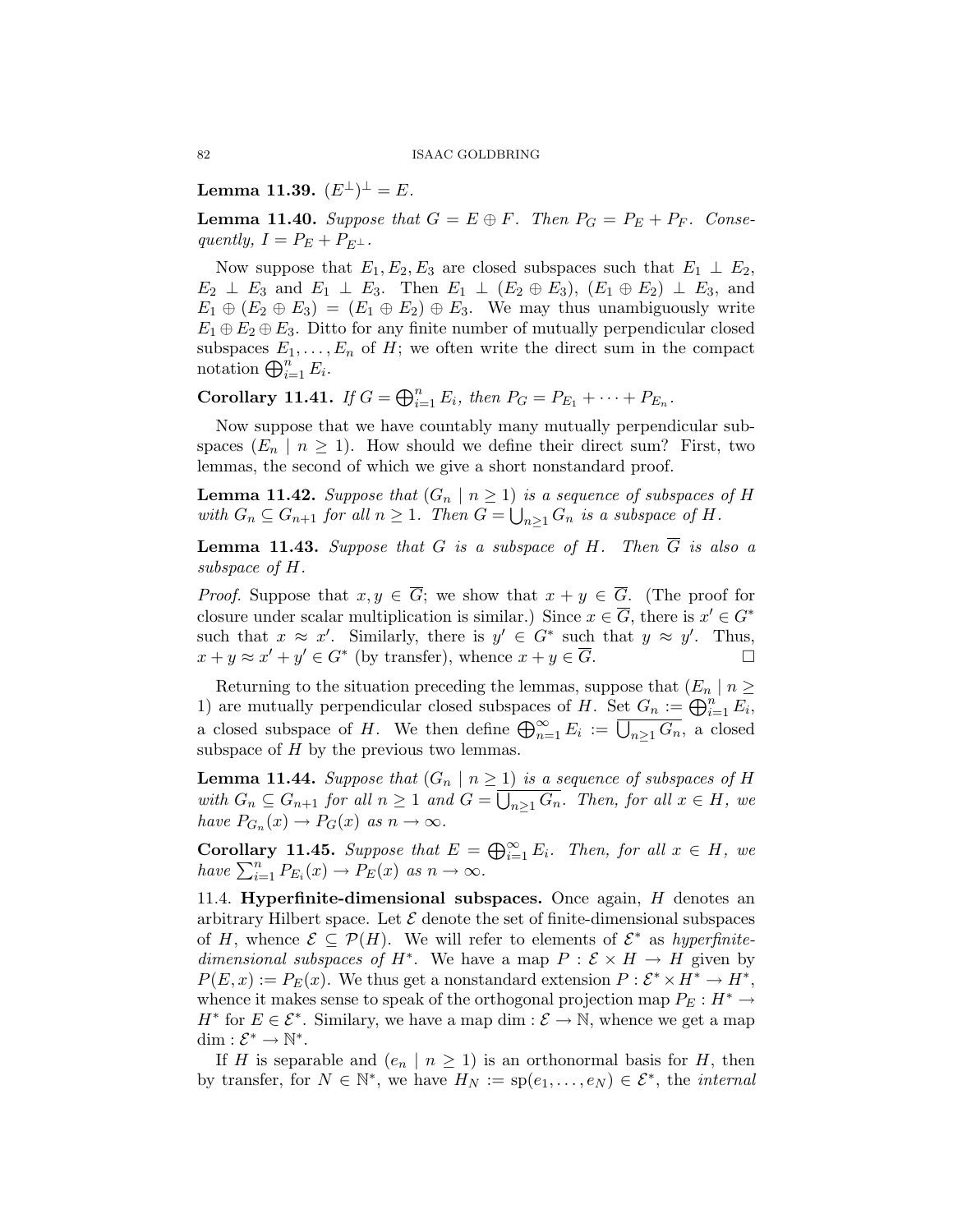**Lemma 11.39.** $(E^\perp)^\perp = E$.

**Lemma 11.40.** *Suppose that $G = E \oplus F$. Then $P_G = P_E + P_F$. Consequently, $I = P_E + P_{E^\perp}$.*

Now suppose that $E_1, E_2, E_3$ are closed subspaces such that $E_1 \perp E_2$, $E_2 \perp E_3$ and $E_1 \perp E_3$. Then $E_1 \perp (E_2 \oplus E_3)$, $(E_1 \oplus E_2) \perp E_3$, and $E_1 \oplus (E_2 \oplus E_3) = (E_1 \oplus E_2) \oplus E_3$. We may thus unambiguously write $E_1 \oplus E_2 \oplus E_3$. Ditto for any finite number of mutually perpendicular closed subspaces $E_1, \ldots, E_n$ of $H$; we often write the direct sum in the compact notation $\bigoplus_{i=1}^n E_i$.

**Corollary 11.41.** *If $G = \bigoplus_{i=1}^n E_i$, then $P_G = P_{E_1} + \cdots + P_{E_n}$.*

Now suppose that we have countably many mutually perpendicular subspaces $(E_n \mid n \geq 1)$. How should we define their direct sum? First, two lemmas, the second of which we give a short nonstandard proof.

**Lemma 11.42.** *Suppose that $(G_n \mid n \geq 1)$ is a sequence of subspaces of $H$ with $G_n \subseteq G_{n+1}$ for all $n \geq 1$. Then $G = \bigcup_{n \geq 1} G_n$ is a subspace of $H$.*

**Lemma 11.43.** *Suppose that $G$ is a subspace of $H$. Then $\overline{G}$ is also a subspace of $H$.*

*Proof.* Suppose that $x, y \in \overline{G}$; we show that $x + y \in \overline{G}$. (The proof for closure under scalar multiplication is similar.) Since $x \in \overline{G}$, there is $x' \in G^*$ such that $x \approx x'$. Similarly, there is $y' \in G^*$ such that $y \approx y'$. Thus, $x + y \approx x' + y' \in G^*$ (by transfer), whence $x + y \in \overline{G}$. $\square$

Returning to the situation preceding the lemmas, suppose that $(E_n \mid n \geq 1)$ are mutually perpendicular closed subspaces of $H$. Set $G_n := \bigoplus_{i=1}^n E_i$, a closed subspace of $H$. We then define $\bigoplus_{n=1}^\infty E_i := \overline{\bigcup_{n \geq 1} G_n}$, a closed subspace of $H$ by the previous two lemmas.

**Lemma 11.44.** *Suppose that $(G_n \mid n \geq 1)$ is a sequence of subspaces of $H$ with $G_n \subseteq G_{n+1}$ for all $n \geq 1$ and $G = \overline{\bigcup_{n \geq 1} G_n}$. Then, for all $x \in H$, we have $P_{G_n}(x) \to P_G(x)$ as $n \to \infty$.*

**Corollary 11.45.** *Suppose that $E = \bigoplus_{i=1}^\infty E_i$. Then, for all $x \in H$, we have $\sum_{i=1}^n P_{E_i}(x) \to P_E(x)$ as $n \to \infty$.*

## 11.4. Hyperfinite-dimensional subspaces.

Once again, $H$ denotes an arbitrary Hilbert space. Let $\mathcal{E}$ denote the set of finite-dimensional subspaces of $H$, whence $\mathcal{E} \subseteq \mathcal{P}(H)$. We will refer to elements of $\mathcal{E}^*$ as *hyperfinite-dimensional subspaces of $H^*$*. We have a map $P : \mathcal{E} \times H \to H$ given by $P(E, x) := P_E(x)$. We thus get a nonstandard extension $P : \mathcal{E}^* \times H^* \to H^*$, whence it makes sense to speak of the orthogonal projection map $P_E : H^* \to H^*$ for $E \in \mathcal{E}^*$. Similary, we have a map $\dim : \mathcal{E} \to \mathbb{N}$, whence we get a map $\dim : \mathcal{E}^* \to \mathbb{N}^*$.

If $H$ is separable and $(e_n \mid n \geq 1)$ is an orthonormal basis for $H$, then by transfer, for $N \in \mathbb{N}^*$, we have $H_N := \mathrm{sp}(e_1, \ldots, e_N) \in \mathcal{E}^*$, the *internal*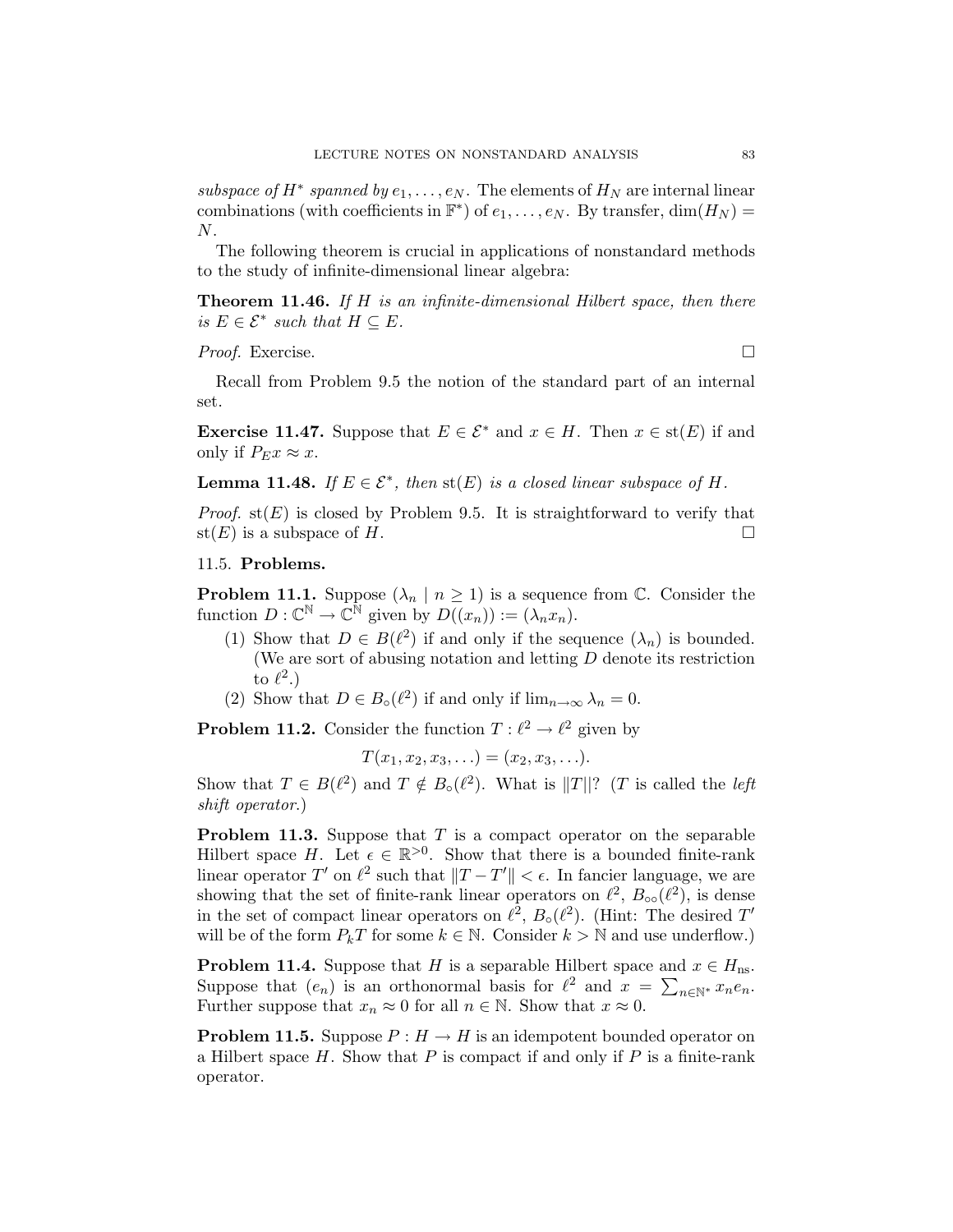*subspace of $H^*$ spanned by $e_1, \ldots, e_N$.* The elements of $H_N$ are internal linear combinations (with coefficients in $\mathbb{F}^*$) of $e_1, \ldots, e_N$. By transfer, $\dim(H_N) = N$.

The following theorem is crucial in applications of nonstandard methods to the study of infinite-dimensional linear algebra:

**Theorem 11.46.** *If $H$ is an infinite-dimensional Hilbert space, then there is $E \in \mathcal{E}^*$ such that $H \subseteq E$.*

*Proof.* Exercise. □

Recall from Problem 9.5 the notion of the standard part of an internal set.

**Exercise 11.47.** Suppose that $E \in \mathcal{E}^*$ and $x \in H$. Then $x \in \mathrm{st}(E)$ if and only if $P_E x \approx x$.

**Lemma 11.48.** *If $E \in \mathcal{E}^*$, then $\mathrm{st}(E)$ is a closed linear subspace of $H$.*

*Proof.* $\mathrm{st}(E)$ is closed by Problem 9.5. It is straightforward to verify that $\mathrm{st}(E)$ is a subspace of $H$. □

## 11.5. Problems.

**Problem 11.1.** Suppose $(\lambda_n \mid n \geq 1)$ is a sequence from $\mathbb{C}$. Consider the function $D : \mathbb{C}^{\mathbb{N}} \to \mathbb{C}^{\mathbb{N}}$ given by $D((x_n)) := (\lambda_n x_n)$.

1. Show that $D \in B(\ell^2)$ if and only if the sequence $(\lambda_n)$ is bounded. (We are sort of abusing notation and letting $D$ denote its restriction to $\ell^2$.)
2. Show that $D \in B_\circ(\ell^2)$ if and only if $\lim_{n \to \infty} \lambda_n = 0$.

**Problem 11.2.** Consider the function $T : \ell^2 \to \ell^2$ given by

$$T(x_1, x_2, x_3, \ldots) = (x_2, x_3, \ldots).$$

Show that $T \in B(\ell^2)$ and $T \notin B_\circ(\ell^2)$. What is $\|T\|$? ($T$ is called the *left shift operator*.)

**Problem 11.3.** Suppose that $T$ is a compact operator on the separable Hilbert space $H$. Let $\epsilon \in \mathbb{R}^{>0}$. Show that there is a bounded finite-rank linear operator $T'$ on $\ell^2$ such that $\|T - T'\| < \epsilon$. In fancier language, we are showing that the set of finite-rank linear operators on $\ell^2$, $B_{\circ\circ}(\ell^2)$, is dense in the set of compact linear operators on $\ell^2$, $B_\circ(\ell^2)$. (Hint: The desired $T'$ will be of the form $P_k T$ for some $k \in \mathbb{N}$. Consider $k > \mathbb{N}$ and use underflow.)

**Problem 11.4.** Suppose that $H$ is a separable Hilbert space and $x \in H_{\mathrm{ns}}$. Suppose that $(e_n)$ is an orthonormal basis for $\ell^2$ and $x = \sum_{n \in \mathbb{N}^*} x_n e_n$. Further suppose that $x_n \approx 0$ for all $n \in \mathbb{N}$. Show that $x \approx 0$.

**Problem 11.5.** Suppose $P : H \to H$ is an idempotent bounded operator on a Hilbert space $H$. Show that $P$ is compact if and only if $P$ is a finite-rank operator.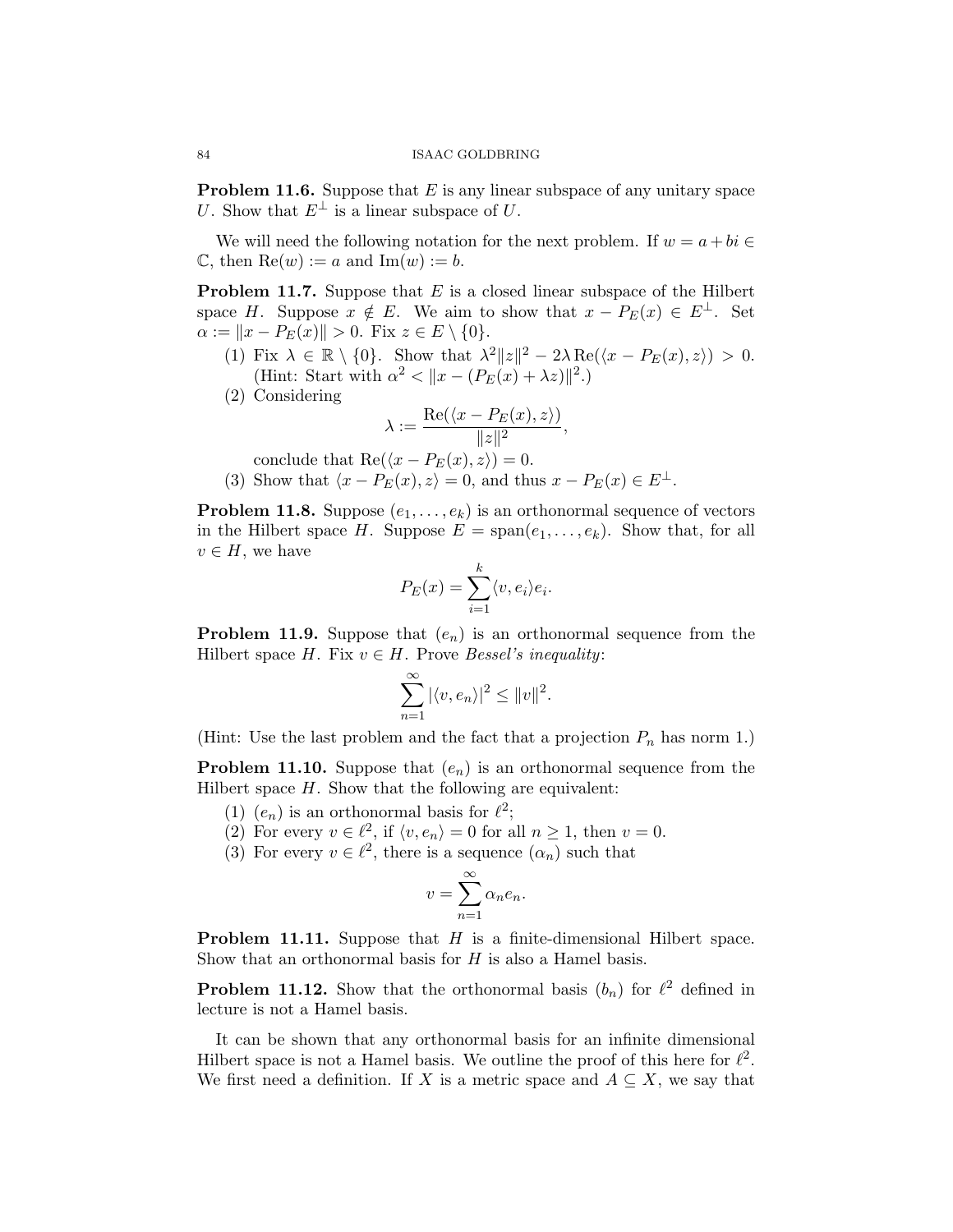**Problem 11.6.** Suppose that $E$ is any linear subspace of any unitary space $U$. Show that $E^{\perp}$ is a linear subspace of $U$.

We will need the following notation for the next problem. If $w = a + bi \in \mathbb{C}$, then $\mathrm{Re}(w) := a$ and $\mathrm{Im}(w) := b$.

**Problem 11.7.** Suppose that $E$ is a closed linear subspace of the Hilbert space $H$. Suppose $x \notin E$. We aim to show that $x - P_E(x) \in E^{\perp}$. Set $\alpha := \|x - P_E(x)\| > 0$. Fix $z \in E \setminus \{0\}$.

1. Fix $\lambda \in \mathbb{R} \setminus \{0\}$. Show that $\lambda^2 \|z\|^2 - 2\lambda \, \mathrm{Re}(\langle x - P_E(x), z \rangle) > 0$. (Hint: Start with $\alpha^2 < \|x - (P_E(x) + \lambda z)\|^2$.)
2. Considering
$$\lambda := \frac{\mathrm{Re}(\langle x - P_E(x), z \rangle)}{\|z\|^2},$$
conclude that $\mathrm{Re}(\langle x - P_E(x), z \rangle) = 0$.
3. Show that $\langle x - P_E(x), z \rangle = 0$, and thus $x - P_E(x) \in E^{\perp}$.

**Problem 11.8.** Suppose $(e_1, \ldots, e_k)$ is an orthonormal sequence of vectors in the Hilbert space $H$. Suppose $E = \mathrm{span}(e_1, \ldots, e_k)$. Show that, for all $v \in H$, we have
$$P_E(x) = \sum_{i=1}^{k} \langle v, e_i \rangle e_i.$$

**Problem 11.9.** Suppose that $(e_n)$ is an orthonormal sequence from the Hilbert space $H$. Fix $v \in H$. Prove *Bessel's inequality*:
$$\sum_{n=1}^{\infty} |\langle v, e_n \rangle|^2 \leq \|v\|^2.$$
(Hint: Use the last problem and the fact that a projection $P_n$ has norm 1.)

**Problem 11.10.** Suppose that $(e_n)$ is an orthonormal sequence from the Hilbert space $H$. Show that the following are equivalent:

1. $(e_n)$ is an orthonormal basis for $\ell^2$;
2. For every $v \in \ell^2$, if $\langle v, e_n \rangle = 0$ for all $n \geq 1$, then $v = 0$.
3. For every $v \in \ell^2$, there is a sequence $(\alpha_n)$ such that
$$v = \sum_{n=1}^{\infty} \alpha_n e_n.$$

**Problem 11.11.** Suppose that $H$ is a finite-dimensional Hilbert space. Show that an orthonormal basis for $H$ is also a Hamel basis.

**Problem 11.12.** Show that the orthonormal basis $(b_n)$ for $\ell^2$ defined in lecture is not a Hamel basis.

It can be shown that any orthonormal basis for an infinite dimensional Hilbert space is not a Hamel basis. We outline the proof of this here for $\ell^2$. We first need a definition. If $X$ is a metric space and $A \subseteq X$, we say that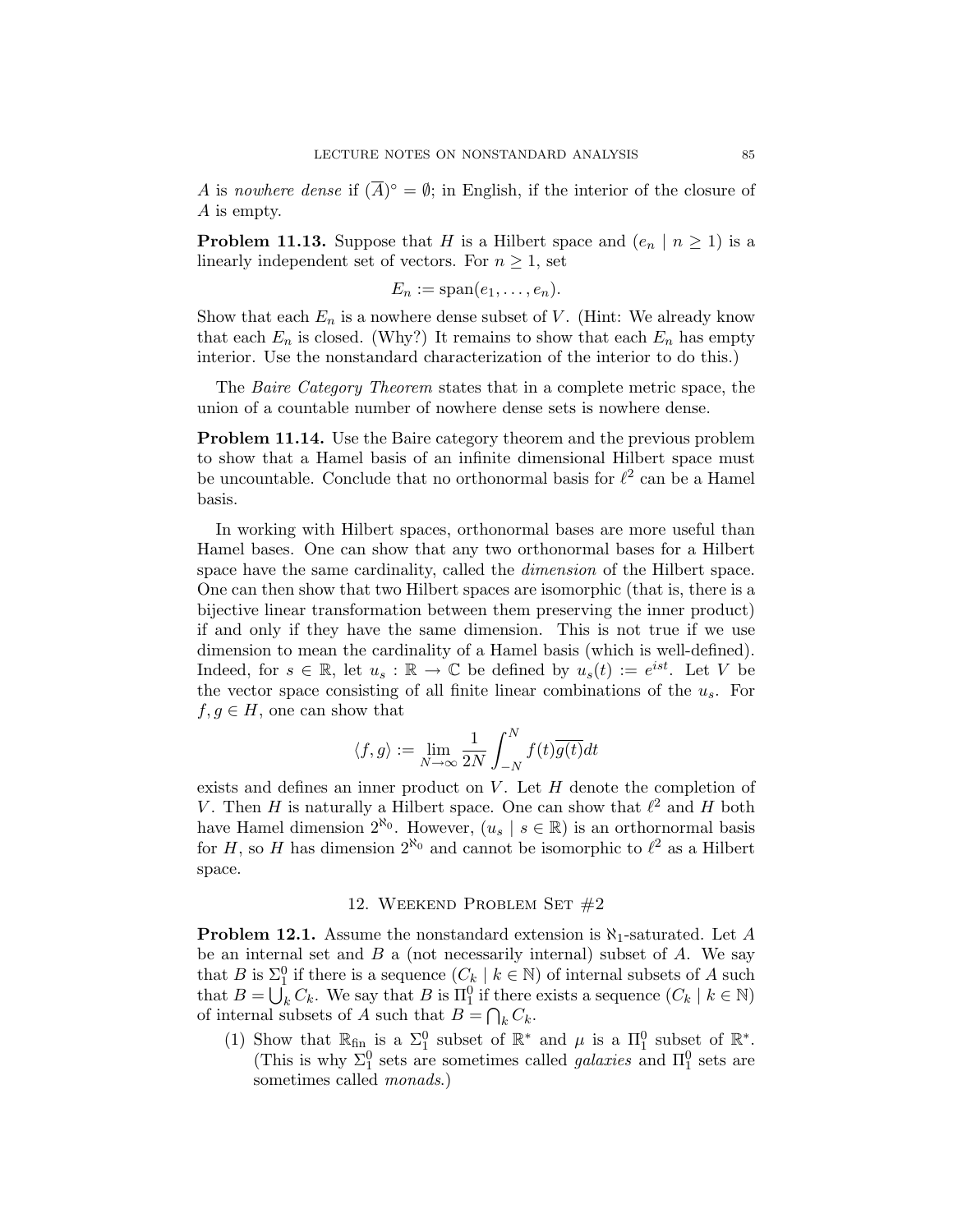$A$ is *nowhere dense* if $(\overline{A})^\circ = \emptyset$; in English, if the interior of the closure of $A$ is empty.

**Problem 11.13.** Suppose that $H$ is a Hilbert space and $(e_n \mid n \geq 1)$ is a linearly independent set of vectors. For $n \geq 1$, set

$$E_n := \text{span}(e_1, \ldots, e_n).$$

Show that each $E_n$ is a nowhere dense subset of $V$. (Hint: We already know that each $E_n$ is closed. (Why?) It remains to show that each $E_n$ has empty interior. Use the nonstandard characterization of the interior to do this.)

The *Baire Category Theorem* states that in a complete metric space, the union of a countable number of nowhere dense sets is nowhere dense.

**Problem 11.14.** Use the Baire category theorem and the previous problem to show that a Hamel basis of an infinite dimensional Hilbert space must be uncountable. Conclude that no orthonormal basis for $\ell^2$ can be a Hamel basis.

In working with Hilbert spaces, orthonormal bases are more useful than Hamel bases. One can show that any two orthonormal bases for a Hilbert space have the same cardinality, called the *dimension* of the Hilbert space. One can then show that two Hilbert spaces are isomorphic (that is, there is a bijective linear transformation between them preserving the inner product) if and only if they have the same dimension. This is not true if we use dimension to mean the cardinality of a Hamel basis (which is well-defined). Indeed, for $s \in \mathbb{R}$, let $u_s : \mathbb{R} \to \mathbb{C}$ be defined by $u_s(t) := e^{ist}$. Let $V$ be the vector space consisting of all finite linear combinations of the $u_s$. For $f, g \in H$, one can show that

$$\langle f, g \rangle := \lim_{N \to \infty} \frac{1}{2N} \int_{-N}^{N} f(t)\overline{g(t)}dt$$

exists and defines an inner product on $V$. Let $H$ denote the completion of $V$. Then $H$ is naturally a Hilbert space. One can show that $\ell^2$ and $H$ both have Hamel dimension $2^{\aleph_0}$. However, $(u_s \mid s \in \mathbb{R})$ is an orthornormal basis for $H$, so $H$ has dimension $2^{\aleph_0}$ and cannot be isomorphic to $\ell^2$ as a Hilbert space.

## 12. Weekend Problem Set #2

**Problem 12.1.** Assume the nonstandard extension is $\aleph_1$-saturated. Let $A$ be an internal set and $B$ a (not necessarily internal) subset of $A$. We say that $B$ is $\Sigma_1^0$ if there is a sequence $(C_k \mid k \in \mathbb{N})$ of internal subsets of $A$ such that $B = \bigcup_k C_k$. We say that $B$ is $\Pi_1^0$ if there exists a sequence $(C_k \mid k \in \mathbb{N})$ of internal subsets of $A$ such that $B = \bigcap_k C_k$.

(1) Show that $\mathbb{R}_{\text{fin}}$ is a $\Sigma_1^0$ subset of $\mathbb{R}^*$ and $\mu$ is a $\Pi_1^0$ subset of $\mathbb{R}^*$. (This is why $\Sigma_1^0$ sets are sometimes called *galaxies* and $\Pi_1^0$ sets are sometimes called *monads*.)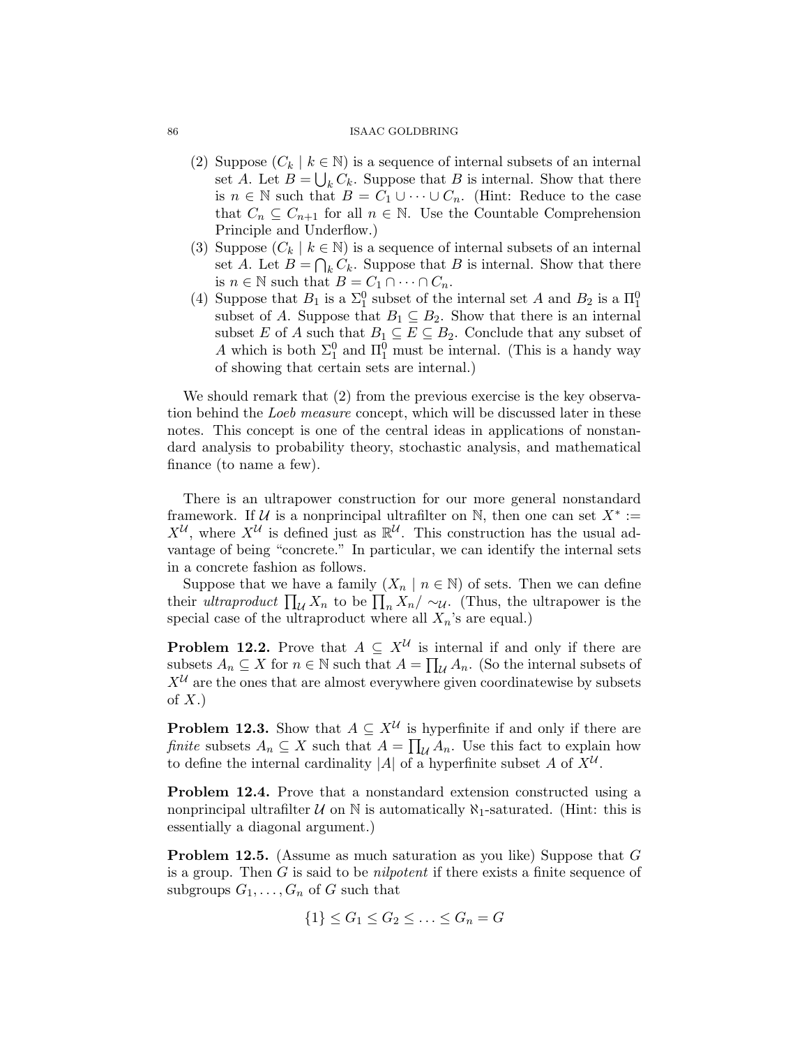(2) Suppose $(C_k \mid k \in \mathbb{N})$ is a sequence of internal subsets of an internal set $A$. Let $B = \bigcup_k C_k$. Suppose that $B$ is internal. Show that there is $n \in \mathbb{N}$ such that $B = C_1 \cup \cdots \cup C_n$. (Hint: Reduce to the case that $C_n \subseteq C_{n+1}$ for all $n \in \mathbb{N}$. Use the Countable Comprehension Principle and Underflow.)

(3) Suppose $(C_k \mid k \in \mathbb{N})$ is a sequence of internal subsets of an internal set $A$. Let $B = \bigcap_k C_k$. Suppose that $B$ is internal. Show that there is $n \in \mathbb{N}$ such that $B = C_1 \cap \cdots \cap C_n$.

(4) Suppose that $B_1$ is a $\Sigma_1^0$ subset of the internal set $A$ and $B_2$ is a $\Pi_1^0$ subset of $A$. Suppose that $B_1 \subseteq B_2$. Show that there is an internal subset $E$ of $A$ such that $B_1 \subseteq E \subseteq B_2$. Conclude that any subset of $A$ which is both $\Sigma_1^0$ and $\Pi_1^0$ must be internal. (This is a handy way of showing that certain sets are internal.)

We should remark that (2) from the previous exercise is the key observation behind the *Loeb measure* concept, which will be discussed later in these notes. This concept is one of the central ideas in applications of nonstandard analysis to probability theory, stochastic analysis, and mathematical finance (to name a few).

There is an ultrapower construction for our more general nonstandard framework. If $\mathcal{U}$ is a nonprincipal ultrafilter on $\mathbb{N}$, then one can set $X^* := X^{\mathcal{U}}$, where $X^{\mathcal{U}}$ is defined just as $\mathbb{R}^{\mathcal{U}}$. This construction has the usual advantage of being "concrete." In particular, we can identify the internal sets in a concrete fashion as follows.

Suppose that we have a family $(X_n \mid n \in \mathbb{N})$ of sets. Then we can define their *ultraproduct* $\prod_{\mathcal{U}} X_n$ to be $\prod_n X_n / \sim_{\mathcal{U}}$. (Thus, the ultrapower is the special case of the ultraproduct where all $X_n$'s are equal.)

**Problem 12.2.** Prove that $A \subseteq X^{\mathcal{U}}$ is internal if and only if there are subsets $A_n \subseteq X$ for $n \in \mathbb{N}$ such that $A = \prod_{\mathcal{U}} A_n$. (So the internal subsets of $X^{\mathcal{U}}$ are the ones that are almost everywhere given coordinatewise by subsets of $X$.)

**Problem 12.3.** Show that $A \subseteq X^{\mathcal{U}}$ is hyperfinite if and only if there are *finite* subsets $A_n \subseteq X$ such that $A = \prod_{\mathcal{U}} A_n$. Use this fact to explain how to define the internal cardinality $|A|$ of a hyperfinite subset $A$ of $X^{\mathcal{U}}$.

**Problem 12.4.** Prove that a nonstandard extension constructed using a nonprincipal ultrafilter $\mathcal{U}$ on $\mathbb{N}$ is automatically $\aleph_1$-saturated. (Hint: this is essentially a diagonal argument.)

**Problem 12.5.** (Assume as much saturation as you like) Suppose that $G$ is a group. Then $G$ is said to be *nilpotent* if there exists a finite sequence of subgroups $G_1, \ldots, G_n$ of $G$ such that

$$\{1\} \leq G_1 \leq G_2 \leq \ldots \leq G_n = G$$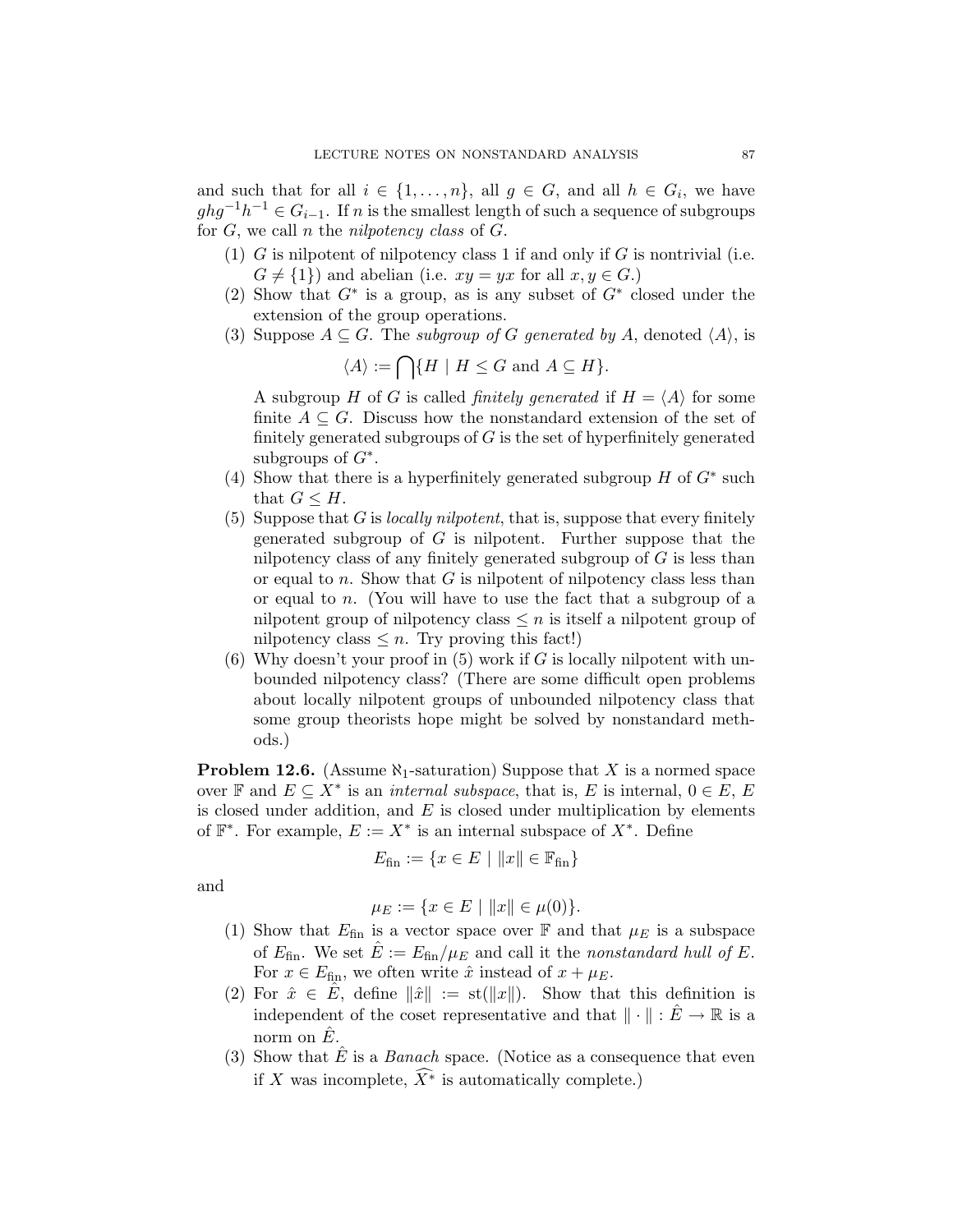and such that for all $i \in \{1, \ldots, n\}$, all $g \in G$, and all $h \in G_i$, we have $ghg^{-1}h^{-1} \in G_{i-1}$. If $n$ is the smallest length of such a sequence of subgroups for $G$, we call $n$ the *nilpotency class* of $G$.

(1) $G$ is nilpotent of nilpotency class 1 if and only if $G$ is nontrivial (i.e. $G \neq \{1\}$) and abelian (i.e. $xy = yx$ for all $x, y \in G$.)

(2) Show that $G^*$ is a group, as is any subset of $G^*$ closed under the extension of the group operations.

(3) Suppose $A \subseteq G$. The *subgroup of $G$ generated by $A$*, denoted $\langle A \rangle$, is

$$\langle A \rangle := \bigcap \{H \mid H \leq G \text{ and } A \subseteq H\}.$$

A subgroup $H$ of $G$ is called *finitely generated* if $H = \langle A \rangle$ for some finite $A \subseteq G$. Discuss how the nonstandard extension of the set of finitely generated subgroups of $G$ is the set of hyperfinitely generated subgroups of $G^*$.

(4) Show that there is a hyperfinitely generated subgroup $H$ of $G^*$ such that $G \leq H$.

(5) Suppose that $G$ is *locally nilpotent*, that is, suppose that every finitely generated subgroup of $G$ is nilpotent. Further suppose that the nilpotency class of any finitely generated subgroup of $G$ is less than or equal to $n$. Show that $G$ is nilpotent of nilpotency class less than or equal to $n$. (You will have to use the fact that a subgroup of a nilpotent group of nilpotency class $\leq n$ is itself a nilpotent group of nilpotency class $\leq n$. Try proving this fact!)

(6) Why doesn't your proof in (5) work if $G$ is locally nilpotent with unbounded nilpotency class? (There are some difficult open problems about locally nilpotent groups of unbounded nilpotency class that some group theorists hope might be solved by nonstandard methods.)

**Problem 12.6.** (Assume $\aleph_1$-saturation) Suppose that $X$ is a normed space over $\mathbb{F}$ and $E \subseteq X^*$ is an *internal subspace*, that is, $E$ is internal, $0 \in E$, $E$ is closed under addition, and $E$ is closed under multiplication by elements of $\mathbb{F}^*$. For example, $E := X^*$ is an internal subspace of $X^*$. Define

$$E_{\text{fin}} := \{x \in E \mid \|x\| \in \mathbb{F}_{\text{fin}}\}$$

and

$$\mu_E := \{x \in E \mid \|x\| \in \mu(0)\}.$$

(1) Show that $E_{\text{fin}}$ is a vector space over $\mathbb{F}$ and that $\mu_E$ is a subspace of $E_{\text{fin}}$. We set $\hat{E} := E_{\text{fin}}/\mu_E$ and call it the *nonstandard hull of $E$*. For $x \in E_{\text{fin}}$, we often write $\hat{x}$ instead of $x + \mu_E$.

(2) For $\hat{x} \in \hat{E}$, define $\|\hat{x}\| := \text{st}(\|x\|)$. Show that this definition is independent of the coset representative and that $\|\cdot\| : \hat{E} \to \mathbb{R}$ is a norm on $\hat{E}$.

(3) Show that $\hat{E}$ is a *Banach* space. (Notice as a consequence that even if $X$ was incomplete, $\widehat{X^*}$ is automatically complete.)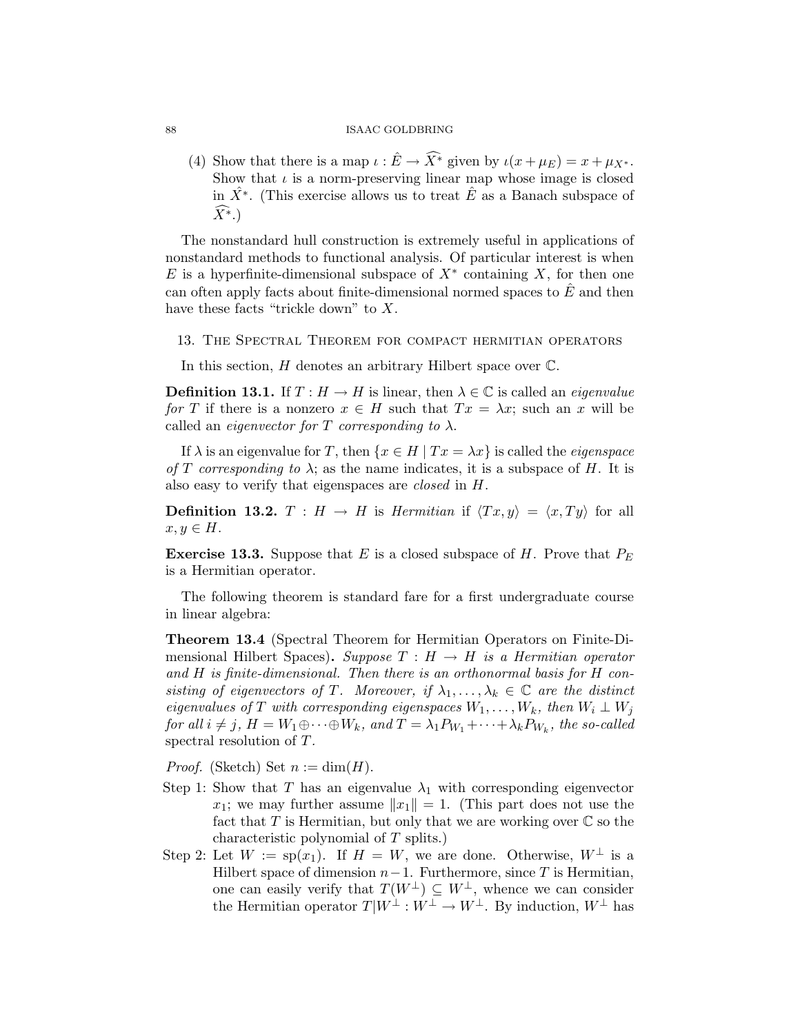(4) Show that there is a map $\iota : \hat{E} \to \widehat{X^*}$ given by $\iota(x + \mu_E) = x + \mu_{X^*}$. Show that $\iota$ is a norm-preserving linear map whose image is closed in $\hat{X}^*$. (This exercise allows us to treat $\hat{E}$ as a Banach subspace of $\widehat{X^*}$.)

The nonstandard hull construction is extremely useful in applications of nonstandard methods to functional analysis. Of particular interest is when $E$ is a hyperfinite-dimensional subspace of $X^*$ containing $X$, for then one can often apply facts about finite-dimensional normed spaces to $\hat{E}$ and then have these facts "trickle down" to $X$.

## 13. The Spectral Theorem for compact hermitian operators

In this section, $H$ denotes an arbitrary Hilbert space over $\mathbb{C}$.

**Definition 13.1.** If $T : H \to H$ is linear, then $\lambda \in \mathbb{C}$ is called an *eigenvalue for $T$* if there is a nonzero $x \in H$ such that $Tx = \lambda x$; such an $x$ will be called an *eigenvector for $T$ corresponding to $\lambda$*.

If $\lambda$ is an eigenvalue for $T$, then $\{x \in H \mid Tx = \lambda x\}$ is called the *eigenspace of $T$ corresponding to $\lambda$*; as the name indicates, it is a subspace of $H$. It is also easy to verify that eigenspaces are *closed* in $H$.

**Definition 13.2.** $T : H \to H$ is *Hermitian* if $\langle Tx, y\rangle = \langle x, Ty\rangle$ for all $x, y \in H$.

**Exercise 13.3.** Suppose that $E$ is a closed subspace of $H$. Prove that $P_E$ is a Hermitian operator.

The following theorem is standard fare for a first undergraduate course in linear algebra:

**Theorem 13.4** (Spectral Theorem for Hermitian Operators on Finite-Dimensional Hilbert Spaces)**.** *Suppose $T : H \to H$ is a Hermitian operator and $H$ is finite-dimensional. Then there is an orthonormal basis for $H$ consisting of eigenvectors of $T$. Moreover, if $\lambda_1, \ldots, \lambda_k \in \mathbb{C}$ are the distinct eigenvalues of $T$ with corresponding eigenspaces $W_1, \ldots, W_k$, then $W_i \perp W_j$ for all $i \neq j$, $H = W_1 \oplus \cdots \oplus W_k$, and $T = \lambda_1 P_{W_1} + \cdots + \lambda_k P_{W_k}$, the so-called* spectral resolution of $T$.

*Proof.* (Sketch) Set $n := \dim(H)$.

Step 1: Show that $T$ has an eigenvalue $\lambda_1$ with corresponding eigenvector $x_1$; we may further assume $\|x_1\| = 1$. (This part does not use the fact that $T$ is Hermitian, but only that we are working over $\mathbb{C}$ so the characteristic polynomial of $T$ splits.)

Step 2: Let $W := \mathrm{sp}(x_1)$. If $H = W$, we are done. Otherwise, $W^\perp$ is a Hilbert space of dimension $n-1$. Furthermore, since $T$ is Hermitian, one can easily verify that $T(W^\perp) \subseteq W^\perp$, whence we can consider the Hermitian operator $T|W^\perp : W^\perp \to W^\perp$. By induction, $W^\perp$ has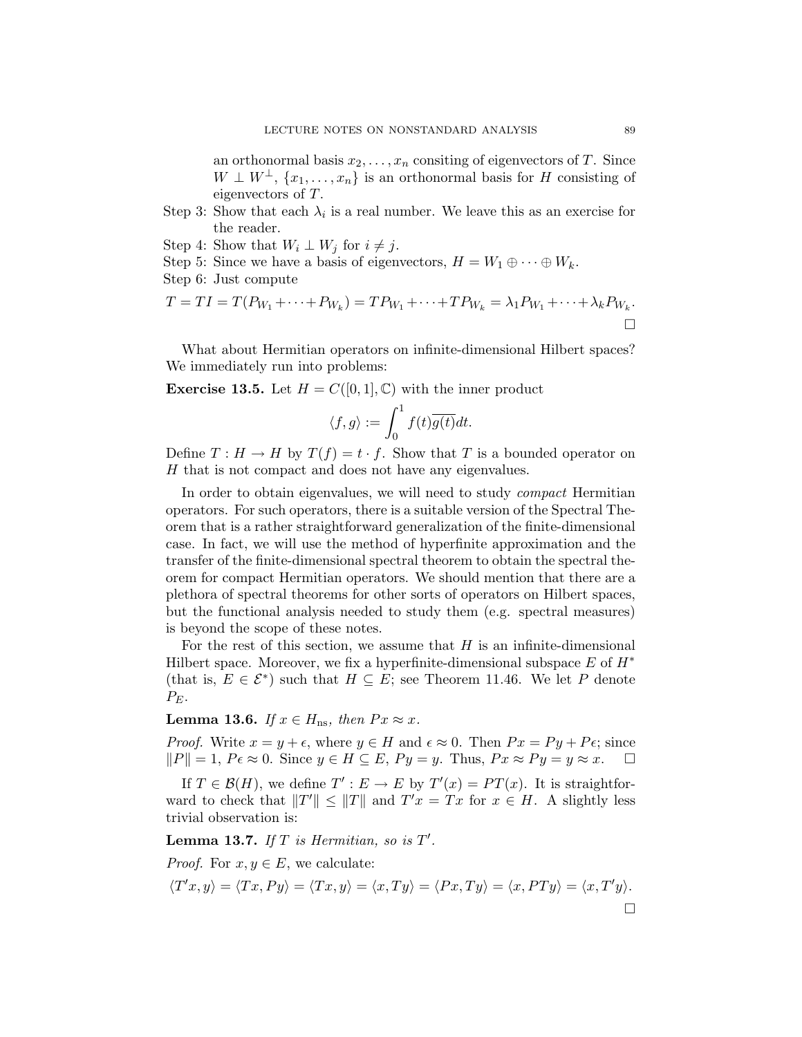an orthonormal basis $x_2, \ldots, x_n$ consiting of eigenvectors of $T$. Since $W \perp W^\perp$, $\{x_1, \ldots, x_n\}$ is an orthonormal basis for $H$ consisting of eigenvectors of $T$.

Step 3: Show that each $\lambda_i$ is a real number. We leave this as an exercise for the reader.

Step 4: Show that $W_i \perp W_j$ for $i \neq j$.

Step 5: Since we have a basis of eigenvectors, $H = W_1 \oplus \cdots \oplus W_k$.

Step 6: Just compute

$$T = TI = T(P_{W_1} + \cdots + P_{W_k}) = TP_{W_1} + \cdots + TP_{W_k} = \lambda_1 P_{W_1} + \cdots + \lambda_k P_{W_k}.$$

□

What about Hermitian operators on infinite-dimensional Hilbert spaces? We immediately run into problems:

**Exercise 13.5.** Let $H = C([0,1], \mathbb{C})$ with the inner product

$$\langle f, g \rangle := \int_0^1 f(t)\overline{g(t)}dt.$$

Define $T : H \to H$ by $T(f) = t \cdot f$. Show that $T$ is a bounded operator on $H$ that is not compact and does not have any eigenvalues.

In order to obtain eigenvalues, we will need to study *compact* Hermitian operators. For such operators, there is a suitable version of the Spectral Theorem that is a rather straightforward generalization of the finite-dimensional case. In fact, we will use the method of hyperfinite approximation and the transfer of the finite-dimensional spectral theorem to obtain the spectral theorem for compact Hermitian operators. We should mention that there are a plethora of spectral theorems for other sorts of operators on Hilbert spaces, but the functional analysis needed to study them (e.g. spectral measures) is beyond the scope of these notes.

For the rest of this section, we assume that $H$ is an infinite-dimensional Hilbert space. Moreover, we fix a hyperfinite-dimensional subspace $E$ of $H^*$ (that is, $E \in \mathcal{E}^*$) such that $H \subseteq E$; see Theorem 11.46. We let $P$ denote $P_E$.

**Lemma 13.6.** *If $x \in H_{\text{ns}}$, then $Px \approx x$.*

*Proof.* Write $x = y + \epsilon$, where $y \in H$ and $\epsilon \approx 0$. Then $Px = Py + P\epsilon$; since $\|P\| = 1$, $P\epsilon \approx 0$. Since $y \in H \subseteq E$, $Py = y$. Thus, $Px \approx Py = y \approx x$. □

If $T \in \mathcal{B}(H)$, we define $T' : E \to E$ by $T'(x) = PT(x)$. It is straightforward to check that $\|T'\| \leq \|T\|$ and $T'x = Tx$ for $x \in H$. A slightly less trivial observation is:

**Lemma 13.7.** *If $T$ is Hermitian, so is $T'$.*

*Proof.* For $x, y \in E$, we calculate:

$$\langle T'x, y \rangle = \langle Tx, Py \rangle = \langle Tx, y \rangle = \langle x, Ty \rangle = \langle Px, Ty \rangle = \langle x, PTy \rangle = \langle x, T'y \rangle.$$

□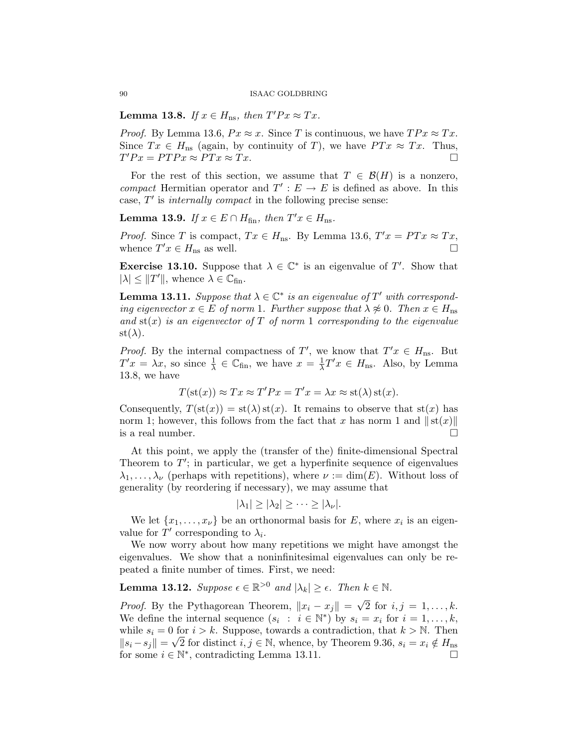**Lemma 13.8.** *If $x \in H_{\rm ns}$, then $T'Px \approx Tx$.*

*Proof.* By Lemma 13.6, $Px \approx x$. Since $T$ is continuous, we have $TPx \approx Tx$. Since $Tx \in H_{\rm ns}$ (again, by continuity of $T$), we have $PTx \approx Tx$. Thus, $T'Px = PTPx \approx PTx \approx Tx$. □

For the rest of this section, we assume that $T \in \mathcal{B}(H)$ is a nonzero, *compact* Hermitian operator and $T' : E \to E$ is defined as above. In this case, $T'$ is *internally compact* in the following precise sense:

**Lemma 13.9.** *If $x \in E \cap H_{\rm fin}$, then $T'x \in H_{\rm ns}$.*

*Proof.* Since $T$ is compact, $Tx \in H_{\rm ns}$. By Lemma 13.6, $T'x = PTx \approx Tx$, whence $T'x \in H_{\rm ns}$ as well. □

**Exercise 13.10.** Suppose that $\lambda \in \mathbb{C}^*$ is an eigenvalue of $T'$. Show that $|\lambda| \leq \|T'\|$, whence $\lambda \in \mathbb{C}_{\rm fin}$.

**Lemma 13.11.** *Suppose that $\lambda \in \mathbb{C}^*$ is an eigenvalue of $T'$ with corresponding eigenvector $x \in E$ of norm 1. Further suppose that $\lambda \not\approx 0$. Then $x \in H_{\rm ns}$ and $\mathrm{st}(x)$ is an eigenvector of $T$ of norm 1 corresponding to the eigenvalue $\mathrm{st}(\lambda)$.*

*Proof.* By the internal compactness of $T'$, we know that $T'x \in H_{\rm ns}$. But $T'x = \lambda x$, so since $\frac{1}{\lambda} \in \mathbb{C}_{\rm fin}$, we have $x = \frac{1}{\lambda}T'x \in H_{\rm ns}$. Also, by Lemma 13.8, we have

$$T(\mathrm{st}(x)) \approx Tx \approx T'Px = T'x = \lambda x \approx \mathrm{st}(\lambda)\,\mathrm{st}(x).$$

Consequently, $T(\mathrm{st}(x)) = \mathrm{st}(\lambda)\,\mathrm{st}(x)$. It remains to observe that $\mathrm{st}(x)$ has norm 1; however, this follows from the fact that $x$ has norm 1 and $\|\mathrm{st}(x)\|$ is a real number. □

At this point, we apply the (transfer of the) finite-dimensional Spectral Theorem to $T'$; in particular, we get a hyperfinite sequence of eigenvalues $\lambda_1, \ldots, \lambda_\nu$ (perhaps with repetitions), where $\nu := \dim(E)$. Without loss of generality (by reordering if necessary), we may assume that

$$|\lambda_1| \geq |\lambda_2| \geq \cdots \geq |\lambda_\nu|.$$

We let $\{x_1, \ldots, x_\nu\}$ be an orthonormal basis for $E$, where $x_i$ is an eigenvalue for $T'$ corresponding to $\lambda_i$.

We now worry about how many repetitions we might have amongst the eigenvalues. We show that a noninfinitesimal eigenvalues can only be repeated a finite number of times. First, we need:

**Lemma 13.12.** *Suppose $\epsilon \in \mathbb{R}^{>0}$ and $|\lambda_k| \geq \epsilon$. Then $k \in \mathbb{N}$.*

*Proof.* By the Pythagorean Theorem, $\|x_i - x_j\| = \sqrt{2}$ for $i, j = 1, \ldots, k$. We define the internal sequence $(s_i \ : \ i \in \mathbb{N}^*)$ by $s_i = x_i$ for $i = 1, \ldots, k$, while $s_i = 0$ for $i > k$. Suppose, towards a contradiction, that $k > \mathbb{N}$. Then $\|s_i - s_j\| = \sqrt{2}$ for distinct $i, j \in \mathbb{N}$, whence, by Theorem 9.36, $s_i = x_i \notin H_{\rm ns}$ for some $i \in \mathbb{N}^*$, contradicting Lemma 13.11. □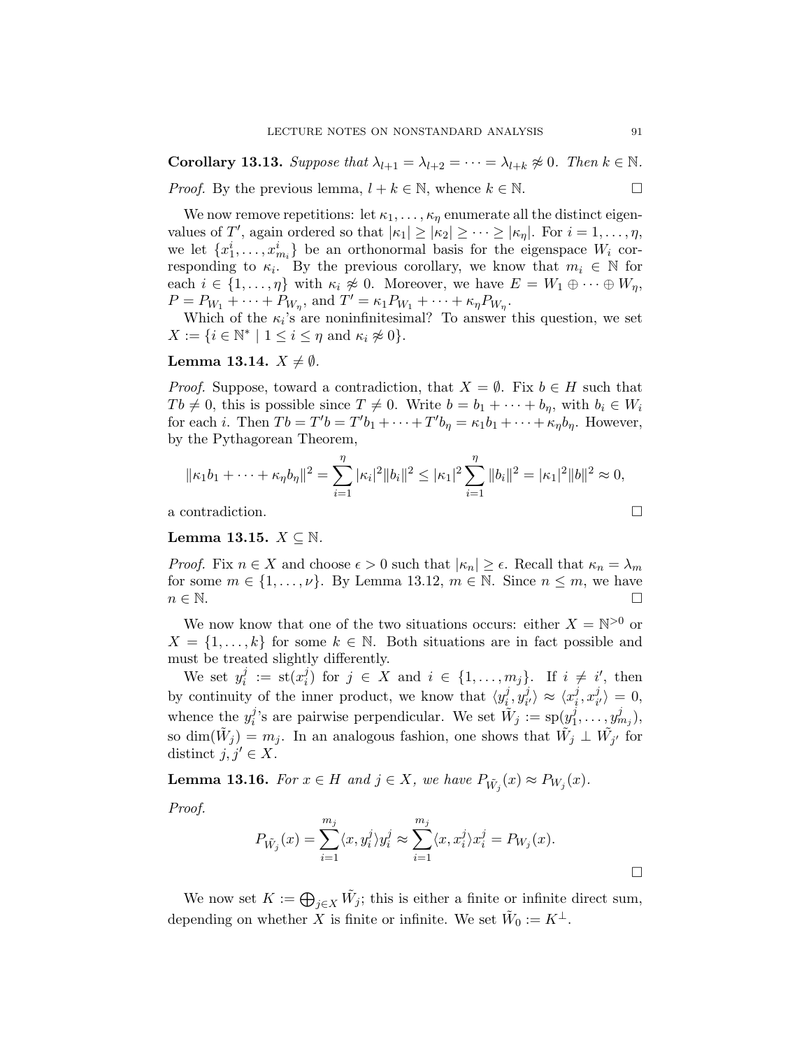**Corollary 13.13.** *Suppose that $\lambda_{l+1} = \lambda_{l+2} = \cdots = \lambda_{l+k} \not\approx 0$. Then $k \in \mathbb{N}$.*

*Proof.* By the previous lemma, $l + k \in \mathbb{N}$, whence $k \in \mathbb{N}$. $\square$

We now remove repetitions: let $\kappa_1, \ldots, \kappa_\eta$ enumerate all the distinct eigenvalues of $T'$, again ordered so that $|\kappa_1| \geq |\kappa_2| \geq \cdots \geq |\kappa_\eta|$. For $i = 1, \ldots, \eta$, we let $\{x_1^i, \ldots, x_{m_i}^i\}$ be an orthonormal basis for the eigenspace $W_i$ corresponding to $\kappa_i$. By the previous corollary, we know that $m_i \in \mathbb{N}$ for each $i \in \{1, \ldots, \eta\}$ with $\kappa_i \not\approx 0$. Moreover, we have $E = W_1 \oplus \cdots \oplus W_\eta$, $P = P_{W_1} + \cdots + P_{W_\eta}$, and $T' = \kappa_1 P_{W_1} + \cdots + \kappa_\eta P_{W_\eta}$.

Which of the $\kappa_i$'s are noninfinitesimal? To answer this question, we set $X := \{i \in \mathbb{N}^* \mid 1 \leq i \leq \eta \text{ and } \kappa_i \not\approx 0\}$.

**Lemma 13.14.** $X \neq \emptyset$.

*Proof.* Suppose, toward a contradiction, that $X = \emptyset$. Fix $b \in H$ such that $Tb \neq 0$, this is possible since $T \neq 0$. Write $b = b_1 + \cdots + b_\eta$, with $b_i \in W_i$ for each $i$. Then $Tb = T'b = T'b_1 + \cdots + T'b_\eta = \kappa_1 b_1 + \cdots + \kappa_\eta b_\eta$. However, by the Pythagorean Theorem,

$$\|\kappa_1 b_1 + \cdots + \kappa_\eta b_\eta\|^2 = \sum_{i=1}^{\eta} |\kappa_i|^2 \|b_i\|^2 \leq |\kappa_1|^2 \sum_{i=1}^{\eta} \|b_i\|^2 = |\kappa_1|^2 \|b\|^2 \approx 0,$$

a contradiction. $\square$

**Lemma 13.15.** $X \subseteq \mathbb{N}$.

*Proof.* Fix $n \in X$ and choose $\epsilon > 0$ such that $|\kappa_n| \geq \epsilon$. Recall that $\kappa_n = \lambda_m$ for some $m \in \{1, \ldots, \nu\}$. By Lemma 13.12, $m \in \mathbb{N}$. Since $n \leq m$, we have $n \in \mathbb{N}$. $\square$

We now know that one of the two situations occurs: either $X = \mathbb{N}^{>0}$ or $X = \{1, \ldots, k\}$ for some $k \in \mathbb{N}$. Both situations are in fact possible and must be treated slightly differently.

We set $y_i^j := \operatorname{st}(x_i^j)$ for $j \in X$ and $i \in \{1, \ldots, m_j\}$. If $i \neq i'$, then by continuity of the inner product, we know that $\langle y_i^j, y_{i'}^j \rangle \approx \langle x_i^j, x_{i'}^j \rangle = 0$, whence the $y_i^j$'s are pairwise perpendicular. We set $\tilde{W}_j := \operatorname{sp}(y_1^j, \ldots, y_{m_j}^j)$, so $\dim(\tilde{W}_j) = m_j$. In an analogous fashion, one shows that $\tilde{W}_j \perp \tilde{W}_{j'}$ for distinct $j, j' \in X$.

**Lemma 13.16.** *For $x \in H$ and $j \in X$, we have $P_{\tilde{W}_j}(x) \approx P_{W_j}(x)$.*

*Proof.*

$$P_{\tilde{W}_j}(x) = \sum_{i=1}^{m_j} \langle x, y_i^j \rangle y_i^j \approx \sum_{i=1}^{m_j} \langle x, x_i^j \rangle x_i^j = P_{W_j}(x).$$

$\square$

We now set $K := \bigoplus_{j \in X} \tilde{W}_j$; this is either a finite or infinite direct sum, depending on whether $X$ is finite or infinite. We set $\tilde{W}_0 := K^\perp$.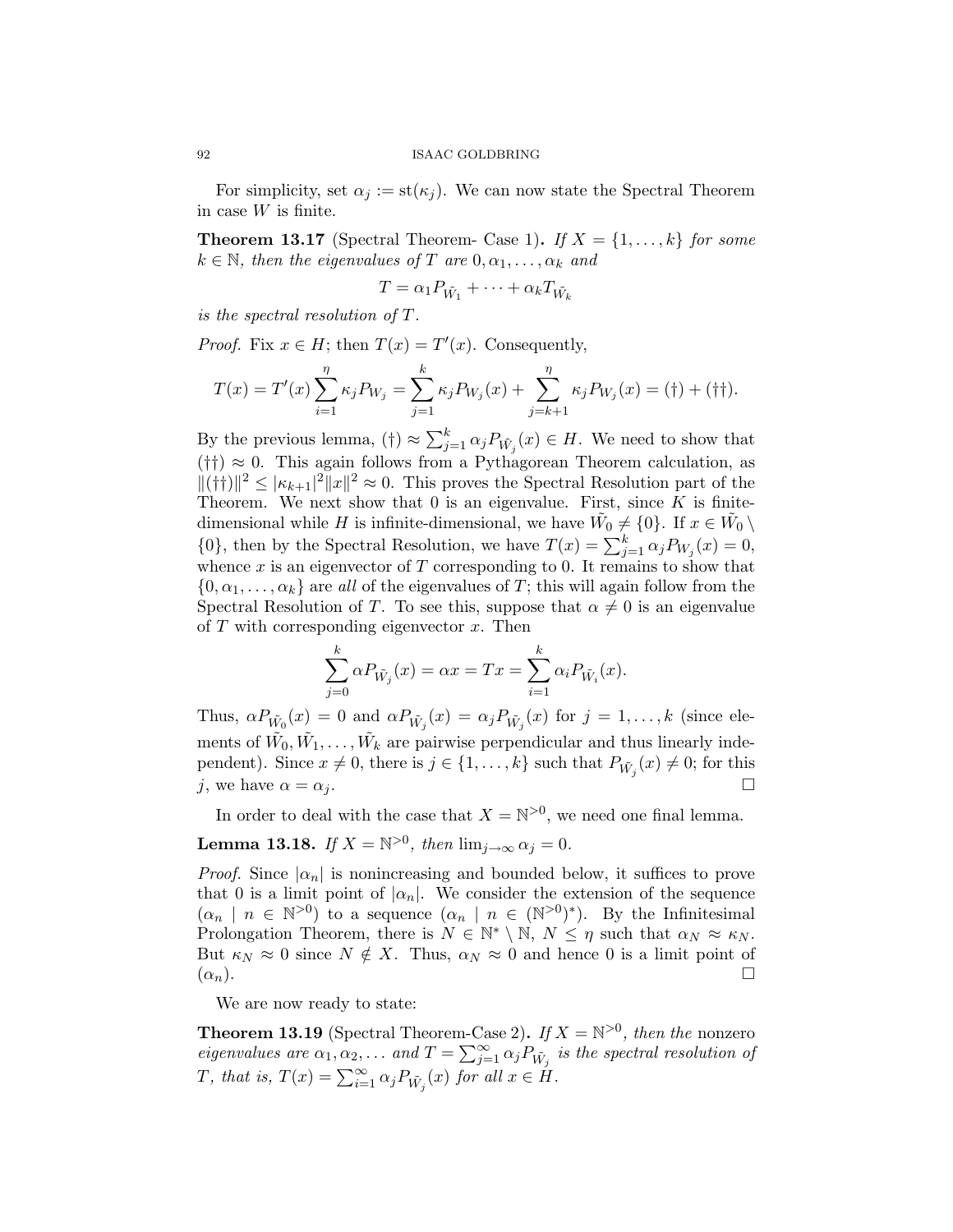For simplicity, set $\alpha_j := \mathrm{st}(\kappa_j)$. We can now state the Spectral Theorem in case $W$ is finite.

**Theorem 13.17** (Spectral Theorem- Case 1)**.** *If $X = \{1, \ldots, k\}$ for some $k \in \mathbb{N}$, then the eigenvalues of $T$ are $0, \alpha_1, \ldots, \alpha_k$ and*

$$T = \alpha_1 P_{\tilde{W}_1} + \cdots + \alpha_k T_{\tilde{W}_k}$$

*is the spectral resolution of $T$.*

*Proof.* Fix $x \in H$; then $T(x) = T'(x)$. Consequently,

$$T(x) = T'(x) \sum_{i=1}^{\eta} \kappa_j P_{W_j} = \sum_{j=1}^{k} \kappa_j P_{W_j}(x) + \sum_{j=k+1}^{\eta} \kappa_j P_{W_j}(x) = (\dagger) + (\dagger\dagger).$$

By the previous lemma, $(\dagger) \approx \sum_{j=1}^{k} \alpha_j P_{\tilde{W}_j}(x) \in H$. We need to show that $(\dagger\dagger) \approx 0$. This again follows from a Pythagorean Theorem calculation, as $\|(\dagger\dagger)\|^2 \leq |\kappa_{k+1}|^2 \|x\|^2 \approx 0$. This proves the Spectral Resolution part of the Theorem. We next show that 0 is an eigenvalue. First, since $K$ is finite-dimensional while $H$ is infinite-dimensional, we have $\tilde{W}_0 \neq \{0\}$. If $x \in \tilde{W}_0 \setminus \{0\}$, then by the Spectral Resolution, we have $T(x) = \sum_{j=1}^{k} \alpha_j P_{W_j}(x) = 0$, whence $x$ is an eigenvector of $T$ corresponding to 0. It remains to show that $\{0, \alpha_1, \ldots, \alpha_k\}$ are *all* of the eigenvalues of $T$; this will again follow from the Spectral Resolution of $T$. To see this, suppose that $\alpha \neq 0$ is an eigenvalue of $T$ with corresponding eigenvector $x$. Then

$$\sum_{j=0}^{k} \alpha P_{\tilde{W}_j}(x) = \alpha x = Tx = \sum_{i=1}^{k} \alpha_i P_{\tilde{W}_i}(x).$$

Thus, $\alpha P_{\tilde{W}_0}(x) = 0$ and $\alpha P_{\tilde{W}_j}(x) = \alpha_j P_{\tilde{W}_j}(x)$ for $j = 1, \ldots, k$ (since elements of $\tilde{W}_0, \tilde{W}_1, \ldots, \tilde{W}_k$ are pairwise perpendicular and thus linearly independent). Since $x \neq 0$, there is $j \in \{1, \ldots, k\}$ such that $P_{\tilde{W}_j}(x) \neq 0$; for this $j$, we have $\alpha = \alpha_j$. $\square$

In order to deal with the case that $X = \mathbb{N}^{>0}$, we need one final lemma.

**Lemma 13.18.** *If $X = \mathbb{N}^{>0}$, then $\lim_{j \to \infty} \alpha_j = 0$.*

*Proof.* Since $|\alpha_n|$ is nonincreasing and bounded below, it suffices to prove that 0 is a limit point of $|\alpha_n|$. We consider the extension of the sequence $(\alpha_n \mid n \in \mathbb{N}^{>0})$ to a sequence $(\alpha_n \mid n \in (\mathbb{N}^{>0})^*)$. By the Infinitesimal Prolongation Theorem, there is $N \in \mathbb{N}^* \setminus \mathbb{N}$, $N \leq \eta$ such that $\alpha_N \approx \kappa_N$. But $\kappa_N \approx 0$ since $N \notin X$. Thus, $\alpha_N \approx 0$ and hence 0 is a limit point of $(\alpha_n)$. $\square$

We are now ready to state:

**Theorem 13.19** (Spectral Theorem-Case 2)**.** *If $X = \mathbb{N}^{>0}$, then the* nonzero *eigenvalues are $\alpha_1, \alpha_2, \ldots$ and $T = \sum_{j=1}^{\infty} \alpha_j P_{\tilde{W}_j}$ is the spectral resolution of $T$, that is, $T(x) = \sum_{i=1}^{\infty} \alpha_j P_{\tilde{W}_j}(x)$ for all $x \in H$.*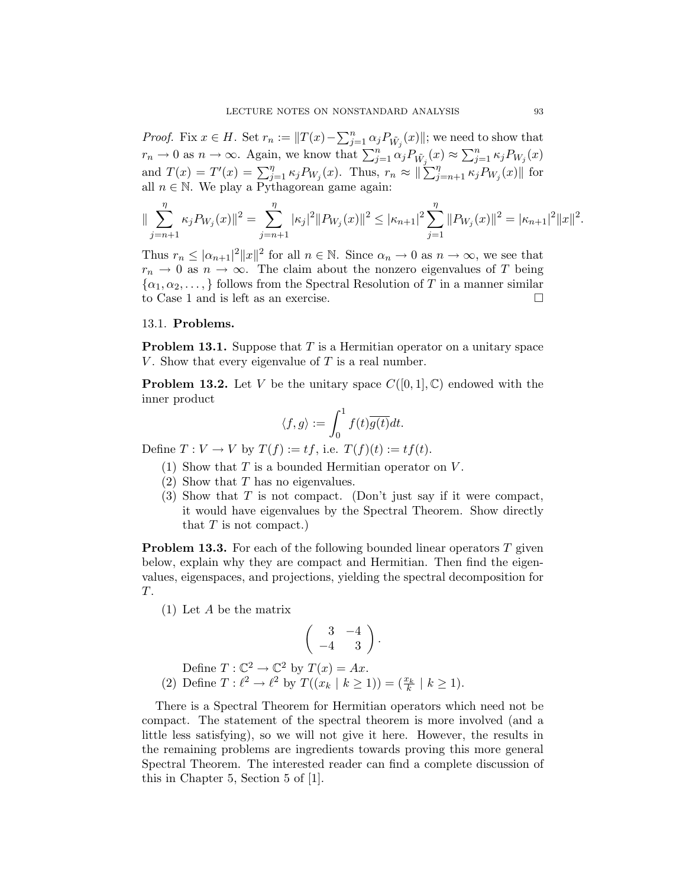*Proof.* Fix $x \in H$. Set $r_n := \|T(x) - \sum_{j=1}^n \alpha_j P_{\tilde{W}_j}(x)\|$; we need to show that $r_n \to 0$ as $n \to \infty$. Again, we know that $\sum_{j=1}^n \alpha_j P_{\tilde{W}_j}(x) \approx \sum_{j=1}^n \kappa_j P_{W_j}(x)$ and $T(x) = T'(x) = \sum_{j=1}^{\eta} \kappa_j P_{W_j}(x)$. Thus, $r_n \approx \|\sum_{j=n+1}^{\eta} \kappa_j P_{W_j}(x)\|$ for all $n \in \mathbb{N}$. We play a Pythagorean game again:

$$\|\sum_{j=n+1}^{\eta} \kappa_j P_{W_j}(x)\|^2 = \sum_{j=n+1}^{\eta} |\kappa_j|^2 \|P_{W_j}(x)\|^2 \leq |\kappa_{n+1}|^2 \sum_{j=1}^{\eta} \|P_{W_j}(x)\|^2 = |\kappa_{n+1}|^2 \|x\|^2.$$

Thus $r_n \leq |\alpha_{n+1}|^2 \|x\|^2$ for all $n \in \mathbb{N}$. Since $\alpha_n \to 0$ as $n \to \infty$, we see that $r_n \to 0$ as $n \to \infty$. The claim about the nonzero eigenvalues of $T$ being $\{\alpha_1, \alpha_2, \ldots, \}$ follows from the Spectral Resolution of $T$ in a manner similar to Case 1 and is left as an exercise. □

### 13.1. Problems.

**Problem 13.1.** Suppose that $T$ is a Hermitian operator on a unitary space $V$. Show that every eigenvalue of $T$ is a real number.

**Problem 13.2.** Let $V$ be the unitary space $C([0,1], \mathbb{C})$ endowed with the inner product

$$\langle f, g \rangle := \int_0^1 f(t)\overline{g(t)}dt.$$

Define $T : V \to V$ by $T(f) := tf$, i.e. $T(f)(t) := tf(t)$.

1. Show that $T$ is a bounded Hermitian operator on $V$.
2. Show that $T$ has no eigenvalues.
3. Show that $T$ is not compact. (Don't just say if it were compact, it would have eigenvalues by the Spectral Theorem. Show directly that $T$ is not compact.)

**Problem 13.3.** For each of the following bounded linear operators $T$ given below, explain why they are compact and Hermitian. Then find the eigenvalues, eigenspaces, and projections, yielding the spectral decomposition for $T$.

1. Let $A$ be the matrix
$$\begin{pmatrix} 3 & -4 \\ -4 & 3 \end{pmatrix}.$$
Define $T : \mathbb{C}^2 \to \mathbb{C}^2$ by $T(x) = Ax$.
2. Define $T : \ell^2 \to \ell^2$ by $T((x_k \mid k \geq 1)) = (\frac{x_k}{k} \mid k \geq 1)$.

There is a Spectral Theorem for Hermitian operators which need not be compact. The statement of the spectral theorem is more involved (and a little less satisfying), so we will not give it here. However, the results in the remaining problems are ingredients towards proving this more general Spectral Theorem. The interested reader can find a complete discussion of this in Chapter 5, Section 5 of [1].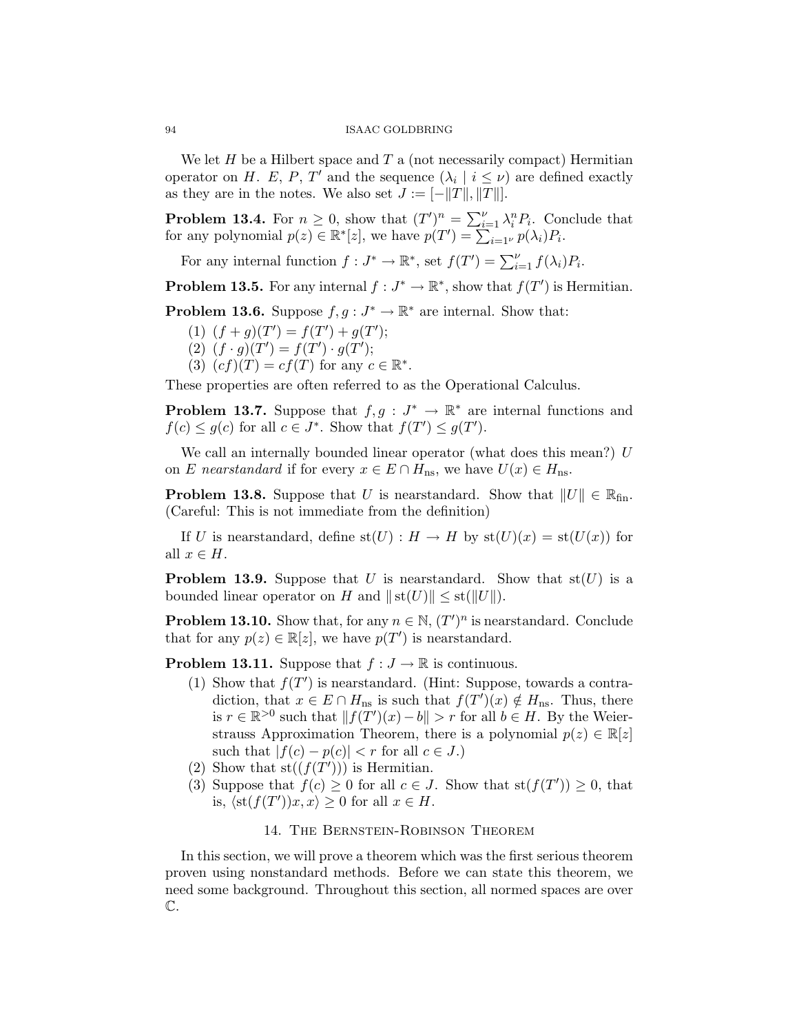We let $H$ be a Hilbert space and $T$ a (not necessarily compact) Hermitian operator on $H$. $E$, $P$, $T'$ and the sequence $(\lambda_i \mid i \leq \nu)$ are defined exactly as they are in the notes. We also set $J := [-\|T\|, \|T\|]$.

**Problem 13.4.** For $n \geq 0$, show that $(T')^n = \sum_{i=1}^{\nu} \lambda_i^n P_i$. Conclude that for any polynomial $p(z) \in \mathbb{R}^*[z]$, we have $p(T') = \sum_{i=1^\nu} p(\lambda_i) P_i$.

For any internal function $f : J^* \to \mathbb{R}^*$, set $f(T') = \sum_{i=1}^{\nu} f(\lambda_i) P_i$.

**Problem 13.5.** For any internal $f : J^* \to \mathbb{R}^*$, show that $f(T')$ is Hermitian.

**Problem 13.6.** Suppose $f, g : J^* \to \mathbb{R}^*$ are internal. Show that:

1. $(f + g)(T') = f(T') + g(T')$;
2. $(f \cdot g)(T') = f(T') \cdot g(T')$;
3. $(cf)(T) = cf(T)$ for any $c \in \mathbb{R}^*$.

These properties are often referred to as the Operational Calculus.

**Problem 13.7.** Suppose that $f, g : J^* \to \mathbb{R}^*$ are internal functions and $f(c) \leq g(c)$ for all $c \in J^*$. Show that $f(T') \leq g(T')$.

We call an internally bounded linear operator (what does this mean?) $U$ on $E$ *nearstandard* if for every $x \in E \cap H_{\text{ns}}$, we have $U(x) \in H_{\text{ns}}$.

**Problem 13.8.** Suppose that $U$ is nearstandard. Show that $\|U\| \in \mathbb{R}_{\text{fin}}$. (Careful: This is not immediate from the definition)

If $U$ is nearstandard, define $\text{st}(U) : H \to H$ by $\text{st}(U)(x) = \text{st}(U(x))$ for all $x \in H$.

**Problem 13.9.** Suppose that $U$ is nearstandard. Show that $\text{st}(U)$ is a bounded linear operator on $H$ and $\|\text{st}(U)\| \leq \text{st}(\|U\|)$.

**Problem 13.10.** Show that, for any $n \in \mathbb{N}$, $(T')^n$ is nearstandard. Conclude that for any $p(z) \in \mathbb{R}[z]$, we have $p(T')$ is nearstandard.

**Problem 13.11.** Suppose that $f : J \to \mathbb{R}$ is continuous.

1. Show that $f(T')$ is nearstandard. (Hint: Suppose, towards a contradiction, that $x \in E \cap H_{\text{ns}}$ is such that $f(T')(x) \notin H_{\text{ns}}$. Thus, there is $r \in \mathbb{R}^{>0}$ such that $\|f(T')(x) - b\| > r$ for all $b \in H$. By the Weierstrauss Approximation Theorem, there is a polynomial $p(z) \in \mathbb{R}[z]$ such that $|f(c) - p(c)| < r$ for all $c \in J$.)
2. Show that $\text{st}((f(T')))$ is Hermitian.
3. Suppose that $f(c) \geq 0$ for all $c \in J$. Show that $\text{st}(f(T')) \geq 0$, that is, $\langle \text{st}(f(T'))x, x \rangle \geq 0$ for all $x \in H$.

## 14. The Bernstein-Robinson Theorem

In this section, we will prove a theorem which was the first serious theorem proven using nonstandard methods. Before we can state this theorem, we need some background. Throughout this section, all normed spaces are over $\mathbb{C}$.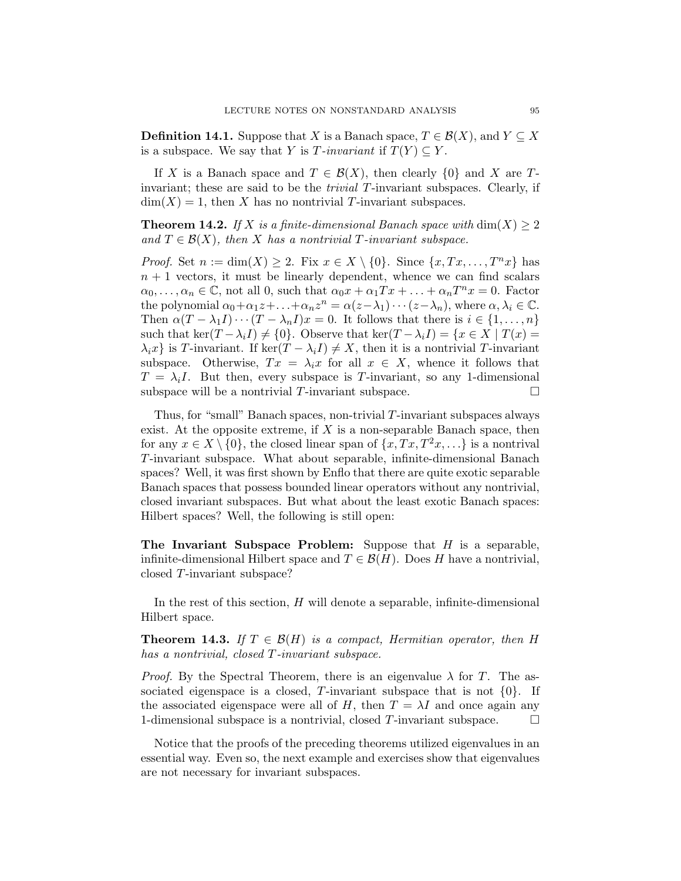**Definition 14.1.** Suppose that $X$ is a Banach space, $T \in \mathcal{B}(X)$, and $Y \subseteq X$ is a subspace. We say that $Y$ is *$T$-invariant* if $T(Y) \subseteq Y$.

If $X$ is a Banach space and $T \in \mathcal{B}(X)$, then clearly $\{0\}$ and $X$ are $T$-invariant; these are said to be the *trivial* $T$-invariant subspaces. Clearly, if $\dim(X) = 1$, then $X$ has no nontrivial $T$-invariant subspaces.

**Theorem 14.2.** *If $X$ is a finite-dimensional Banach space with $\dim(X) \geq 2$ and $T \in \mathcal{B}(X)$, then $X$ has a nontrivial $T$-invariant subspace.*

*Proof.* Set $n := \dim(X) \geq 2$. Fix $x \in X \setminus \{0\}$. Since $\{x, Tx, \ldots, T^n x\}$ has $n+1$ vectors, it must be linearly dependent, whence we can find scalars $\alpha_0, \ldots, \alpha_n \in \mathbb{C}$, not all 0, such that $\alpha_0 x + \alpha_1 Tx + \ldots + \alpha_n T^n x = 0$. Factor the polynomial $\alpha_0 + \alpha_1 z + \ldots + \alpha_n z^n = \alpha(z - \lambda_1) \cdots (z - \lambda_n)$, where $\alpha, \lambda_i \in \mathbb{C}$. Then $\alpha(T - \lambda_1 I) \cdots (T - \lambda_n I)x = 0$. It follows that there is $i \in \{1, \ldots, n\}$ such that $\ker(T - \lambda_i I) \neq \{0\}$. Observe that $\ker(T - \lambda_i I) = \{x \in X \mid T(x) = \lambda_i x\}$ is $T$-invariant. If $\ker(T - \lambda_i I) \neq X$, then it is a nontrivial $T$-invariant subspace. Otherwise, $Tx = \lambda_i x$ for all $x \in X$, whence it follows that $T = \lambda_i I$. But then, every subspace is $T$-invariant, so any 1-dimensional subspace will be a nontrivial $T$-invariant subspace. $\square$

Thus, for "small" Banach spaces, non-trivial $T$-invariant subspaces always exist. At the opposite extreme, if $X$ is a non-separable Banach space, then for any $x \in X \setminus \{0\}$, the closed linear span of $\{x, Tx, T^2 x, \ldots\}$ is a nontrival $T$-invariant subspace. What about separable, infinite-dimensional Banach spaces? Well, it was first shown by Enflo that there are quite exotic separable Banach spaces that possess bounded linear operators without any nontrivial, closed invariant subspaces. But what about the least exotic Banach spaces: Hilbert spaces? Well, the following is still open:

**The Invariant Subspace Problem:** Suppose that $H$ is a separable, infinite-dimensional Hilbert space and $T \in \mathcal{B}(H)$. Does $H$ have a nontrivial, closed $T$-invariant subspace?

In the rest of this section, $H$ will denote a separable, infinite-dimensional Hilbert space.

**Theorem 14.3.** *If $T \in \mathcal{B}(H)$ is a compact, Hermitian operator, then $H$ has a nontrivial, closed $T$-invariant subspace.*

*Proof.* By the Spectral Theorem, there is an eigenvalue $\lambda$ for $T$. The associated eigenspace is a closed, $T$-invariant subspace that is not $\{0\}$. If the associated eigenspace were all of $H$, then $T = \lambda I$ and once again any 1-dimensional subspace is a nontrivial, closed $T$-invariant subspace. $\square$

Notice that the proofs of the preceding theorems utilized eigenvalues in an essential way. Even so, the next example and exercises show that eigenvalues are not necessary for invariant subspaces.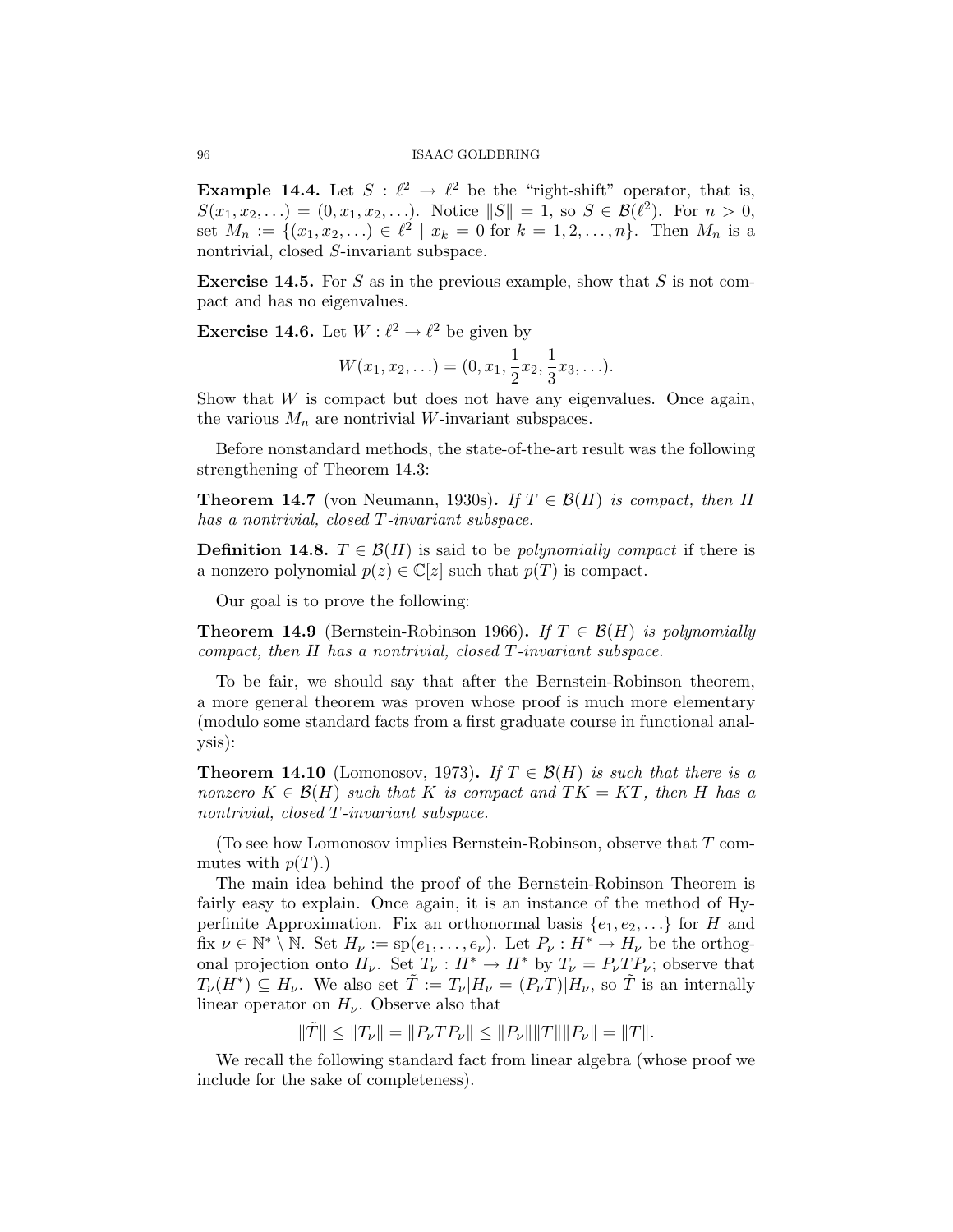**Example 14.4.** Let $S : \ell^2 \to \ell^2$ be the "right-shift" operator, that is, $S(x_1, x_2, \ldots) = (0, x_1, x_2, \ldots)$. Notice $\|S\| = 1$, so $S \in \mathcal{B}(\ell^2)$. For $n > 0$, set $M_n := \{(x_1, x_2, \ldots) \in \ell^2 \mid x_k = 0 \text{ for } k = 1, 2, \ldots, n\}$. Then $M_n$ is a nontrivial, closed $S$-invariant subspace.

**Exercise 14.5.** For $S$ as in the previous example, show that $S$ is not compact and has no eigenvalues.

**Exercise 14.6.** Let $W : \ell^2 \to \ell^2$ be given by

$$W(x_1, x_2, \ldots) = (0, x_1, \frac{1}{2}x_2, \frac{1}{3}x_3, \ldots).$$

Show that $W$ is compact but does not have any eigenvalues. Once again, the various $M_n$ are nontrivial $W$-invariant subspaces.

Before nonstandard methods, the state-of-the-art result was the following strengthening of Theorem 14.3:

**Theorem 14.7** (von Neumann, 1930s)**.** *If $T \in \mathcal{B}(H)$ is compact, then $H$ has a nontrivial, closed $T$-invariant subspace.*

**Definition 14.8.** $T \in \mathcal{B}(H)$ is said to be *polynomially compact* if there is a nonzero polynomial $p(z) \in \mathbb{C}[z]$ such that $p(T)$ is compact.

Our goal is to prove the following:

**Theorem 14.9** (Bernstein-Robinson 1966)**.** *If $T \in \mathcal{B}(H)$ is polynomially compact, then $H$ has a nontrivial, closed $T$-invariant subspace.*

To be fair, we should say that after the Bernstein-Robinson theorem, a more general theorem was proven whose proof is much more elementary (modulo some standard facts from a first graduate course in functional analysis):

**Theorem 14.10** (Lomonosov, 1973)**.** *If $T \in \mathcal{B}(H)$ is such that there is a nonzero $K \in \mathcal{B}(H)$ such that $K$ is compact and $TK = KT$, then $H$ has a nontrivial, closed $T$-invariant subspace.*

(To see how Lomonosov implies Bernstein-Robinson, observe that $T$ commutes with $p(T)$.)

The main idea behind the proof of the Bernstein-Robinson Theorem is fairly easy to explain. Once again, it is an instance of the method of Hyperfinite Approximation. Fix an orthonormal basis $\{e_1, e_2, \ldots\}$ for $H$ and fix $\nu \in \mathbb{N}^* \setminus \mathbb{N}$. Set $H_\nu := \text{sp}(e_1, \ldots, e_\nu)$. Let $P_\nu : H^* \to H_\nu$ be the orthogonal projection onto $H_\nu$. Set $T_\nu : H^* \to H^*$ by $T_\nu = P_\nu T P_\nu$; observe that $T_\nu(H^*) \subseteq H_\nu$. We also set $\tilde{T} := T_\nu | H_\nu = (P_\nu T)|H_\nu$, so $\tilde{T}$ is an internally linear operator on $H_\nu$. Observe also that

$$\|\tilde{T}\| \leq \|T_\nu\| = \|P_\nu T P_\nu\| \leq \|P_\nu\| \|T\| \|P_\nu\| = \|T\|.$$

We recall the following standard fact from linear algebra (whose proof we include for the sake of completeness).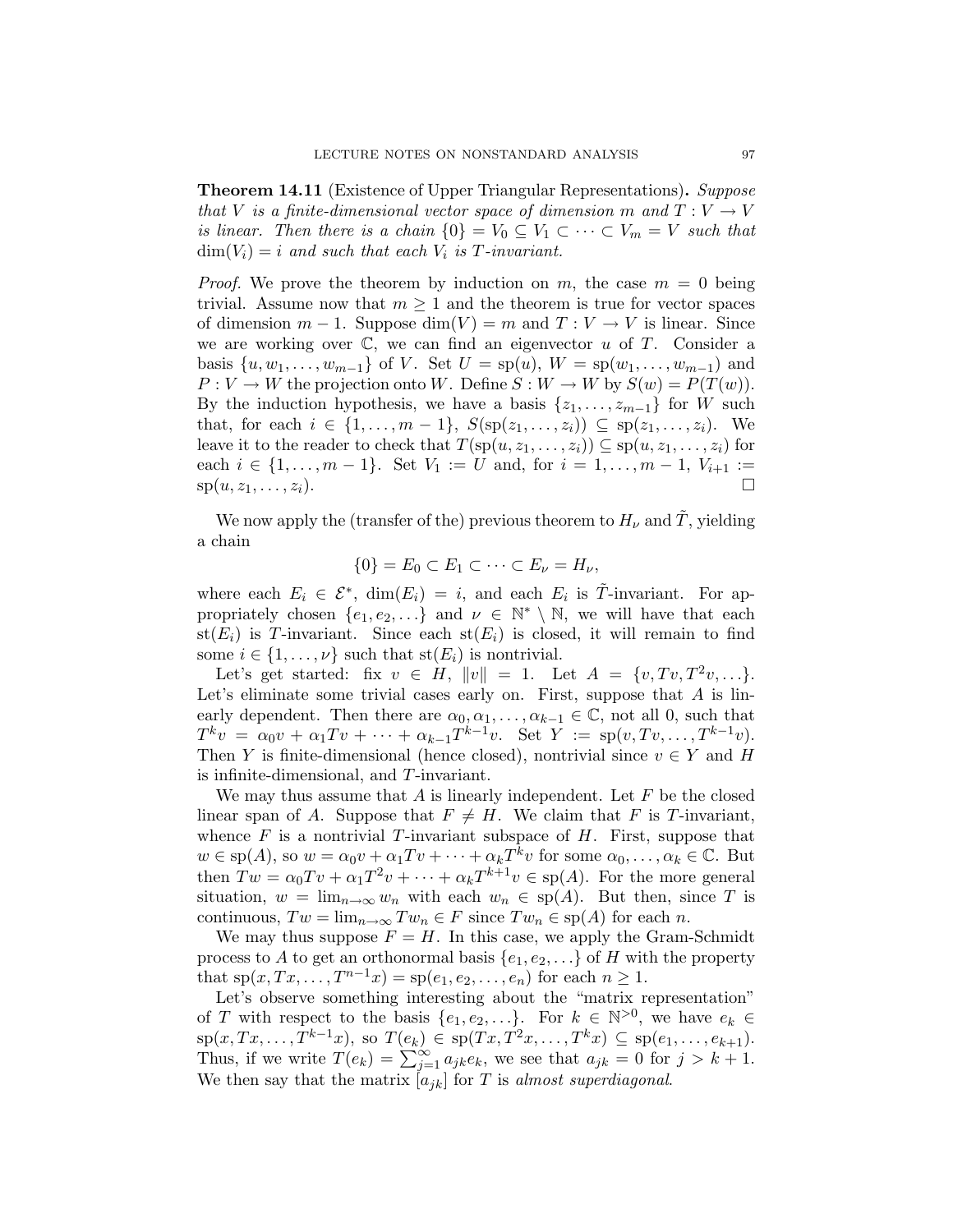**Theorem 14.11** (Existence of Upper Triangular Representations)**.** *Suppose that $V$ is a finite-dimensional vector space of dimension $m$ and $T : V \to V$ is linear. Then there is a chain $\{0\} = V_0 \subseteq V_1 \subset \cdots \subset V_m = V$ such that $\dim(V_i) = i$ and such that each $V_i$ is $T$-invariant.*

*Proof.* We prove the theorem by induction on $m$, the case $m = 0$ being trivial. Assume now that $m \geq 1$ and the theorem is true for vector spaces of dimension $m - 1$. Suppose $\dim(V) = m$ and $T : V \to V$ is linear. Since we are working over $\mathbb{C}$, we can find an eigenvector $u$ of $T$. Consider a basis $\{u, w_1, \ldots, w_{m-1}\}$ of $V$. Set $U = \text{sp}(u)$, $W = \text{sp}(w_1, \ldots, w_{m-1})$ and $P : V \to W$ the projection onto $W$. Define $S : W \to W$ by $S(w) = P(T(w))$. By the induction hypothesis, we have a basis $\{z_1, \ldots, z_{m-1}\}$ for $W$ such that, for each $i \in \{1, \ldots, m-1\}$, $S(\text{sp}(z_1, \ldots, z_i)) \subseteq \text{sp}(z_1, \ldots, z_i)$. We leave it to the reader to check that $T(\text{sp}(u, z_1, \ldots, z_i)) \subseteq \text{sp}(u, z_1, \ldots, z_i)$ for each $i \in \{1, \ldots, m-1\}$. Set $V_1 := U$ and, for $i = 1, \ldots, m-1$, $V_{i+1} := \text{sp}(u, z_1, \ldots, z_i)$. $\square$

We now apply the (transfer of the) previous theorem to $H_\nu$ and $\tilde{T}$, yielding a chain

$$\{0\} = E_0 \subset E_1 \subset \cdots \subset E_\nu = H_\nu,$$

where each $E_i \in \mathcal{E}^*$, $\dim(E_i) = i$, and each $E_i$ is $\tilde{T}$-invariant. For appropriately chosen $\{e_1, e_2, \ldots\}$ and $\nu \in \mathbb{N}^* \setminus \mathbb{N}$, we will have that each $\text{st}(E_i)$ is $T$-invariant. Since each $\text{st}(E_i)$ is closed, it will remain to find some $i \in \{1, \ldots, \nu\}$ such that $\text{st}(E_i)$ is nontrivial.

Let's get started: fix $v \in H$, $\|v\| = 1$. Let $A = \{v, Tv, T^2v, \ldots\}$. Let's eliminate some trivial cases early on. First, suppose that $A$ is linearly dependent. Then there are $\alpha_0, \alpha_1, \ldots, \alpha_{k-1} \in \mathbb{C}$, not all 0, such that $T^k v = \alpha_0 v + \alpha_1 Tv + \cdots + \alpha_{k-1} T^{k-1} v$. Set $Y := \text{sp}(v, Tv, \ldots, T^{k-1}v)$. Then $Y$ is finite-dimensional (hence closed), nontrivial since $v \in Y$ and $H$ is infinite-dimensional, and $T$-invariant.

We may thus assume that $A$ is linearly independent. Let $F$ be the closed linear span of $A$. Suppose that $F \neq H$. We claim that $F$ is $T$-invariant, whence $F$ is a nontrivial $T$-invariant subspace of $H$. First, suppose that $w \in \text{sp}(A)$, so $w = \alpha_0 v + \alpha_1 Tv + \cdots + \alpha_k T^k v$ for some $\alpha_0, \ldots, \alpha_k \in \mathbb{C}$. But then $Tw = \alpha_0 Tv + \alpha_1 T^2 v + \cdots + \alpha_k T^{k+1} v \in \text{sp}(A)$. For the more general situation, $w = \lim_{n\to\infty} w_n$ with each $w_n \in \text{sp}(A)$. But then, since $T$ is continuous, $Tw = \lim_{n\to\infty} Tw_n \in F$ since $Tw_n \in \text{sp}(A)$ for each $n$.

We may thus suppose $F = H$. In this case, we apply the Gram-Schmidt process to $A$ to get an orthonormal basis $\{e_1, e_2, \ldots\}$ of $H$ with the property that $\text{sp}(x, Tx, \ldots, T^{n-1}x) = \text{sp}(e_1, e_2, \ldots, e_n)$ for each $n \geq 1$.

Let's observe something interesting about the "matrix representation" of $T$ with respect to the basis $\{e_1, e_2, \ldots\}$. For $k \in \mathbb{N}^{>0}$, we have $e_k \in \text{sp}(x, Tx, \ldots, T^{k-1}x)$, so $T(e_k) \in \text{sp}(Tx, T^2x, \ldots, T^k x) \subseteq \text{sp}(e_1, \ldots, e_{k+1})$. Thus, if we write $T(e_k) = \sum_{j=1}^{\infty} a_{jk} e_k$, we see that $a_{jk} = 0$ for $j > k+1$. We then say that the matrix $[a_{jk}]$ for $T$ is *almost superdiagonal*.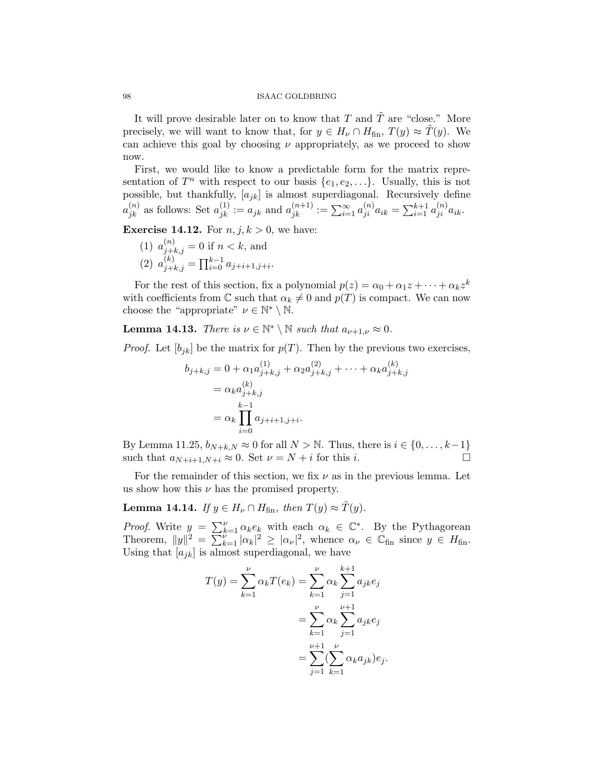It will prove desirable later on to know that $T$ and $\tilde{T}$ are "close." More precisely, we will want to know that, for $y \in H_\nu \cap H_{\text{fin}}$, $T(y) \approx \tilde{T}(y)$. We can achieve this goal by choosing $\nu$ appropriately, as we proceed to show now.

First, we would like to know a predictable form for the matrix representation of $T^n$ with respect to our basis $\{e_1, e_2, \ldots\}$. Usually, this is not possible, but thankfully, $[a_{jk}]$ is almost superdiagonal. Recursively define $a_{jk}^{(n)}$ as follows: Set $a_{jk}^{(1)} := a_{jk}$ and $a_{jk}^{(n+1)} := \sum_{i=1}^{\infty} a_{ji}^{(n)} a_{ik} = \sum_{i=1}^{k+1} a_{ji}^{(n)} a_{ik}$.

**Exercise 14.12.** For $n, j, k > 0$, we have:

(1) $a_{j+k,j}^{(n)} = 0$ if $n < k$, and
(2) $a_{j+k,j}^{(k)} = \prod_{i=0}^{k-1} a_{j+i+1,j+i}$.

For the rest of this section, fix a polynomial $p(z) = \alpha_0 + \alpha_1 z + \cdots + \alpha_k z^k$ with coefficients from $\mathbb{C}$ such that $\alpha_k \neq 0$ and $p(T)$ is compact. We can now choose the "appropriate" $\nu \in \mathbb{N}^* \setminus \mathbb{N}$.

**Lemma 14.13.** *There is $\nu \in \mathbb{N}^* \setminus \mathbb{N}$ such that $a_{\nu+1,\nu} \approx 0$.*

*Proof.* Let $[b_{jk}]$ be the matrix for $p(T)$. Then by the previous two exercises,

$$\begin{aligned}
b_{j+k,j} &= 0 + \alpha_1 a_{j+k,j}^{(1)} + \alpha_2 a_{j+k,j}^{(2)} + \cdots + \alpha_k a_{j+k,j}^{(k)} \\
&= \alpha_k a_{j+k,j}^{(k)} \\
&= \alpha_k \prod_{i=0}^{k-1} a_{j+i+1,j+i}.
\end{aligned}$$

By Lemma 11.25, $b_{N+k,N} \approx 0$ for all $N > \mathbb{N}$. Thus, there is $i \in \{0, \ldots, k-1\}$ such that $a_{N+i+1,N+i} \approx 0$. Set $\nu = N + i$ for this $i$. □

For the remainder of this section, we fix $\nu$ as in the previous lemma. Let us show how this $\nu$ has the promised property.

**Lemma 14.14.** *If $y \in H_\nu \cap H_{\text{fin}}$, then $T(y) \approx \tilde{T}(y)$.*

*Proof.* Write $y = \sum_{k=1}^{\nu} \alpha_k e_k$ with each $\alpha_k \in \mathbb{C}^*$. By the Pythagorean Theorem, $\|y\|^2 = \sum_{k=1}^{\nu} |\alpha_k|^2 \geq |\alpha_\nu|^2$, whence $\alpha_\nu \in \mathbb{C}_{\text{fin}}$ since $y \in H_{\text{fin}}$. Using that $[a_{jk}]$ is almost superdiagonal, we have

$$\begin{aligned}
T(y) = \sum_{k=1}^{\nu} \alpha_k T(e_k) &= \sum_{k=1}^{\nu} \alpha_k \sum_{j=1}^{k+1} a_{jk} e_j \\
&= \sum_{k=1}^{\nu} \alpha_k \sum_{j=1}^{\nu+1} a_{jk} e_j \\
&= \sum_{j=1}^{\nu+1} \left(\sum_{k=1}^{\nu} \alpha_k a_{jk}\right) e_j.
\end{aligned}$$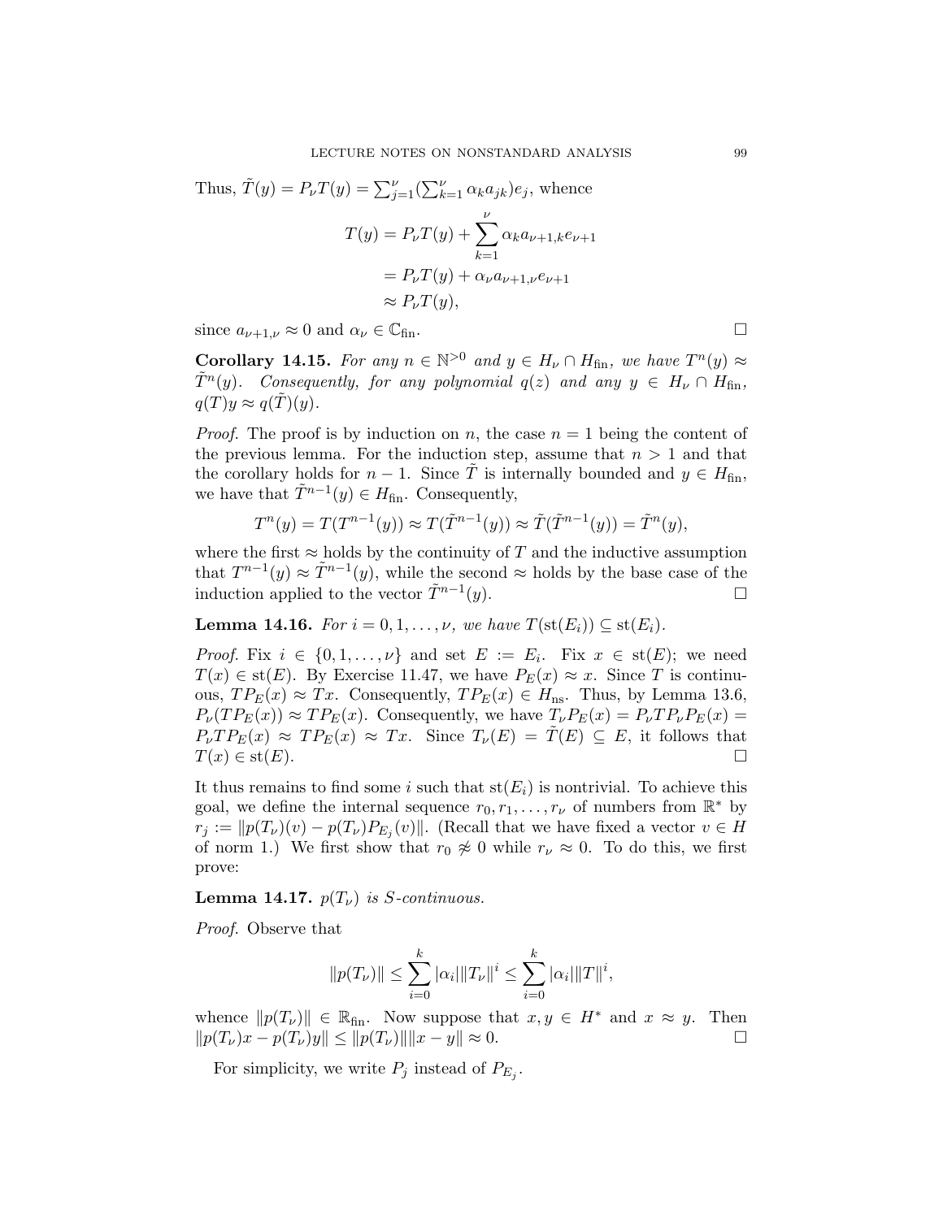Thus, $\tilde{T}(y) = P_\nu T(y) = \sum_{j=1}^{\nu}(\sum_{k=1}^{\nu} \alpha_k a_{jk})e_j$, whence

$$\begin{aligned}
T(y) &= P_\nu T(y) + \sum_{k=1}^{\nu} \alpha_k a_{\nu+1,k} e_{\nu+1} \\
&= P_\nu T(y) + \alpha_\nu a_{\nu+1,\nu} e_{\nu+1} \\
&\approx P_\nu T(y),
\end{aligned}$$

since $a_{\nu+1,\nu} \approx 0$ and $\alpha_\nu \in \mathbb{C}_{\text{fin}}$. □

**Corollary 14.15.** *For any $n \in \mathbb{N}^{>0}$ and $y \in H_\nu \cap H_{\text{fin}}$, we have $T^n(y) \approx \tilde{T}^n(y)$. Consequently, for any polynomial $q(z)$ and any $y \in H_\nu \cap H_{\text{fin}}$, $q(T)y \approx q(\tilde{T})(y)$.*

*Proof.* The proof is by induction on $n$, the case $n = 1$ being the content of the previous lemma. For the induction step, assume that $n > 1$ and that the corollary holds for $n-1$. Since $\tilde{T}$ is internally bounded and $y \in H_{\text{fin}}$, we have that $\tilde{T}^{n-1}(y) \in H_{\text{fin}}$. Consequently,

$$T^n(y) = T(T^{n-1}(y)) \approx T(\tilde{T}^{n-1}(y)) \approx \tilde{T}(\tilde{T}^{n-1}(y)) = \tilde{T}^n(y),$$

where the first $\approx$ holds by the continuity of $T$ and the inductive assumption that $T^{n-1}(y) \approx \tilde{T}^{n-1}(y)$, while the second $\approx$ holds by the base case of the induction applied to the vector $\tilde{T}^{n-1}(y)$. □

**Lemma 14.16.** *For $i = 0, 1, \ldots, \nu$, we have $T(\text{st}(E_i)) \subseteq \text{st}(E_i)$.*

*Proof.* Fix $i \in \{0, 1, \ldots, \nu\}$ and set $E := E_i$. Fix $x \in \text{st}(E)$; we need $T(x) \in \text{st}(E)$. By Exercise 11.47, we have $P_E(x) \approx x$. Since $T$ is continuous, $TP_E(x) \approx Tx$. Consequently, $TP_E(x) \in H_{\text{ns}}$. Thus, by Lemma 13.6, $P_\nu(TP_E(x)) \approx TP_E(x)$. Consequently, we have $T_\nu P_E(x) = P_\nu T P_\nu P_E(x) = P_\nu T P_E(x) \approx TP_E(x) \approx Tx$. Since $T_\nu(E) = \tilde{T}(E) \subseteq E$, it follows that $T(x) \in \text{st}(E)$. □

It thus remains to find some $i$ such that $\text{st}(E_i)$ is nontrivial. To achieve this goal, we define the internal sequence $r_0, r_1, \ldots, r_\nu$ of numbers from $\mathbb{R}^*$ by $r_j := \|p(T_\nu)(v) - p(T_\nu)P_{E_j}(v)\|$. (Recall that we have fixed a vector $v \in H$ of norm 1.) We first show that $r_0 \not\approx 0$ while $r_\nu \approx 0$. To do this, we first prove:

**Lemma 14.17.** *$p(T_\nu)$ is S-continuous.*

*Proof.* Observe that

$$\|p(T_\nu)\| \leq \sum_{i=0}^{k} |\alpha_i| \|T_\nu\|^i \leq \sum_{i=0}^{k} |\alpha_i| \|T\|^i,$$

whence $\|p(T_\nu)\| \in \mathbb{R}_{\text{fin}}$. Now suppose that $x, y \in H^*$ and $x \approx y$. Then $\|p(T_\nu)x - p(T_\nu)y\| \leq \|p(T_\nu)\| \|x - y\| \approx 0$. □

For simplicity, we write $P_j$ instead of $P_{E_j}$.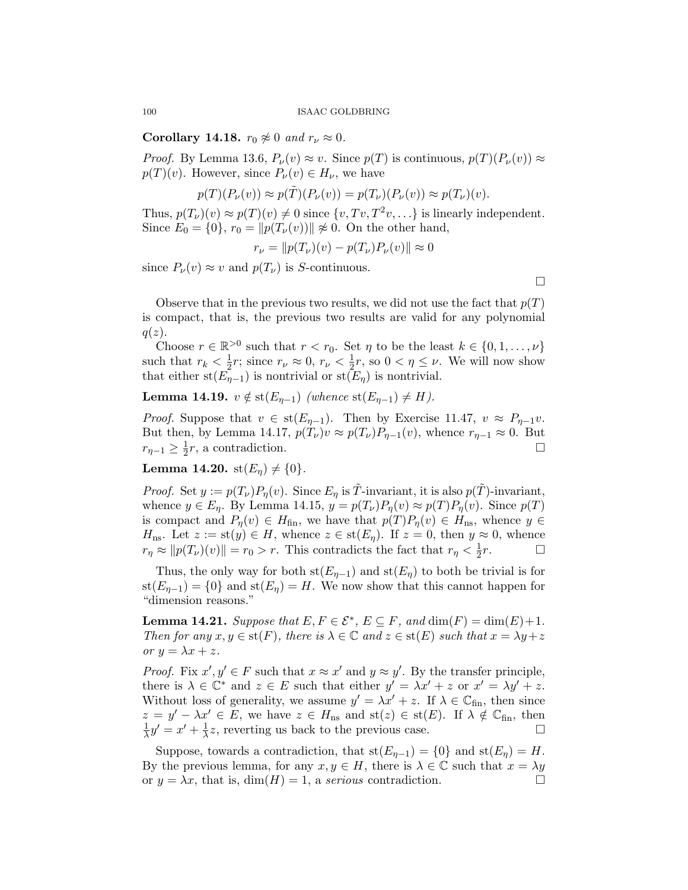**Corollary 14.18.** $r_0 \not\approx 0$ *and* $r_\nu \approx 0$.

*Proof.* By Lemma 13.6, $P_\nu(v) \approx v$. Since $p(T)$ is continuous, $p(T)(P_\nu(v)) \approx p(T)(v)$. However, since $P_\nu(v) \in H_\nu$, we have

$$p(T)(P_\nu(v)) \approx p(\tilde{T})(P_\nu(v)) = p(T_\nu)(P_\nu(v)) \approx p(T_\nu)(v).$$

Thus, $p(T_\nu)(v) \approx p(T)(v) \neq 0$ since $\{v, Tv, T^2v, \ldots\}$ is linearly independent. Since $E_0 = \{0\}$, $r_0 = \|p(T_\nu(v))\| \not\approx 0$. On the other hand,

$$r_\nu = \|p(T_\nu)(v) - p(T_\nu)P_\nu(v)\| \approx 0$$

since $P_\nu(v) \approx v$ and $p(T_\nu)$ is $S$-continuous.

□

Observe that in the previous two results, we did not use the fact that $p(T)$ is compact, that is, the previous two results are valid for any polynomial $q(z)$.

Choose $r \in \mathbb{R}^{>0}$ such that $r < r_0$. Set $\eta$ to be the least $k \in \{0, 1, \ldots, \nu\}$ such that $r_k < \frac{1}{2}r$; since $r_\nu \approx 0$, $r_\nu < \frac{1}{2}r$, so $0 < \eta \leq \nu$. We will now show that either $\mathrm{st}(E_{\eta-1})$ is nontrivial or $\mathrm{st}(E_\eta)$ is nontrivial.

**Lemma 14.19.** $v \notin \mathrm{st}(E_{\eta-1})$ *(whence* $\mathrm{st}(E_{\eta-1}) \neq H$*).*

*Proof.* Suppose that $v \in \mathrm{st}(E_{\eta-1})$. Then by Exercise 11.47, $v \approx P_{\eta-1}v$. But then, by Lemma 14.17, $p(T_\nu)v \approx p(T_\nu)P_{\eta-1}(v)$, whence $r_{\eta-1} \approx 0$. But $r_{\eta-1} \geq \frac{1}{2}r$, a contradiction. □

**Lemma 14.20.** $\mathrm{st}(E_\eta) \neq \{0\}$.

*Proof.* Set $y := p(T_\nu)P_\eta(v)$. Since $E_\eta$ is $\tilde{T}$-invariant, it is also $p(\tilde{T})$-invariant, whence $y \in E_\eta$. By Lemma 14.15, $y = p(T_\nu)P_\eta(v) \approx p(T)P_\eta(v)$. Since $p(T)$ is compact and $P_\eta(v) \in H_{\mathrm{fin}}$, we have that $p(T)P_\eta(v) \in H_{\mathrm{ns}}$, whence $y \in H_{\mathrm{ns}}$. Let $z := \mathrm{st}(y) \in H$, whence $z \in \mathrm{st}(E_\eta)$. If $z = 0$, then $y \approx 0$, whence $r_\eta \approx \|p(T_\nu)(v)\| = r_0 > r$. This contradicts the fact that $r_\eta < \frac{1}{2}r$. □

Thus, the only way for both $\mathrm{st}(E_{\eta-1})$ and $\mathrm{st}(E_\eta)$ to both be trivial is for $\mathrm{st}(E_{\eta-1}) = \{0\}$ and $\mathrm{st}(E_\eta) = H$. We now show that this cannot happen for "dimension reasons."

**Lemma 14.21.** *Suppose that* $E, F \in \mathcal{E}^*$*,* $E \subseteq F$*, and* $\dim(F) = \dim(E)+1$*. Then for any* $x, y \in \mathrm{st}(F)$*, there is* $\lambda \in \mathbb{C}$ *and* $z \in \mathrm{st}(E)$ *such that* $x = \lambda y + z$ *or* $y = \lambda x + z$*.*

*Proof.* Fix $x', y' \in F$ such that $x \approx x'$ and $y \approx y'$. By the transfer principle, there is $\lambda \in \mathbb{C}^*$ and $z \in E$ such that either $y' = \lambda x' + z$ or $x' = \lambda y' + z$. Without loss of generality, we assume $y' = \lambda x' + z$. If $\lambda \in \mathbb{C}_{\mathrm{fin}}$, then since $z = y' - \lambda x' \in E$, we have $z \in H_{\mathrm{ns}}$ and $\mathrm{st}(z) \in \mathrm{st}(E)$. If $\lambda \notin \mathbb{C}_{\mathrm{fin}}$, then $\frac{1}{\lambda}y' = x' + \frac{1}{\lambda}z$, reverting us back to the previous case. □

Suppose, towards a contradiction, that $\mathrm{st}(E_{\eta-1}) = \{0\}$ and $\mathrm{st}(E_\eta) = H$. By the previous lemma, for any $x, y \in H$, there is $\lambda \in \mathbb{C}$ such that $x = \lambda y$ or $y = \lambda x$, that is, $\dim(H) = 1$, a *serious* contradiction. □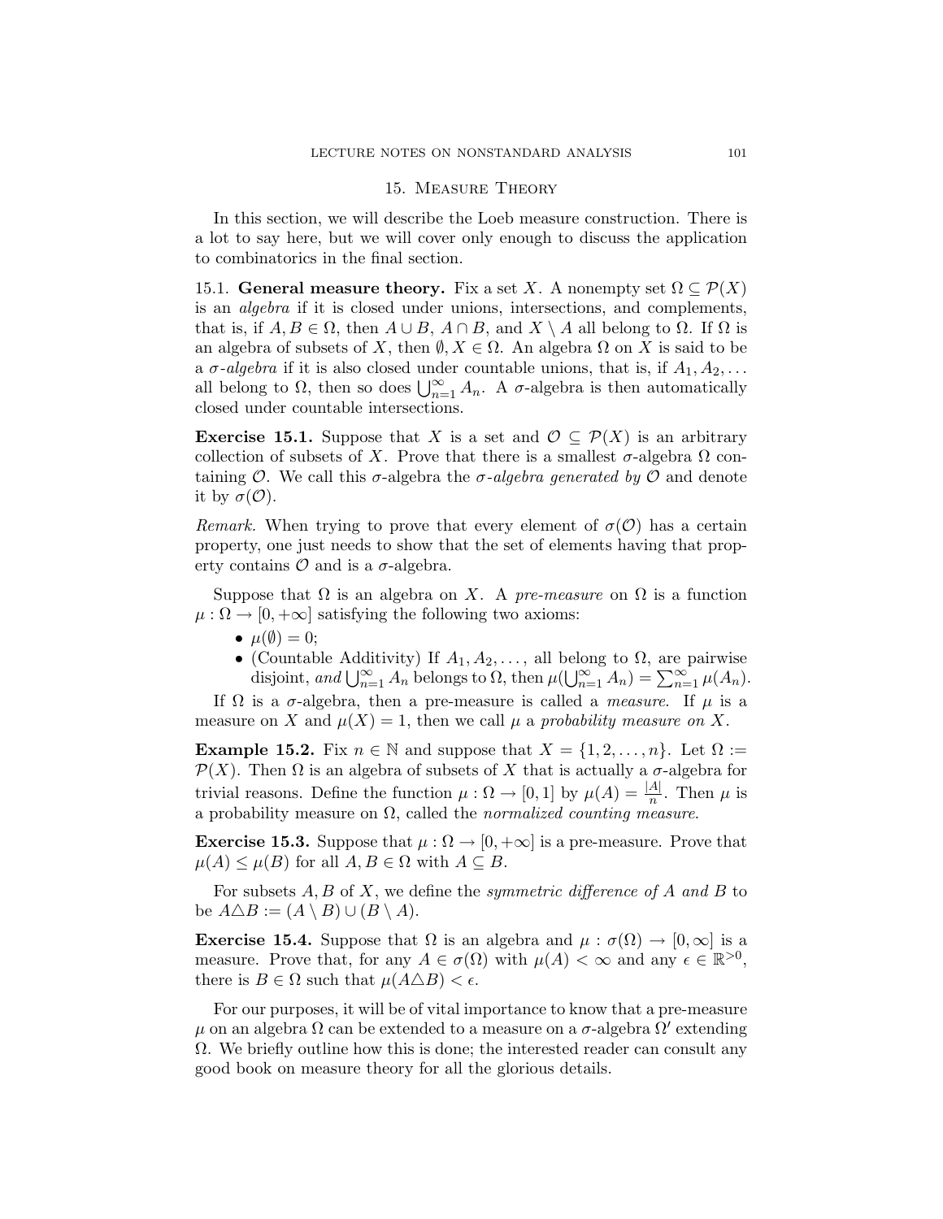## 15. Measure Theory

In this section, we will describe the Loeb measure construction. There is a lot to say here, but we will cover only enough to discuss the application to combinatorics in the final section.

### 15.1. General measure theory.

Fix a set $X$. A nonempty set $\Omega \subseteq \mathcal{P}(X)$ is an *algebra* if it is closed under unions, intersections, and complements, that is, if $A, B \in \Omega$, then $A \cup B$, $A \cap B$, and $X \setminus A$ all belong to $\Omega$. If $\Omega$ is an algebra of subsets of $X$, then $\emptyset, X \in \Omega$. An algebra $\Omega$ on $X$ is said to be a *$\sigma$-algebra* if it is also closed under countable unions, that is, if $A_1, A_2, \ldots$ all belong to $\Omega$, then so does $\bigcup_{n=1}^{\infty} A_n$. A $\sigma$-algebra is then automatically closed under countable intersections.

**Exercise 15.1.** Suppose that $X$ is a set and $\mathcal{O} \subseteq \mathcal{P}(X)$ is an arbitrary collection of subsets of $X$. Prove that there is a smallest $\sigma$-algebra $\Omega$ containing $\mathcal{O}$. We call this $\sigma$-algebra the *$\sigma$-algebra generated by $\mathcal{O}$* and denote it by $\sigma(\mathcal{O})$.

*Remark.* When trying to prove that every element of $\sigma(\mathcal{O})$ has a certain property, one just needs to show that the set of elements having that property contains $\mathcal{O}$ and is a $\sigma$-algebra.

Suppose that $\Omega$ is an algebra on $X$. A *pre-measure* on $\Omega$ is a function $\mu : \Omega \to [0, +\infty]$ satisfying the following two axioms:

- $\mu(\emptyset) = 0$;
- (Countable Additivity) If $A_1, A_2, \ldots,$ all belong to $\Omega$, are pairwise disjoint, *and* $\bigcup_{n=1}^{\infty} A_n$ belongs to $\Omega$, then $\mu(\bigcup_{n=1}^{\infty} A_n) = \sum_{n=1}^{\infty} \mu(A_n)$.

If $\Omega$ is a $\sigma$-algebra, then a pre-measure is called a *measure*. If $\mu$ is a measure on $X$ and $\mu(X) = 1$, then we call $\mu$ a *probability measure on $X$*.

**Example 15.2.** Fix $n \in \mathbb{N}$ and suppose that $X = \{1, 2, \ldots, n\}$. Let $\Omega := \mathcal{P}(X)$. Then $\Omega$ is an algebra of subsets of $X$ that is actually a $\sigma$-algebra for trivial reasons. Define the function $\mu : \Omega \to [0, 1]$ by $\mu(A) = \frac{|A|}{n}$. Then $\mu$ is a probability measure on $\Omega$, called the *normalized counting measure*.

**Exercise 15.3.** Suppose that $\mu : \Omega \to [0, +\infty]$ is a pre-measure. Prove that $\mu(A) \leq \mu(B)$ for all $A, B \in \Omega$ with $A \subseteq B$.

For subsets $A, B$ of $X$, we define the *symmetric difference of $A$ and $B$* to be $A \triangle B := (A \setminus B) \cup (B \setminus A)$.

**Exercise 15.4.** Suppose that $\Omega$ is an algebra and $\mu : \sigma(\Omega) \to [0, \infty]$ is a measure. Prove that, for any $A \in \sigma(\Omega)$ with $\mu(A) < \infty$ and any $\epsilon \in \mathbb{R}^{>0}$, there is $B \in \Omega$ such that $\mu(A \triangle B) < \epsilon$.

For our purposes, it will be of vital importance to know that a pre-measure $\mu$ on an algebra $\Omega$ can be extended to a measure on a $\sigma$-algebra $\Omega'$ extending $\Omega$. We briefly outline how this is done; the interested reader can consult any good book on measure theory for all the glorious details.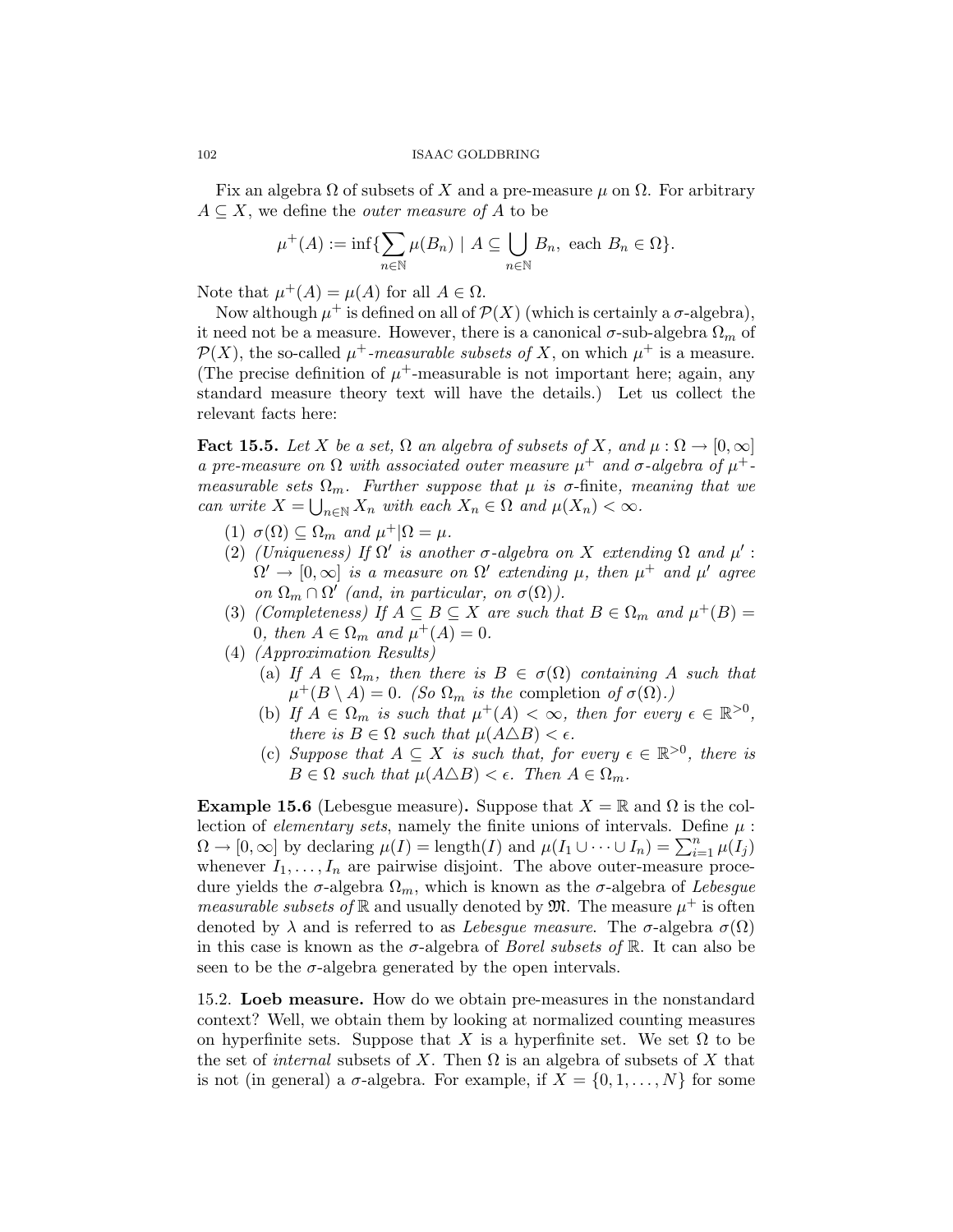Fix an algebra $\Omega$ of subsets of $X$ and a pre-measure $\mu$ on $\Omega$. For arbitrary $A \subseteq X$, we define the *outer measure of* $A$ to be

$$\mu^+(A) := \inf\{\sum_{n\in\mathbb{N}} \mu(B_n) \mid A \subseteq \bigcup_{n\in\mathbb{N}} B_n, \text{ each } B_n \in \Omega\}.$$

Note that $\mu^+(A) = \mu(A)$ for all $A \in \Omega$.

Now although $\mu^+$ is defined on all of $\mathcal{P}(X)$ (which is certainly a $\sigma$-algebra), it need not be a measure. However, there is a canonical $\sigma$-sub-algebra $\Omega_m$ of $\mathcal{P}(X)$, the so-called $\mu^+$*-measurable subsets of* $X$, on which $\mu^+$ is a measure. (The precise definition of $\mu^+$-measurable is not important here; again, any standard measure theory text will have the details.) Let us collect the relevant facts here:

**Fact 15.5.** *Let $X$ be a set, $\Omega$ an algebra of subsets of $X$, and $\mu : \Omega \to [0, \infty]$ a pre-measure on $\Omega$ with associated outer measure $\mu^+$ and $\sigma$-algebra of $\mu^+$-measurable sets $\Omega_m$. Further suppose that $\mu$ is* $\sigma$-finite, *meaning that we can write $X = \bigcup_{n\in\mathbb{N}} X_n$ with each $X_n \in \Omega$ and $\mu(X_n) < \infty$.*

1. $\sigma(\Omega) \subseteq \Omega_m$ *and* $\mu^+|\Omega = \mu$.
2. *(Uniqueness) If $\Omega'$ is another $\sigma$-algebra on $X$ extending $\Omega$ and $\mu' : \Omega' \to [0, \infty]$ is a measure on $\Omega'$ extending $\mu$, then $\mu^+$ and $\mu'$ agree on $\Omega_m \cap \Omega'$ (and, in particular, on $\sigma(\Omega)$).*
3. *(Completeness) If $A \subseteq B \subseteq X$ are such that $B \in \Omega_m$ and $\mu^+(B) = 0$, then $A \in \Omega_m$ and $\mu^+(A) = 0$.*
4. *(Approximation Results)*
   (a) *If $A \in \Omega_m$, then there is $B \in \sigma(\Omega)$ containing $A$ such that $\mu^+(B \setminus A) = 0$. (So $\Omega_m$ is the* completion *of $\sigma(\Omega)$.)*
   (b) *If $A \in \Omega_m$ is such that $\mu^+(A) < \infty$, then for every $\epsilon \in \mathbb{R}^{>0}$, there is $B \in \Omega$ such that $\mu(A \triangle B) < \epsilon$.*
   (c) *Suppose that $A \subseteq X$ is such that, for every $\epsilon \in \mathbb{R}^{>0}$, there is $B \in \Omega$ such that $\mu(A \triangle B) < \epsilon$. Then $A \in \Omega_m$.*

**Example 15.6** (Lebesgue measure)**.** Suppose that $X = \mathbb{R}$ and $\Omega$ is the collection of *elementary sets*, namely the finite unions of intervals. Define $\mu : \Omega \to [0, \infty]$ by declaring $\mu(I) = \text{length}(I)$ and $\mu(I_1 \cup \cdots \cup I_n) = \sum_{i=1}^n \mu(I_j)$ whenever $I_1, \ldots, I_n$ are pairwise disjoint. The above outer-measure procedure yields the $\sigma$-algebra $\Omega_m$, which is known as the $\sigma$-algebra of *Lebesgue measurable subsets of* $\mathbb{R}$ and usually denoted by $\mathfrak{M}$. The measure $\mu^+$ is often denoted by $\lambda$ and is referred to as *Lebesgue measure*. The $\sigma$-algebra $\sigma(\Omega)$ in this case is known as the $\sigma$-algebra of *Borel subsets of* $\mathbb{R}$. It can also be seen to be the $\sigma$-algebra generated by the open intervals.

15.2. **Loeb measure.** How do we obtain pre-measures in the nonstandard context? Well, we obtain them by looking at normalized counting measures on hyperfinite sets. Suppose that $X$ is a hyperfinite set. We set $\Omega$ to be the set of *internal* subsets of $X$. Then $\Omega$ is an algebra of subsets of $X$ that is not (in general) a $\sigma$-algebra. For example, if $X = \{0, 1, \ldots, N\}$ for some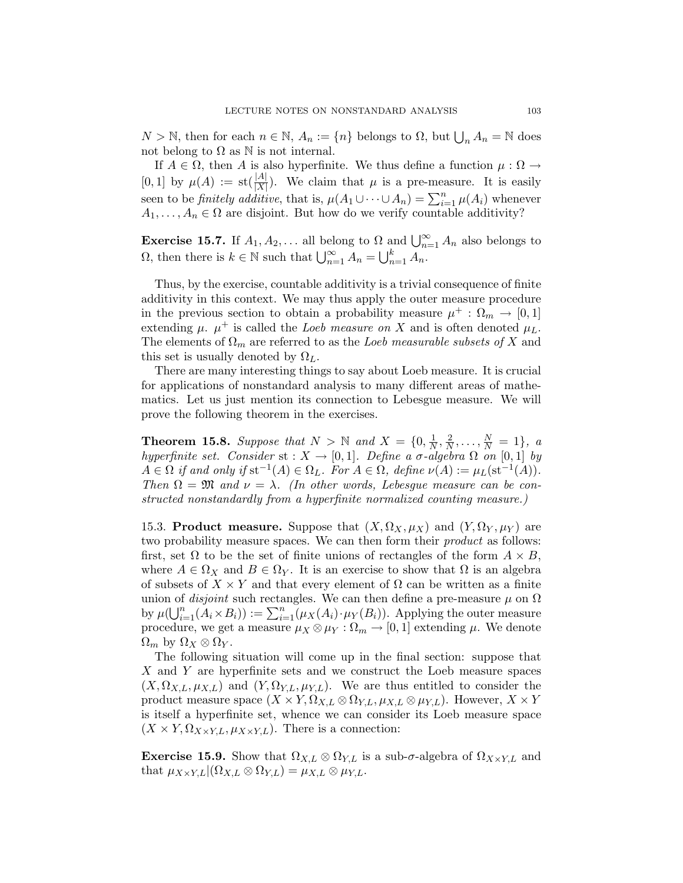$N > \mathbb{N}$, then for each $n \in \mathbb{N}$, $A_n := \{n\}$ belongs to $\Omega$, but $\bigcup_n A_n = \mathbb{N}$ does not belong to $\Omega$ as $\mathbb{N}$ is not internal.

If $A \in \Omega$, then $A$ is also hyperfinite. We thus define a function $\mu : \Omega \to [0,1]$ by $\mu(A) := \operatorname{st}(\frac{|A|}{|X|})$. We claim that $\mu$ is a pre-measure. It is easily seen to be *finitely additive*, that is, $\mu(A_1 \cup \cdots \cup A_n) = \sum_{i=1}^n \mu(A_i)$ whenever $A_1, \ldots, A_n \in \Omega$ are disjoint. But how do we verify countable additivity?

**Exercise 15.7.** If $A_1, A_2, \ldots$ all belong to $\Omega$ and $\bigcup_{n=1}^\infty A_n$ also belongs to $\Omega$, then there is $k \in \mathbb{N}$ such that $\bigcup_{n=1}^\infty A_n = \bigcup_{n=1}^k A_n$.

Thus, by the exercise, countable additivity is a trivial consequence of finite additivity in this context. We may thus apply the outer measure procedure in the previous section to obtain a probability measure $\mu^+ : \Omega_m \to [0,1]$ extending $\mu$. $\mu^+$ is called the *Loeb measure on* $X$ and is often denoted $\mu_L$. The elements of $\Omega_m$ are referred to as the *Loeb measurable subsets of* $X$ and this set is usually denoted by $\Omega_L$.

There are many interesting things to say about Loeb measure. It is crucial for applications of nonstandard analysis to many different areas of mathematics. Let us just mention its connection to Lebesgue measure. We will prove the following theorem in the exercises.

**Theorem 15.8.** *Suppose that $N > \mathbb{N}$ and $X = \{0, \frac{1}{N}, \frac{2}{N}, \ldots, \frac{N}{N} = 1\}$, a hyperfinite set. Consider $\operatorname{st} : X \to [0,1]$. Define a $\sigma$-algebra $\Omega$ on $[0,1]$ by $A \in \Omega$ if and only if $\operatorname{st}^{-1}(A) \in \Omega_L$. For $A \in \Omega$, define $\nu(A) := \mu_L(\operatorname{st}^{-1}(A))$. Then $\Omega = \mathfrak{M}$ and $\nu = \lambda$. (In other words, Lebesgue measure can be constructed nonstandardly from a hyperfinite normalized counting measure.)*

15.3. **Product measure.** Suppose that $(X, \Omega_X, \mu_X)$ and $(Y, \Omega_Y, \mu_Y)$ are two probability measure spaces. We can then form their *product* as follows: first, set $\Omega$ to be the set of finite unions of rectangles of the form $A \times B$, where $A \in \Omega_X$ and $B \in \Omega_Y$. It is an exercise to show that $\Omega$ is an algebra of subsets of $X \times Y$ and that every element of $\Omega$ can be written as a finite union of *disjoint* such rectangles. We can then define a pre-measure $\mu$ on $\Omega$ by $\mu(\bigcup_{i=1}^n (A_i \times B_i)) := \sum_{i=1}^n (\mu_X(A_i) \cdot \mu_Y(B_i))$. Applying the outer measure procedure, we get a measure $\mu_X \otimes \mu_Y : \Omega_m \to [0,1]$ extending $\mu$. We denote $\Omega_m$ by $\Omega_X \otimes \Omega_Y$.

The following situation will come up in the final section: suppose that $X$ and $Y$ are hyperfinite sets and we construct the Loeb measure spaces $(X, \Omega_{X,L}, \mu_{X,L})$ and $(Y, \Omega_{Y,L}, \mu_{Y,L})$. We are thus entitled to consider the product measure space $(X \times Y, \Omega_{X,L} \otimes \Omega_{Y,L}, \mu_{X,L} \otimes \mu_{Y,L})$. However, $X \times Y$ is itself a hyperfinite set, whence we can consider its Loeb measure space $(X \times Y, \Omega_{X \times Y,L}, \mu_{X \times Y,L})$. There is a connection:

**Exercise 15.9.** Show that $\Omega_{X,L} \otimes \Omega_{Y,L}$ is a sub-$\sigma$-algebra of $\Omega_{X \times Y,L}$ and that $\mu_{X \times Y,L} | (\Omega_{X,L} \otimes \Omega_{Y,L}) = \mu_{X,L} \otimes \mu_{Y,L}$.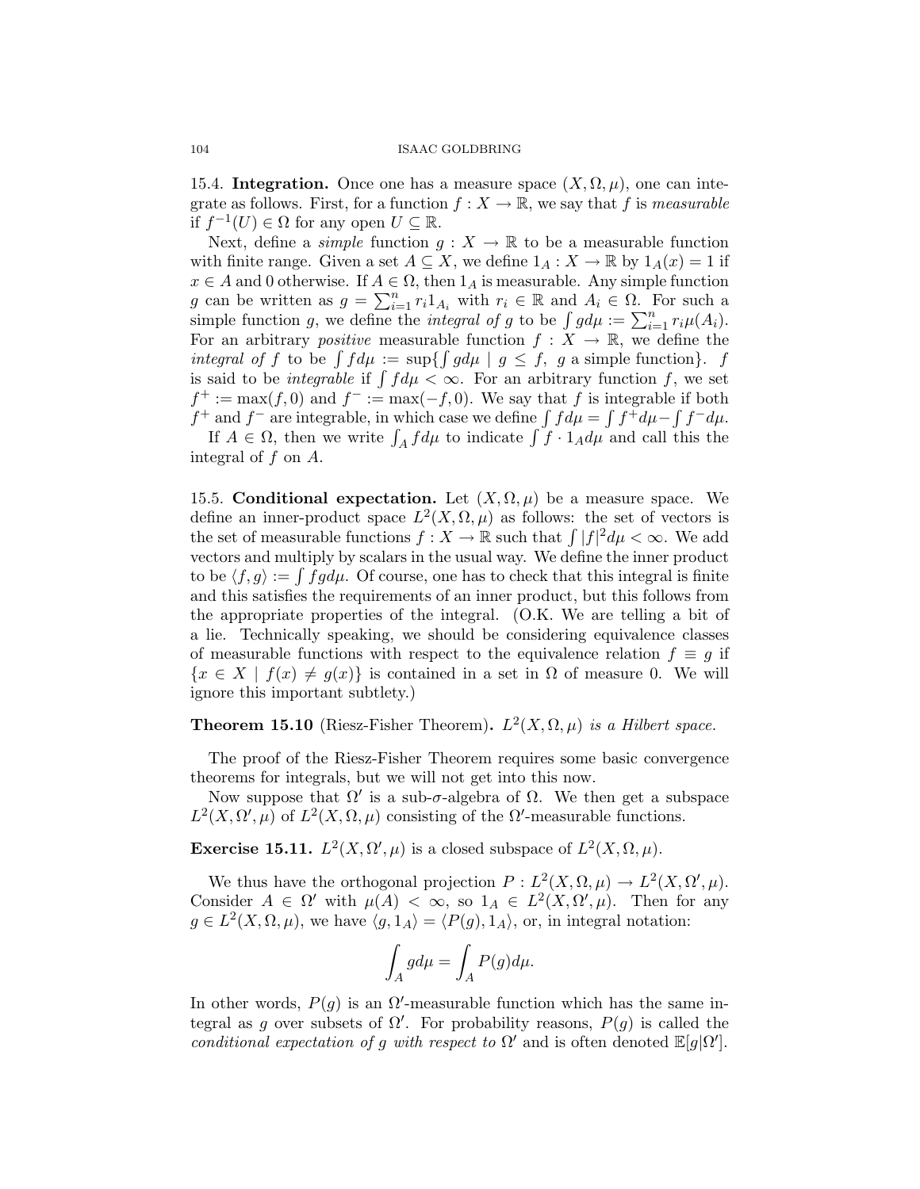15.4. **Integration.** Once one has a measure space $(X, \Omega, \mu)$, one can integrate as follows. First, for a function $f : X \to \mathbb{R}$, we say that $f$ is *measurable* if $f^{-1}(U) \in \Omega$ for any open $U \subseteq \mathbb{R}$.

Next, define a *simple* function $g : X \to \mathbb{R}$ to be a measurable function with finite range. Given a set $A \subseteq X$, we define $1_A : X \to \mathbb{R}$ by $1_A(x) = 1$ if $x \in A$ and 0 otherwise. If $A \in \Omega$, then $1_A$ is measurable. Any simple function $g$ can be written as $g = \sum_{i=1}^n r_i 1_{A_i}$ with $r_i \in \mathbb{R}$ and $A_i \in \Omega$. For such a simple function $g$, we define the *integral of* $g$ to be $\int g d\mu := \sum_{i=1}^n r_i \mu(A_i)$. For an arbitrary *positive* measurable function $f : X \to \mathbb{R}$, we define the *integral of* $f$ to be $\int f d\mu := \sup\{\int g d\mu \mid g \leq f, \ g \text{ a simple function}\}$. $f$ is said to be *integrable* if $\int f d\mu < \infty$. For an arbitrary function $f$, we set $f^+ := \max(f, 0)$ and $f^- := \max(-f, 0)$. We say that $f$ is integrable if both $f^+$ and $f^-$ are integrable, in which case we define $\int f d\mu = \int f^+ d\mu - \int f^- d\mu$.

If $A \in \Omega$, then we write $\int_A f d\mu$ to indicate $\int f \cdot 1_A d\mu$ and call this the integral of $f$ on $A$.

15.5. **Conditional expectation.** Let $(X, \Omega, \mu)$ be a measure space. We define an inner-product space $L^2(X, \Omega, \mu)$ as follows: the set of vectors is the set of measurable functions $f : X \to \mathbb{R}$ such that $\int |f|^2 d\mu < \infty$. We add vectors and multiply by scalars in the usual way. We define the inner product to be $\langle f, g \rangle := \int f g d\mu$. Of course, one has to check that this integral is finite and this satisfies the requirements of an inner product, but this follows from the appropriate properties of the integral. (O.K. We are telling a bit of a lie. Technically speaking, we should be considering equivalence classes of measurable functions with respect to the equivalence relation $f \equiv g$ if $\{x \in X \mid f(x) \neq g(x)\}$ is contained in a set in $\Omega$ of measure 0. We will ignore this important subtlety.)

**Theorem 15.10** (Riesz-Fisher Theorem)**.** *$L^2(X, \Omega, \mu)$ is a Hilbert space.*

The proof of the Riesz-Fisher Theorem requires some basic convergence theorems for integrals, but we will not get into this now.

Now suppose that $\Omega'$ is a sub-$\sigma$-algebra of $\Omega$. We then get a subspace $L^2(X, \Omega', \mu)$ of $L^2(X, \Omega, \mu)$ consisting of the $\Omega'$-measurable functions.

**Exercise 15.11.** $L^2(X, \Omega', \mu)$ is a closed subspace of $L^2(X, \Omega, \mu)$.

We thus have the orthogonal projection $P : L^2(X, \Omega, \mu) \to L^2(X, \Omega', \mu)$. Consider $A \in \Omega'$ with $\mu(A) < \infty$, so $1_A \in L^2(X, \Omega', \mu)$. Then for any $g \in L^2(X, \Omega, \mu)$, we have $\langle g, 1_A \rangle = \langle P(g), 1_A \rangle$, or, in integral notation:

$$\int_A g d\mu = \int_A P(g) d\mu.$$

In other words, $P(g)$ is an $\Omega'$-measurable function which has the same integral as $g$ over subsets of $\Omega'$. For probability reasons, $P(g)$ is called the *conditional expectation of* $g$ *with respect to* $\Omega'$ and is often denoted $\mathbb{E}[g|\Omega']$.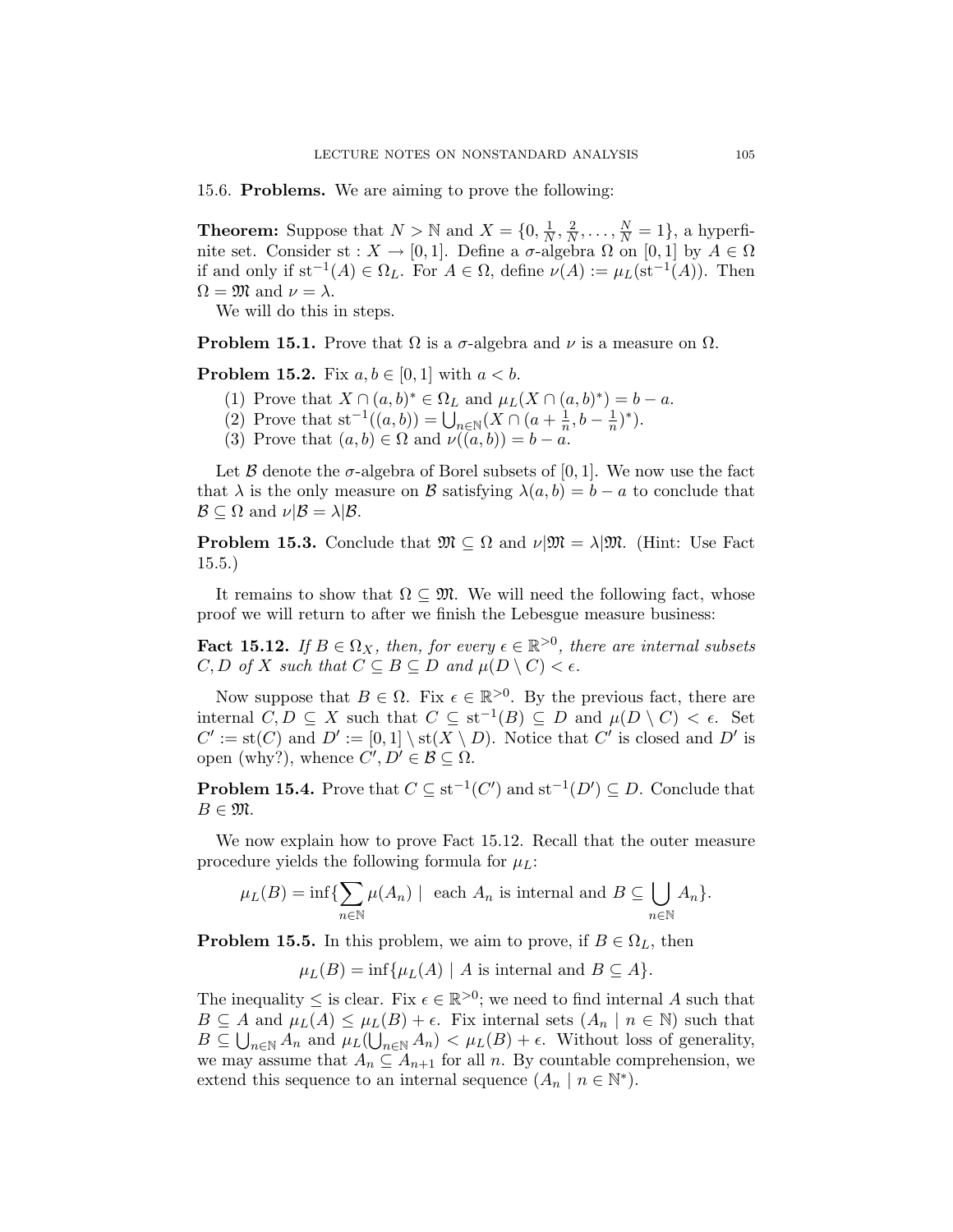### 15.6. Problems.

We are aiming to prove the following:

**Theorem:** Suppose that $N > \mathbb{N}$ and $X = \{0, \frac{1}{N}, \frac{2}{N}, \ldots, \frac{N}{N} = 1\}$, a hyperfinite set. Consider $\text{st} : X \to [0,1]$. Define a $\sigma$-algebra $\Omega$ on $[0,1]$ by $A \in \Omega$ if and only if $\text{st}^{-1}(A) \in \Omega_L$. For $A \in \Omega$, define $\nu(A) := \mu_L(\text{st}^{-1}(A))$. Then $\Omega = \mathfrak{M}$ and $\nu = \lambda$.

We will do this in steps.

**Problem 15.1.** Prove that $\Omega$ is a $\sigma$-algebra and $\nu$ is a measure on $\Omega$.

**Problem 15.2.** Fix $a, b \in [0,1]$ with $a < b$.

1. Prove that $X \cap (a,b)^* \in \Omega_L$ and $\mu_L(X \cap (a,b)^*) = b - a$.
2. Prove that $\text{st}^{-1}((a,b)) = \bigcup_{n \in \mathbb{N}} (X \cap (a + \frac{1}{n}, b - \frac{1}{n})^*)$.
3. Prove that $(a,b) \in \Omega$ and $\nu((a,b)) = b - a$.

Let $\mathcal{B}$ denote the $\sigma$-algebra of Borel subsets of $[0,1]$. We now use the fact that $\lambda$ is the only measure on $\mathcal{B}$ satisfying $\lambda(a,b) = b - a$ to conclude that $\mathcal{B} \subseteq \Omega$ and $\nu|\mathcal{B} = \lambda|\mathcal{B}$.

**Problem 15.3.** Conclude that $\mathfrak{M} \subseteq \Omega$ and $\nu|\mathfrak{M} = \lambda|\mathfrak{M}$. (Hint: Use Fact 15.5.)

It remains to show that $\Omega \subseteq \mathfrak{M}$. We will need the following fact, whose proof we will return to after we finish the Lebesgue measure business:

**Fact 15.12.** *If $B \in \Omega_X$, then, for every $\epsilon \in \mathbb{R}^{>0}$, there are internal subsets $C, D$ of $X$ such that $C \subseteq B \subseteq D$ and $\mu(D \setminus C) < \epsilon$.*

Now suppose that $B \in \Omega$. Fix $\epsilon \in \mathbb{R}^{>0}$. By the previous fact, there are internal $C, D \subseteq X$ such that $C \subseteq \text{st}^{-1}(B) \subseteq D$ and $\mu(D \setminus C) < \epsilon$. Set $C' := \text{st}(C)$ and $D' := [0,1] \setminus \text{st}(X \setminus D)$. Notice that $C'$ is closed and $D'$ is open (why?), whence $C', D' \in \mathcal{B} \subseteq \Omega$.

**Problem 15.4.** Prove that $C \subseteq \text{st}^{-1}(C')$ and $\text{st}^{-1}(D') \subseteq D$. Conclude that $B \in \mathfrak{M}$.

We now explain how to prove Fact 15.12. Recall that the outer measure procedure yields the following formula for $\mu_L$:

$$\mu_L(B) = \inf\{\sum_{n \in \mathbb{N}} \mu(A_n) \mid \text{ each } A_n \text{ is internal and } B \subseteq \bigcup_{n \in \mathbb{N}} A_n\}.$$

**Problem 15.5.** In this problem, we aim to prove, if $B \in \Omega_L$, then

$$\mu_L(B) = \inf\{\mu_L(A) \mid A \text{ is internal and } B \subseteq A\}.$$

The inequality $\leq$ is clear. Fix $\epsilon \in \mathbb{R}^{>0}$; we need to find internal $A$ such that $B \subseteq A$ and $\mu_L(A) \leq \mu_L(B) + \epsilon$. Fix internal sets $(A_n \mid n \in \mathbb{N})$ such that $B \subseteq \bigcup_{n \in \mathbb{N}} A_n$ and $\mu_L(\bigcup_{n \in \mathbb{N}} A_n) < \mu_L(B) + \epsilon$. Without loss of generality, we may assume that $A_n \subseteq A_{n+1}$ for all $n$. By countable comprehension, we extend this sequence to an internal sequence $(A_n \mid n \in \mathbb{N}^*)$.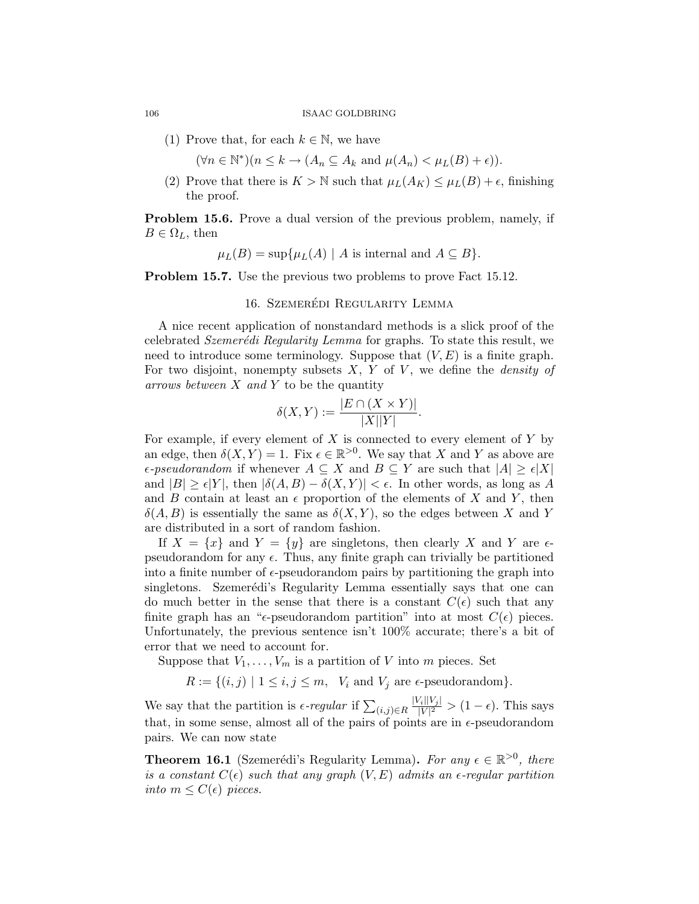(1) Prove that, for each $k \in \mathbb{N}$, we have

$$(\forall n \in \mathbb{N}^*)(n \leq k \rightarrow (A_n \subseteq A_k \text{ and } \mu(A_n) < \mu_L(B) + \epsilon)).$$

(2) Prove that there is $K > \mathbb{N}$ such that $\mu_L(A_K) \leq \mu_L(B) + \epsilon$, finishing the proof.

**Problem 15.6.** Prove a dual version of the previous problem, namely, if $B \in \Omega_L$, then

$$\mu_L(B) = \sup\{\mu_L(A) \mid A \text{ is internal and } A \subseteq B\}.$$

**Problem 15.7.** Use the previous two problems to prove Fact 15.12.

## 16. Szemerédi Regularity Lemma

A nice recent application of nonstandard methods is a slick proof of the celebrated *Szemerédi Regularity Lemma* for graphs. To state this result, we need to introduce some terminology. Suppose that $(V, E)$ is a finite graph. For two disjoint, nonempty subsets $X$, $Y$ of $V$, we define the *density of arrows between $X$ and $Y$* to be the quantity

$$\delta(X, Y) := \frac{|E \cap (X \times Y)|}{|X||Y|}.$$

For example, if every element of $X$ is connected to every element of $Y$ by an edge, then $\delta(X, Y) = 1$. Fix $\epsilon \in \mathbb{R}^{>0}$. We say that $X$ and $Y$ as above are *$\epsilon$-pseudorandom* if whenever $A \subseteq X$ and $B \subseteq Y$ are such that $|A| \geq \epsilon|X|$ and $|B| \geq \epsilon|Y|$, then $|\delta(A, B) - \delta(X, Y)| < \epsilon$. In other words, as long as $A$ and $B$ contain at least an $\epsilon$ proportion of the elements of $X$ and $Y$, then $\delta(A, B)$ is essentially the same as $\delta(X, Y)$, so the edges between $X$ and $Y$ are distributed in a sort of random fashion.

If $X = \{x\}$ and $Y = \{y\}$ are singletons, then clearly $X$ and $Y$ are $\epsilon$-pseudorandom for any $\epsilon$. Thus, any finite graph can trivially be partitioned into a finite number of $\epsilon$-pseudorandom pairs by partitioning the graph into singletons. Szemerédi's Regularity Lemma essentially says that one can do much better in the sense that there is a constant $C(\epsilon)$ such that any finite graph has an "$\epsilon$-pseudorandom partition" into at most $C(\epsilon)$ pieces. Unfortunately, the previous sentence isn't 100% accurate; there's a bit of error that we need to account for.

Suppose that $V_1, \ldots, V_m$ is a partition of $V$ into $m$ pieces. Set

$$R := \{(i, j) \mid 1 \leq i, j \leq m, \ \ V_i \text{ and } V_j \text{ are } \epsilon\text{-pseudorandom}\}.$$

We say that the partition is *$\epsilon$-regular* if $\sum_{(i,j) \in R} \frac{|V_i||V_j|}{|V|^2} > (1 - \epsilon)$. This says that, in some sense, almost all of the pairs of points are in $\epsilon$-pseudorandom pairs. We can now state

**Theorem 16.1** (Szemerédi's Regularity Lemma). *For any $\epsilon \in \mathbb{R}^{>0}$, there is a constant $C(\epsilon)$ such that any graph $(V, E)$ admits an $\epsilon$-regular partition into $m \leq C(\epsilon)$ pieces.*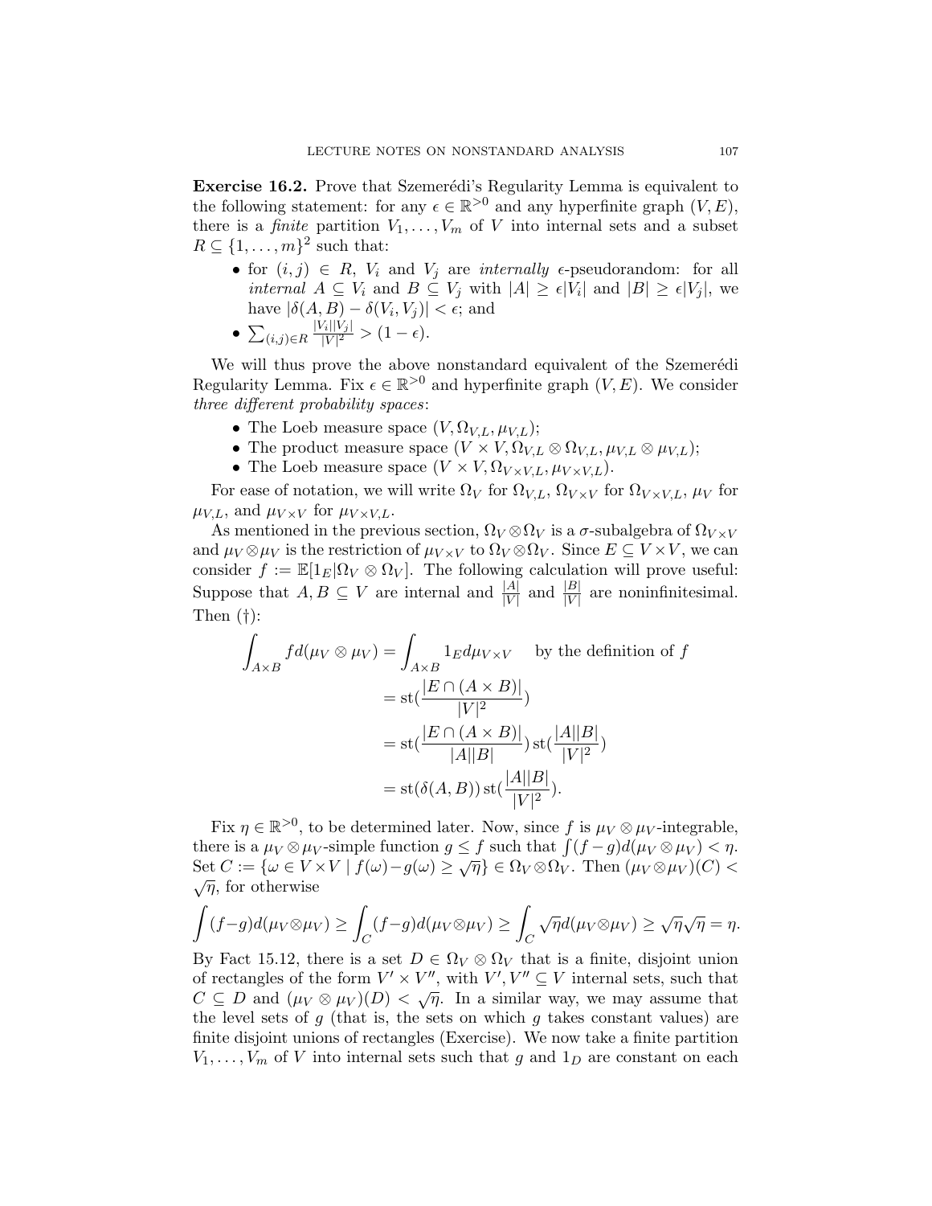**Exercise 16.2.** Prove that Szemerédi's Regularity Lemma is equivalent to the following statement: for any $\epsilon \in \mathbb{R}^{>0}$ and any hyperfinite graph $(V, E)$, there is a *finite* partition $V_1, \ldots, V_m$ of $V$ into internal sets and a subset $R \subseteq \{1, \ldots, m\}^2$ such that:

- for $(i, j) \in R$, $V_i$ and $V_j$ are *internally* $\epsilon$-pseudorandom: for all *internal* $A \subseteq V_i$ and $B \subseteq V_j$ with $|A| \geq \epsilon |V_i|$ and $|B| \geq \epsilon |V_j|$, we have $|\delta(A, B) - \delta(V_i, V_j)| < \epsilon$; and
- $\sum_{(i,j) \in R} \frac{|V_i||V_j|}{|V|^2} > (1 - \epsilon)$.

We will thus prove the above nonstandard equivalent of the Szemerédi Regularity Lemma. Fix $\epsilon \in \mathbb{R}^{>0}$ and hyperfinite graph $(V, E)$. We consider *three different probability spaces*:

- The Loeb measure space $(V, \Omega_{V,L}, \mu_{V,L})$;
- The product measure space $(V \times V, \Omega_{V,L} \otimes \Omega_{V,L}, \mu_{V,L} \otimes \mu_{V,L})$;
- The Loeb measure space $(V \times V, \Omega_{V \times V,L}, \mu_{V \times V,L})$.

For ease of notation, we will write $\Omega_V$ for $\Omega_{V,L}$, $\Omega_{V \times V}$ for $\Omega_{V \times V,L}$, $\mu_V$ for $\mu_{V,L}$, and $\mu_{V \times V}$ for $\mu_{V \times V,L}$.

As mentioned in the previous section, $\Omega_V \otimes \Omega_V$ is a $\sigma$-subalgebra of $\Omega_{V \times V}$ and $\mu_V \otimes \mu_V$ is the restriction of $\mu_{V \times V}$ to $\Omega_V \otimes \Omega_V$. Since $E \subseteq V \times V$, we can consider $f := \mathbb{E}[1_E | \Omega_V \otimes \Omega_V]$. The following calculation will prove useful: Suppose that $A, B \subseteq V$ are internal and $\frac{|A|}{|V|}$ and $\frac{|B|}{|V|}$ are noninfinitesimal. Then (†):

$$\begin{aligned}
\int_{A \times B} f d(\mu_V \otimes \mu_V) &= \int_{A \times B} 1_E d\mu_{V \times V} \quad \text{ by the definition of } f \\
&= \operatorname{st}\left(\frac{|E \cap (A \times B)|}{|V|^2}\right) \\
&= \operatorname{st}\left(\frac{|E \cap (A \times B)|}{|A||B|}\right) \operatorname{st}\left(\frac{|A||B|}{|V|^2}\right) \\
&= \operatorname{st}(\delta(A, B)) \operatorname{st}\left(\frac{|A||B|}{|V|^2}\right).
\end{aligned}$$

Fix $\eta \in \mathbb{R}^{>0}$, to be determined later. Now, since $f$ is $\mu_V \otimes \mu_V$-integrable, there is a $\mu_V \otimes \mu_V$-simple function $g \leq f$ such that $\int (f - g) d(\mu_V \otimes \mu_V) < \eta$. Set $C := \{\omega \in V \times V \mid f(\omega) - g(\omega) \geq \sqrt{\eta}\} \in \Omega_V \otimes \Omega_V$. Then $(\mu_V \otimes \mu_V)(C) < \sqrt{\eta}$, for otherwise

$$\int (f - g) d(\mu_V \otimes \mu_V) \geq \int_C (f - g) d(\mu_V \otimes \mu_V) \geq \int_C \sqrt{\eta} d(\mu_V \otimes \mu_V) \geq \sqrt{\eta}\sqrt{\eta} = \eta.$$

By Fact 15.12, there is a set $D \in \Omega_V \otimes \Omega_V$ that is a finite, disjoint union of rectangles of the form $V' \times V''$, with $V', V'' \subseteq V$ internal sets, such that $C \subseteq D$ and $(\mu_V \otimes \mu_V)(D) < \sqrt{\eta}$. In a similar way, we may assume that the level sets of $g$ (that is, the sets on which $g$ takes constant values) are finite disjoint unions of rectangles (Exercise). We now take a finite partition $V_1, \ldots, V_m$ of $V$ into internal sets such that $g$ and $1_D$ are constant on each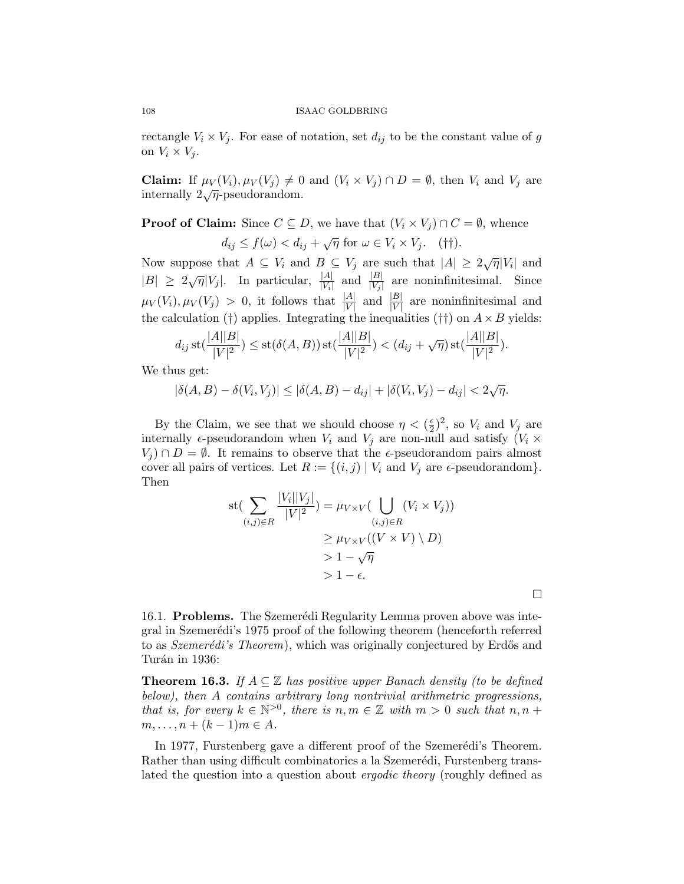rectangle $V_i \times V_j$. For ease of notation, set $d_{ij}$ to be the constant value of $g$ on $V_i \times V_j$.

**Claim:** If $\mu_V(V_i), \mu_V(V_j) \neq 0$ and $(V_i \times V_j) \cap D = \emptyset$, then $V_i$ and $V_j$ are internally $2\sqrt{\eta}$-pseudorandom.

**Proof of Claim:** Since $C \subseteq D$, we have that $(V_i \times V_j) \cap C = \emptyset$, whence

$$d_{ij} \leq f(\omega) < d_{ij} + \sqrt{\eta} \text{ for } \omega \in V_i \times V_j. \quad (\dagger\dagger).$$

Now suppose that $A \subseteq V_i$ and $B \subseteq V_j$ are such that $|A| \geq 2\sqrt{\eta}|V_i|$ and $|B| \geq 2\sqrt{\eta}|V_j|$. In particular, $\frac{|A|}{|V_i|}$ and $\frac{|B|}{|V_j|}$ are noninfinitesimal. Since $\mu_V(V_i), \mu_V(V_j) > 0$, it follows that $\frac{|A|}{|V|}$ and $\frac{|B|}{|V|}$ are noninfinitesimal and the calculation $(\dagger)$ applies. Integrating the inequalities $(\dagger\dagger)$ on $A \times B$ yields:

$$d_{ij} \operatorname{st}(\frac{|A||B|}{|V|^2}) \leq \operatorname{st}(\delta(A,B)) \operatorname{st}(\frac{|A||B|}{|V|^2}) < (d_{ij} + \sqrt{\eta}) \operatorname{st}(\frac{|A||B|}{|V|^2}).$$

We thus get:

$$|\delta(A,B) - \delta(V_i, V_j)| \leq |\delta(A,B) - d_{ij}| + |\delta(V_i, V_j) - d_{ij}| < 2\sqrt{\eta}.$$

By the Claim, we see that we should choose $\eta < (\frac{\epsilon}{2})^2$, so $V_i$ and $V_j$ are internally $\epsilon$-pseudorandom when $V_i$ and $V_j$ are non-null and satisfy $(V_i \times V_j) \cap D = \emptyset$. It remains to observe that the $\epsilon$-pseudorandom pairs almost cover all pairs of vertices. Let $R := \{(i,j) \mid V_i \text{ and } V_j \text{ are } \epsilon\text{-pseudorandom}\}$. Then

$$\begin{aligned}
\operatorname{st}(\sum_{(i,j) \in R} \frac{|V_i||V_j|}{|V|^2}) &= \mu_{V \times V}(\bigcup_{(i,j) \in R} (V_i \times V_j)) \\
&\geq \mu_{V \times V}((V \times V) \setminus D) \\
&> 1 - \sqrt{\eta} \\
&> 1 - \epsilon.
\end{aligned}$$

□

16.1. **Problems.** The Szemerédi Regularity Lemma proven above was integral in Szemerédi's 1975 proof of the following theorem (henceforth referred to as *Szemerédi's Theorem*), which was originally conjectured by Erdős and Turán in 1936:

**Theorem 16.3.** *If $A \subseteq \mathbb{Z}$ has positive upper Banach density (to be defined below), then $A$ contains arbitrary long nontrivial arithmetic progressions, that is, for every $k \in \mathbb{N}^{>0}$, there is $n, m \in \mathbb{Z}$ with $m > 0$ such that $n, n + m, \ldots, n + (k-1)m \in A$.*

In 1977, Furstenberg gave a different proof of the Szemerédi's Theorem. Rather than using difficult combinatorics a la Szemerédi, Furstenberg translated the question into a question about *ergodic theory* (roughly defined as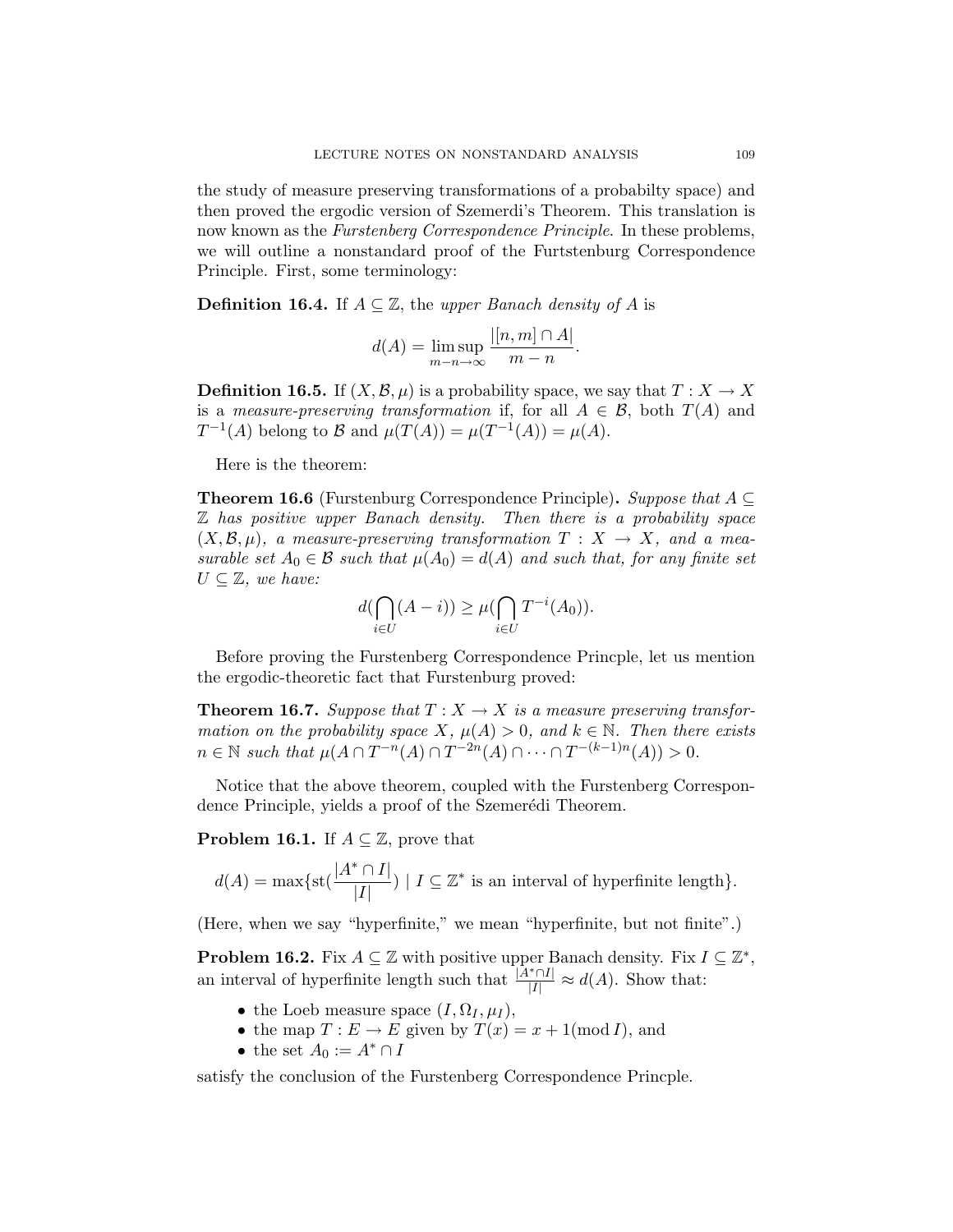the study of measure preserving transformations of a probabilty space) and then proved the ergodic version of Szemerdi's Theorem. This translation is now known as the *Furstenberg Correspondence Principle*. In these problems, we will outline a nonstandard proof of the Furtstenburg Correspondence Principle. First, some terminology:

**Definition 16.4.** If $A \subseteq \mathbb{Z}$, the *upper Banach density of* $A$ is

$$d(A) = \limsup_{m-n\to\infty} \frac{|[n,m]\cap A|}{m-n}.$$

**Definition 16.5.** If $(X, \mathcal{B}, \mu)$ is a probability space, we say that $T : X \to X$ is a *measure-preserving transformation* if, for all $A \in \mathcal{B}$, both $T(A)$ and $T^{-1}(A)$ belong to $\mathcal{B}$ and $\mu(T(A)) = \mu(T^{-1}(A)) = \mu(A)$.

Here is the theorem:

**Theorem 16.6** (Furstenburg Correspondence Principle)**.** *Suppose that $A \subseteq \mathbb{Z}$ has positive upper Banach density. Then there is a probability space $(X, \mathcal{B}, \mu)$, a measure-preserving transformation $T : X \to X$, and a measurable set $A_0 \in \mathcal{B}$ such that $\mu(A_0) = d(A)$ and such that, for any finite set $U \subseteq \mathbb{Z}$, we have:*

$$d(\bigcap_{i\in U}(A-i)) \geq \mu(\bigcap_{i\in U} T^{-i}(A_0)).$$

Before proving the Furstenberg Correspondence Princple, let us mention the ergodic-theoretic fact that Furstenburg proved:

**Theorem 16.7.** *Suppose that $T : X \to X$ is a measure preserving transformation on the probability space $X$, $\mu(A) > 0$, and $k \in \mathbb{N}$. Then there exists $n \in \mathbb{N}$ such that $\mu(A \cap T^{-n}(A) \cap T^{-2n}(A) \cap \cdots \cap T^{-(k-1)n}(A)) > 0$.*

Notice that the above theorem, coupled with the Furstenberg Correspondence Principle, yields a proof of the Szemerédi Theorem.

**Problem 16.1.** If $A \subseteq \mathbb{Z}$, prove that

$$d(A) = \max\{\text{st}(\frac{|A^* \cap I|}{|I|}) \mid I \subseteq \mathbb{Z}^* \text{ is an interval of hyperfinite length}\}.$$

(Here, when we say "hyperfinite," we mean "hyperfinite, but not finite".)

**Problem 16.2.** Fix $A \subseteq \mathbb{Z}$ with positive upper Banach density. Fix $I \subseteq \mathbb{Z}^*$, an interval of hyperfinite length such that $\frac{|A^* \cap I|}{|I|} \approx d(A)$. Show that:

- the Loeb measure space $(I, \Omega_I, \mu_I)$,
- the map $T : E \to E$ given by $T(x) = x + 1(\text{mod}\, I)$, and
- the set $A_0 := A^* \cap I$

satisfy the conclusion of the Furstenberg Correspondence Princple.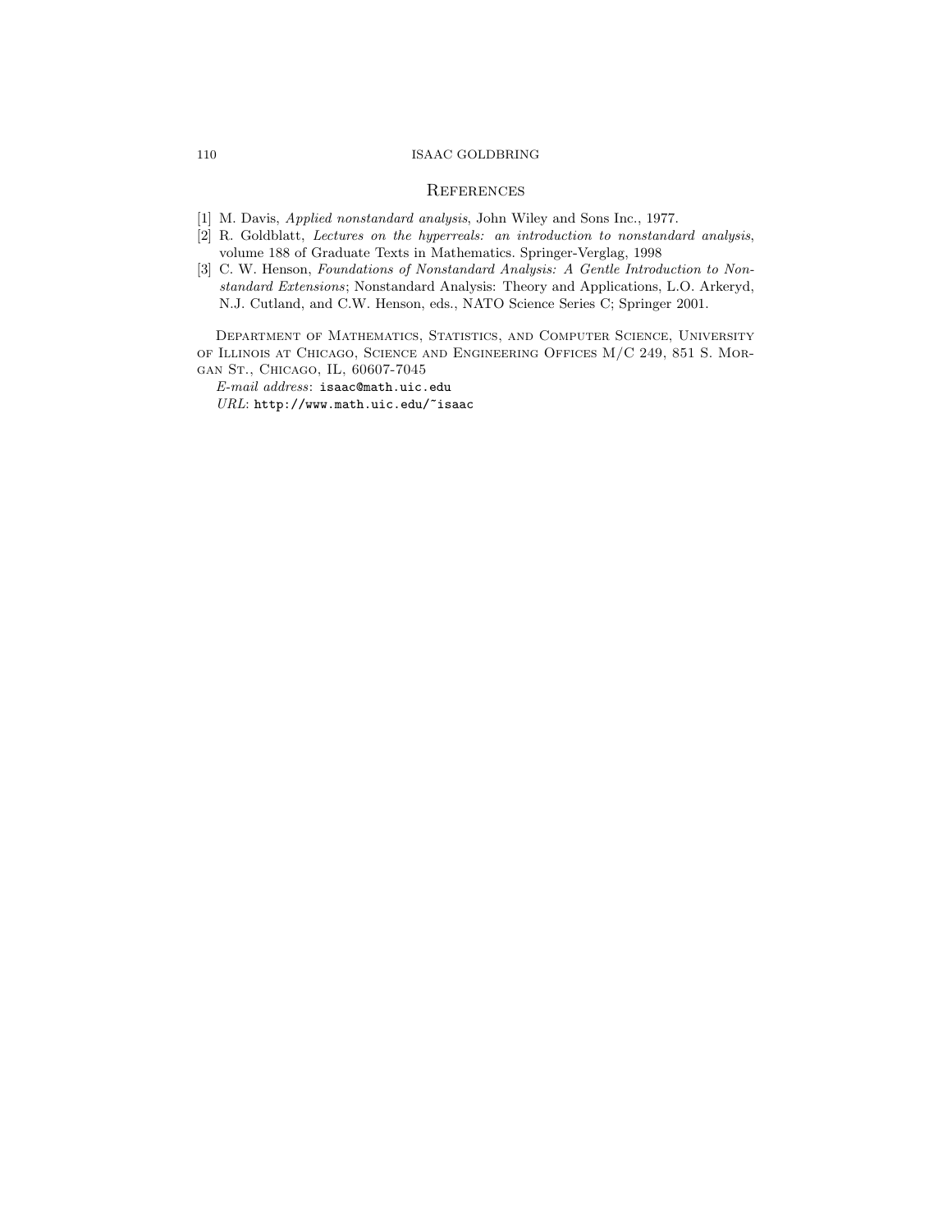## References

[1] M. Davis, *Applied nonstandard analysis*, John Wiley and Sons Inc., 1977.

[2] R. Goldblatt, *Lectures on the hyperreals: an introduction to nonstandard analysis*, volume 188 of Graduate Texts in Mathematics. Springer-Verglag, 1998

[3] C. W. Henson, *Foundations of Nonstandard Analysis: A Gentle Introduction to Nonstandard Extensions*; Nonstandard Analysis: Theory and Applications, L.O. Arkeryd, N.J. Cutland, and C.W. Henson, eds., NATO Science Series C; Springer 2001.

Department of Mathematics, Statistics, and Computer Science, University of Illinois at Chicago, Science and Engineering Offices M/C 249, 851 S. Morgan St., Chicago, IL, 60607-7045

*E-mail address*: `isaac@math.uic.edu`

*URL*: `http://www.math.uic.edu/~isaac`